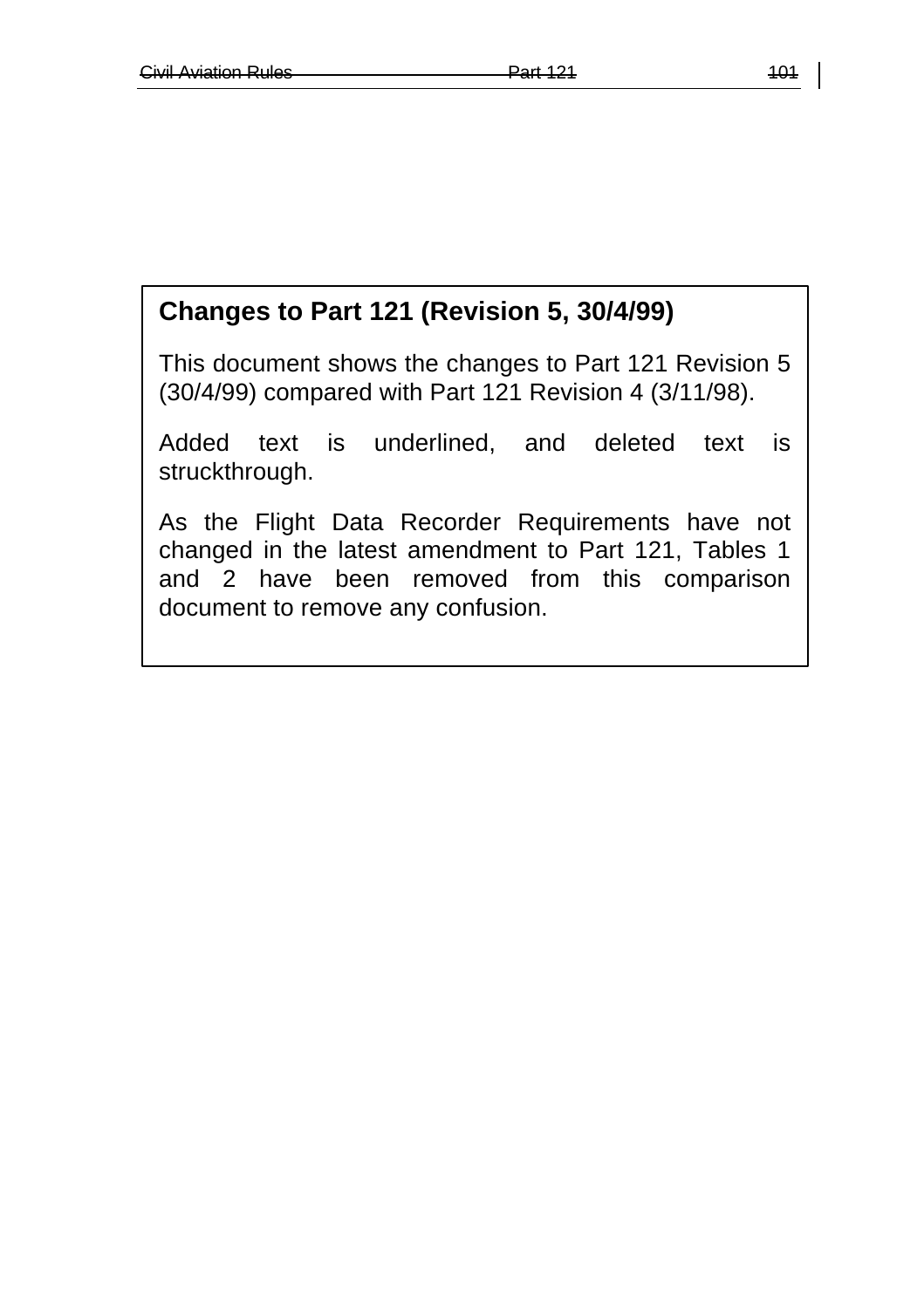## Changes to Part 121 (Revision 5, 30/4/99)

This document shows the changes to Part 121 Revision 5 (30/4/99) compared with Part 121 Revision 4 (3/11/98).

Added text is underlined, and deleted text is struckthrough.

As the Flight Data Recorder Requirements have not changed in the latest amendment to Part 121, Tables 1 and 2 have been removed from this comparison document to remove any confusion.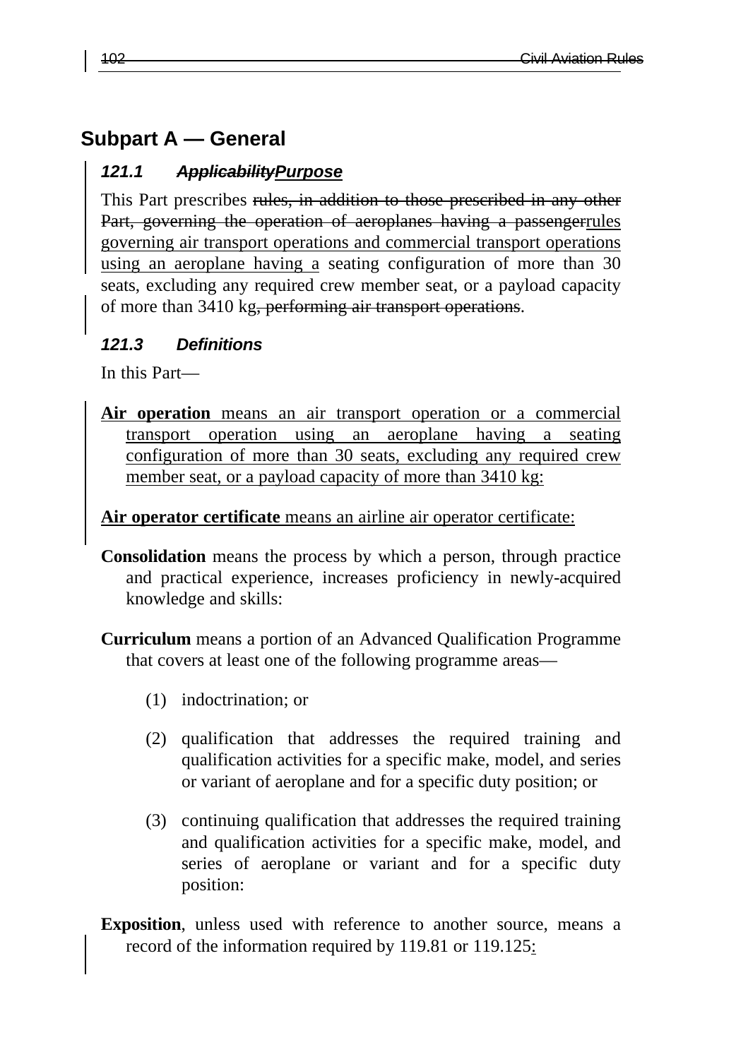## Subpart A — General

### *121.1 ~~Applicability~~<u>Purpose</u>*

This Part prescribes ~~rules, in addition to those prescribed in any other Part, governing the operation of aeroplanes having a passenger~~<u>rules governing air transport operations and commercial transport operations using an aeroplane having a</u> seating configuration of more than 30 seats, excluding any required crew member seat, or a payload capacity of more than 3410 kg~~, performing air transport operations~~.

### *121.3 Definitions*

In this Part—

<u>**Air operation** means an air transport operation or a commercial transport operation using an aeroplane having a seating configuration of more than 30 seats, excluding any required crew member seat, or a payload capacity of more than 3410 kg:</u>

<u>**Air operator certificate** means an airline air operator certificate:</u>

**Consolidation** means the process by which a person, through practice and practical experience, increases proficiency in newly-acquired knowledge and skills:

**Curriculum** means a portion of an Advanced Qualification Programme that covers at least one of the following programme areas—

(1) indoctrination; or

(2) qualification that addresses the required training and qualification activities for a specific make, model, and series or variant of aeroplane and for a specific duty position; or

(3) continuing qualification that addresses the required training and qualification activities for a specific make, model, and series of aeroplane or variant and for a specific duty position:

**Exposition**, unless used with reference to another source, means a record of the information required by 119.81 or 119.125<u>:</u>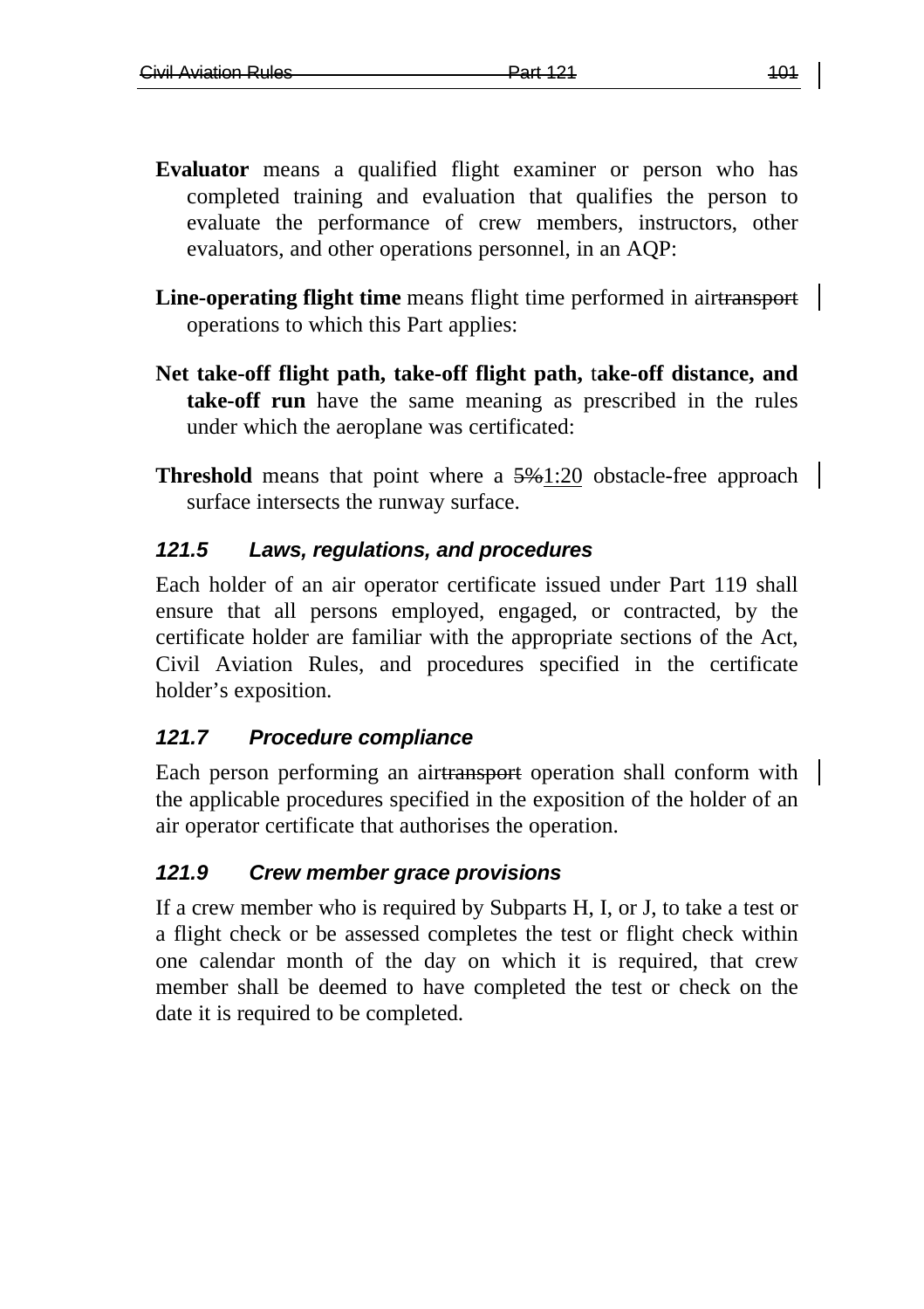**Evaluator** means a qualified flight examiner or person who has completed training and evaluation that qualifies the person to evaluate the performance of crew members, instructors, other evaluators, and other operations personnel, in an AQP:

**Line-operating flight time** means flight time performed in air~~transport~~ operations to which this Part applies:

**Net take-off flight path, take-off flight path,** t**ake-off distance, and take-off run** have the same meaning as prescribed in the rules under which the aeroplane was certificated:

**Threshold** means that point where a ~~5%~~1:20 obstacle-free approach surface intersects the runway surface.

### *121.5 Laws, regulations, and procedures*

Each holder of an air operator certificate issued under Part 119 shall ensure that all persons employed, engaged, or contracted, by the certificate holder are familiar with the appropriate sections of the Act, Civil Aviation Rules, and procedures specified in the certificate holder's exposition.

### *121.7 Procedure compliance*

Each person performing an air~~transport~~ operation shall conform with the applicable procedures specified in the exposition of the holder of an air operator certificate that authorises the operation.

### *121.9 Crew member grace provisions*

If a crew member who is required by Subparts H, I, or J, to take a test or a flight check or be assessed completes the test or flight check within one calendar month of the day on which it is required, that crew member shall be deemed to have completed the test or check on the date it is required to be completed.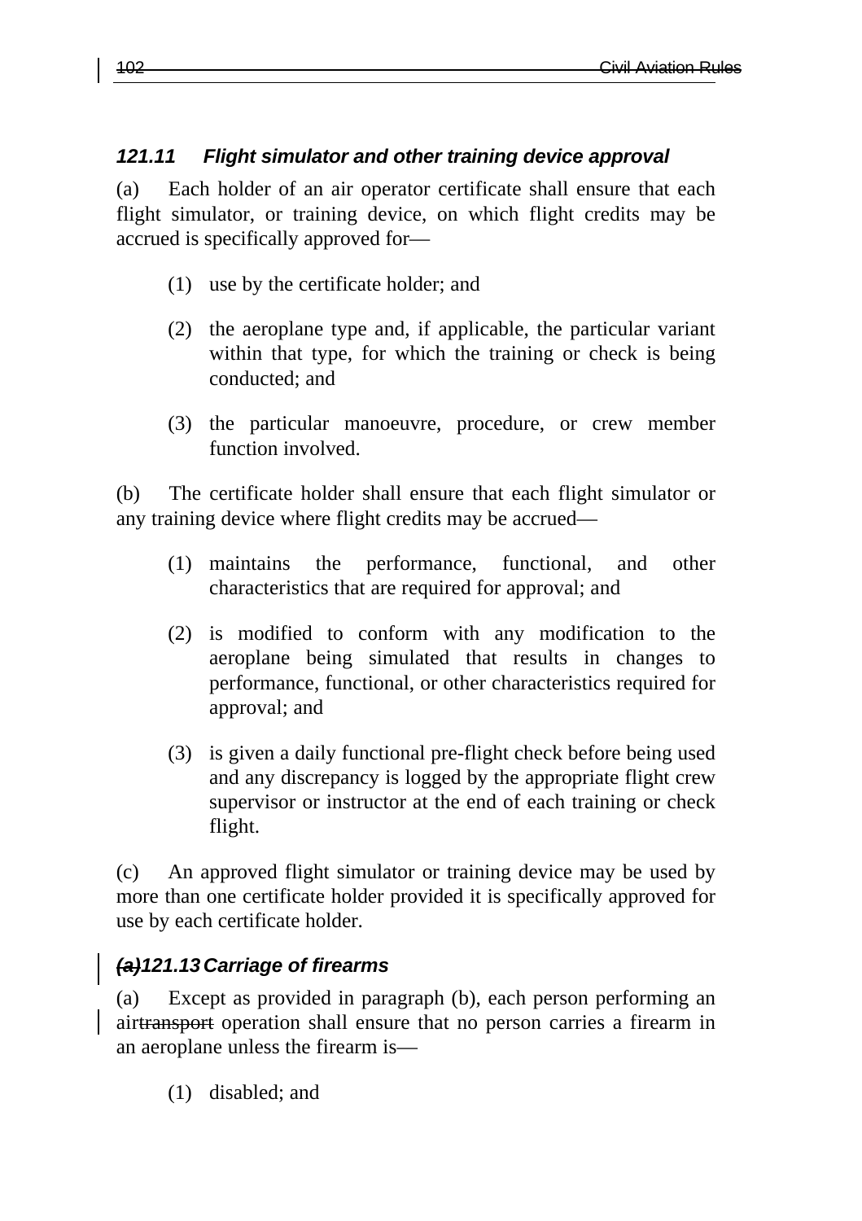### *121.11 Flight simulator and other training device approval*

(a) Each holder of an air operator certificate shall ensure that each flight simulator, or training device, on which flight credits may be accrued is specifically approved for—

(1) use by the certificate holder; and

(2) the aeroplane type and, if applicable, the particular variant within that type, for which the training or check is being conducted; and

(3) the particular manoeuvre, procedure, or crew member function involved.

(b) The certificate holder shall ensure that each flight simulator or any training device where flight credits may be accrued—

(1) maintains the performance, functional, and other characteristics that are required for approval; and

(2) is modified to conform with any modification to the aeroplane being simulated that results in changes to performance, functional, or other characteristics required for approval; and

(3) is given a daily functional pre-flight check before being used and any discrepancy is logged by the appropriate flight crew supervisor or instructor at the end of each training or check flight.

(c) An approved flight simulator or training device may be used by more than one certificate holder provided it is specifically approved for use by each certificate holder.

### *~~(a)~~121.13 Carriage of firearms*

(a) Except as provided in paragraph (b), each person performing an air~~transport~~ operation shall ensure that no person carries a firearm in an aeroplane unless the firearm is—

(1) disabled; and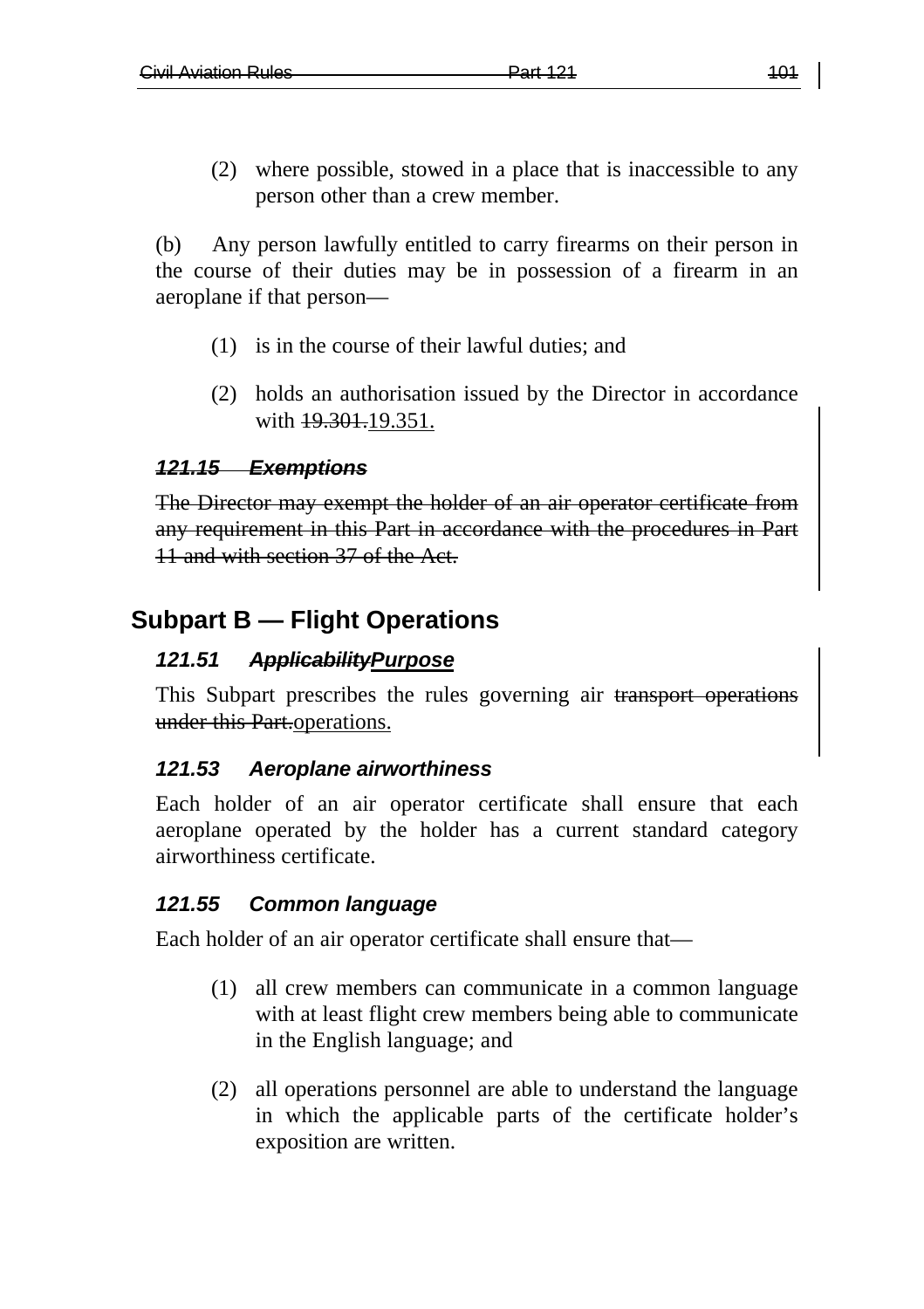(2) where possible, stowed in a place that is inaccessible to any person other than a crew member.

(b) Any person lawfully entitled to carry firearms on their person in the course of their duties may be in possession of a firearm in an aeroplane if that person—

(1) is in the course of their lawful duties; and

(2) holds an authorisation issued by the Director in accordance with ~~19.301.~~19.351.

### ~~*121.15 Exemptions*~~

~~The Director may exempt the holder of an air operator certificate from any requirement in this Part in accordance with the procedures in Part 11 and with section 37 of the Act.~~

## Subpart B — Flight Operations

### *121.51 ~~Applicability~~Purpose*

This Subpart prescribes the rules governing air ~~transport operations under this Part.~~operations.

### *121.53 Aeroplane airworthiness*

Each holder of an air operator certificate shall ensure that each aeroplane operated by the holder has a current standard category airworthiness certificate.

### *121.55 Common language*

Each holder of an air operator certificate shall ensure that—

(1) all crew members can communicate in a common language with at least flight crew members being able to communicate in the English language; and

(2) all operations personnel are able to understand the language in which the applicable parts of the certificate holder's exposition are written.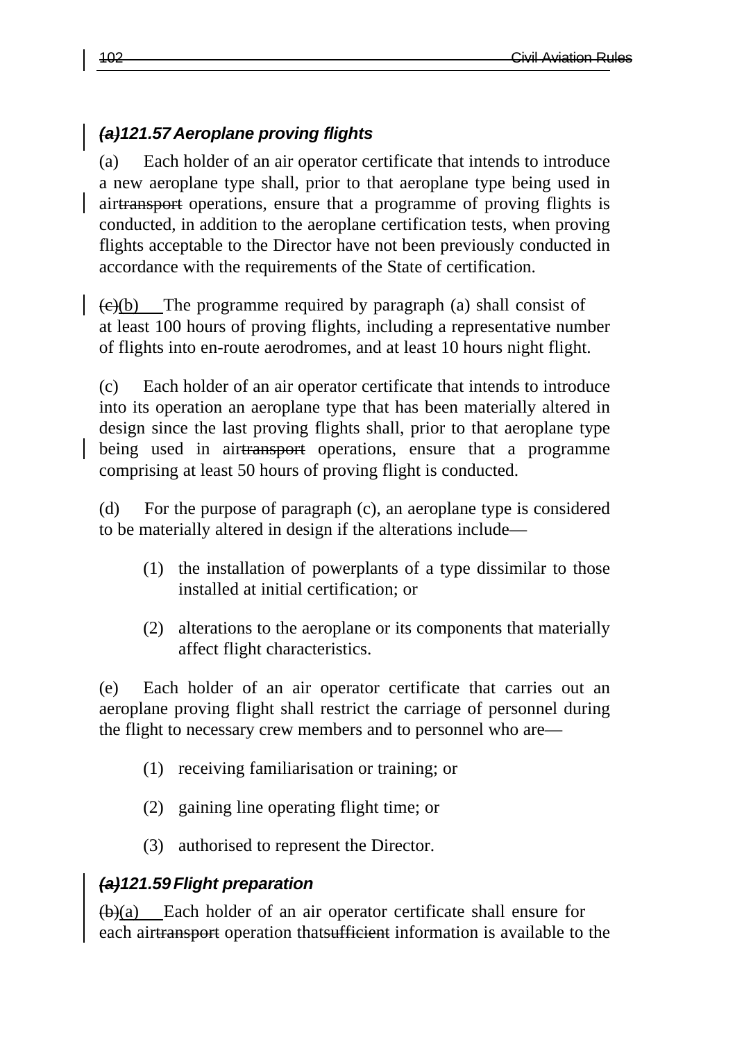### ~~*(a)*~~*121.57 Aeroplane proving flights*

(a) Each holder of an air operator certificate that intends to introduce a new aeroplane type shall, prior to that aeroplane type being used in air~~transport~~ operations, ensure that a programme of proving flights is conducted, in addition to the aeroplane certification tests, when proving flights acceptable to the Director have not been previously conducted in accordance with the requirements of the State of certification.

~~(c)~~(b) The programme required by paragraph (a) shall consist of at least 100 hours of proving flights, including a representative number of flights into en-route aerodromes, and at least 10 hours night flight.

(c) Each holder of an air operator certificate that intends to introduce into its operation an aeroplane type that has been materially altered in design since the last proving flights shall, prior to that aeroplane type being used in air~~transport~~ operations, ensure that a programme comprising at least 50 hours of proving flight is conducted.

(d) For the purpose of paragraph (c), an aeroplane type is considered to be materially altered in design if the alterations include—

(1) the installation of powerplants of a type dissimilar to those installed at initial certification; or

(2) alterations to the aeroplane or its components that materially affect flight characteristics.

(e) Each holder of an air operator certificate that carries out an aeroplane proving flight shall restrict the carriage of personnel during the flight to necessary crew members and to personnel who are—

(1) receiving familiarisation or training; or

(2) gaining line operating flight time; or

(3) authorised to represent the Director.

### ~~*(a)*~~*121.59 Flight preparation*

~~(b)~~(a) Each holder of an air operator certificate shall ensure for each air~~transport~~ operation that~~sufficient~~ information is available to the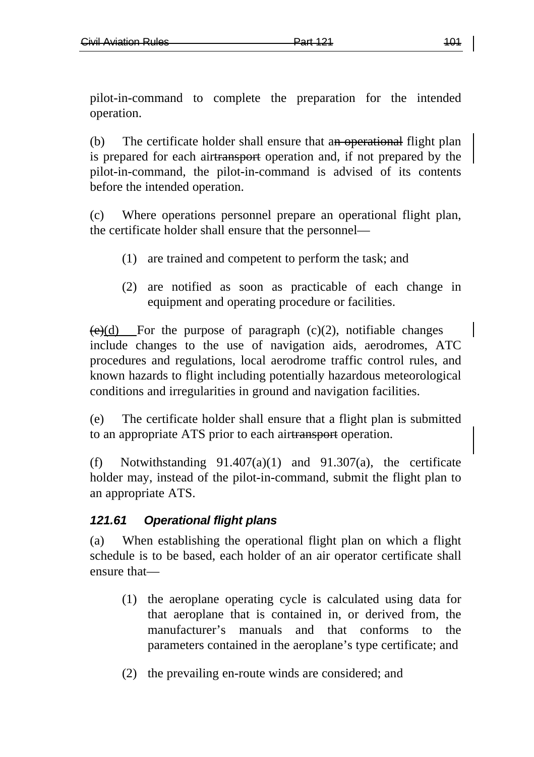pilot-in-command to complete the preparation for the intended operation.

(b) The certificate holder shall ensure that a~~n operational~~ flight plan is prepared for each air~~transport~~ operation and, if not prepared by the pilot-in-command, the pilot-in-command is advised of its contents before the intended operation.

(c) Where operations personnel prepare an operational flight plan, the certificate holder shall ensure that the personnel—

(1) are trained and competent to perform the task; and

(2) are notified as soon as practicable of each change in equipment and operating procedure or facilities.

~~(c)~~(d) For the purpose of paragraph (c)(2), notifiable changes include changes to the use of navigation aids, aerodromes, ATC procedures and regulations, local aerodrome traffic control rules, and known hazards to flight including potentially hazardous meteorological conditions and irregularities in ground and navigation facilities.

(e) The certificate holder shall ensure that a flight plan is submitted to an appropriate ATS prior to each air~~transport~~ operation.

(f) Notwithstanding 91.407(a)(1) and 91.307(a), the certificate holder may, instead of the pilot-in-command, submit the flight plan to an appropriate ATS.

### *121.61 Operational flight plans*

(a) When establishing the operational flight plan on which a flight schedule is to be based, each holder of an air operator certificate shall ensure that—

(1) the aeroplane operating cycle is calculated using data for that aeroplane that is contained in, or derived from, the manufacturer's manuals and that conforms to the parameters contained in the aeroplane's type certificate; and

(2) the prevailing en-route winds are considered; and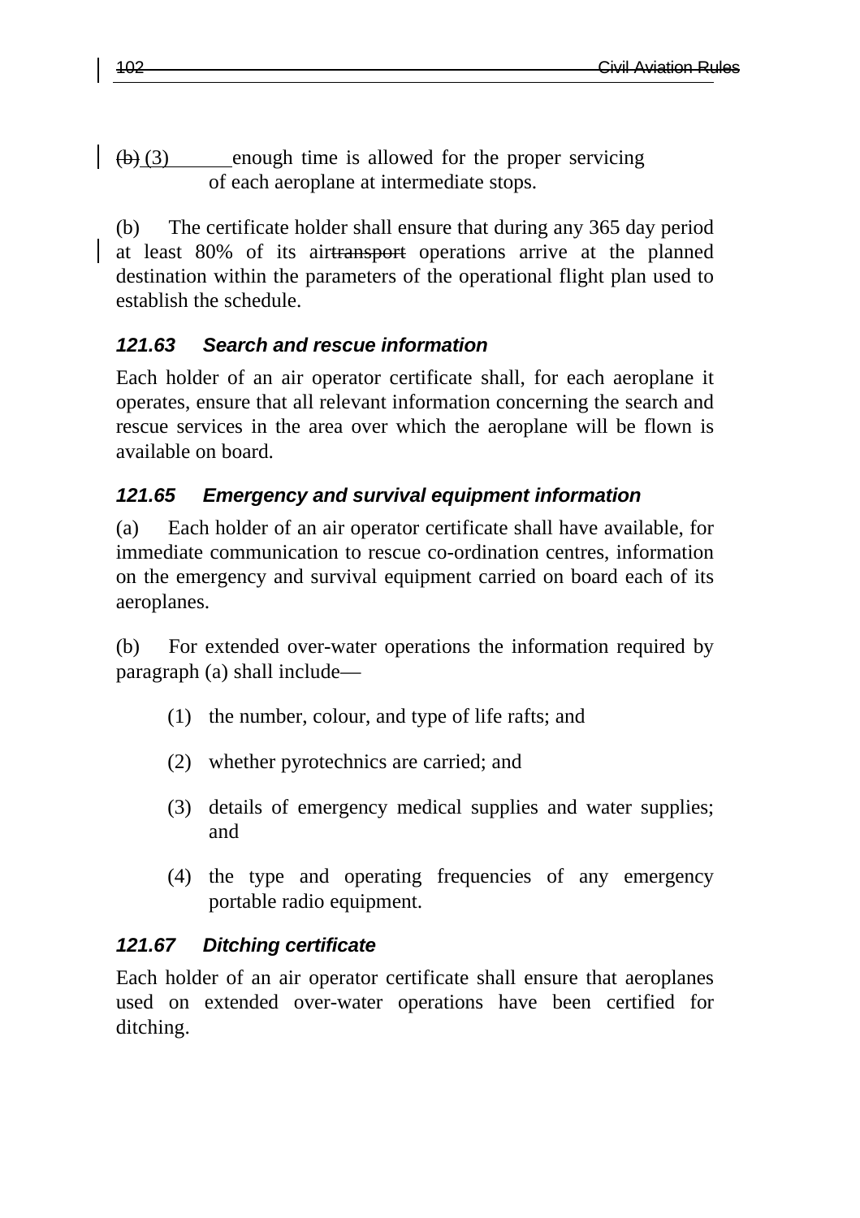(b) (3) enough time is allowed for the proper servicing of each aeroplane at intermediate stops.

(b) The certificate holder shall ensure that during any 365 day period at least 80% of its airtransport operations arrive at the planned destination within the parameters of the operational flight plan used to establish the schedule.

### *121.63 Search and rescue information*

Each holder of an air operator certificate shall, for each aeroplane it operates, ensure that all relevant information concerning the search and rescue services in the area over which the aeroplane will be flown is available on board.

### *121.65 Emergency and survival equipment information*

(a) Each holder of an air operator certificate shall have available, for immediate communication to rescue co-ordination centres, information on the emergency and survival equipment carried on board each of its aeroplanes.

(b) For extended over-water operations the information required by paragraph (a) shall include—

(1) the number, colour, and type of life rafts; and

(2) whether pyrotechnics are carried; and

(3) details of emergency medical supplies and water supplies; and

(4) the type and operating frequencies of any emergency portable radio equipment.

### *121.67 Ditching certificate*

Each holder of an air operator certificate shall ensure that aeroplanes used on extended over-water operations have been certified for ditching.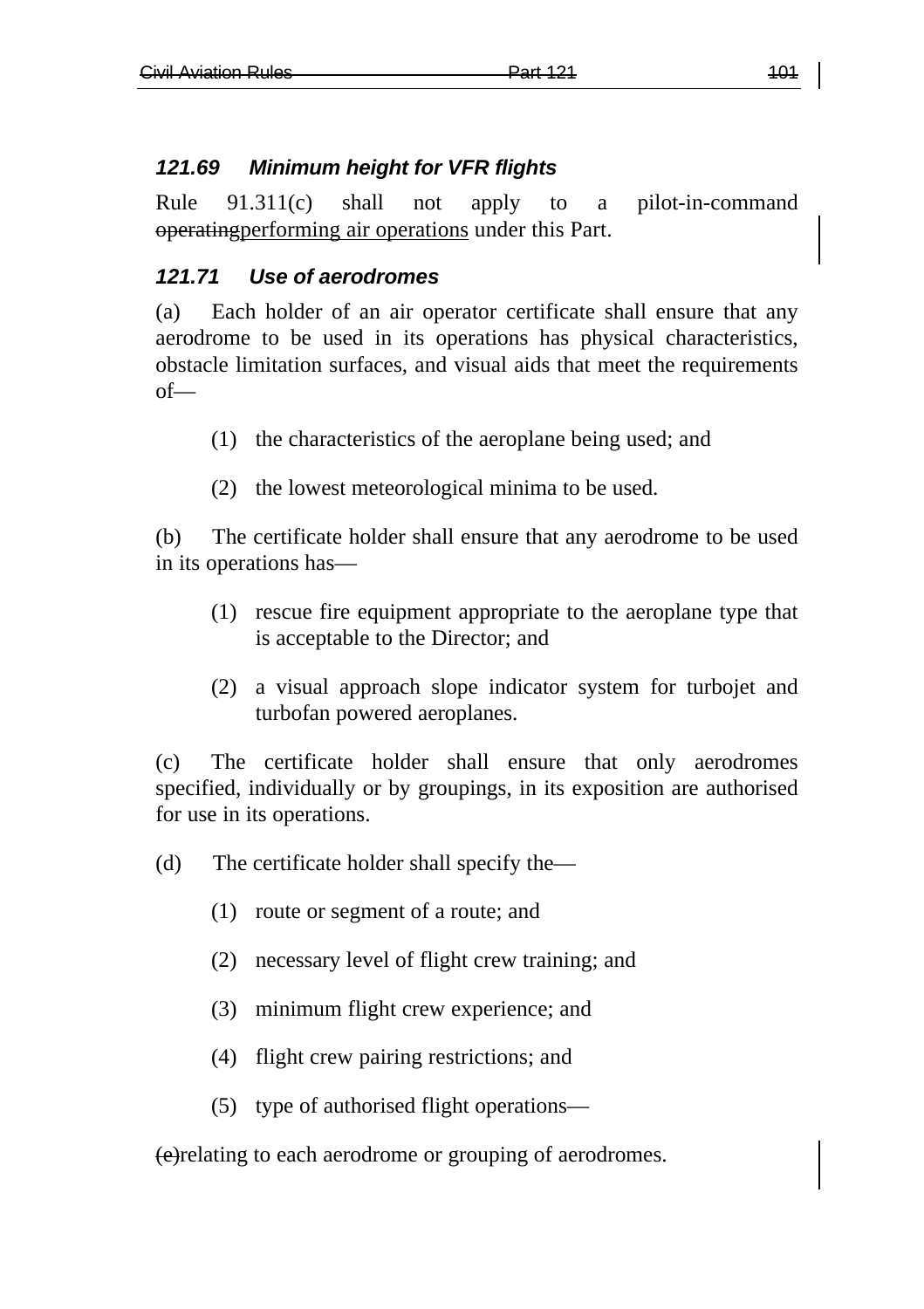### *121.69 Minimum height for VFR flights*

Rule 91.311(c) shall not apply to a pilot-in-command ~~operating~~performing air operations under this Part.

### *121.71 Use of aerodromes*

(a) Each holder of an air operator certificate shall ensure that any aerodrome to be used in its operations has physical characteristics, obstacle limitation surfaces, and visual aids that meet the requirements of—

(1) the characteristics of the aeroplane being used; and

(2) the lowest meteorological minima to be used.

(b) The certificate holder shall ensure that any aerodrome to be used in its operations has—

(1) rescue fire equipment appropriate to the aeroplane type that is acceptable to the Director; and

(2) a visual approach slope indicator system for turbojet and turbofan powered aeroplanes.

(c) The certificate holder shall ensure that only aerodromes specified, individually or by groupings, in its exposition are authorised for use in its operations.

(d) The certificate holder shall specify the—

(1) route or segment of a route; and

(2) necessary level of flight crew training; and

(3) minimum flight crew experience; and

(4) flight crew pairing restrictions; and

(5) type of authorised flight operations—

~~(e)~~relating to each aerodrome or grouping of aerodromes.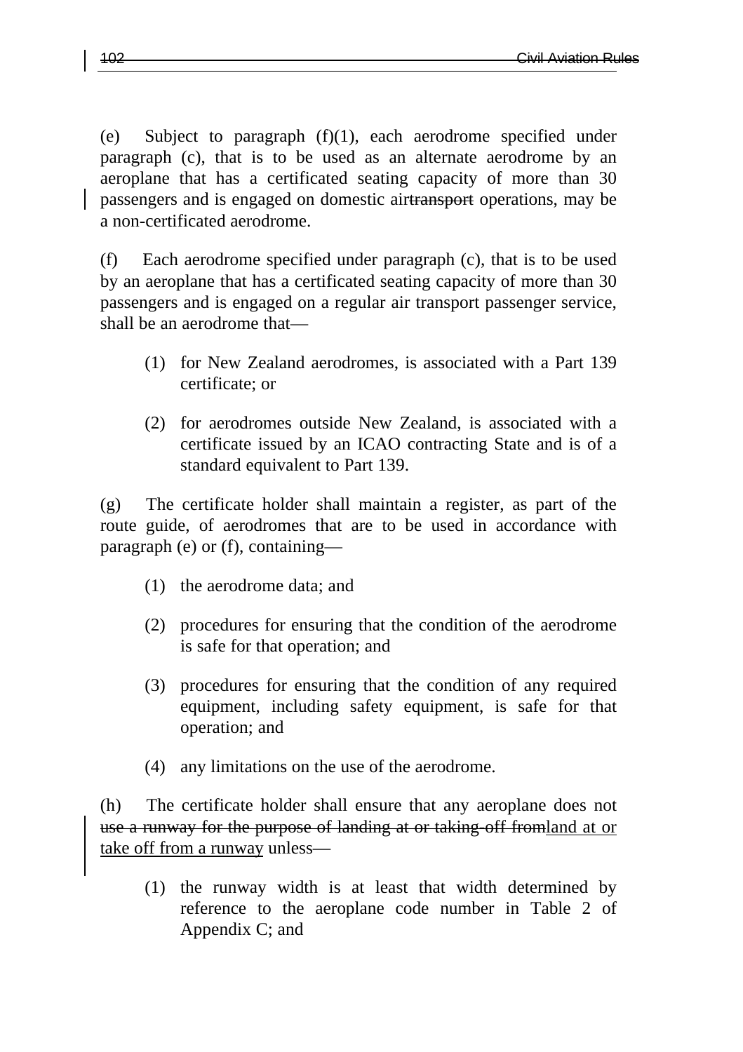(e) Subject to paragraph (f)(1), each aerodrome specified under paragraph (c), that is to be used as an alternate aerodrome by an aeroplane that has a certificated seating capacity of more than 30 passengers and is engaged on domestic air~~transport~~ operations, may be a non-certificated aerodrome.

(f) Each aerodrome specified under paragraph (c), that is to be used by an aeroplane that has a certificated seating capacity of more than 30 passengers and is engaged on a regular air transport passenger service, shall be an aerodrome that—

(1) for New Zealand aerodromes, is associated with a Part 139 certificate; or

(2) for aerodromes outside New Zealand, is associated with a certificate issued by an ICAO contracting State and is of a standard equivalent to Part 139.

(g) The certificate holder shall maintain a register, as part of the route guide, of aerodromes that are to be used in accordance with paragraph (e) or (f), containing—

(1) the aerodrome data; and

(2) procedures for ensuring that the condition of the aerodrome is safe for that operation; and

(3) procedures for ensuring that the condition of any required equipment, including safety equipment, is safe for that operation; and

(4) any limitations on the use of the aerodrome.

(h) The certificate holder shall ensure that any aeroplane does not ~~use a runway for the purpose of landing at or taking-off from~~<u>land at or take off from a runway</u> unless—

(1) the runway width is at least that width determined by reference to the aeroplane code number in Table 2 of Appendix C; and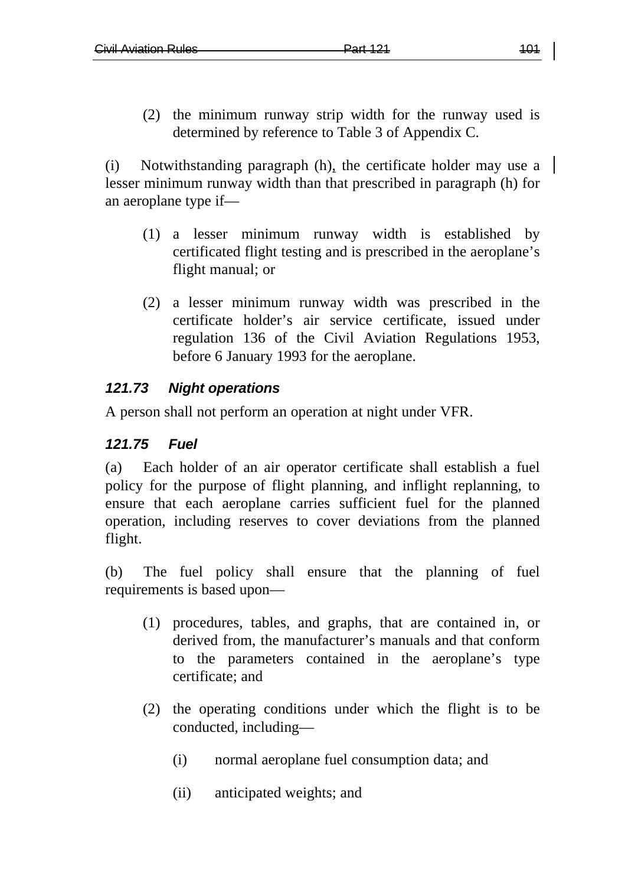(2) the minimum runway strip width for the runway used is determined by reference to Table 3 of Appendix C.

(i) Notwithstanding paragraph (h), the certificate holder may use a lesser minimum runway width than that prescribed in paragraph (h) for an aeroplane type if—

(1) a lesser minimum runway width is established by certificated flight testing and is prescribed in the aeroplane's flight manual; or

(2) a lesser minimum runway width was prescribed in the certificate holder's air service certificate, issued under regulation 136 of the Civil Aviation Regulations 1953, before 6 January 1993 for the aeroplane.

### *121.73 Night operations*

A person shall not perform an operation at night under VFR.

### *121.75 Fuel*

(a) Each holder of an air operator certificate shall establish a fuel policy for the purpose of flight planning, and inflight replanning, to ensure that each aeroplane carries sufficient fuel for the planned operation, including reserves to cover deviations from the planned flight.

(b) The fuel policy shall ensure that the planning of fuel requirements is based upon—

(1) procedures, tables, and graphs, that are contained in, or derived from, the manufacturer's manuals and that conform to the parameters contained in the aeroplane's type certificate; and

(2) the operating conditions under which the flight is to be conducted, including—

(i) normal aeroplane fuel consumption data; and

(ii) anticipated weights; and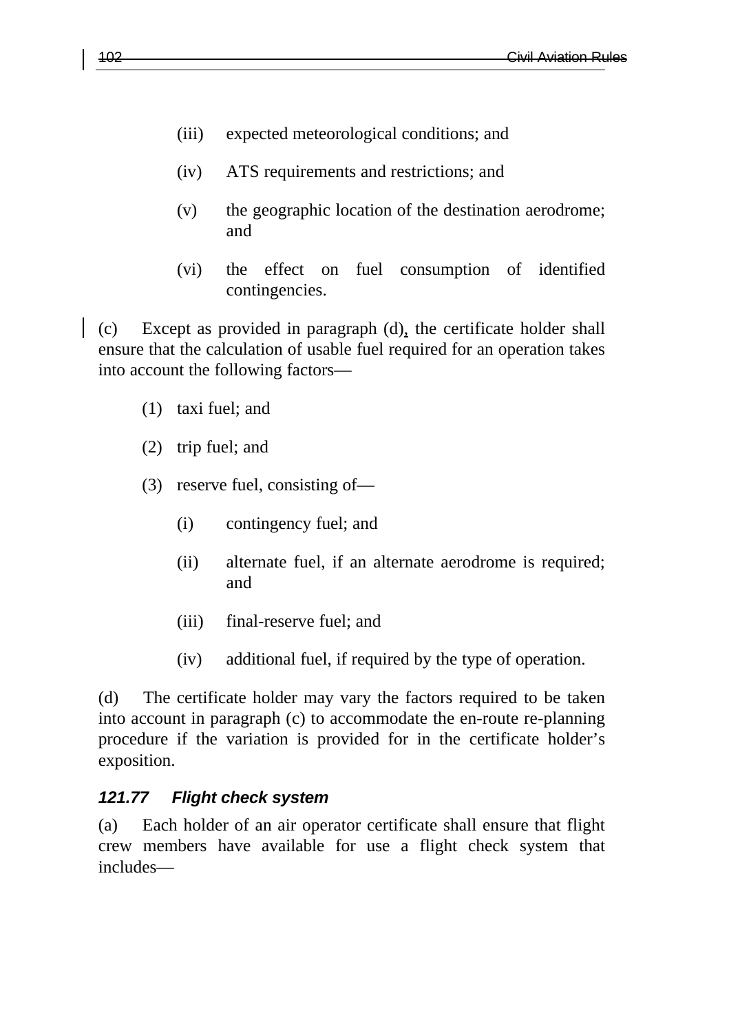(iii) expected meteorological conditions; and

(iv) ATS requirements and restrictions; and

(v) the geographic location of the destination aerodrome; and

(vi) the effect on fuel consumption of identified contingencies.

(c) Except as provided in paragraph (d), the certificate holder shall ensure that the calculation of usable fuel required for an operation takes into account the following factors—

(1) taxi fuel; and

(2) trip fuel; and

(3) reserve fuel, consisting of—

(i) contingency fuel; and

(ii) alternate fuel, if an alternate aerodrome is required; and

(iii) final-reserve fuel; and

(iv) additional fuel, if required by the type of operation.

(d) The certificate holder may vary the factors required to be taken into account in paragraph (c) to accommodate the en-route re-planning procedure if the variation is provided for in the certificate holder's exposition.

### *121.77 Flight check system*

(a) Each holder of an air operator certificate shall ensure that flight crew members have available for use a flight check system that includes—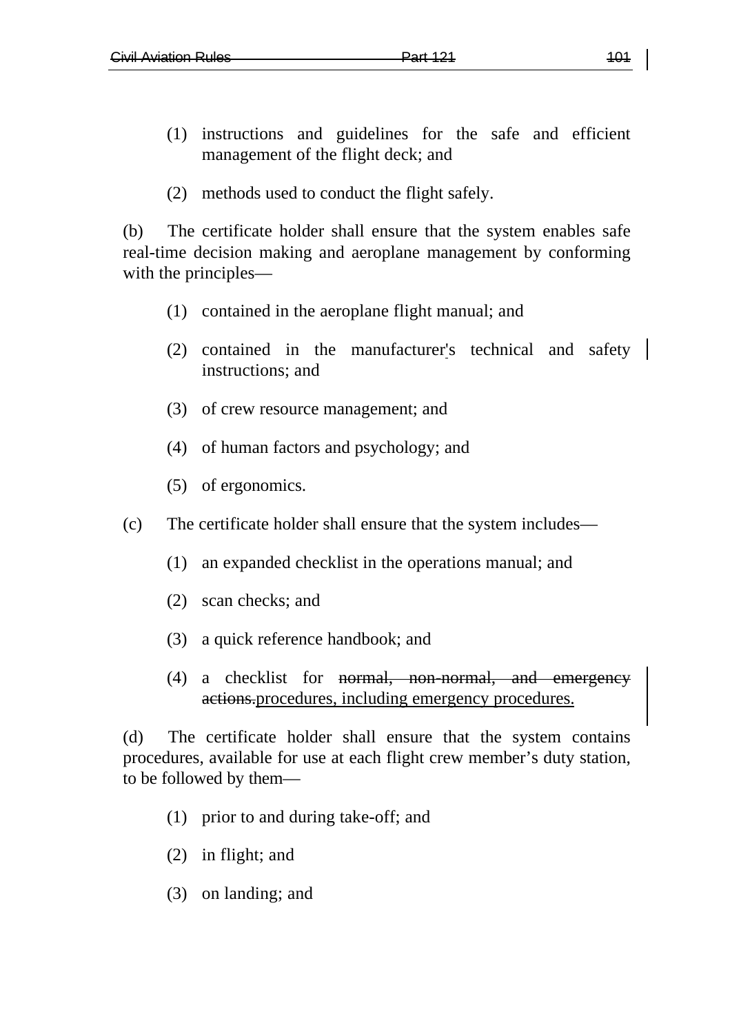(1) instructions and guidelines for the safe and efficient management of the flight deck; and

(2) methods used to conduct the flight safely.

(b) The certificate holder shall ensure that the system enables safe real-time decision making and aeroplane management by conforming with the principles—

(1) contained in the aeroplane flight manual; and

(2) contained in the manufacturer's technical and safety instructions; and

(3) of crew resource management; and

(4) of human factors and psychology; and

(5) of ergonomics.

(c) The certificate holder shall ensure that the system includes—

(1) an expanded checklist in the operations manual; and

(2) scan checks; and

(3) a quick reference handbook; and

(4) a checklist for ~~normal, non-normal, and emergency actions.~~procedures, including emergency procedures.

(d) The certificate holder shall ensure that the system contains procedures, available for use at each flight crew member's duty station, to be followed by them—

(1) prior to and during take-off; and

(2) in flight; and

(3) on landing; and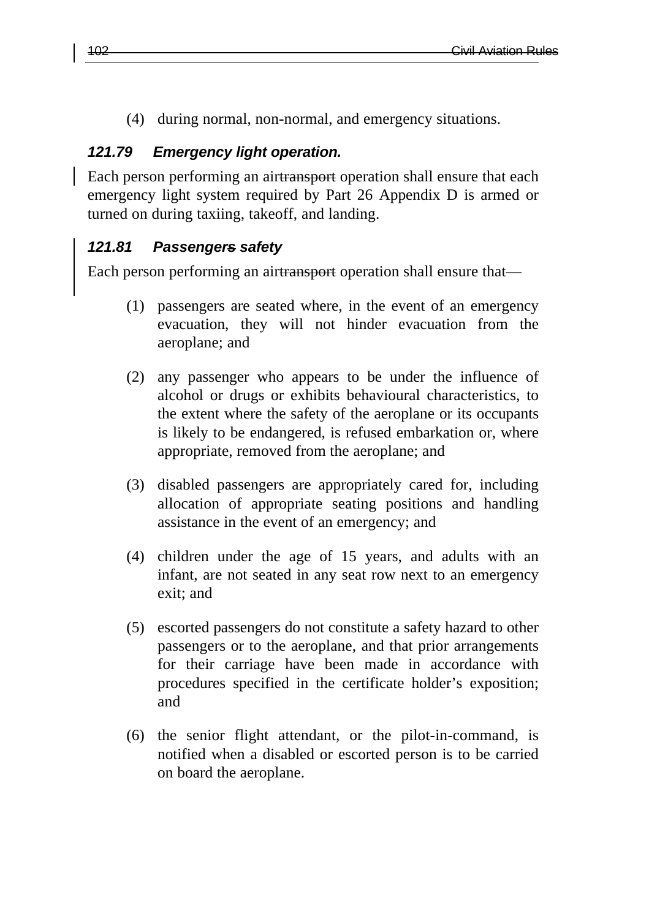(4) during normal, non-normal, and emergency situations.

### *121.79 Emergency light operation.*

Each person performing an air~~transport~~ operation shall ensure that each emergency light system required by Part 26 Appendix D is armed or turned on during taxiing, takeoff, and landing.

### *121.81 Passenger~~s~~ safety*

Each person performing an air~~transport~~ operation shall ensure that—

(1) passengers are seated where, in the event of an emergency evacuation, they will not hinder evacuation from the aeroplane; and

(2) any passenger who appears to be under the influence of alcohol or drugs or exhibits behavioural characteristics, to the extent where the safety of the aeroplane or its occupants is likely to be endangered, is refused embarkation or, where appropriate, removed from the aeroplane; and

(3) disabled passengers are appropriately cared for, including allocation of appropriate seating positions and handling assistance in the event of an emergency; and

(4) children under the age of 15 years, and adults with an infant, are not seated in any seat row next to an emergency exit; and

(5) escorted passengers do not constitute a safety hazard to other passengers or to the aeroplane, and that prior arrangements for their carriage have been made in accordance with procedures specified in the certificate holder's exposition; and

(6) the senior flight attendant, or the pilot-in-command, is notified when a disabled or escorted person is to be carried on board the aeroplane.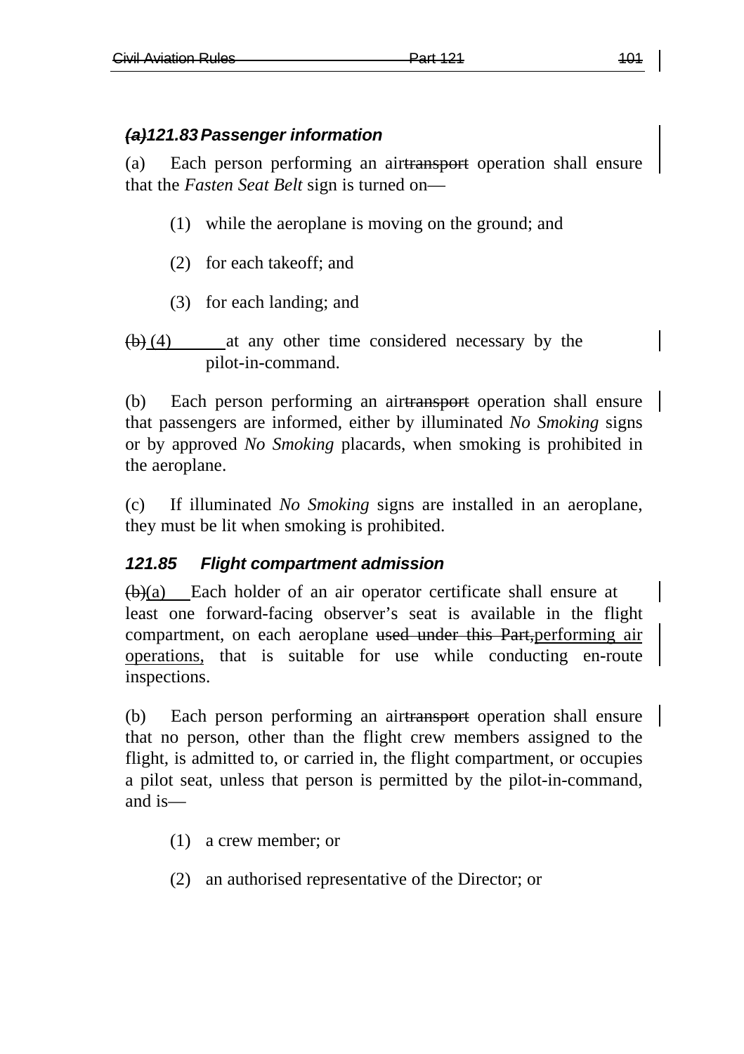### ~~(a)~~121.83 Passenger information

(a) Each person performing an air~~transport~~ operation shall ensure that the *Fasten Seat Belt* sign is turned on—

(1) while the aeroplane is moving on the ground; and

(2) for each takeoff; and

(3) for each landing; and

~~(b)~~ (4) at any other time considered necessary by the pilot-in-command.

(b) Each person performing an air~~transport~~ operation shall ensure that passengers are informed, either by illuminated *No Smoking* signs or by approved *No Smoking* placards, when smoking is prohibited in the aeroplane.

(c) If illuminated *No Smoking* signs are installed in an aeroplane, they must be lit when smoking is prohibited.

### 121.85 Flight compartment admission

~~(b)~~(a) Each holder of an air operator certificate shall ensure at least one forward-facing observer's seat is available in the flight compartment, on each aeroplane ~~used under this Part,~~performing air operations, that is suitable for use while conducting en-route inspections.

(b) Each person performing an air~~transport~~ operation shall ensure that no person, other than the flight crew members assigned to the flight, is admitted to, or carried in, the flight compartment, or occupies a pilot seat, unless that person is permitted by the pilot-in-command, and is—

(1) a crew member; or

(2) an authorised representative of the Director; or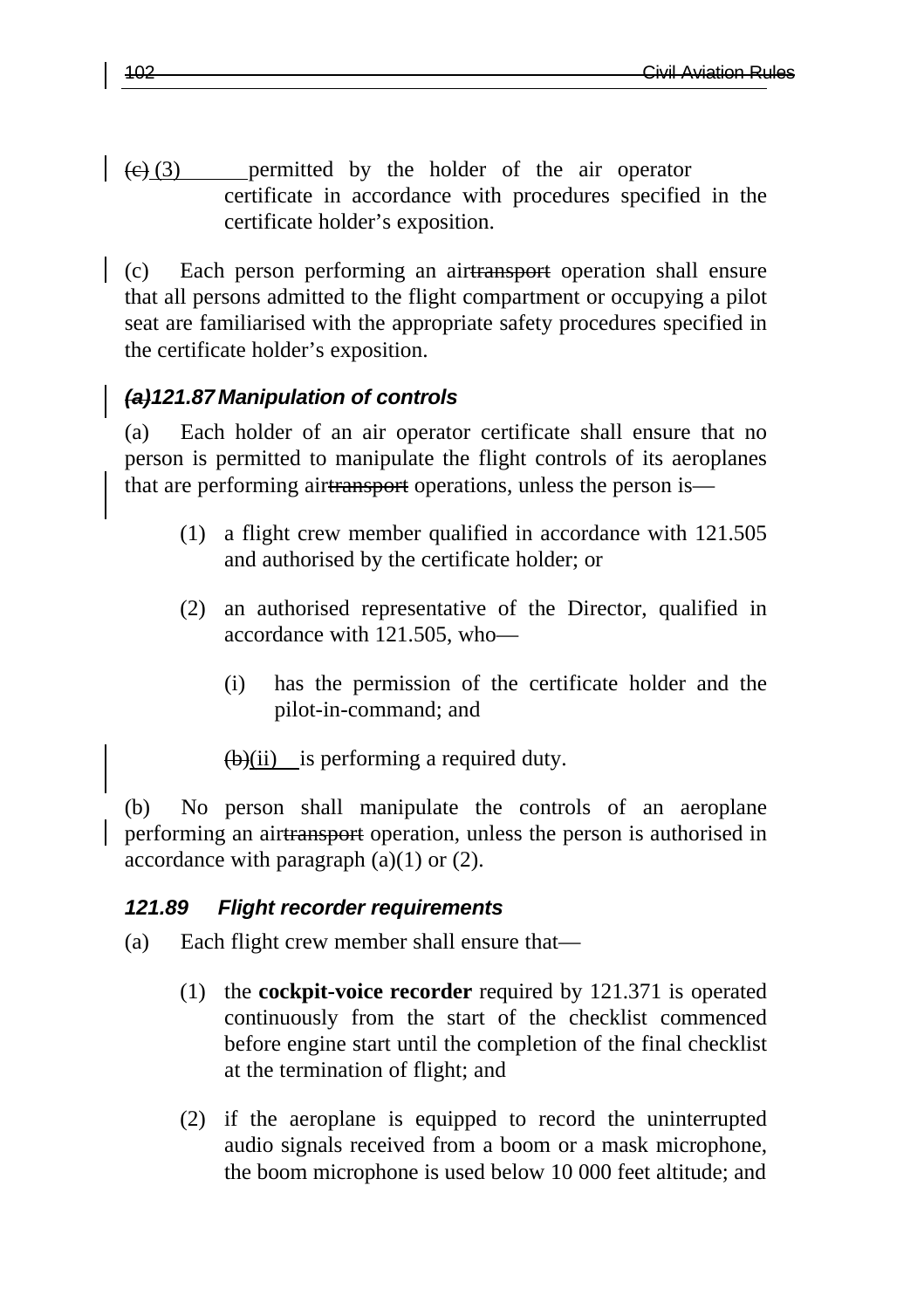~~(c)~~ (3) permitted by the holder of the air operator certificate in accordance with procedures specified in the certificate holder's exposition.

(c) Each person performing an air~~transport~~ operation shall ensure that all persons admitted to the flight compartment or occupying a pilot seat are familiarised with the appropriate safety procedures specified in the certificate holder's exposition.

### ~~*(a)*~~*121.87 Manipulation of controls*

(a) Each holder of an air operator certificate shall ensure that no person is permitted to manipulate the flight controls of its aeroplanes that are performing air~~transport~~ operations, unless the person is—

(1) a flight crew member qualified in accordance with 121.505 and authorised by the certificate holder; or

(2) an authorised representative of the Director, qualified in accordance with 121.505, who—

(i) has the permission of the certificate holder and the pilot-in-command; and

~~(b)~~(ii) is performing a required duty.

(b) No person shall manipulate the controls of an aeroplane performing an air~~transport~~ operation, unless the person is authorised in accordance with paragraph (a)(1) or (2).

### *121.89 Flight recorder requirements*

(a) Each flight crew member shall ensure that—

(1) the **cockpit-voice recorder** required by 121.371 is operated continuously from the start of the checklist commenced before engine start until the completion of the final checklist at the termination of flight; and

(2) if the aeroplane is equipped to record the uninterrupted audio signals received from a boom or a mask microphone, the boom microphone is used below 10 000 feet altitude; and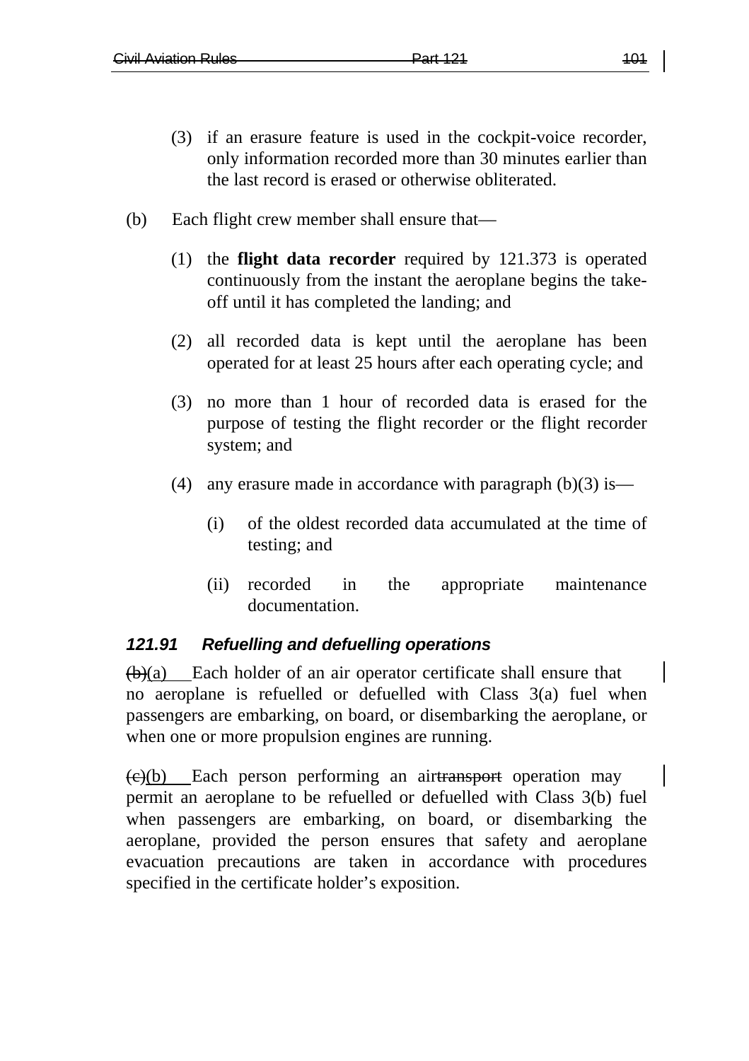(3) if an erasure feature is used in the cockpit-voice recorder, only information recorded more than 30 minutes earlier than the last record is erased or otherwise obliterated.

(b) Each flight crew member shall ensure that—

(1) the **flight data recorder** required by 121.373 is operated continuously from the instant the aeroplane begins the take-off until it has completed the landing; and

(2) all recorded data is kept until the aeroplane has been operated for at least 25 hours after each operating cycle; and

(3) no more than 1 hour of recorded data is erased for the purpose of testing the flight recorder or the flight recorder system; and

(4) any erasure made in accordance with paragraph (b)(3) is—

(i) of the oldest recorded data accumulated at the time of testing; and

(ii) recorded in the appropriate maintenance documentation.

### *121.91 Refuelling and defuelling operations*

~~(b)~~(a) Each holder of an air operator certificate shall ensure that no aeroplane is refuelled or defuelled with Class 3(a) fuel when passengers are embarking, on board, or disembarking the aeroplane, or when one or more propulsion engines are running.

~~(c)~~(b) Each person performing an air~~transport~~ operation may permit an aeroplane to be refuelled or defuelled with Class 3(b) fuel when passengers are embarking, on board, or disembarking the aeroplane, provided the person ensures that safety and aeroplane evacuation precautions are taken in accordance with procedures specified in the certificate holder's exposition.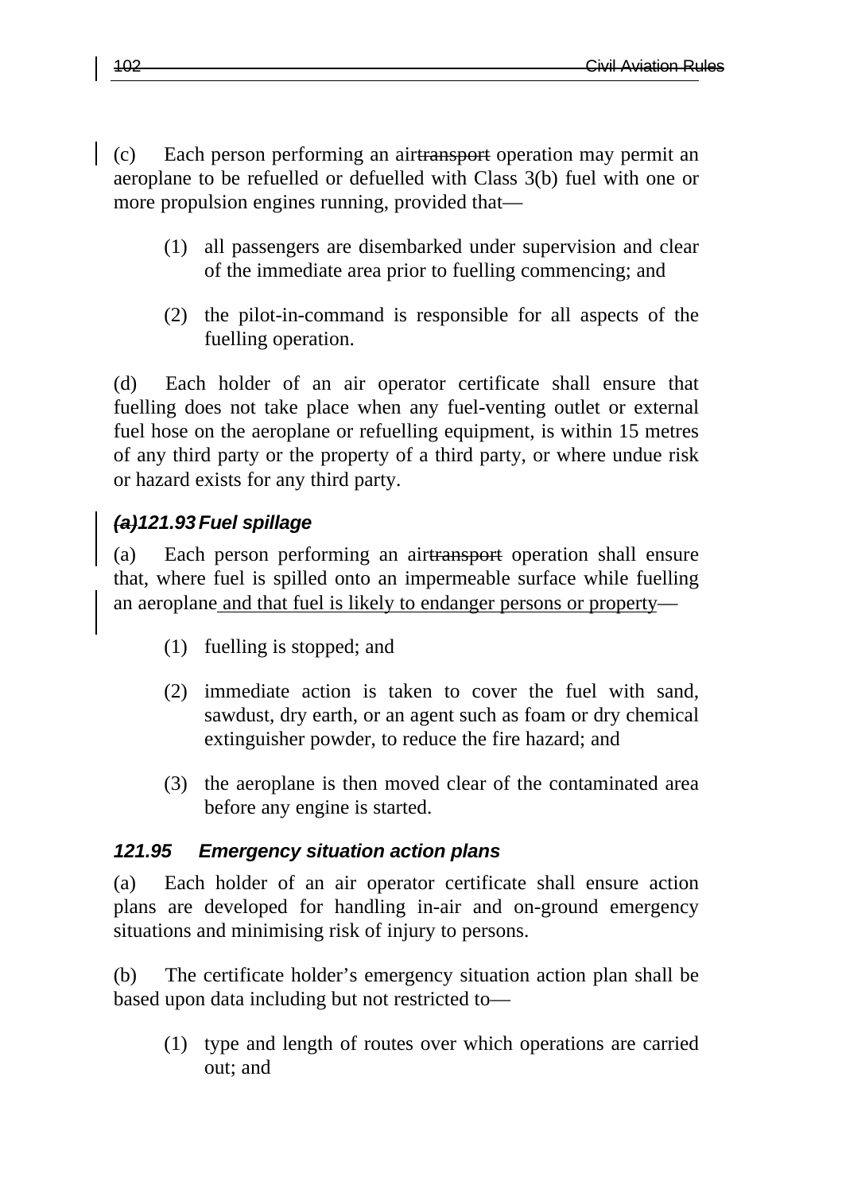(c) Each person performing an air~~transport~~ operation may permit an aeroplane to be refuelled or defuelled with Class 3(b) fuel with one or more propulsion engines running, provided that—

(1) all passengers are disembarked under supervision and clear of the immediate area prior to fuelling commencing; and

(2) the pilot-in-command is responsible for all aspects of the fuelling operation.

(d) Each holder of an air operator certificate shall ensure that fuelling does not take place when any fuel-venting outlet or external fuel hose on the aeroplane or refuelling equipment, is within 15 metres of any third party or the property of a third party, or where undue risk or hazard exists for any third party.

### ~~*(a)*~~*121.93 Fuel spillage*

(a) Each person performing an air~~transport~~ operation shall ensure that, where fuel is spilled onto an impermeable surface while fuelling an aeroplane <u>and that fuel is likely to endanger persons or property</u>—

(1) fuelling is stopped; and

(2) immediate action is taken to cover the fuel with sand, sawdust, dry earth, or an agent such as foam or dry chemical extinguisher powder, to reduce the fire hazard; and

(3) the aeroplane is then moved clear of the contaminated area before any engine is started.

### *121.95 Emergency situation action plans*

(a) Each holder of an air operator certificate shall ensure action plans are developed for handling in-air and on-ground emergency situations and minimising risk of injury to persons.

(b) The certificate holder's emergency situation action plan shall be based upon data including but not restricted to—

(1) type and length of routes over which operations are carried out; and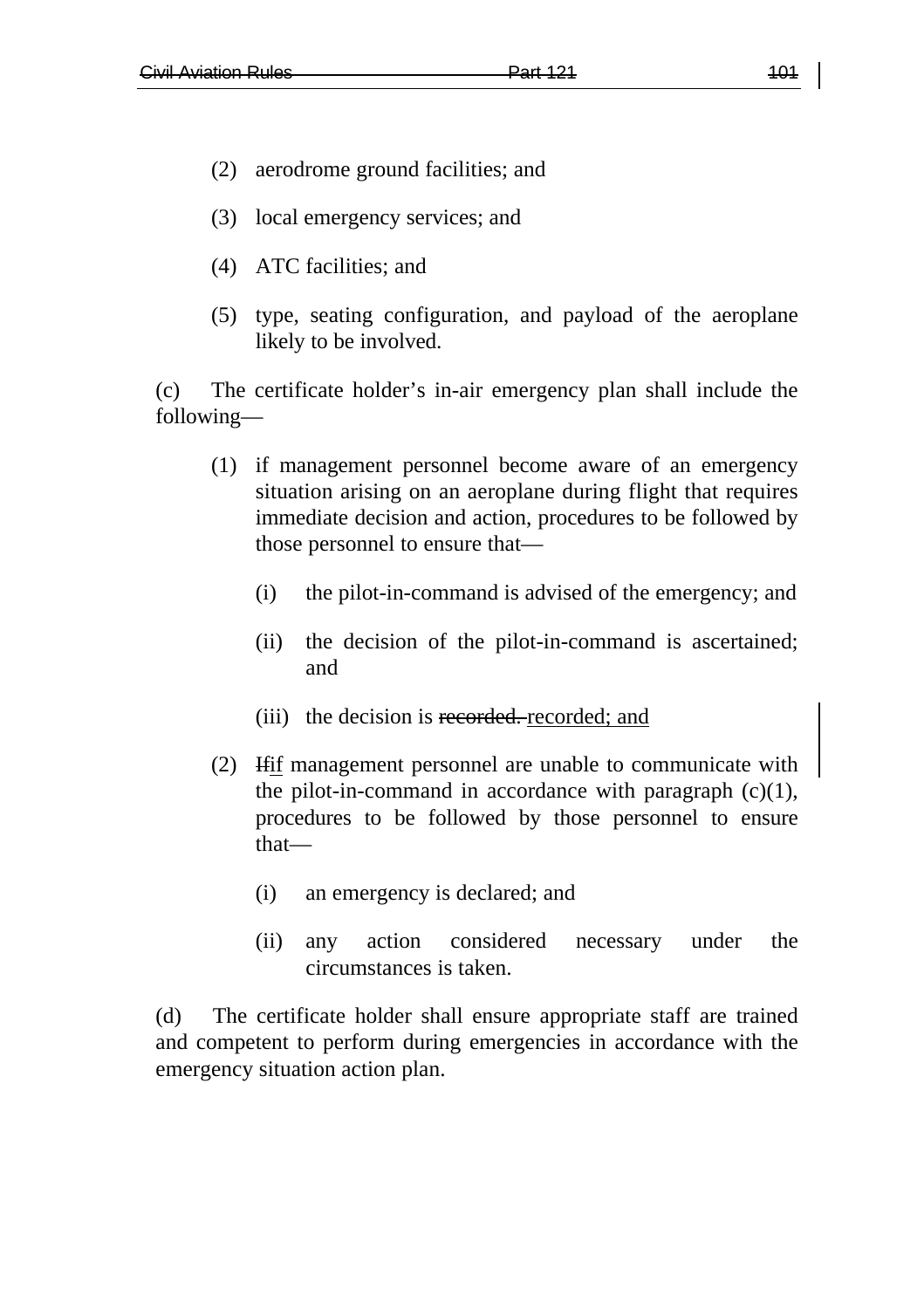(2) aerodrome ground facilities; and

(3) local emergency services; and

(4) ATC facilities; and

(5) type, seating configuration, and payload of the aeroplane likely to be involved.

(c) The certificate holder's in-air emergency plan shall include the following—

(1) if management personnel become aware of an emergency situation arising on an aeroplane during flight that requires immediate decision and action, procedures to be followed by those personnel to ensure that—

(i) the pilot-in-command is advised of the emergency; and

(ii) the decision of the pilot-in-command is ascertained; and

(iii) the decision is ~~recorded.~~ recorded; and

(2) ~~If~~if management personnel are unable to communicate with the pilot-in-command in accordance with paragraph (c)(1), procedures to be followed by those personnel to ensure that—

(i) an emergency is declared; and

(ii) any action considered necessary under the circumstances is taken.

(d) The certificate holder shall ensure appropriate staff are trained and competent to perform during emergencies in accordance with the emergency situation action plan.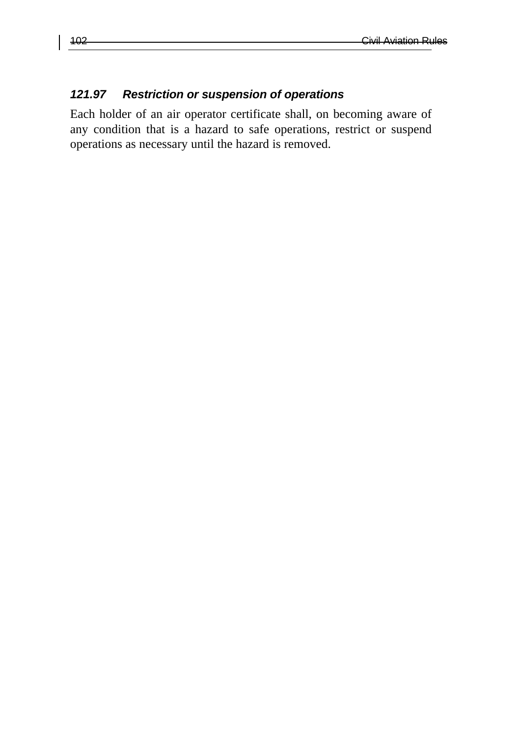### *121.97 Restriction or suspension of operations*

Each holder of an air operator certificate shall, on becoming aware of any condition that is a hazard to safe operations, restrict or suspend operations as necessary until the hazard is removed.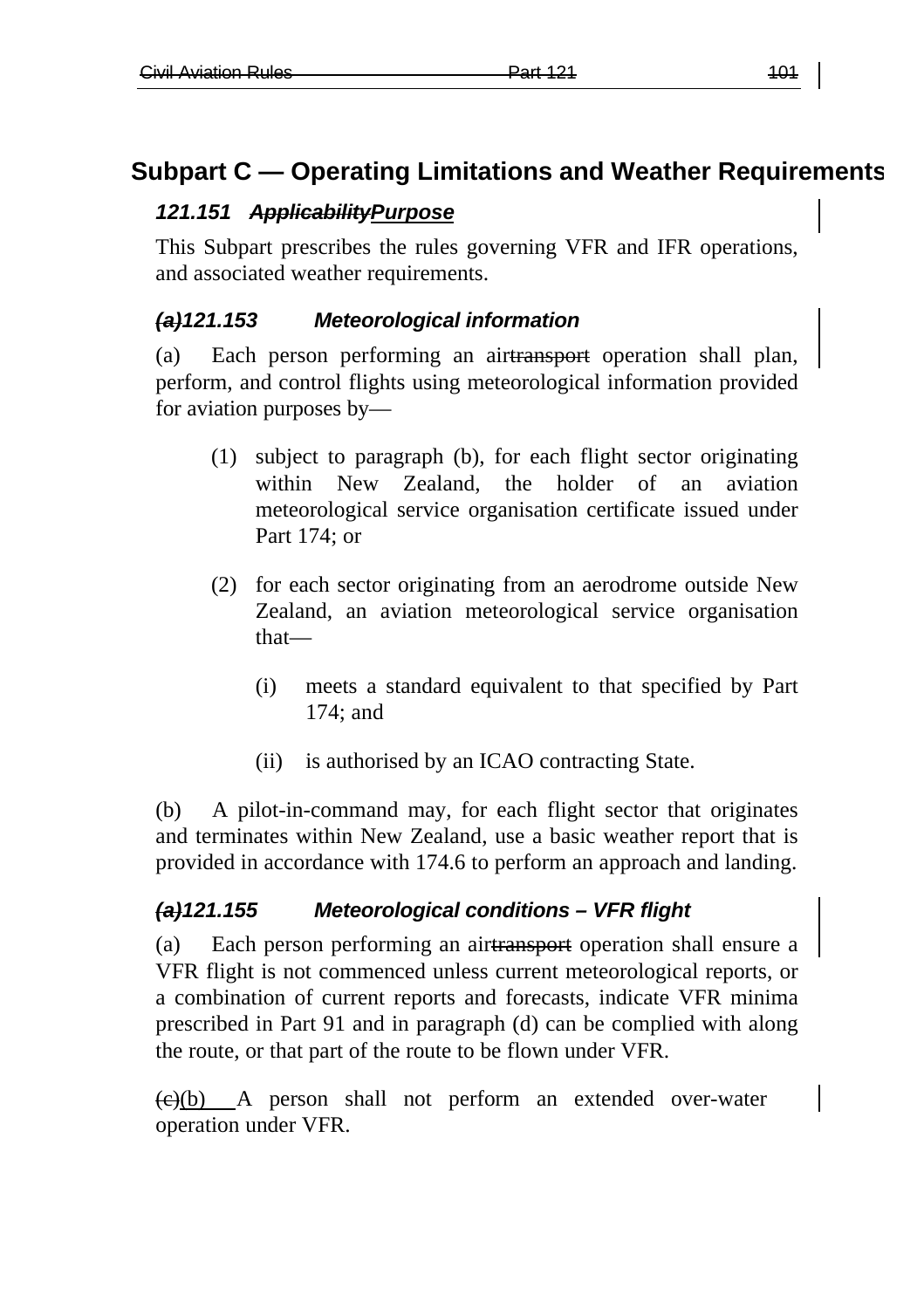## Subpart C — Operating Limitations and Weather Requirements

### *121.151 ~~Applicability~~Purpose*

This Subpart prescribes the rules governing VFR and IFR operations, and associated weather requirements.

### *~~(a)~~121.153 Meteorological information*

(a) Each person performing an air~~transport~~ operation shall plan, perform, and control flights using meteorological information provided for aviation purposes by—

(1) subject to paragraph (b), for each flight sector originating within New Zealand, the holder of an aviation meteorological service organisation certificate issued under Part 174; or

(2) for each sector originating from an aerodrome outside New Zealand, an aviation meteorological service organisation that—

(i) meets a standard equivalent to that specified by Part 174; and

(ii) is authorised by an ICAO contracting State.

(b) A pilot-in-command may, for each flight sector that originates and terminates within New Zealand, use a basic weather report that is provided in accordance with 174.6 to perform an approach and landing.

### *~~(a)~~121.155 Meteorological conditions – VFR flight*

(a) Each person performing an air~~transport~~ operation shall ensure a VFR flight is not commenced unless current meteorological reports, or a combination of current reports and forecasts, indicate VFR minima prescribed in Part 91 and in paragraph (d) can be complied with along the route, or that part of the route to be flown under VFR.

~~(c)~~(b) A person shall not perform an extended over-water operation under VFR.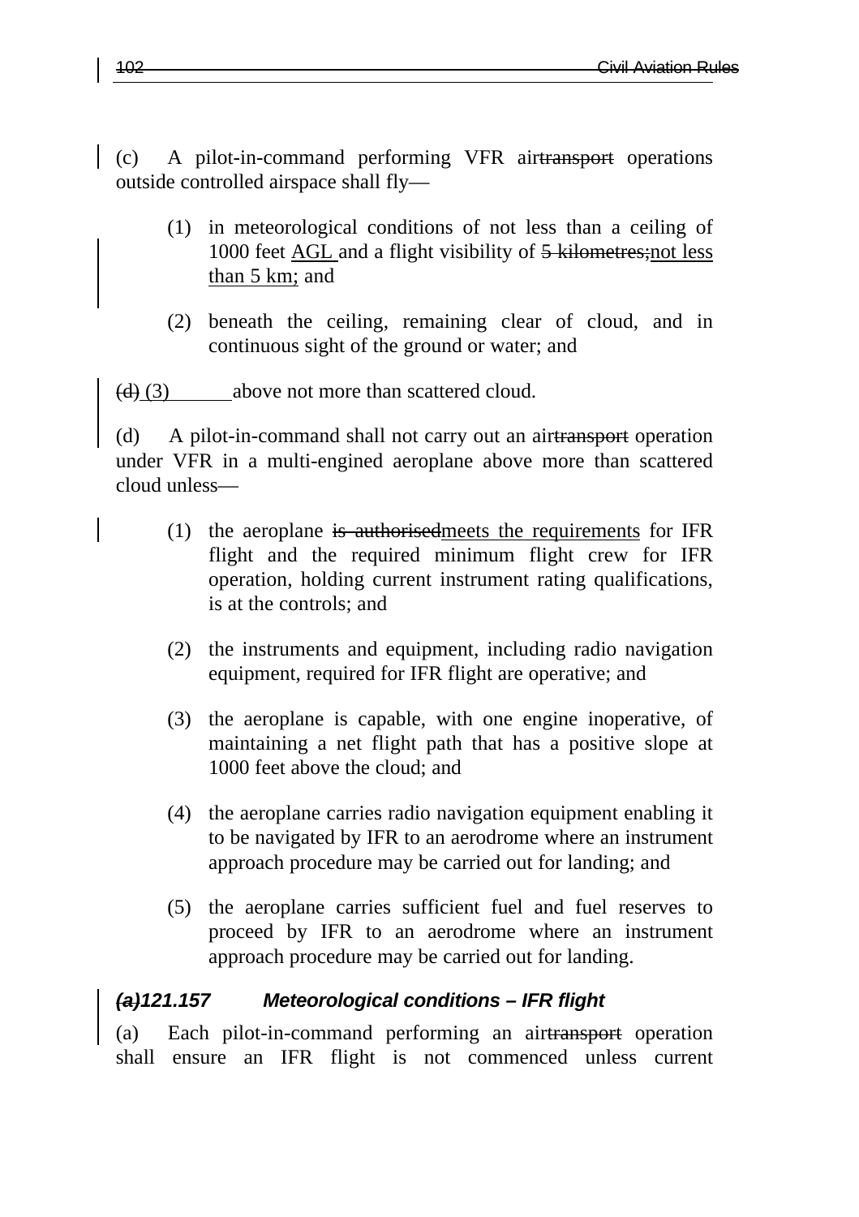(c) A pilot-in-command performing VFR airtransport operations outside controlled airspace shall fly—

(1) in meteorological conditions of not less than a ceiling of 1000 feet AGL and a flight visibility of 5 kilometres;not less than 5 km; and

(2) beneath the ceiling, remaining clear of cloud, and in continuous sight of the ground or water; and

(d) (3) above not more than scattered cloud.

(d) A pilot-in-command shall not carry out an airtransport operation under VFR in a multi-engined aeroplane above more than scattered cloud unless—

(1) the aeroplane is authorisedmeets the requirements for IFR flight and the required minimum flight crew for IFR operation, holding current instrument rating qualifications, is at the controls; and

(2) the instruments and equipment, including radio navigation equipment, required for IFR flight are operative; and

(3) the aeroplane is capable, with one engine inoperative, of maintaining a net flight path that has a positive slope at 1000 feet above the cloud; and

(4) the aeroplane carries radio navigation equipment enabling it to be navigated by IFR to an aerodrome where an instrument approach procedure may be carried out for landing; and

(5) the aeroplane carries sufficient fuel and fuel reserves to proceed by IFR to an aerodrome where an instrument approach procedure may be carried out for landing.

### *(a)121.157 Meteorological conditions – IFR flight*

(a) Each pilot-in-command performing an airtransport operation shall ensure an IFR flight is not commenced unless current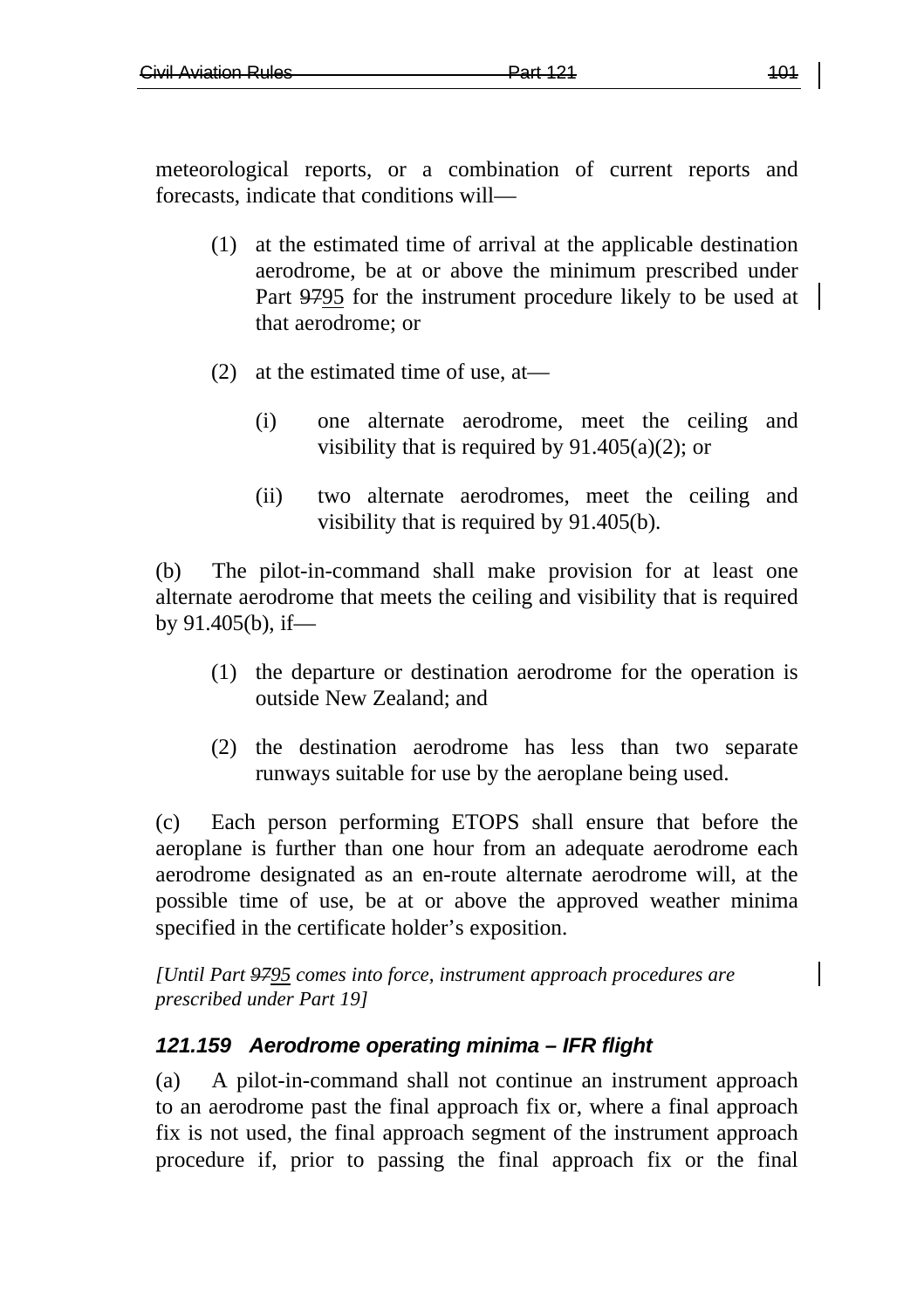meteorological reports, or a combination of current reports and forecasts, indicate that conditions will—

(1) at the estimated time of arrival at the applicable destination aerodrome, be at or above the minimum prescribed under Part ~~97~~95 for the instrument procedure likely to be used at that aerodrome; or

(2) at the estimated time of use, at—

(i) one alternate aerodrome, meet the ceiling and visibility that is required by 91.405(a)(2); or

(ii) two alternate aerodromes, meet the ceiling and visibility that is required by 91.405(b).

(b) The pilot-in-command shall make provision for at least one alternate aerodrome that meets the ceiling and visibility that is required by 91.405(b), if—

(1) the departure or destination aerodrome for the operation is outside New Zealand; and

(2) the destination aerodrome has less than two separate runways suitable for use by the aeroplane being used.

(c) Each person performing ETOPS shall ensure that before the aeroplane is further than one hour from an adequate aerodrome each aerodrome designated as an en-route alternate aerodrome will, at the possible time of use, be at or above the approved weather minima specified in the certificate holder's exposition.

*[Until Part ~~97~~95 comes into force, instrument approach procedures are prescribed under Part 19]*

### 121.159 Aerodrome operating minima – IFR flight

(a) A pilot-in-command shall not continue an instrument approach to an aerodrome past the final approach fix or, where a final approach fix is not used, the final approach segment of the instrument approach procedure if, prior to passing the final approach fix or the final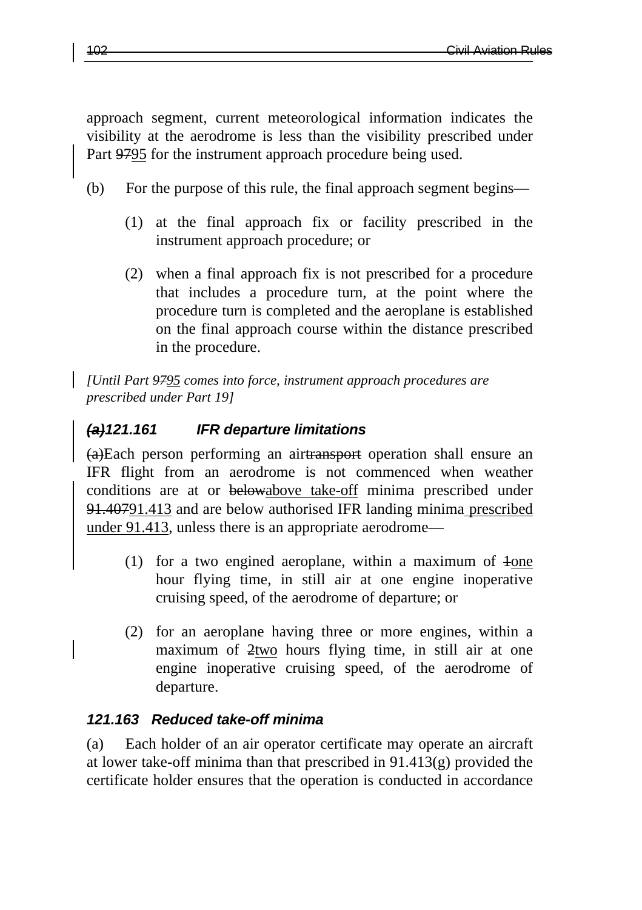approach segment, current meteorological information indicates the visibility at the aerodrome is less than the visibility prescribed under Part ~~97~~95 for the instrument approach procedure being used.

(b) For the purpose of this rule, the final approach segment begins—

(1) at the final approach fix or facility prescribed in the instrument approach procedure; or

(2) when a final approach fix is not prescribed for a procedure that includes a procedure turn, at the point where the procedure turn is completed and the aeroplane is established on the final approach course within the distance prescribed in the procedure.

*[Until Part ~~97~~95 comes into force, instrument approach procedures are prescribed under Part 19]*

### ***~~(a)~~121.161 IFR departure limitations***

~~(a)~~Each person performing an air~~transport~~ operation shall ensure an IFR flight from an aerodrome is not commenced when weather conditions are at or ~~below~~above take-off minima prescribed under ~~91.407~~91.413 and are below authorised IFR landing minima prescribed under 91.413, unless there is an appropriate aerodrome—

(1) for a two engined aeroplane, within a maximum of ~~1~~one hour flying time, in still air at one engine inoperative cruising speed, of the aerodrome of departure; or

(2) for an aeroplane having three or more engines, within a maximum of ~~2~~two hours flying time, in still air at one engine inoperative cruising speed, of the aerodrome of departure.

### ***121.163 Reduced take-off minima***

(a) Each holder of an air operator certificate may operate an aircraft at lower take-off minima than that prescribed in 91.413(g) provided the certificate holder ensures that the operation is conducted in accordance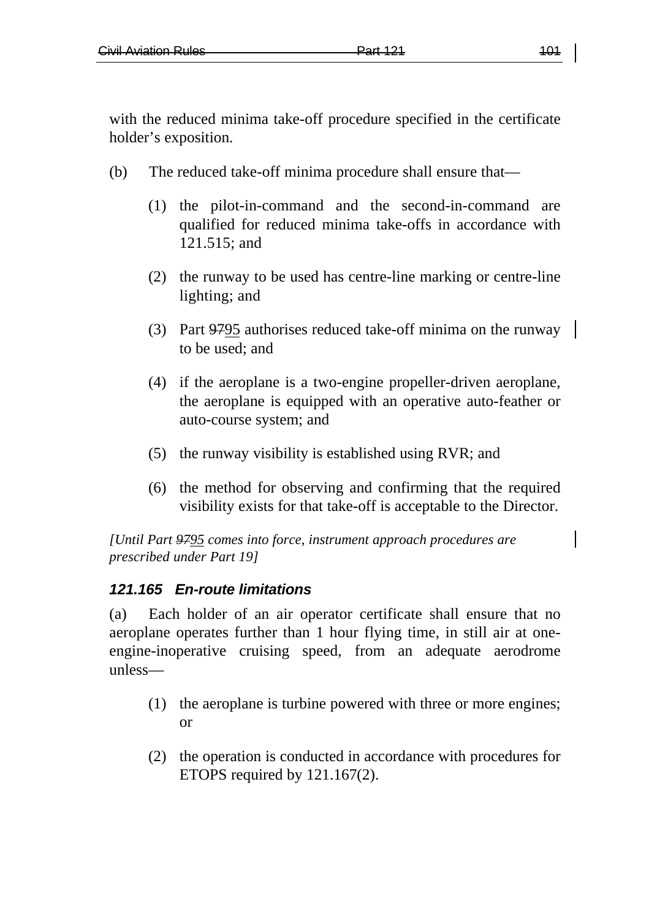with the reduced minima take-off procedure specified in the certificate holder's exposition.

(b) The reduced take-off minima procedure shall ensure that—

(1) the pilot-in-command and the second-in-command are qualified for reduced minima take-offs in accordance with 121.515; and

(2) the runway to be used has centre-line marking or centre-line lighting; and

(3) Part ~~97~~95 authorises reduced take-off minima on the runway to be used; and

(4) if the aeroplane is a two-engine propeller-driven aeroplane, the aeroplane is equipped with an operative auto-feather or auto-course system; and

(5) the runway visibility is established using RVR; and

(6) the method for observing and confirming that the required visibility exists for that take-off is acceptable to the Director.

*[Until Part ~~97~~95 comes into force, instrument approach procedures are prescribed under Part 19]*

### *121.165 En-route limitations*

(a) Each holder of an air operator certificate shall ensure that no aeroplane operates further than 1 hour flying time, in still air at one-engine-inoperative cruising speed, from an adequate aerodrome unless—

(1) the aeroplane is turbine powered with three or more engines; or

(2) the operation is conducted in accordance with procedures for ETOPS required by 121.167(2).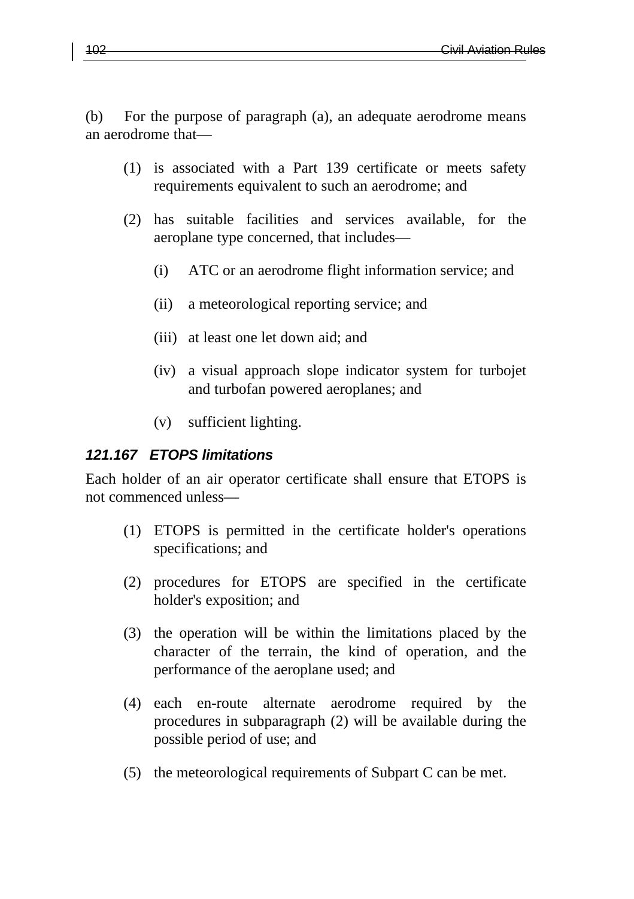(b) For the purpose of paragraph (a), an adequate aerodrome means an aerodrome that—

(1) is associated with a Part 139 certificate or meets safety requirements equivalent to such an aerodrome; and

(2) has suitable facilities and services available, for the aeroplane type concerned, that includes—

(i) ATC or an aerodrome flight information service; and

(ii) a meteorological reporting service; and

(iii) at least one let down aid; and

(iv) a visual approach slope indicator system for turbojet and turbofan powered aeroplanes; and

(v) sufficient lighting.

### *121.167 ETOPS limitations*

Each holder of an air operator certificate shall ensure that ETOPS is not commenced unless—

(1) ETOPS is permitted in the certificate holder's operations specifications; and

(2) procedures for ETOPS are specified in the certificate holder's exposition; and

(3) the operation will be within the limitations placed by the character of the terrain, the kind of operation, and the performance of the aeroplane used; and

(4) each en-route alternate aerodrome required by the procedures in subparagraph (2) will be available during the possible period of use; and

(5) the meteorological requirements of Subpart C can be met.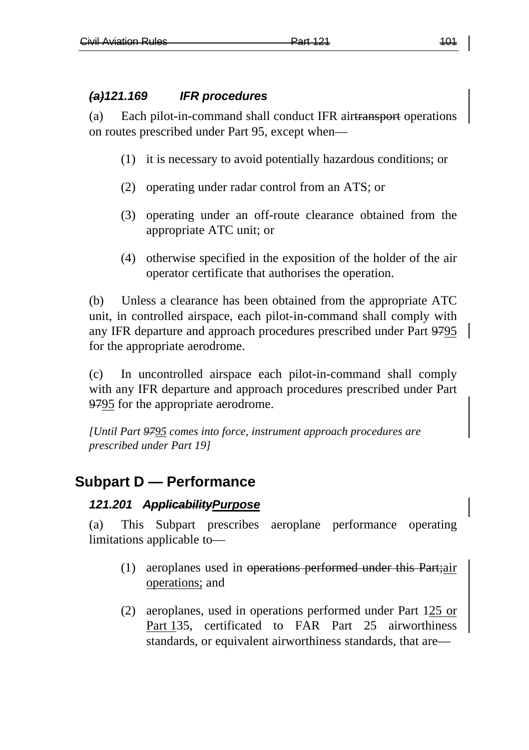### ~~(a)~~121.169 IFR procedures

(a) Each pilot-in-command shall conduct IFR air~~transport~~ operations on routes prescribed under Part 95, except when—

(1) it is necessary to avoid potentially hazardous conditions; or

(2) operating under radar control from an ATS; or

(3) operating under an off-route clearance obtained from the appropriate ATC unit; or

(4) otherwise specified in the exposition of the holder of the air operator certificate that authorises the operation.

(b) Unless a clearance has been obtained from the appropriate ATC unit, in controlled airspace, each pilot-in-command shall comply with any IFR departure and approach procedures prescribed under Part ~~97~~<u>95</u> for the appropriate aerodrome.

(c) In uncontrolled airspace each pilot-in-command shall comply with any IFR departure and approach procedures prescribed under Part ~~97~~<u>95</u> for the appropriate aerodrome.

*[Until Part ~~97~~<u>95</u> comes into force, instrument approach procedures are prescribed under Part 19]*

## Subpart D — Performance

### 121.201 ~~Applicability~~<u>Purpose</u>

(a) This Subpart prescribes aeroplane performance operating limitations applicable to—

(1) aeroplanes used in ~~operations performed under this Part;~~<u>air operations;</u> and

(2) aeroplanes, used in operations performed under Part 1<u>25 or Part 1</u>35, certificated to FAR Part 25 airworthiness standards, or equivalent airworthiness standards, that are—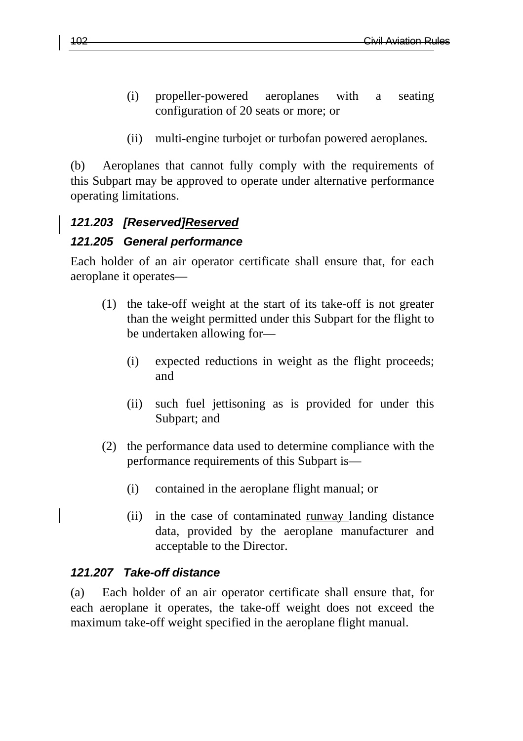(i) propeller-powered aeroplanes with a seating configuration of 20 seats or more; or

(ii) multi-engine turbojet or turbofan powered aeroplanes.

(b) Aeroplanes that cannot fully comply with the requirements of this Subpart may be approved to operate under alternative performance operating limitations.

### *121.203 [Reserved]Reserved*

### *121.205 General performance*

Each holder of an air operator certificate shall ensure that, for each aeroplane it operates—

(1) the take-off weight at the start of its take-off is not greater than the weight permitted under this Subpart for the flight to be undertaken allowing for—

(i) expected reductions in weight as the flight proceeds; and

(ii) such fuel jettisoning as is provided for under this Subpart; and

(2) the performance data used to determine compliance with the performance requirements of this Subpart is—

(i) contained in the aeroplane flight manual; or

(ii) in the case of contaminated runway landing distance data, provided by the aeroplane manufacturer and acceptable to the Director.

### *121.207 Take-off distance*

(a) Each holder of an air operator certificate shall ensure that, for each aeroplane it operates, the take-off weight does not exceed the maximum take-off weight specified in the aeroplane flight manual.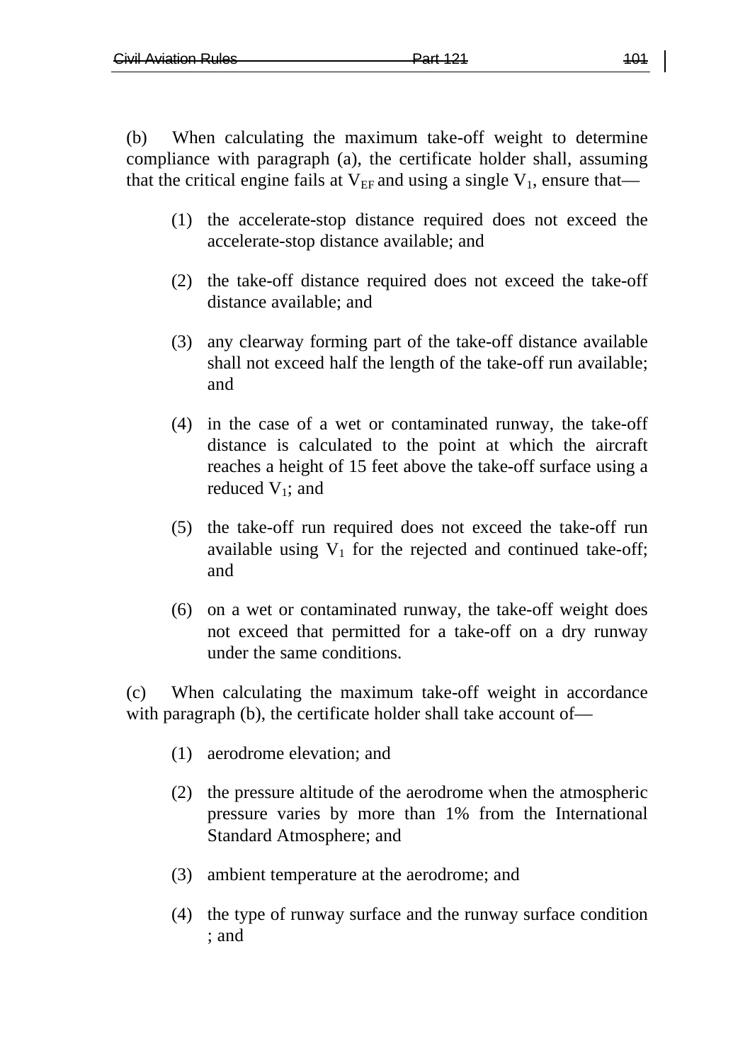(b) When calculating the maximum take-off weight to determine compliance with paragraph (a), the certificate holder shall, assuming that the critical engine fails at $V_{EF}$ and using a single $V_1$, ensure that—

(1) the accelerate-stop distance required does not exceed the accelerate-stop distance available; and

(2) the take-off distance required does not exceed the take-off distance available; and

(3) any clearway forming part of the take-off distance available shall not exceed half the length of the take-off run available; and

(4) in the case of a wet or contaminated runway, the take-off distance is calculated to the point at which the aircraft reaches a height of 15 feet above the take-off surface using a reduced $V_1$; and

(5) the take-off run required does not exceed the take-off run available using $V_1$ for the rejected and continued take-off; and

(6) on a wet or contaminated runway, the take-off weight does not exceed that permitted for a take-off on a dry runway under the same conditions.

(c) When calculating the maximum take-off weight in accordance with paragraph (b), the certificate holder shall take account of—

(1) aerodrome elevation; and

(2) the pressure altitude of the aerodrome when the atmospheric pressure varies by more than 1% from the International Standard Atmosphere; and

(3) ambient temperature at the aerodrome; and

(4) the type of runway surface and the runway surface condition ; and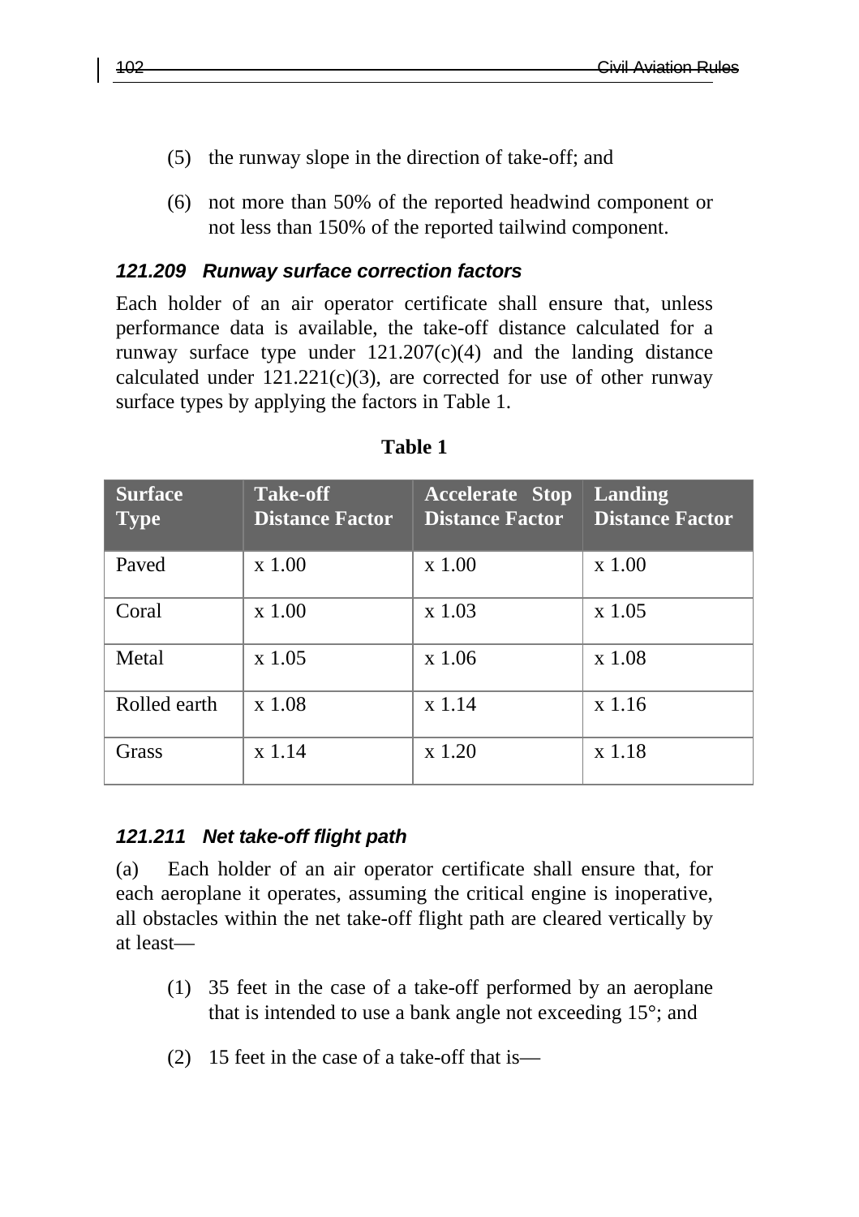(5) the runway slope in the direction of take-off; and

(6) not more than 50% of the reported headwind component or not less than 150% of the reported tailwind component.

### *121.209 Runway surface correction factors*

Each holder of an air operator certificate shall ensure that, unless performance data is available, the take-off distance calculated for a runway surface type under 121.207(c)(4) and the landing distance calculated under 121.221(c)(3), are corrected for use of other runway surface types by applying the factors in Table 1.

**Table 1**

| Surface Type | Take-off Distance Factor | Accelerate Stop Distance Factor | Landing Distance Factor |
|---|---|---|---|
| Paved | x 1.00 | x 1.00 | x 1.00 |
| Coral | x 1.00 | x 1.03 | x 1.05 |
| Metal | x 1.05 | x 1.06 | x 1.08 |
| Rolled earth | x 1.08 | x 1.14 | x 1.16 |
| Grass | x 1.14 | x 1.20 | x 1.18 |

### *121.211 Net take-off flight path*

(a) Each holder of an air operator certificate shall ensure that, for each aeroplane it operates, assuming the critical engine is inoperative, all obstacles within the net take-off flight path are cleared vertically by at least—

(1) 35 feet in the case of a take-off performed by an aeroplane that is intended to use a bank angle not exceeding 15°; and

(2) 15 feet in the case of a take-off that is—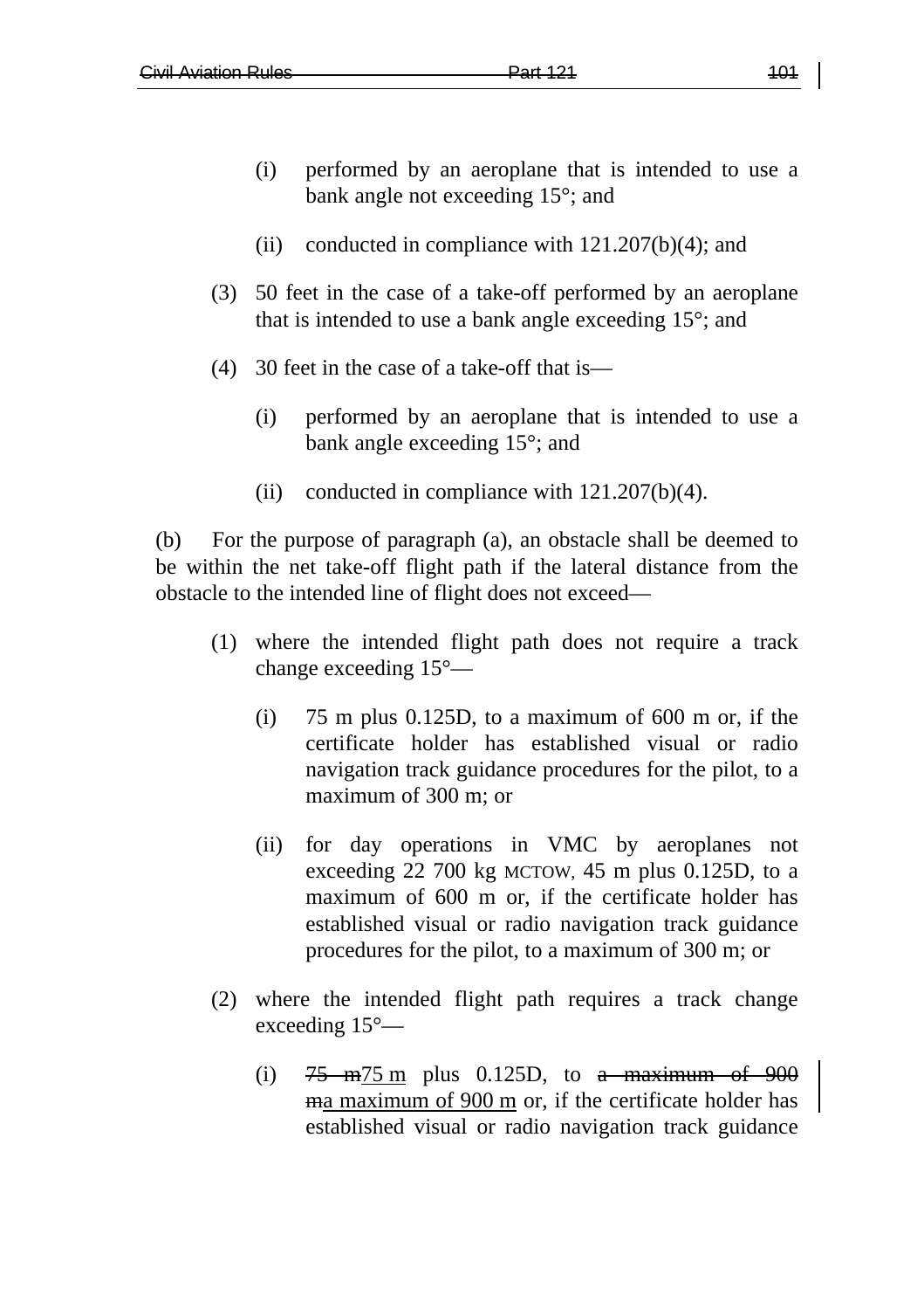(i) performed by an aeroplane that is intended to use a bank angle not exceeding 15°; and

(ii) conducted in compliance with 121.207(b)(4); and

(3) 50 feet in the case of a take-off performed by an aeroplane that is intended to use a bank angle exceeding 15°; and

(4) 30 feet in the case of a take-off that is—

(i) performed by an aeroplane that is intended to use a bank angle exceeding 15°; and

(ii) conducted in compliance with 121.207(b)(4).

(b) For the purpose of paragraph (a), an obstacle shall be deemed to be within the net take-off flight path if the lateral distance from the obstacle to the intended line of flight does not exceed—

(1) where the intended flight path does not require a track change exceeding 15°—

(i) 75 m plus 0.125D, to a maximum of 600 m or, if the certificate holder has established visual or radio navigation track guidance procedures for the pilot, to a maximum of 300 m; or

(ii) for day operations in VMC by aeroplanes not exceeding 22 700 kg MCTOW, 45 m plus 0.125D, to a maximum of 600 m or, if the certificate holder has established visual or radio navigation track guidance procedures for the pilot, to a maximum of 300 m; or

(2) where the intended flight path requires a track change exceeding 15°—

(i) ~~75 m~~75 m plus 0.125D, to ~~a maximum of 900 m~~a maximum of 900 m or, if the certificate holder has established visual or radio navigation track guidance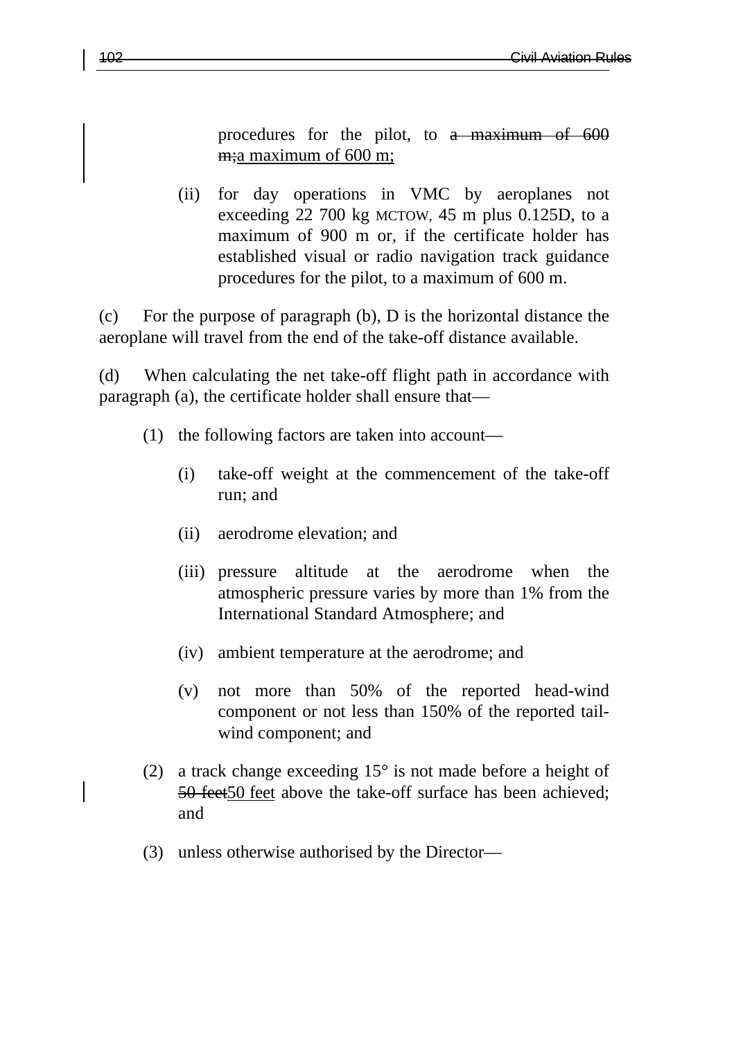procedures for the pilot, to ~~a maximum of 600 m;~~a maximum of 600 m;

(ii) for day operations in VMC by aeroplanes not exceeding 22 700 kg MCTOW, 45 m plus 0.125D, to a maximum of 900 m or, if the certificate holder has established visual or radio navigation track guidance procedures for the pilot, to a maximum of 600 m.

(c) For the purpose of paragraph (b), D is the horizontal distance the aeroplane will travel from the end of the take-off distance available.

(d) When calculating the net take-off flight path in accordance with paragraph (a), the certificate holder shall ensure that—

(1) the following factors are taken into account—

(i) take-off weight at the commencement of the take-off run; and

(ii) aerodrome elevation; and

(iii) pressure altitude at the aerodrome when the atmospheric pressure varies by more than 1% from the International Standard Atmosphere; and

(iv) ambient temperature at the aerodrome; and

(v) not more than 50% of the reported head-wind component or not less than 150% of the reported tail-wind component; and

(2) a track change exceeding 15° is not made before a height of ~~50 feet~~50 feet above the take-off surface has been achieved; and

(3) unless otherwise authorised by the Director—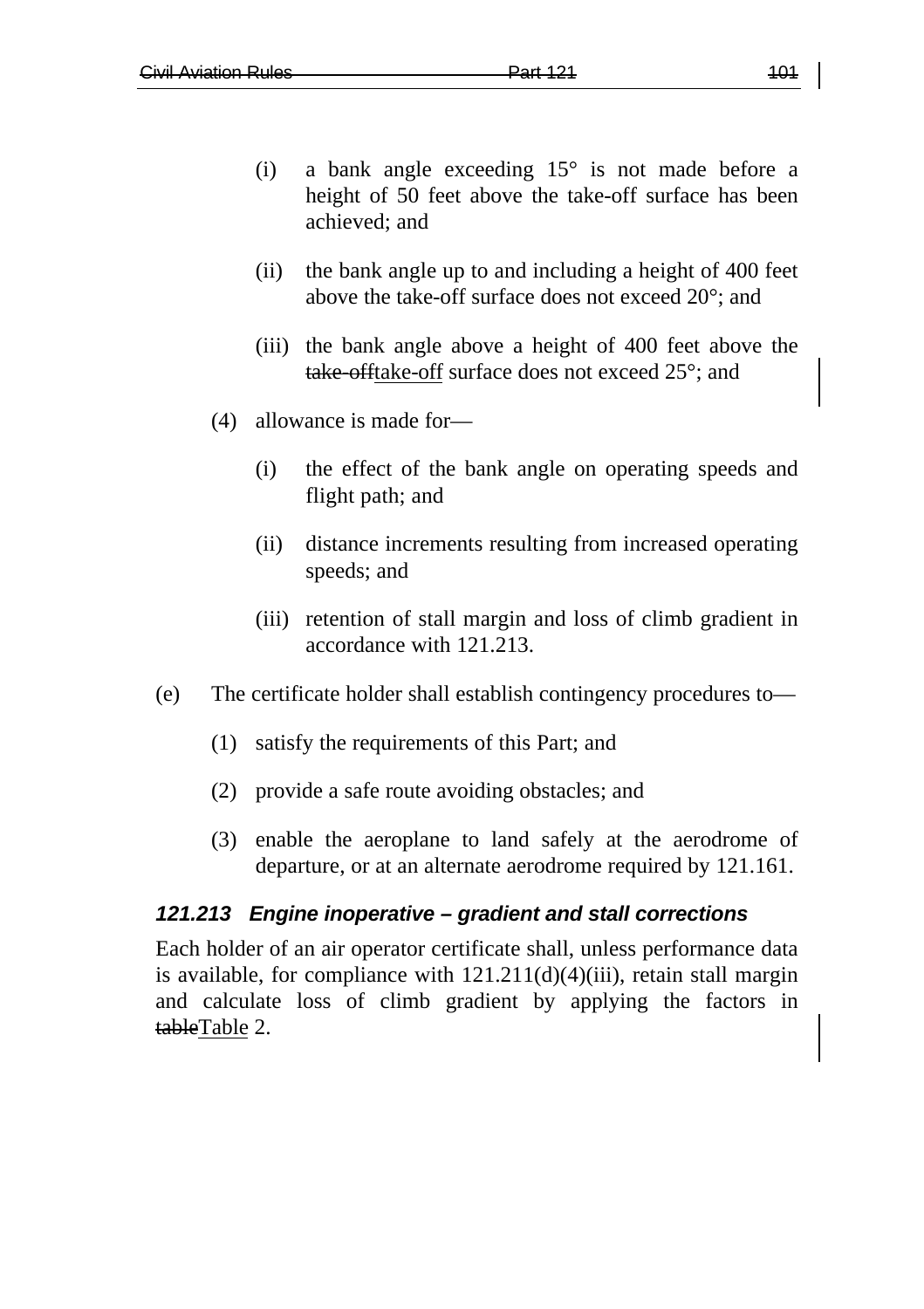(i) a bank angle exceeding 15° is not made before a height of 50 feet above the take-off surface has been achieved; and

(ii) the bank angle up to and including a height of 400 feet above the take-off surface does not exceed 20°; and

(iii) the bank angle above a height of 400 feet above the take-off surface does not exceed 25°; and

(4) allowance is made for—

(i) the effect of the bank angle on operating speeds and flight path; and

(ii) distance increments resulting from increased operating speeds; and

(iii) retention of stall margin and loss of climb gradient in accordance with 121.213.

(e) The certificate holder shall establish contingency procedures to—

(1) satisfy the requirements of this Part; and

(2) provide a safe route avoiding obstacles; and

(3) enable the aeroplane to land safely at the aerodrome of departure, or at an alternate aerodrome required by 121.161.

### *121.213 Engine inoperative – gradient and stall corrections*

Each holder of an air operator certificate shall, unless performance data is available, for compliance with 121.211(d)(4)(iii), retain stall margin and calculate loss of climb gradient by applying the factors in Table 2.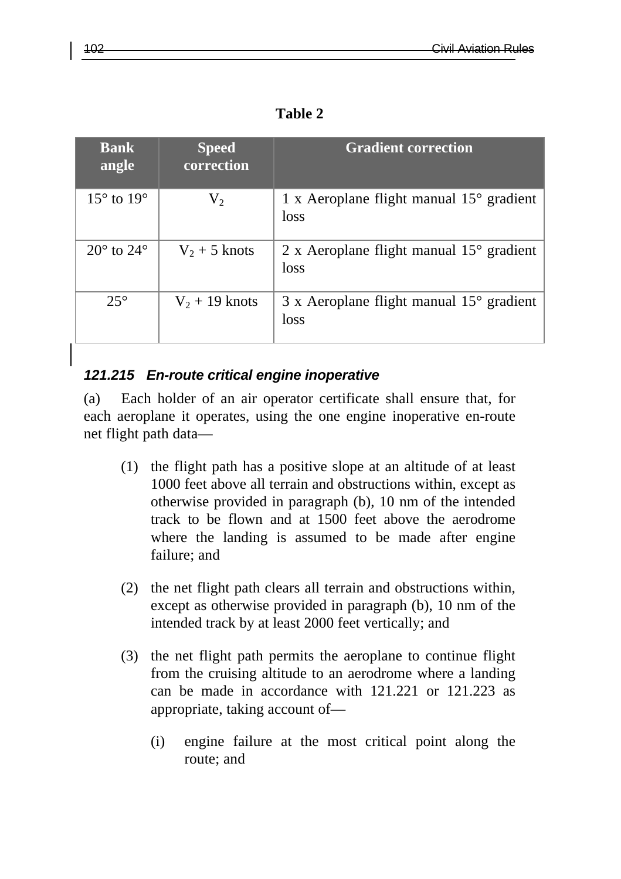**Table 2**

| Bank angle | Speed correction | Gradient correction |
| --- | --- | --- |
| 15° to 19° | $V_2$ | 1 x Aeroplane flight manual 15° gradient loss |
| 20° to 24° | $V_2$ + 5 knots | 2 x Aeroplane flight manual 15° gradient loss |
| 25° | $V_2$ + 19 knots | 3 x Aeroplane flight manual 15° gradient loss |

### *121.215 En-route critical engine inoperative*

(a) Each holder of an air operator certificate shall ensure that, for each aeroplane it operates, using the one engine inoperative en-route net flight path data—

(1) the flight path has a positive slope at an altitude of at least 1000 feet above all terrain and obstructions within, except as otherwise provided in paragraph (b), 10 nm of the intended track to be flown and at 1500 feet above the aerodrome where the landing is assumed to be made after engine failure; and

(2) the net flight path clears all terrain and obstructions within, except as otherwise provided in paragraph (b), 10 nm of the intended track by at least 2000 feet vertically; and

(3) the net flight path permits the aeroplane to continue flight from the cruising altitude to an aerodrome where a landing can be made in accordance with 121.221 or 121.223 as appropriate, taking account of—

(i) engine failure at the most critical point along the route; and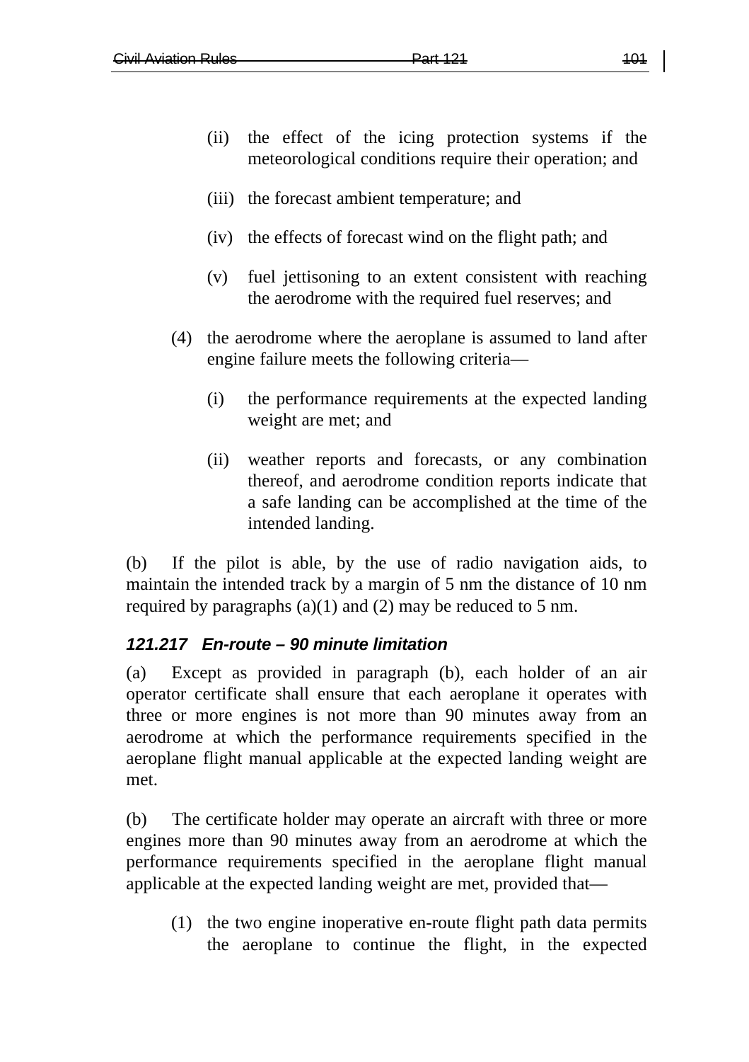(ii) the effect of the icing protection systems if the meteorological conditions require their operation; and

(iii) the forecast ambient temperature; and

(iv) the effects of forecast wind on the flight path; and

(v) fuel jettisoning to an extent consistent with reaching the aerodrome with the required fuel reserves; and

(4) the aerodrome where the aeroplane is assumed to land after engine failure meets the following criteria—

(i) the performance requirements at the expected landing weight are met; and

(ii) weather reports and forecasts, or any combination thereof, and aerodrome condition reports indicate that a safe landing can be accomplished at the time of the intended landing.

(b) If the pilot is able, by the use of radio navigation aids, to maintain the intended track by a margin of 5 nm the distance of 10 nm required by paragraphs (a)(1) and (2) may be reduced to 5 nm.

### *121.217 En-route – 90 minute limitation*

(a) Except as provided in paragraph (b), each holder of an air operator certificate shall ensure that each aeroplane it operates with three or more engines is not more than 90 minutes away from an aerodrome at which the performance requirements specified in the aeroplane flight manual applicable at the expected landing weight are met.

(b) The certificate holder may operate an aircraft with three or more engines more than 90 minutes away from an aerodrome at which the performance requirements specified in the aeroplane flight manual applicable at the expected landing weight are met, provided that—

(1) the two engine inoperative en-route flight path data permits the aeroplane to continue the flight, in the expected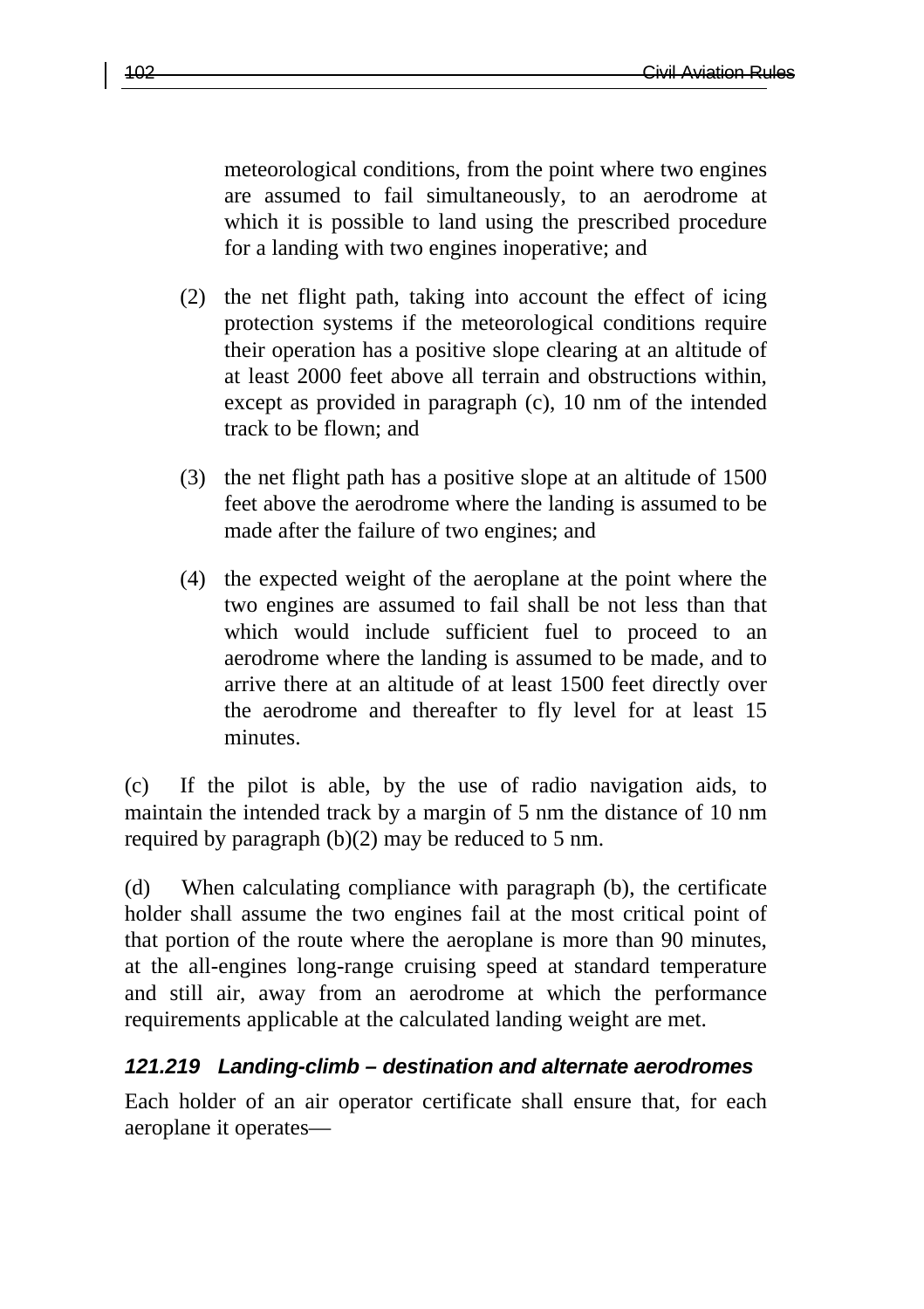meteorological conditions, from the point where two engines are assumed to fail simultaneously, to an aerodrome at which it is possible to land using the prescribed procedure for a landing with two engines inoperative; and

(2) the net flight path, taking into account the effect of icing protection systems if the meteorological conditions require their operation has a positive slope clearing at an altitude of at least 2000 feet above all terrain and obstructions within, except as provided in paragraph (c), 10 nm of the intended track to be flown; and

(3) the net flight path has a positive slope at an altitude of 1500 feet above the aerodrome where the landing is assumed to be made after the failure of two engines; and

(4) the expected weight of the aeroplane at the point where the two engines are assumed to fail shall be not less than that which would include sufficient fuel to proceed to an aerodrome where the landing is assumed to be made, and to arrive there at an altitude of at least 1500 feet directly over the aerodrome and thereafter to fly level for at least 15 minutes.

(c) If the pilot is able, by the use of radio navigation aids, to maintain the intended track by a margin of 5 nm the distance of 10 nm required by paragraph (b)(2) may be reduced to 5 nm.

(d) When calculating compliance with paragraph (b), the certificate holder shall assume the two engines fail at the most critical point of that portion of the route where the aeroplane is more than 90 minutes, at the all-engines long-range cruising speed at standard temperature and still air, away from an aerodrome at which the performance requirements applicable at the calculated landing weight are met.

### *121.219 Landing-climb – destination and alternate aerodromes*

Each holder of an air operator certificate shall ensure that, for each aeroplane it operates—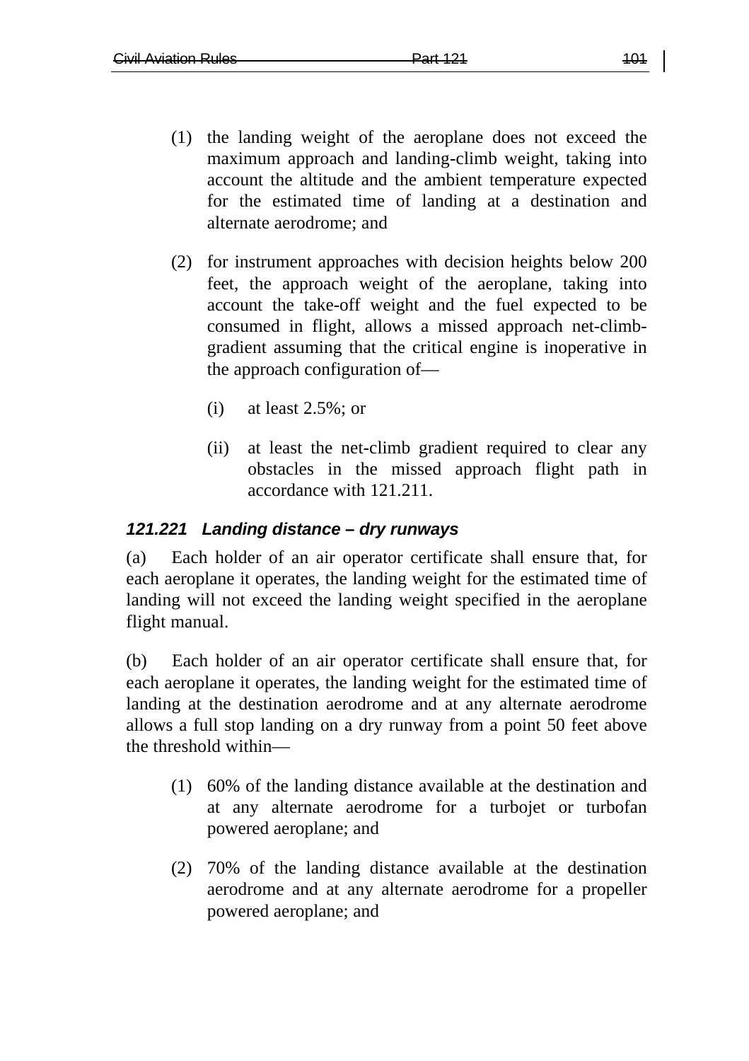(1) the landing weight of the aeroplane does not exceed the maximum approach and landing-climb weight, taking into account the altitude and the ambient temperature expected for the estimated time of landing at a destination and alternate aerodrome; and

(2) for instrument approaches with decision heights below 200 feet, the approach weight of the aeroplane, taking into account the take-off weight and the fuel expected to be consumed in flight, allows a missed approach net-climb-gradient assuming that the critical engine is inoperative in the approach configuration of—

(i) at least 2.5%; or

(ii) at least the net-climb gradient required to clear any obstacles in the missed approach flight path in accordance with 121.211.

### *121.221 Landing distance – dry runways*

(a) Each holder of an air operator certificate shall ensure that, for each aeroplane it operates, the landing weight for the estimated time of landing will not exceed the landing weight specified in the aeroplane flight manual.

(b) Each holder of an air operator certificate shall ensure that, for each aeroplane it operates, the landing weight for the estimated time of landing at the destination aerodrome and at any alternate aerodrome allows a full stop landing on a dry runway from a point 50 feet above the threshold within—

(1) 60% of the landing distance available at the destination and at any alternate aerodrome for a turbojet or turbofan powered aeroplane; and

(2) 70% of the landing distance available at the destination aerodrome and at any alternate aerodrome for a propeller powered aeroplane; and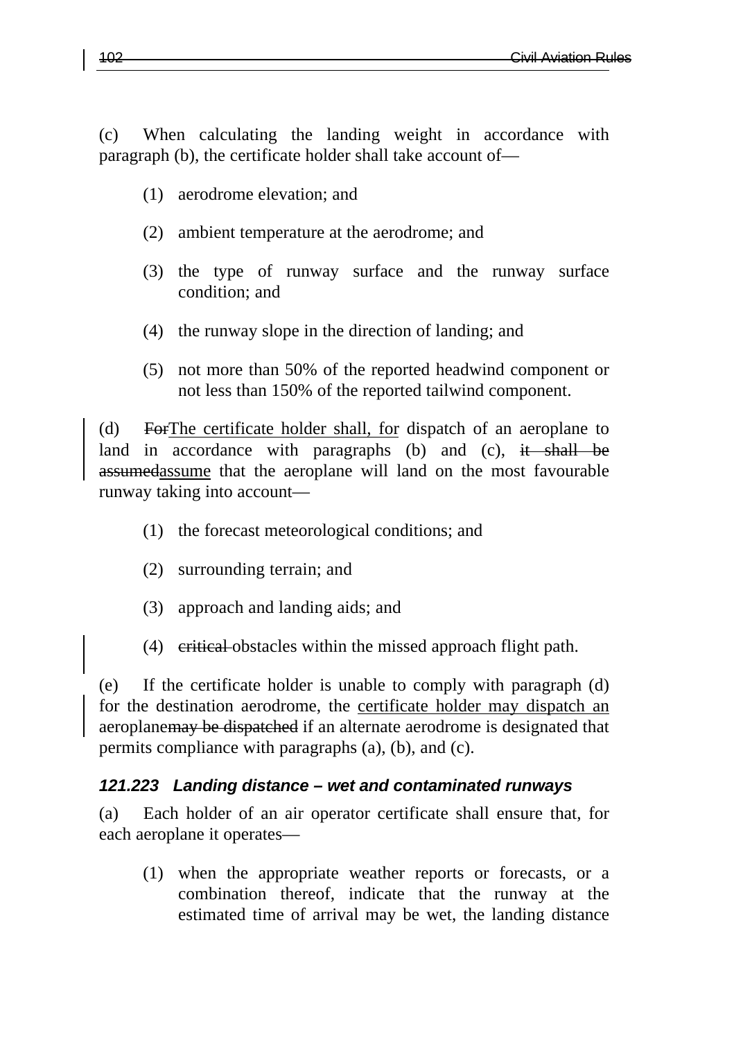(c) When calculating the landing weight in accordance with paragraph (b), the certificate holder shall take account of—

(1) aerodrome elevation; and

(2) ambient temperature at the aerodrome; and

(3) the type of runway surface and the runway surface condition; and

(4) the runway slope in the direction of landing; and

(5) not more than 50% of the reported headwind component or not less than 150% of the reported tailwind component.

(d) ~~For~~The certificate holder shall, for dispatch of an aeroplane to land in accordance with paragraphs (b) and (c), ~~it shall be assumed~~assume that the aeroplane will land on the most favourable runway taking into account—

(1) the forecast meteorological conditions; and

(2) surrounding terrain; and

(3) approach and landing aids; and

(4) ~~critical~~ obstacles within the missed approach flight path.

(e) If the certificate holder is unable to comply with paragraph (d) for the destination aerodrome, the certificate holder may dispatch an aeroplane~~may be dispatched~~ if an alternate aerodrome is designated that permits compliance with paragraphs (a), (b), and (c).

### *121.223 Landing distance – wet and contaminated runways*

(a) Each holder of an air operator certificate shall ensure that, for each aeroplane it operates—

(1) when the appropriate weather reports or forecasts, or a combination thereof, indicate that the runway at the estimated time of arrival may be wet, the landing distance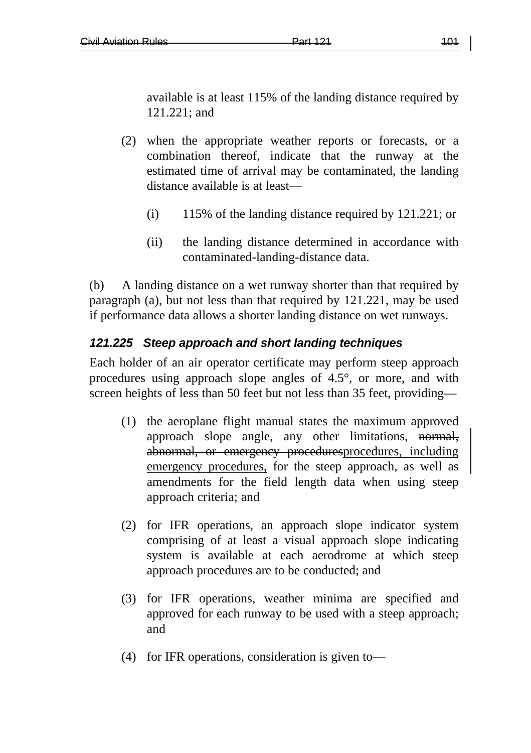available is at least 115% of the landing distance required by 121.221; and

(2) when the appropriate weather reports or forecasts, or a combination thereof, indicate that the runway at the estimated time of arrival may be contaminated, the landing distance available is at least—

(i) 115% of the landing distance required by 121.221; or

(ii) the landing distance determined in accordance with contaminated-landing-distance data.

(b) A landing distance on a wet runway shorter than that required by paragraph (a), but not less than that required by 121.221, may be used if performance data allows a shorter landing distance on wet runways.

### *121.225 Steep approach and short landing techniques*

Each holder of an air operator certificate may perform steep approach procedures using approach slope angles of 4.5°, or more, and with screen heights of less than 50 feet but not less than 35 feet, providing—

(1) the aeroplane flight manual states the maximum approved approach slope angle, any other limitations, ~~normal, abnormal, or emergency procedures~~procedures, including emergency procedures, for the steep approach, as well as amendments for the field length data when using steep approach criteria; and

(2) for IFR operations, an approach slope indicator system comprising of at least a visual approach slope indicating system is available at each aerodrome at which steep approach procedures are to be conducted; and

(3) for IFR operations, weather minima are specified and approved for each runway to be used with a steep approach; and

(4) for IFR operations, consideration is given to—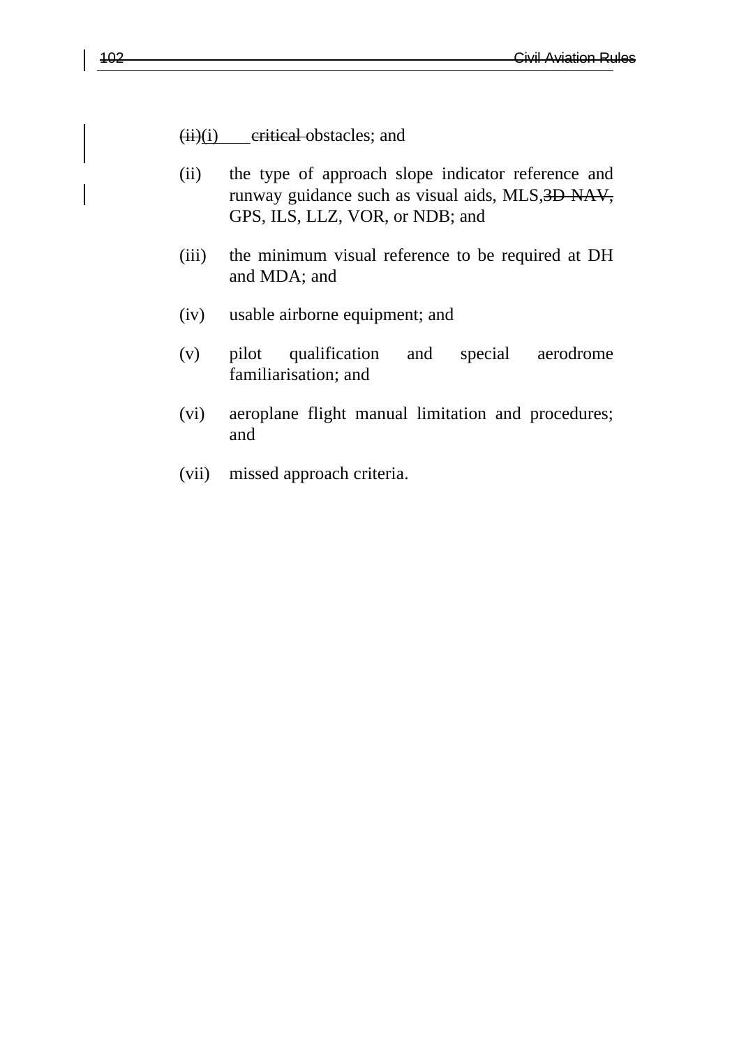~~(ii)~~(i) ~~critical~~ obstacles; and

(ii) the type of approach slope indicator reference and runway guidance such as visual aids, MLS,~~3D NAV,~~ GPS, ILS, LLZ, VOR, or NDB; and

(iii) the minimum visual reference to be required at DH and MDA; and

(iv) usable airborne equipment; and

(v) pilot qualification and special aerodrome familiarisation; and

(vi) aeroplane flight manual limitation and procedures; and

(vii) missed approach criteria.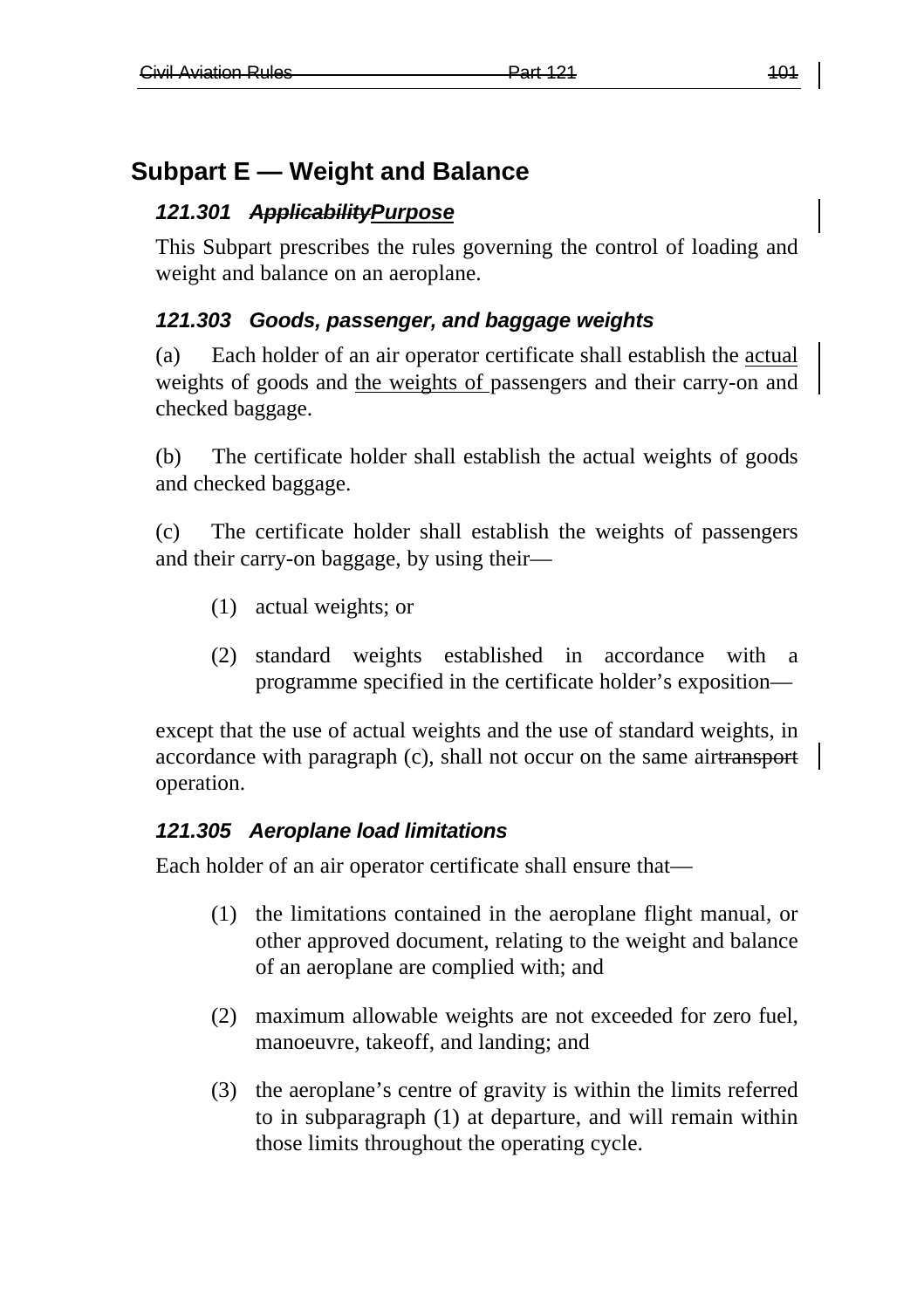## Subpart E — Weight and Balance

### *121.301 ~~Applicability~~Purpose*

This Subpart prescribes the rules governing the control of loading and weight and balance on an aeroplane.

### *121.303 Goods, passenger, and baggage weights*

(a) Each holder of an air operator certificate shall establish the actual weights of goods and the weights of passengers and their carry-on and checked baggage.

(b) The certificate holder shall establish the actual weights of goods and checked baggage.

(c) The certificate holder shall establish the weights of passengers and their carry-on baggage, by using their—

(1) actual weights; or

(2) standard weights established in accordance with a programme specified in the certificate holder's exposition—

except that the use of actual weights and the use of standard weights, in accordance with paragraph (c), shall not occur on the same air~~transport~~ operation.

### *121.305 Aeroplane load limitations*

Each holder of an air operator certificate shall ensure that—

(1) the limitations contained in the aeroplane flight manual, or other approved document, relating to the weight and balance of an aeroplane are complied with; and

(2) maximum allowable weights are not exceeded for zero fuel, manoeuvre, takeoff, and landing; and

(3) the aeroplane's centre of gravity is within the limits referred to in subparagraph (1) at departure, and will remain within those limits throughout the operating cycle.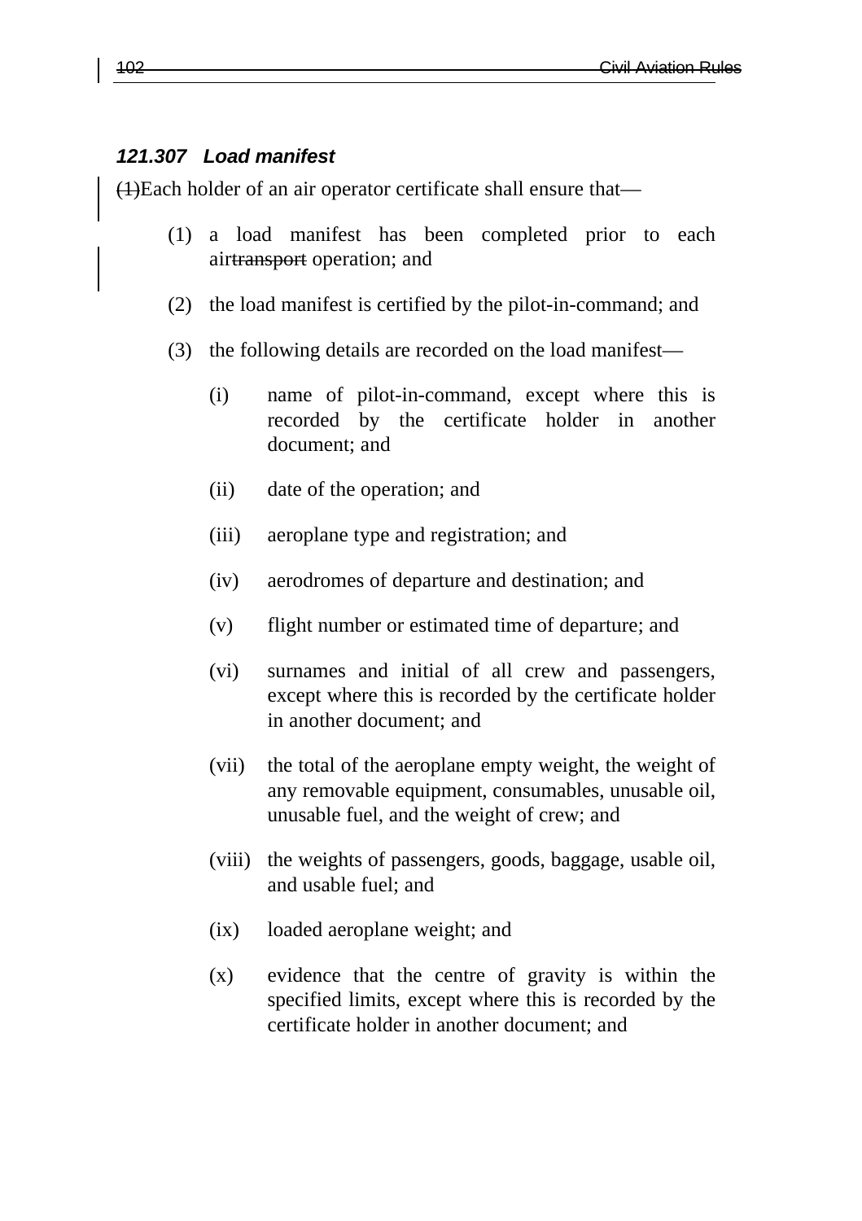### *121.307 Load manifest*

~~(1)~~Each holder of an air operator certificate shall ensure that—

(1) a load manifest has been completed prior to each air~~transport~~ operation; and

(2) the load manifest is certified by the pilot-in-command; and

(3) the following details are recorded on the load manifest—

   (i) name of pilot-in-command, except where this is recorded by the certificate holder in another document; and

   (ii) date of the operation; and

   (iii) aeroplane type and registration; and

   (iv) aerodromes of departure and destination; and

   (v) flight number or estimated time of departure; and

   (vi) surnames and initial of all crew and passengers, except where this is recorded by the certificate holder in another document; and

   (vii) the total of the aeroplane empty weight, the weight of any removable equipment, consumables, unusable oil, unusable fuel, and the weight of crew; and

   (viii) the weights of passengers, goods, baggage, usable oil, and usable fuel; and

   (ix) loaded aeroplane weight; and

   (x) evidence that the centre of gravity is within the specified limits, except where this is recorded by the certificate holder in another document; and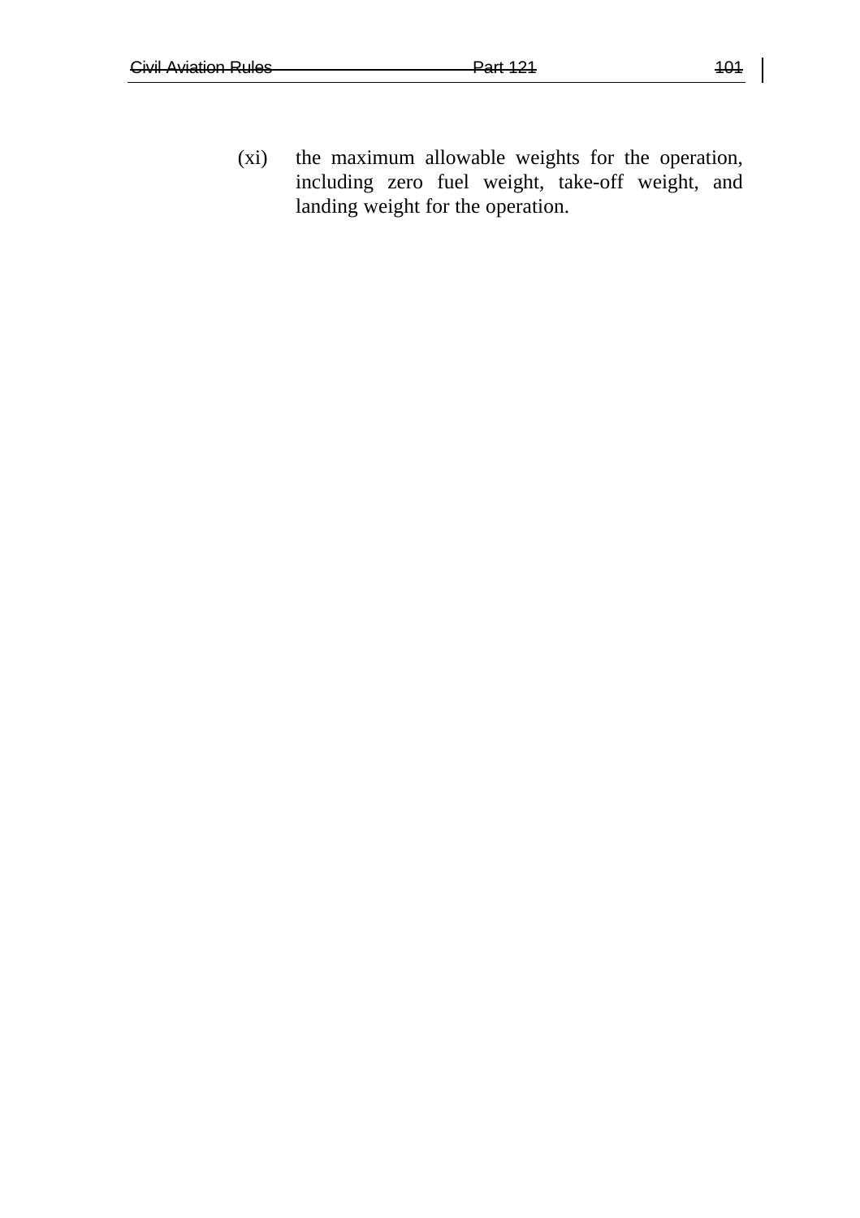(xi) the maximum allowable weights for the operation, including zero fuel weight, take-off weight, and landing weight for the operation.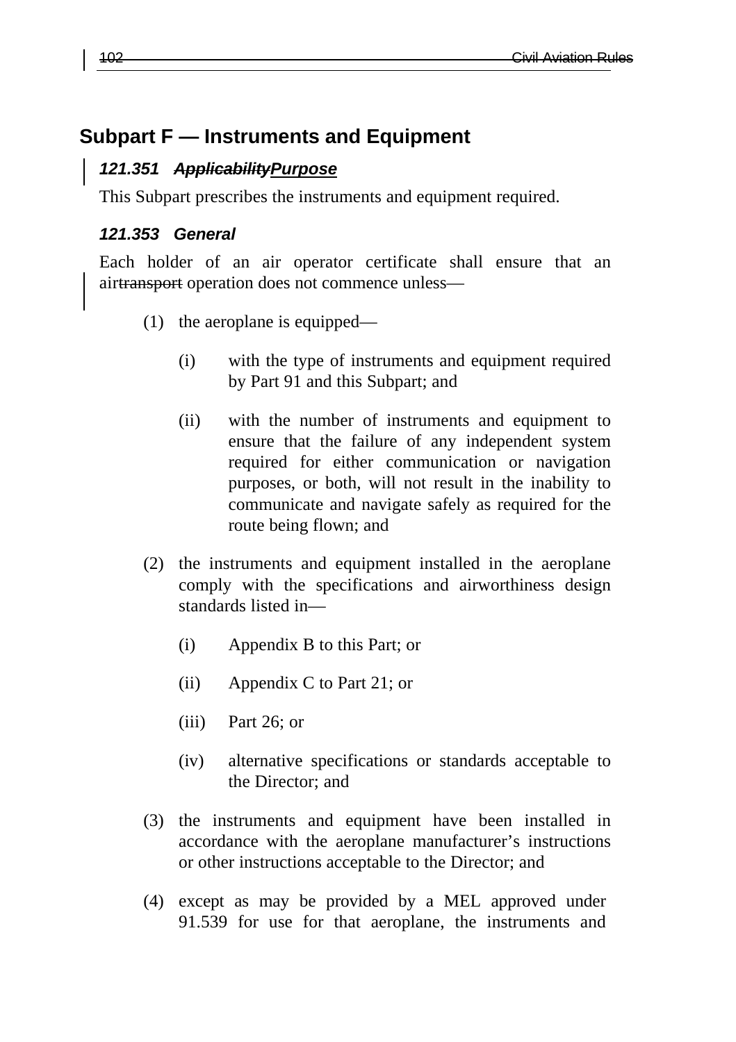## Subpart F — Instruments and Equipment

### *121.351 ~~Applicability~~Purpose*

This Subpart prescribes the instruments and equipment required.

### *121.353 General*

Each holder of an air operator certificate shall ensure that an air~~transport~~ operation does not commence unless—

(1) the aeroplane is equipped—

  (i) with the type of instruments and equipment required by Part 91 and this Subpart; and

  (ii) with the number of instruments and equipment to ensure that the failure of any independent system required for either communication or navigation purposes, or both, will not result in the inability to communicate and navigate safely as required for the route being flown; and

(2) the instruments and equipment installed in the aeroplane comply with the specifications and airworthiness design standards listed in—

  (i) Appendix B to this Part; or

  (ii) Appendix C to Part 21; or

  (iii) Part 26; or

  (iv) alternative specifications or standards acceptable to the Director; and

(3) the instruments and equipment have been installed in accordance with the aeroplane manufacturer's instructions or other instructions acceptable to the Director; and

(4) except as may be provided by a MEL approved under 91.539 for use for that aeroplane, the instruments and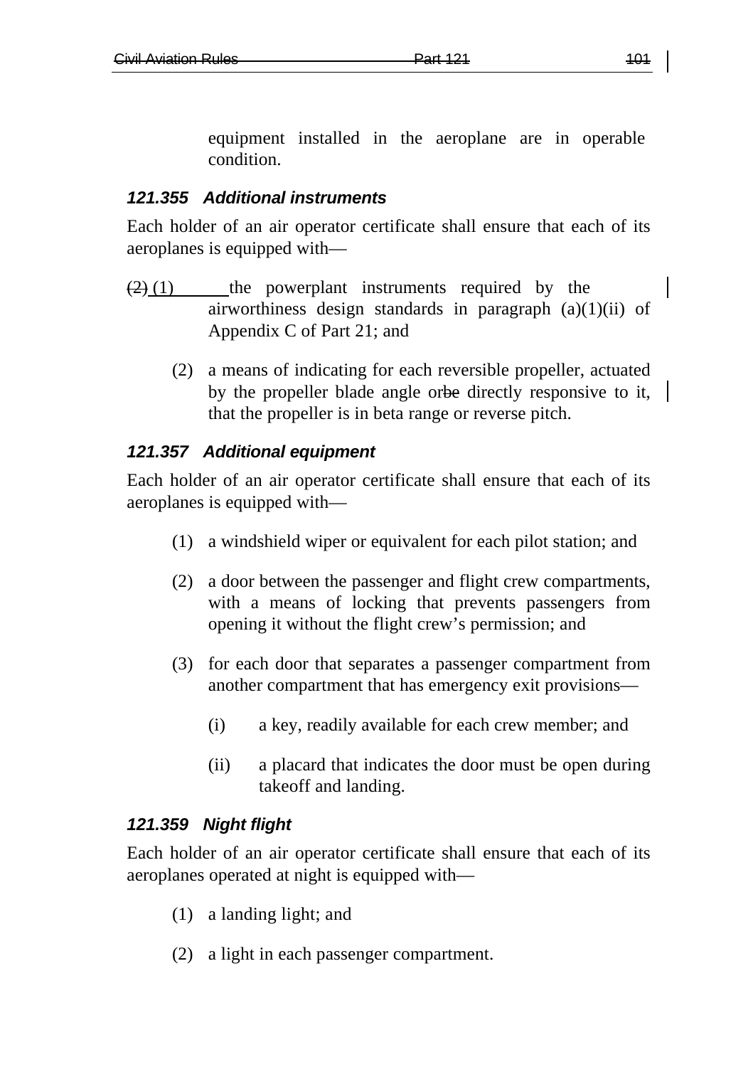equipment installed in the aeroplane are in operable condition.

### 121.355 Additional instruments

Each holder of an air operator certificate shall ensure that each of its aeroplanes is equipped with—

(1) the powerplant instruments required by the airworthiness design standards in paragraph (a)(1)(ii) of Appendix C of Part 21; and

(2) a means of indicating for each reversible propeller, actuated by the propeller blade angle or directly responsive to it, that the propeller is in beta range or reverse pitch.

### 121.357 Additional equipment

Each holder of an air operator certificate shall ensure that each of its aeroplanes is equipped with—

(1) a windshield wiper or equivalent for each pilot station; and

(2) a door between the passenger and flight crew compartments, with a means of locking that prevents passengers from opening it without the flight crew's permission; and

(3) for each door that separates a passenger compartment from another compartment that has emergency exit provisions—

    (i) a key, readily available for each crew member; and

    (ii) a placard that indicates the door must be open during takeoff and landing.

### 121.359 Night flight

Each holder of an air operator certificate shall ensure that each of its aeroplanes operated at night is equipped with—

(1) a landing light; and

(2) a light in each passenger compartment.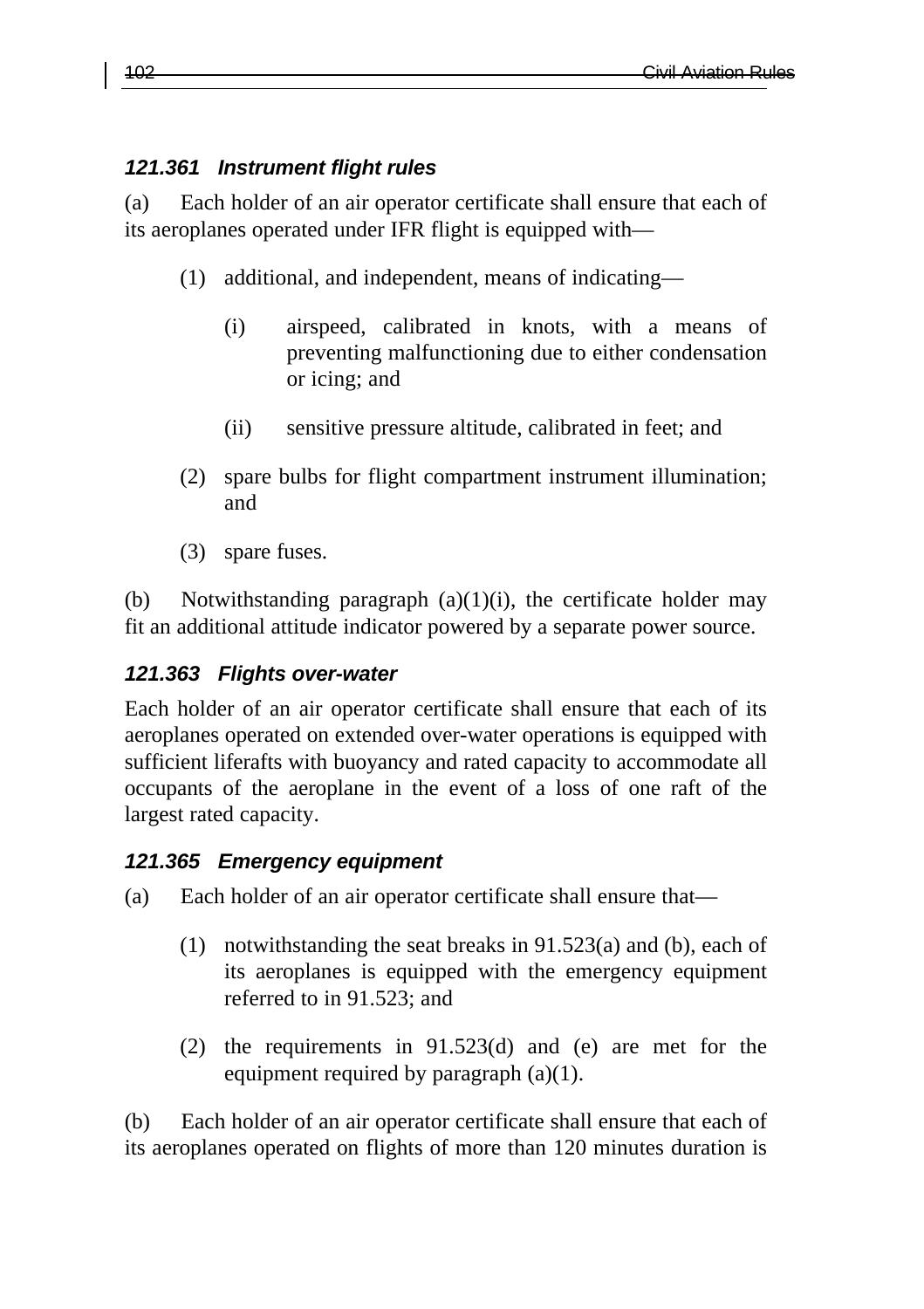### *121.361 Instrument flight rules*

(a) Each holder of an air operator certificate shall ensure that each of its aeroplanes operated under IFR flight is equipped with—

(1) additional, and independent, means of indicating—

(i) airspeed, calibrated in knots, with a means of preventing malfunctioning due to either condensation or icing; and

(ii) sensitive pressure altitude, calibrated in feet; and

(2) spare bulbs for flight compartment instrument illumination; and

(3) spare fuses.

(b) Notwithstanding paragraph (a)(1)(i), the certificate holder may fit an additional attitude indicator powered by a separate power source.

### *121.363 Flights over-water*

Each holder of an air operator certificate shall ensure that each of its aeroplanes operated on extended over-water operations is equipped with sufficient liferafts with buoyancy and rated capacity to accommodate all occupants of the aeroplane in the event of a loss of one raft of the largest rated capacity.

### *121.365 Emergency equipment*

(a) Each holder of an air operator certificate shall ensure that—

(1) notwithstanding the seat breaks in 91.523(a) and (b), each of its aeroplanes is equipped with the emergency equipment referred to in 91.523; and

(2) the requirements in 91.523(d) and (e) are met for the equipment required by paragraph (a)(1).

(b) Each holder of an air operator certificate shall ensure that each of its aeroplanes operated on flights of more than 120 minutes duration is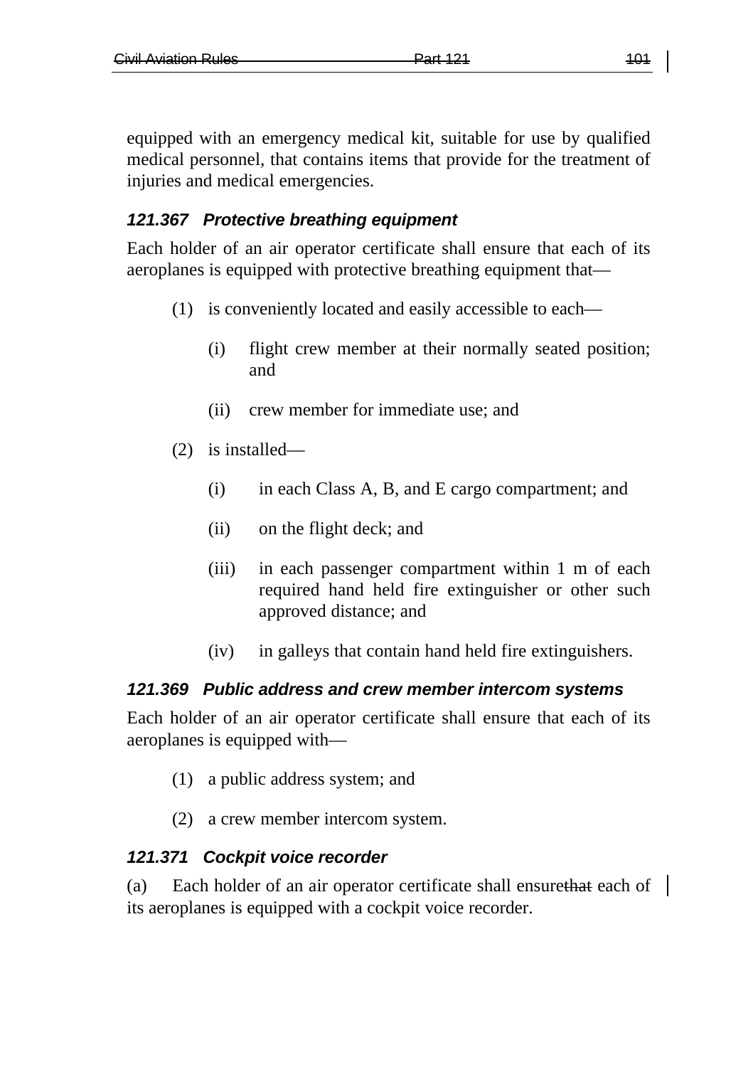equipped with an emergency medical kit, suitable for use by qualified medical personnel, that contains items that provide for the treatment of injuries and medical emergencies.

### 121.367 Protective breathing equipment

Each holder of an air operator certificate shall ensure that each of its aeroplanes is equipped with protective breathing equipment that—

(1) is conveniently located and easily accessible to each—

  (i) flight crew member at their normally seated position; and

  (ii) crew member for immediate use; and

(2) is installed—

  (i) in each Class A, B, and E cargo compartment; and

  (ii) on the flight deck; and

  (iii) in each passenger compartment within 1 m of each required hand held fire extinguisher or other such approved distance; and

  (iv) in galleys that contain hand held fire extinguishers.

### 121.369 Public address and crew member intercom systems

Each holder of an air operator certificate shall ensure that each of its aeroplanes is equipped with—

(1) a public address system; and

(2) a crew member intercom system.

### 121.371 Cockpit voice recorder

(a) Each holder of an air operator certificate shall ensure~~that~~ each of its aeroplanes is equipped with a cockpit voice recorder.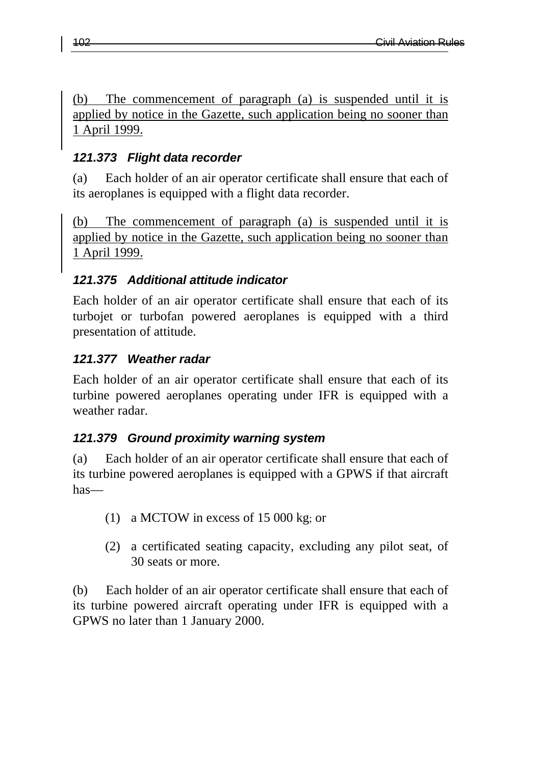(b) The commencement of paragraph (a) is suspended until it is applied by notice in the Gazette, such application being no sooner than 1 April 1999.

### *121.373 Flight data recorder*

(a) Each holder of an air operator certificate shall ensure that each of its aeroplanes is equipped with a flight data recorder.

(b) The commencement of paragraph (a) is suspended until it is applied by notice in the Gazette, such application being no sooner than 1 April 1999.

### *121.375 Additional attitude indicator*

Each holder of an air operator certificate shall ensure that each of its turbojet or turbofan powered aeroplanes is equipped with a third presentation of attitude.

### *121.377 Weather radar*

Each holder of an air operator certificate shall ensure that each of its turbine powered aeroplanes operating under IFR is equipped with a weather radar.

### *121.379 Ground proximity warning system*

(a) Each holder of an air operator certificate shall ensure that each of its turbine powered aeroplanes is equipped with a GPWS if that aircraft has—

(1) a MCTOW in excess of 15 000 kg; or

(2) a certificated seating capacity, excluding any pilot seat, of 30 seats or more.

(b) Each holder of an air operator certificate shall ensure that each of its turbine powered aircraft operating under IFR is equipped with a GPWS no later than 1 January 2000.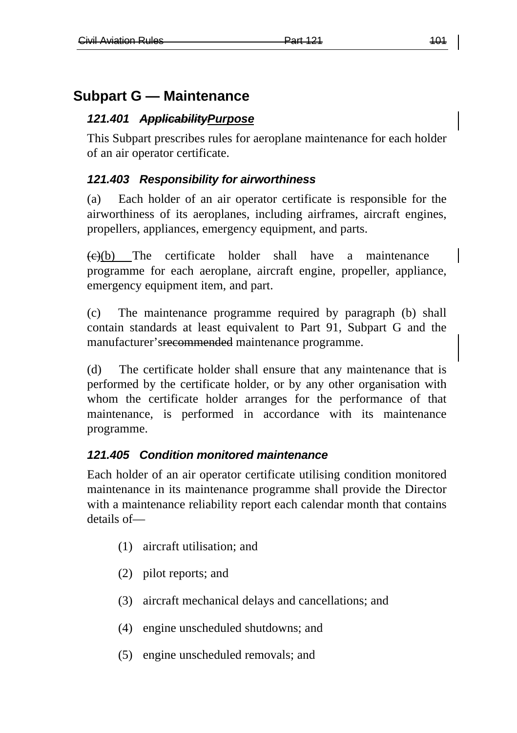## Subpart G — Maintenance

### *121.401 ~~Applicability~~Purpose*

This Subpart prescribes rules for aeroplane maintenance for each holder of an air operator certificate.

### *121.403 Responsibility for airworthiness*

(a) Each holder of an air operator certificate is responsible for the airworthiness of its aeroplanes, including airframes, aircraft engines, propellers, appliances, emergency equipment, and parts.

~~(c)~~(b) The certificate holder shall have a maintenance programme for each aeroplane, aircraft engine, propeller, appliance, emergency equipment item, and part.

(c) The maintenance programme required by paragraph (b) shall contain standards at least equivalent to Part 91, Subpart G and the manufacturer's~~s recommended~~ maintenance programme.

(d) The certificate holder shall ensure that any maintenance that is performed by the certificate holder, or by any other organisation with whom the certificate holder arranges for the performance of that maintenance, is performed in accordance with its maintenance programme.

### *121.405 Condition monitored maintenance*

Each holder of an air operator certificate utilising condition monitored maintenance in its maintenance programme shall provide the Director with a maintenance reliability report each calendar month that contains details of—

(1) aircraft utilisation; and

(2) pilot reports; and

(3) aircraft mechanical delays and cancellations; and

(4) engine unscheduled shutdowns; and

(5) engine unscheduled removals; and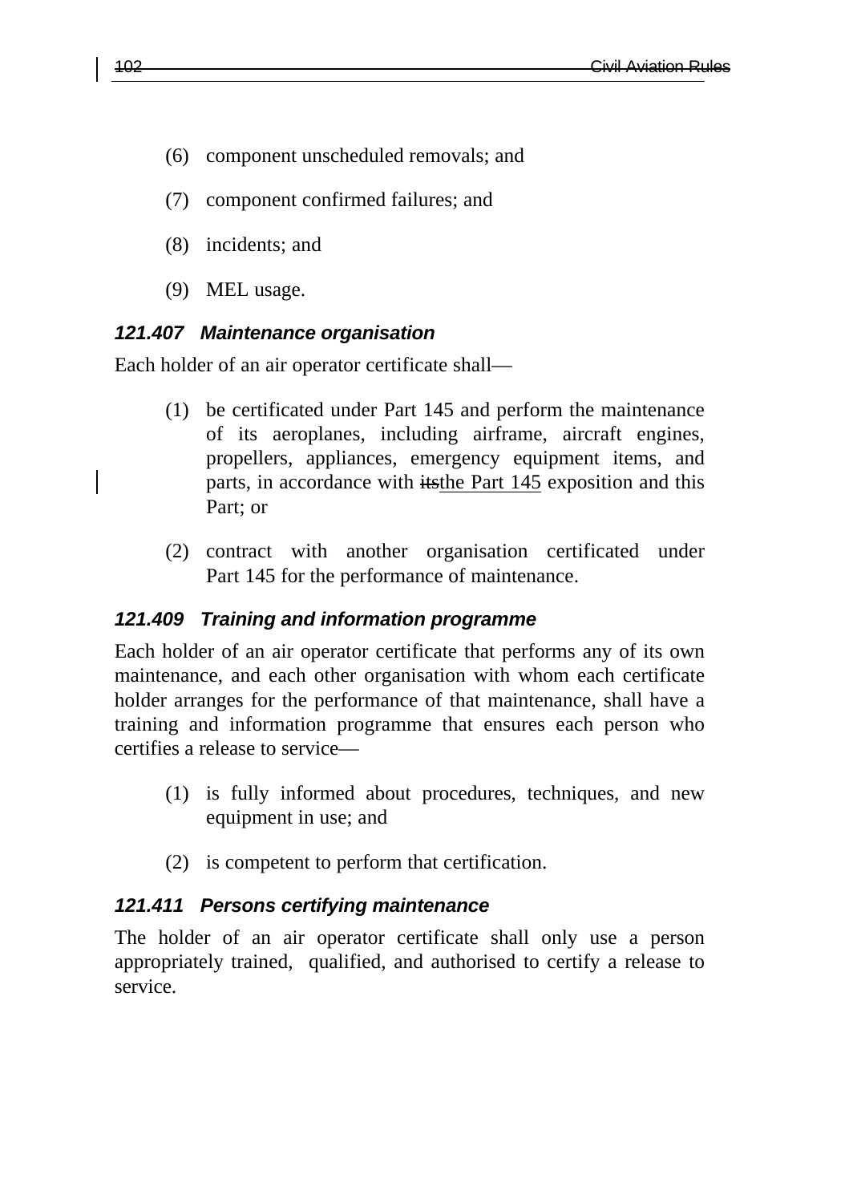(6) component unscheduled removals; and

(7) component confirmed failures; and

(8) incidents; and

(9) MEL usage.

### *121.407 Maintenance organisation*

Each holder of an air operator certificate shall—

(1) be certificated under Part 145 and perform the maintenance of its aeroplanes, including airframe, aircraft engines, propellers, appliances, emergency equipment items, and parts, in accordance with ~~its~~the Part 145 exposition and this Part; or

(2) contract with another organisation certificated under Part 145 for the performance of maintenance.

### *121.409 Training and information programme*

Each holder of an air operator certificate that performs any of its own maintenance, and each other organisation with whom each certificate holder arranges for the performance of that maintenance, shall have a training and information programme that ensures each person who certifies a release to service—

(1) is fully informed about procedures, techniques, and new equipment in use; and

(2) is competent to perform that certification.

### *121.411 Persons certifying maintenance*

The holder of an air operator certificate shall only use a person appropriately trained, qualified, and authorised to certify a release to service.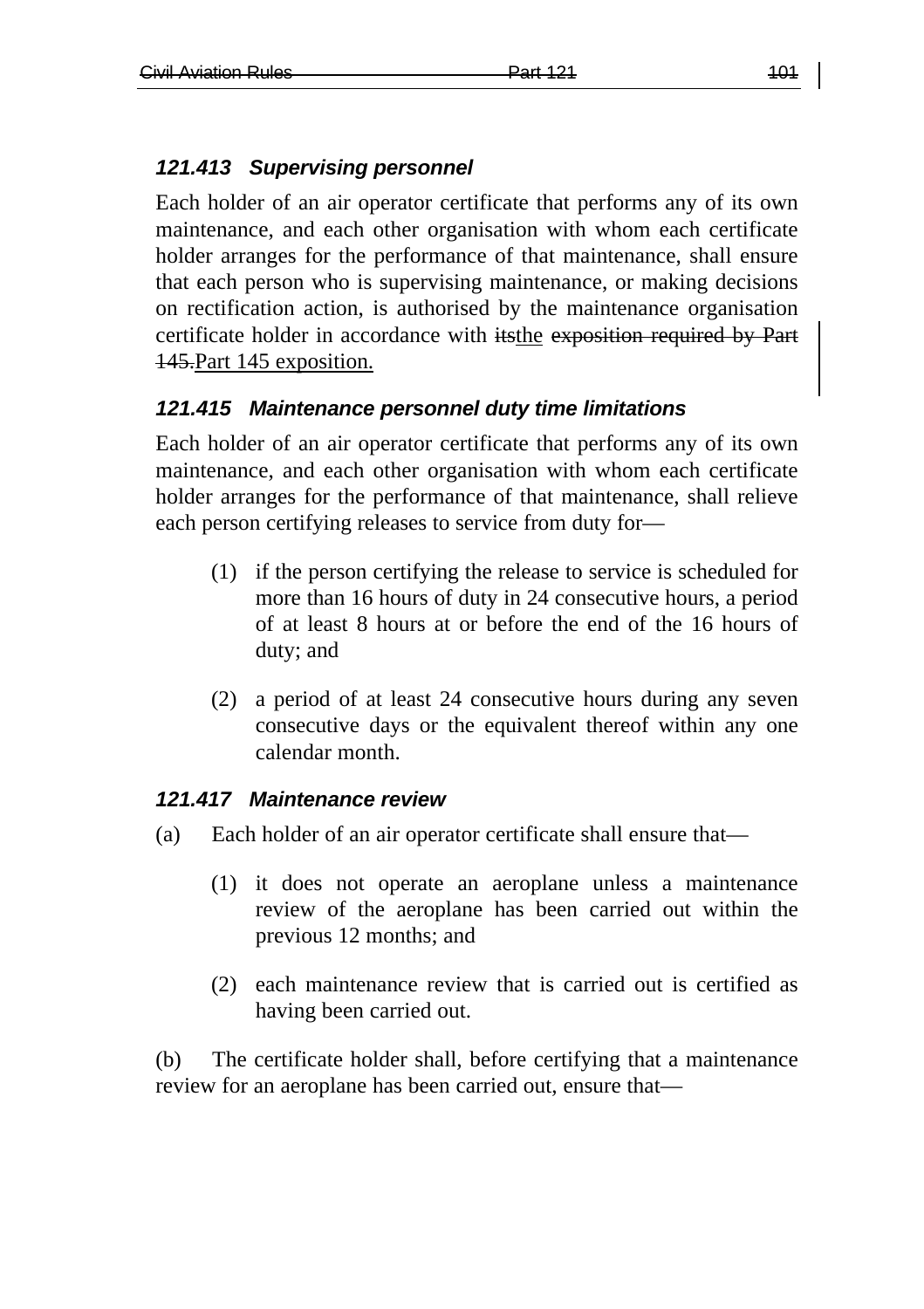### *121.413 Supervising personnel*

Each holder of an air operator certificate that performs any of its own maintenance, and each other organisation with whom each certificate holder arranges for the performance of that maintenance, shall ensure that each person who is supervising maintenance, or making decisions on rectification action, is authorised by the maintenance organisation certificate holder in accordance with ~~its~~the ~~exposition required by Part 145.~~Part 145 exposition.

### *121.415 Maintenance personnel duty time limitations*

Each holder of an air operator certificate that performs any of its own maintenance, and each other organisation with whom each certificate holder arranges for the performance of that maintenance, shall relieve each person certifying releases to service from duty for—

(1) if the person certifying the release to service is scheduled for more than 16 hours of duty in 24 consecutive hours, a period of at least 8 hours at or before the end of the 16 hours of duty; and

(2) a period of at least 24 consecutive hours during any seven consecutive days or the equivalent thereof within any one calendar month.

### *121.417 Maintenance review*

(a) Each holder of an air operator certificate shall ensure that—

(1) it does not operate an aeroplane unless a maintenance review of the aeroplane has been carried out within the previous 12 months; and

(2) each maintenance review that is carried out is certified as having been carried out.

(b) The certificate holder shall, before certifying that a maintenance review for an aeroplane has been carried out, ensure that—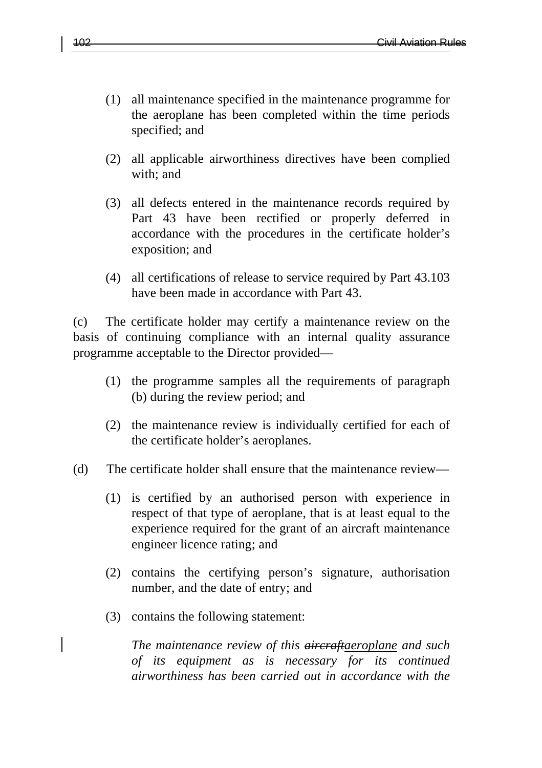(1) all maintenance specified in the maintenance programme for the aeroplane has been completed within the time periods specified; and

(2) all applicable airworthiness directives have been complied with; and

(3) all defects entered in the maintenance records required by Part 43 have been rectified or properly deferred in accordance with the procedures in the certificate holder's exposition; and

(4) all certifications of release to service required by Part 43.103 have been made in accordance with Part 43.

(c) The certificate holder may certify a maintenance review on the basis of continuing compliance with an internal quality assurance programme acceptable to the Director provided—

(1) the programme samples all the requirements of paragraph (b) during the review period; and

(2) the maintenance review is individually certified for each of the certificate holder's aeroplanes.

(d) The certificate holder shall ensure that the maintenance review—

(1) is certified by an authorised person with experience in respect of that type of aeroplane, that is at least equal to the experience required for the grant of an aircraft maintenance engineer licence rating; and

(2) contains the certifying person's signature, authorisation number, and the date of entry; and

(3) contains the following statement:

*The maintenance review of this ~~aircraft~~aeroplane and such of its equipment as is necessary for its continued airworthiness has been carried out in accordance with the*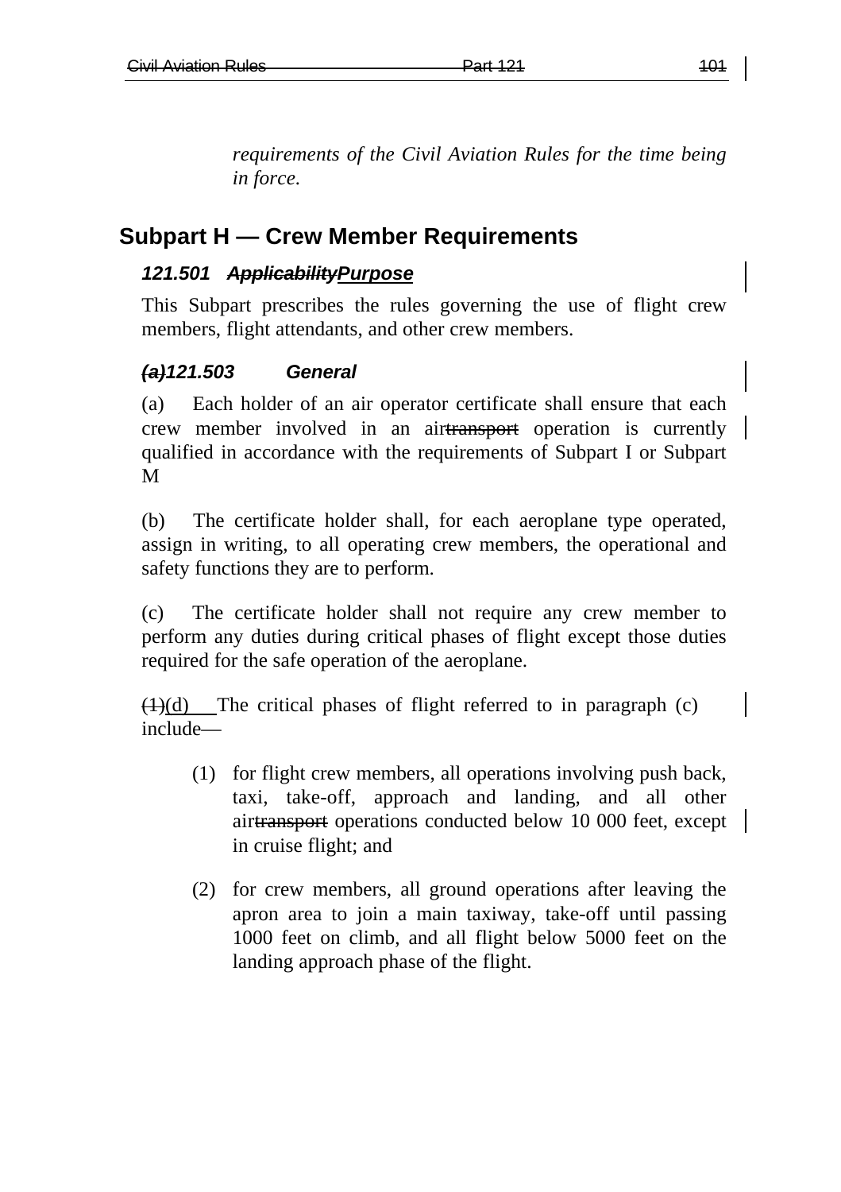*requirements of the Civil Aviation Rules for the time being in force.*

## Subpart H — Crew Member Requirements

### 121.501 ~~Applicability~~Purpose

This Subpart prescribes the rules governing the use of flight crew members, flight attendants, and other crew members.

### ~~(a)~~121.503 General

(a) Each holder of an air operator certificate shall ensure that each crew member involved in an air~~transport~~ operation is currently qualified in accordance with the requirements of Subpart I or Subpart M

(b) The certificate holder shall, for each aeroplane type operated, assign in writing, to all operating crew members, the operational and safety functions they are to perform.

(c) The certificate holder shall not require any crew member to perform any duties during critical phases of flight except those duties required for the safe operation of the aeroplane.

~~(1)~~(d) The critical phases of flight referred to in paragraph (c) include—

(1) for flight crew members, all operations involving push back, taxi, take-off, approach and landing, and all other air~~transport~~ operations conducted below 10 000 feet, except in cruise flight; and

(2) for crew members, all ground operations after leaving the apron area to join a main taxiway, take-off until passing 1000 feet on climb, and all flight below 5000 feet on the landing approach phase of the flight.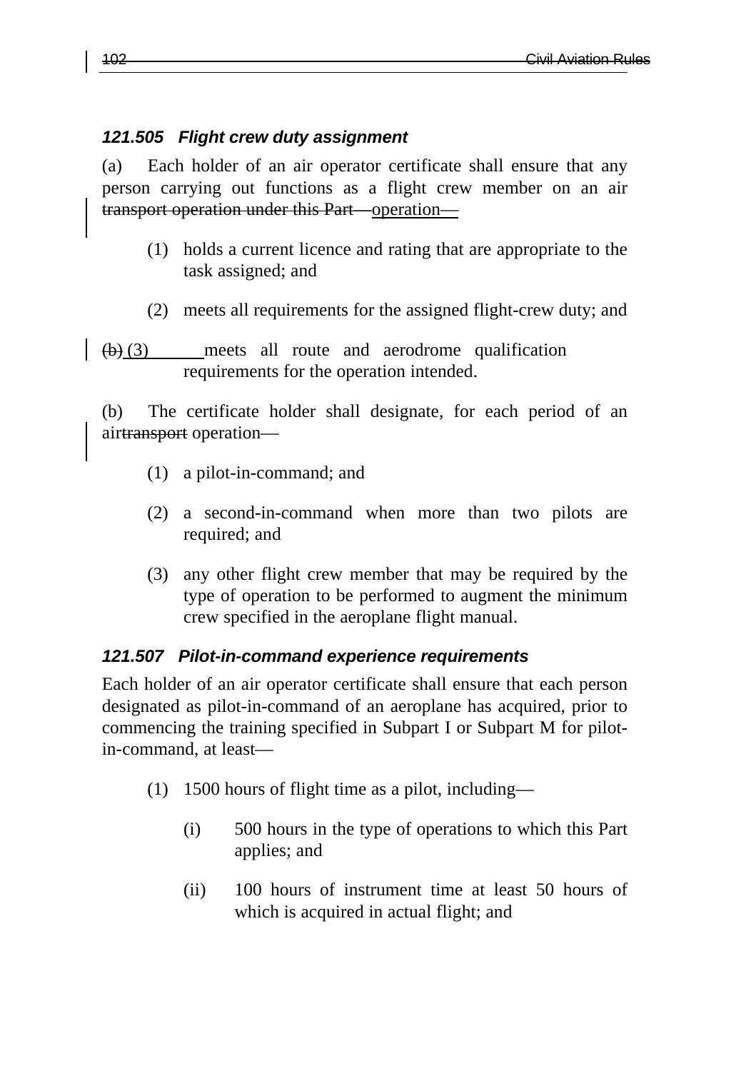### *121.505 Flight crew duty assignment*

(a) Each holder of an air operator certificate shall ensure that any person carrying out functions as a flight crew member on an air ~~transport operation under this Part—~~operation—

(1) holds a current licence and rating that are appropriate to the task assigned; and

(2) meets all requirements for the assigned flight-crew duty; and

~~(b)~~ (3) meets all route and aerodrome qualification requirements for the operation intended.

(b) The certificate holder shall designate, for each period of an air~~transport~~ operation—

(1) a pilot-in-command; and

(2) a second-in-command when more than two pilots are required; and

(3) any other flight crew member that may be required by the type of operation to be performed to augment the minimum crew specified in the aeroplane flight manual.

### *121.507 Pilot-in-command experience requirements*

Each holder of an air operator certificate shall ensure that each person designated as pilot-in-command of an aeroplane has acquired, prior to commencing the training specified in Subpart I or Subpart M for pilot-in-command, at least—

(1) 1500 hours of flight time as a pilot, including—

(i) 500 hours in the type of operations to which this Part applies; and

(ii) 100 hours of instrument time at least 50 hours of which is acquired in actual flight; and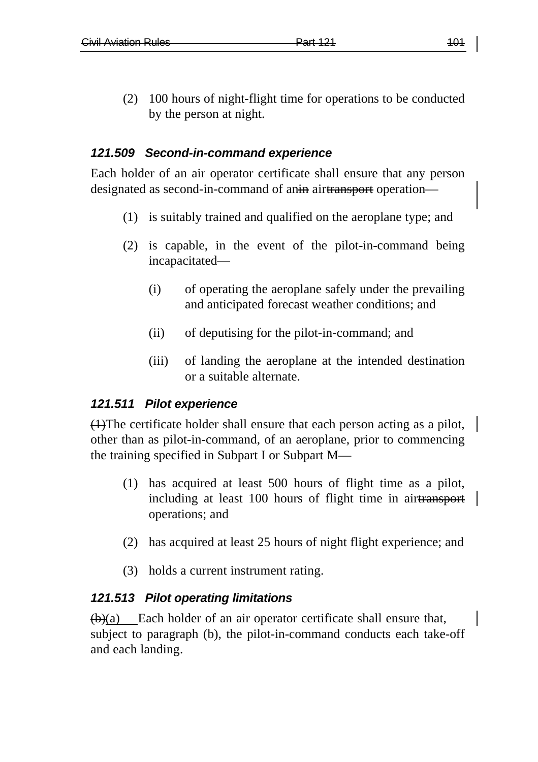(2) 100 hours of night-flight time for operations to be conducted by the person at night.

### *121.509 Second-in-command experience*

Each holder of an air operator certificate shall ensure that any person designated as second-in-command of an~~in~~ air~~transport~~ operation—

(1) is suitably trained and qualified on the aeroplane type; and

(2) is capable, in the event of the pilot-in-command being incapacitated—

(i) of operating the aeroplane safely under the prevailing and anticipated forecast weather conditions; and

(ii) of deputising for the pilot-in-command; and

(iii) of landing the aeroplane at the intended destination or a suitable alternate.

### *121.511 Pilot experience*

~~(1)~~The certificate holder shall ensure that each person acting as a pilot, other than as pilot-in-command, of an aeroplane, prior to commencing the training specified in Subpart I or Subpart M—

(1) has acquired at least 500 hours of flight time as a pilot, including at least 100 hours of flight time in air~~transport~~ operations; and

(2) has acquired at least 25 hours of night flight experience; and

(3) holds a current instrument rating.

### *121.513 Pilot operating limitations*

~~(b)~~(a) Each holder of an air operator certificate shall ensure that, subject to paragraph (b), the pilot-in-command conducts each take-off and each landing.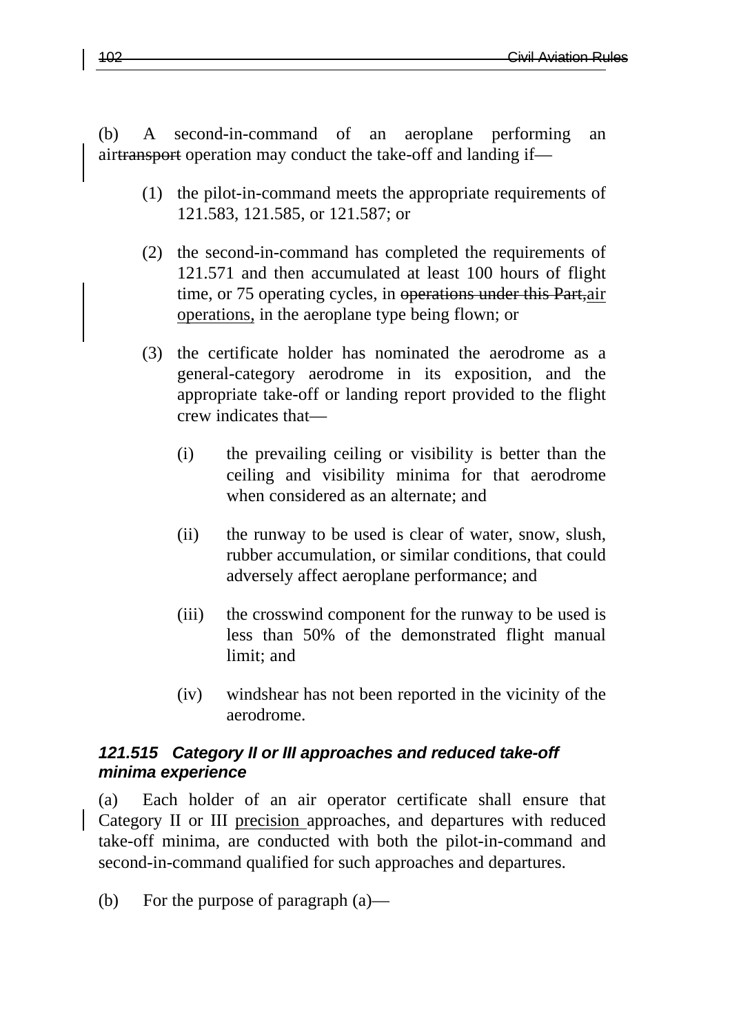(b) A second-in-command of an aeroplane performing an air~~transport~~ operation may conduct the take-off and landing if—

(1) the pilot-in-command meets the appropriate requirements of 121.583, 121.585, or 121.587; or

(2) the second-in-command has completed the requirements of 121.571 and then accumulated at least 100 hours of flight time, or 75 operating cycles, in ~~operations under this Part,~~air operations, in the aeroplane type being flown; or

(3) the certificate holder has nominated the aerodrome as a general-category aerodrome in its exposition, and the appropriate take-off or landing report provided to the flight crew indicates that—

(i) the prevailing ceiling or visibility is better than the ceiling and visibility minima for that aerodrome when considered as an alternate; and

(ii) the runway to be used is clear of water, snow, slush, rubber accumulation, or similar conditions, that could adversely affect aeroplane performance; and

(iii) the crosswind component for the runway to be used is less than 50% of the demonstrated flight manual limit; and

(iv) windshear has not been reported in the vicinity of the aerodrome.

### *121.515 Category II or III approaches and reduced take-off minima experience*

(a) Each holder of an air operator certificate shall ensure that Category II or III precision approaches, and departures with reduced take-off minima, are conducted with both the pilot-in-command and second-in-command qualified for such approaches and departures.

(b) For the purpose of paragraph (a)—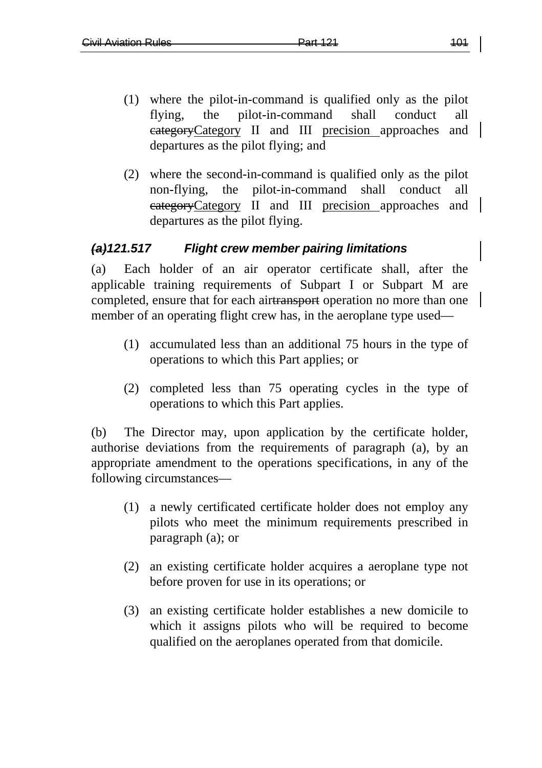(1) where the pilot-in-command is qualified only as the pilot flying, the pilot-in-command shall conduct all ~~category~~Category II and III precision approaches and departures as the pilot flying; and

(2) where the second-in-command is qualified only as the pilot non-flying, the pilot-in-command shall conduct all ~~category~~Category II and III precision approaches and departures as the pilot flying.

### ***~~(a)~~121.517 Flight crew member pairing limitations***

(a) Each holder of an air operator certificate shall, after the applicable training requirements of Subpart I or Subpart M are completed, ensure that for each air~~transport~~ operation no more than one member of an operating flight crew has, in the aeroplane type used—

(1) accumulated less than an additional 75 hours in the type of operations to which this Part applies; or

(2) completed less than 75 operating cycles in the type of operations to which this Part applies.

(b) The Director may, upon application by the certificate holder, authorise deviations from the requirements of paragraph (a), by an appropriate amendment to the operations specifications, in any of the following circumstances—

(1) a newly certificated certificate holder does not employ any pilots who meet the minimum requirements prescribed in paragraph (a); or

(2) an existing certificate holder acquires a aeroplane type not before proven for use in its operations; or

(3) an existing certificate holder establishes a new domicile to which it assigns pilots who will be required to become qualified on the aeroplanes operated from that domicile.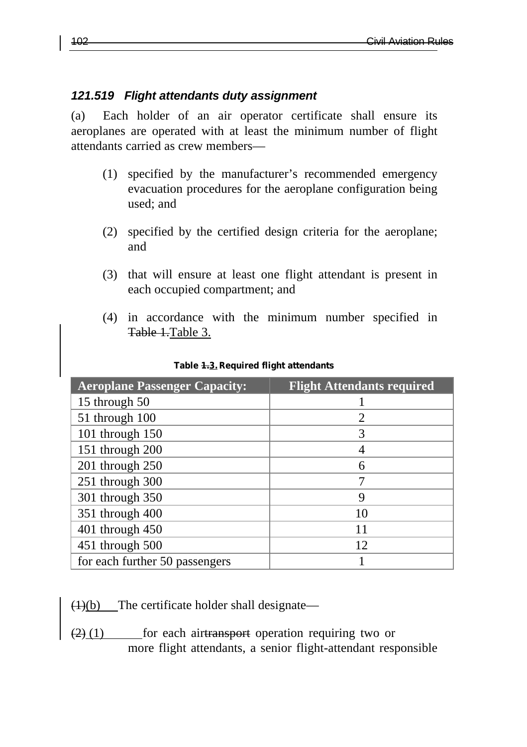### *121.519 Flight attendants duty assignment*

(a) Each holder of an air operator certificate shall ensure its aeroplanes are operated with at least the minimum number of flight attendants carried as crew members—

(1) specified by the manufacturer's recommended emergency evacuation procedures for the aeroplane configuration being used; and

(2) specified by the certified design criteria for the aeroplane; and

(3) that will ensure at least one flight attendant is present in each occupied compartment; and

(4) in accordance with the minimum number specified in ~~Table 1.~~Table 3.

**Table ~~1.~~3. Required flight attendants**

| Aeroplane Passenger Capacity: | Flight Attendants required |
|---|---|
| 15 through 50 | 1 |
| 51 through 100 | 2 |
| 101 through 150 | 3 |
| 151 through 200 | 4 |
| 201 through 250 | 6 |
| 251 through 300 | 7 |
| 301 through 350 | 9 |
| 351 through 400 | 10 |
| 401 through 450 | 11 |
| 451 through 500 | 12 |
| for each further 50 passengers | 1 |

~~(1)~~(b) The certificate holder shall designate—

~~(2)~~ (1) for each air~~transport~~ operation requiring two or more flight attendants, a senior flight-attendant responsible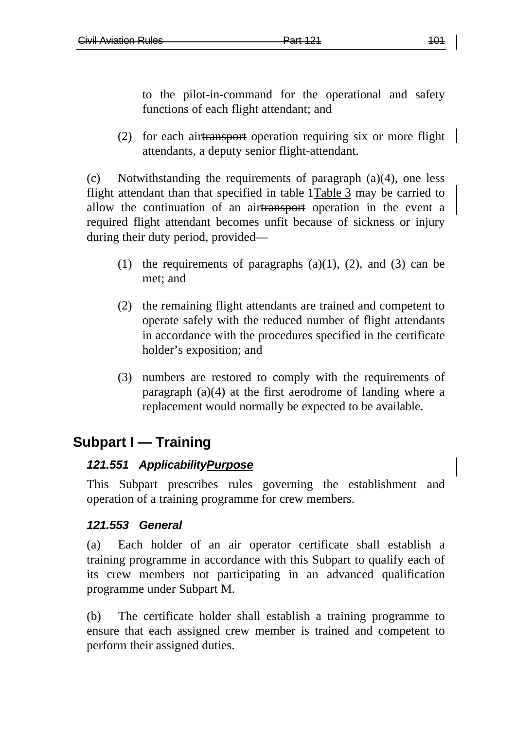to the pilot-in-command for the operational and safety functions of each flight attendant; and

(2) for each air~~transport~~ operation requiring six or more flight attendants, a deputy senior flight-attendant.

(c) Notwithstanding the requirements of paragraph (a)(4), one less flight attendant than that specified in ~~table 1~~Table 3 may be carried to allow the continuation of an air~~transport~~ operation in the event a required flight attendant becomes unfit because of sickness or injury during their duty period, provided—

(1) the requirements of paragraphs (a)(1), (2), and (3) can be met; and

(2) the remaining flight attendants are trained and competent to operate safely with the reduced number of flight attendants in accordance with the procedures specified in the certificate holder's exposition; and

(3) numbers are restored to comply with the requirements of paragraph (a)(4) at the first aerodrome of landing where a replacement would normally be expected to be available.

## Subpart I — Training

### *121.551 ~~Applicability~~Purpose*

This Subpart prescribes rules governing the establishment and operation of a training programme for crew members.

### *121.553 General*

(a) Each holder of an air operator certificate shall establish a training programme in accordance with this Subpart to qualify each of its crew members not participating in an advanced qualification programme under Subpart M.

(b) The certificate holder shall establish a training programme to ensure that each assigned crew member is trained and competent to perform their assigned duties.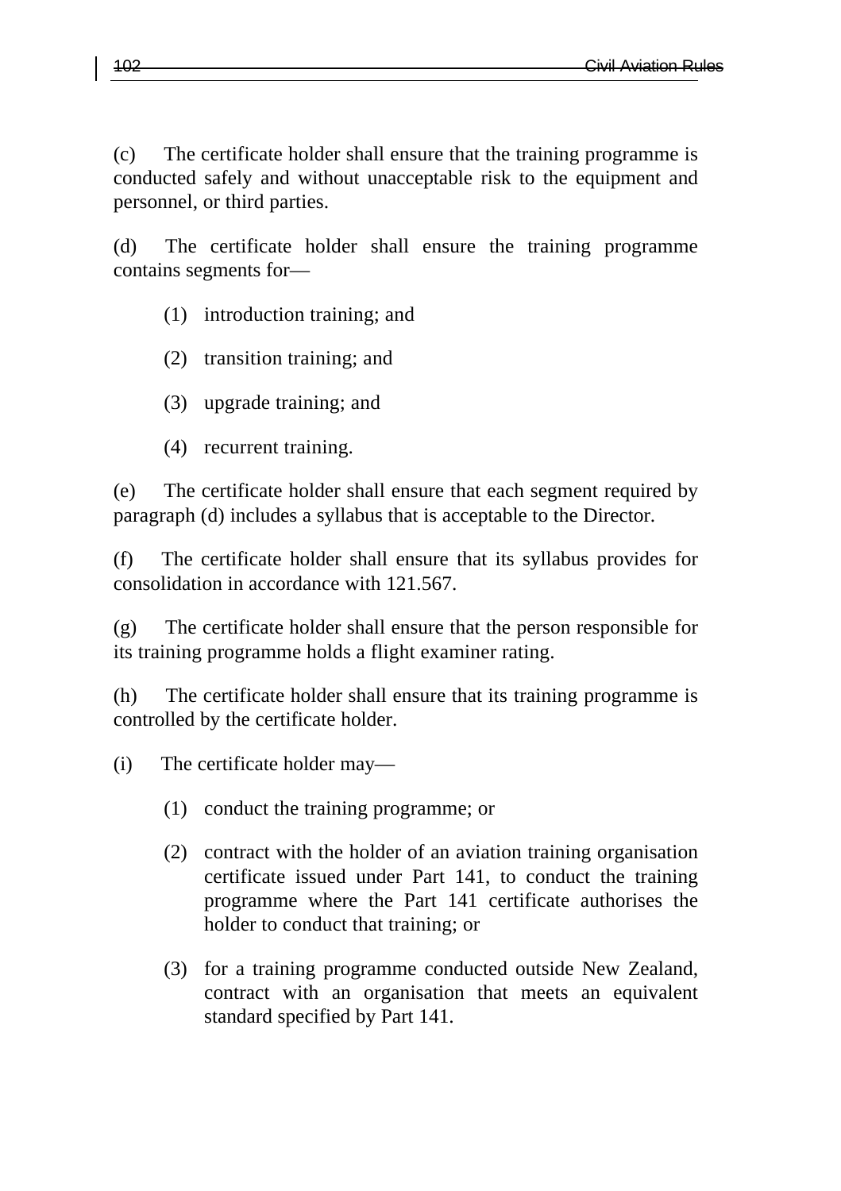(c) The certificate holder shall ensure that the training programme is conducted safely and without unacceptable risk to the equipment and personnel, or third parties.

(d) The certificate holder shall ensure the training programme contains segments for—

(1) introduction training; and

(2) transition training; and

(3) upgrade training; and

(4) recurrent training.

(e) The certificate holder shall ensure that each segment required by paragraph (d) includes a syllabus that is acceptable to the Director.

(f) The certificate holder shall ensure that its syllabus provides for consolidation in accordance with 121.567.

(g) The certificate holder shall ensure that the person responsible for its training programme holds a flight examiner rating.

(h) The certificate holder shall ensure that its training programme is controlled by the certificate holder.

(i) The certificate holder may—

(1) conduct the training programme; or

(2) contract with the holder of an aviation training organisation certificate issued under Part 141, to conduct the training programme where the Part 141 certificate authorises the holder to conduct that training; or

(3) for a training programme conducted outside New Zealand, contract with an organisation that meets an equivalent standard specified by Part 141.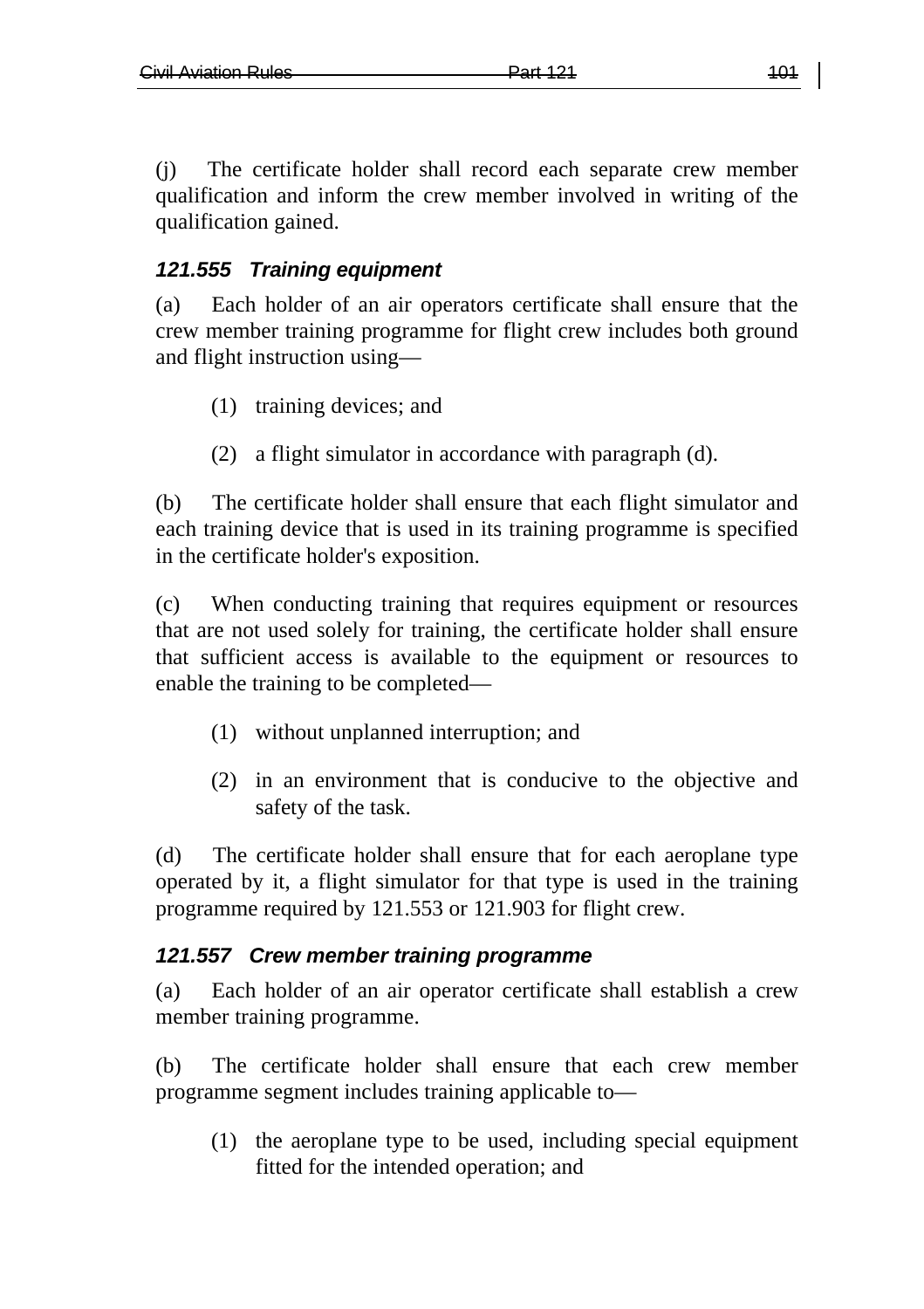(j) The certificate holder shall record each separate crew member qualification and inform the crew member involved in writing of the qualification gained.

### *121.555 Training equipment*

(a) Each holder of an air operators certificate shall ensure that the crew member training programme for flight crew includes both ground and flight instruction using—

(1) training devices; and

(2) a flight simulator in accordance with paragraph (d).

(b) The certificate holder shall ensure that each flight simulator and each training device that is used in its training programme is specified in the certificate holder's exposition.

(c) When conducting training that requires equipment or resources that are not used solely for training, the certificate holder shall ensure that sufficient access is available to the equipment or resources to enable the training to be completed—

(1) without unplanned interruption; and

(2) in an environment that is conducive to the objective and safety of the task.

(d) The certificate holder shall ensure that for each aeroplane type operated by it, a flight simulator for that type is used in the training programme required by 121.553 or 121.903 for flight crew.

### *121.557 Crew member training programme*

(a) Each holder of an air operator certificate shall establish a crew member training programme.

(b) The certificate holder shall ensure that each crew member programme segment includes training applicable to—

(1) the aeroplane type to be used, including special equipment fitted for the intended operation; and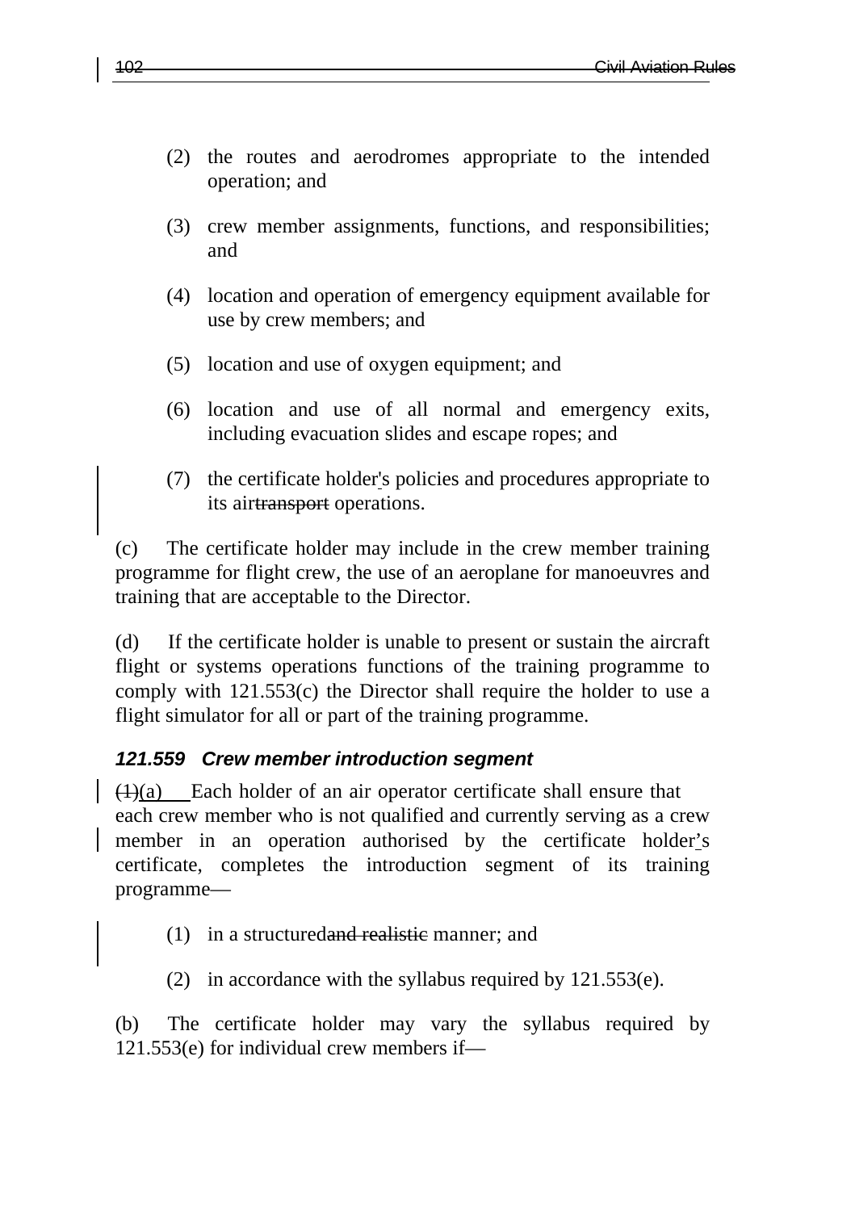(2) the routes and aerodromes appropriate to the intended operation; and

(3) crew member assignments, functions, and responsibilities; and

(4) location and operation of emergency equipment available for use by crew members; and

(5) location and use of oxygen equipment; and

(6) location and use of all normal and emergency exits, including evacuation slides and escape ropes; and

(7) the certificate holder's policies and procedures appropriate to its air~~transport~~ operations.

(c) The certificate holder may include in the crew member training programme for flight crew, the use of an aeroplane for manoeuvres and training that are acceptable to the Director.

(d) If the certificate holder is unable to present or sustain the aircraft flight or systems operations functions of the training programme to comply with 121.553(c) the Director shall require the holder to use a flight simulator for all or part of the training programme.

### *121.559 Crew member introduction segment*

~~(1)~~(a) Each holder of an air operator certificate shall ensure that each crew member who is not qualified and currently serving as a crew member in an operation authorised by the certificate holder's certificate, completes the introduction segment of its training programme—

(1) in a structured~~and realistic~~ manner; and

(2) in accordance with the syllabus required by 121.553(e).

(b) The certificate holder may vary the syllabus required by 121.553(e) for individual crew members if—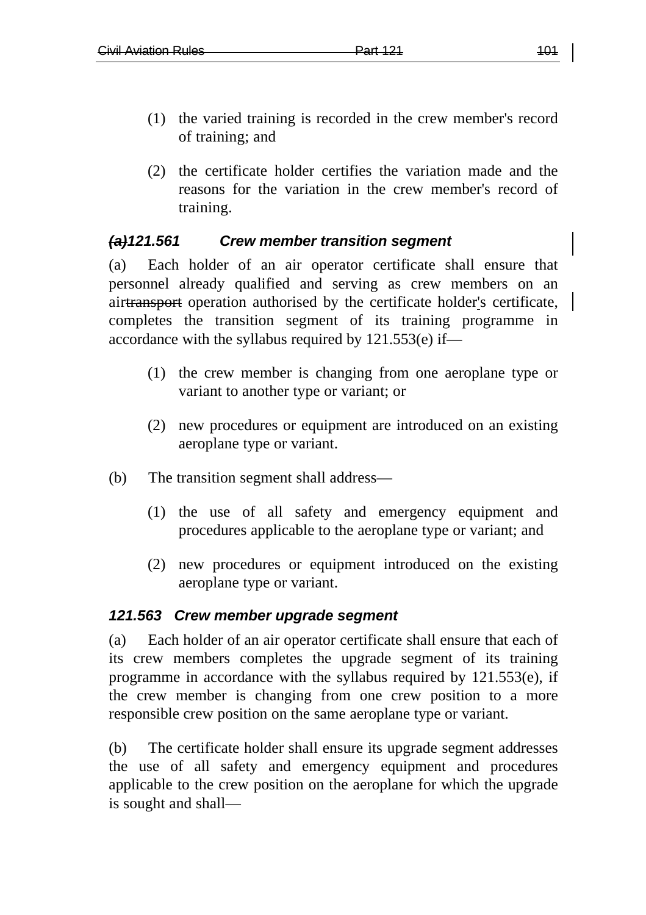(1) the varied training is recorded in the crew member's record of training; and

(2) the certificate holder certifies the variation made and the reasons for the variation in the crew member's record of training.

### ~~(a)~~121.561 Crew member transition segment

(a) Each holder of an air operator certificate shall ensure that personnel already qualified and serving as crew members on an air~~transport~~ operation authorised by the certificate holder's certificate, completes the transition segment of its training programme in accordance with the syllabus required by 121.553(e) if—

(1) the crew member is changing from one aeroplane type or variant to another type or variant; or

(2) new procedures or equipment are introduced on an existing aeroplane type or variant.

(b) The transition segment shall address—

(1) the use of all safety and emergency equipment and procedures applicable to the aeroplane type or variant; and

(2) new procedures or equipment introduced on the existing aeroplane type or variant.

### 121.563 Crew member upgrade segment

(a) Each holder of an air operator certificate shall ensure that each of its crew members completes the upgrade segment of its training programme in accordance with the syllabus required by 121.553(e), if the crew member is changing from one crew position to a more responsible crew position on the same aeroplane type or variant.

(b) The certificate holder shall ensure its upgrade segment addresses the use of all safety and emergency equipment and procedures applicable to the crew position on the aeroplane for which the upgrade is sought and shall—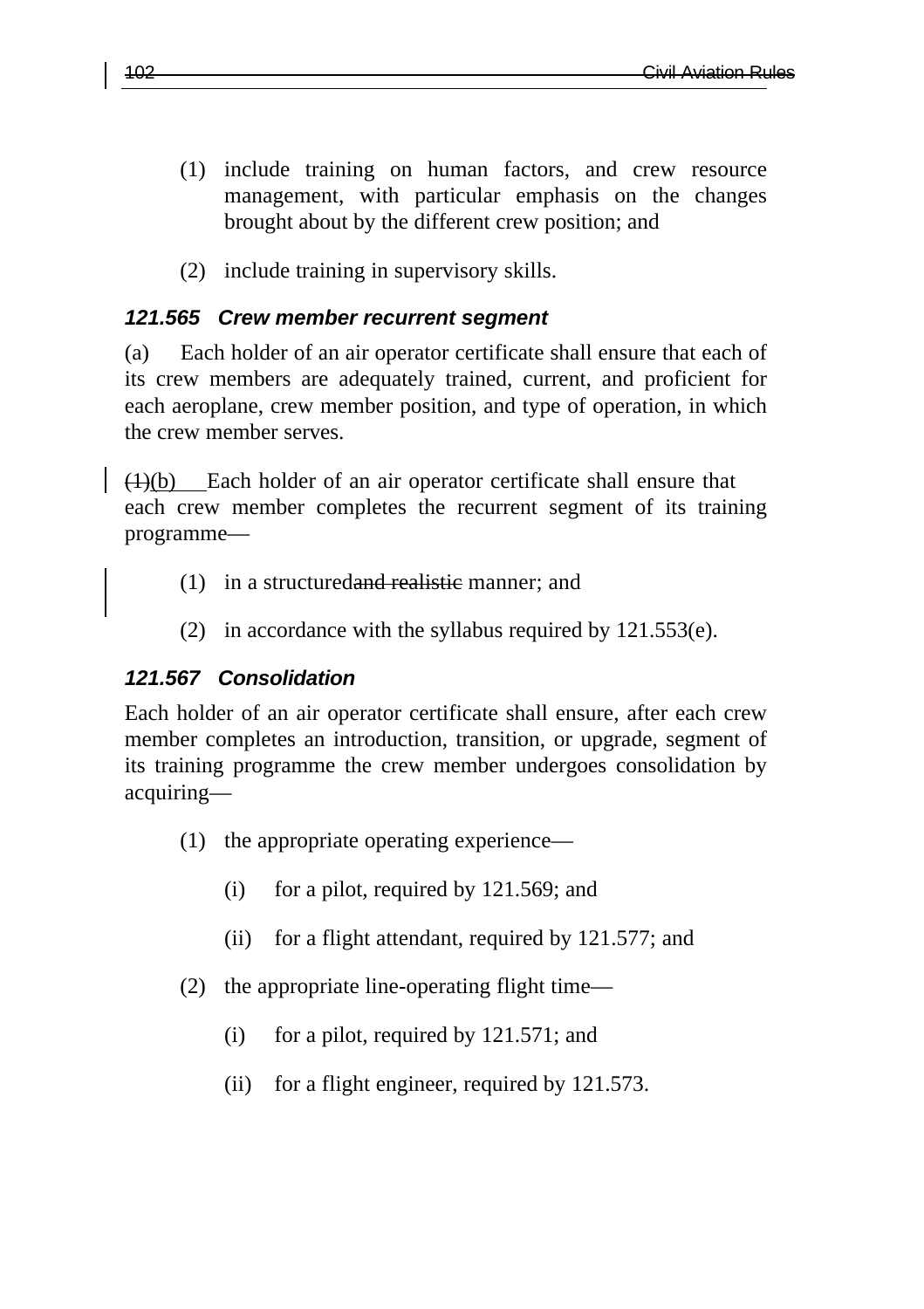(1) include training on human factors, and crew resource management, with particular emphasis on the changes brought about by the different crew position; and

(2) include training in supervisory skills.

### *121.565 Crew member recurrent segment*

(a) Each holder of an air operator certificate shall ensure that each of its crew members are adequately trained, current, and proficient for each aeroplane, crew member position, and type of operation, in which the crew member serves.

~~(1)~~(b) Each holder of an air operator certificate shall ensure that each crew member completes the recurrent segment of its training programme—

(1) in a structured~~and realistic~~ manner; and

(2) in accordance with the syllabus required by 121.553(e).

### *121.567 Consolidation*

Each holder of an air operator certificate shall ensure, after each crew member completes an introduction, transition, or upgrade, segment of its training programme the crew member undergoes consolidation by acquiring—

(1) the appropriate operating experience—

(i) for a pilot, required by 121.569; and

(ii) for a flight attendant, required by 121.577; and

(2) the appropriate line-operating flight time—

(i) for a pilot, required by 121.571; and

(ii) for a flight engineer, required by 121.573.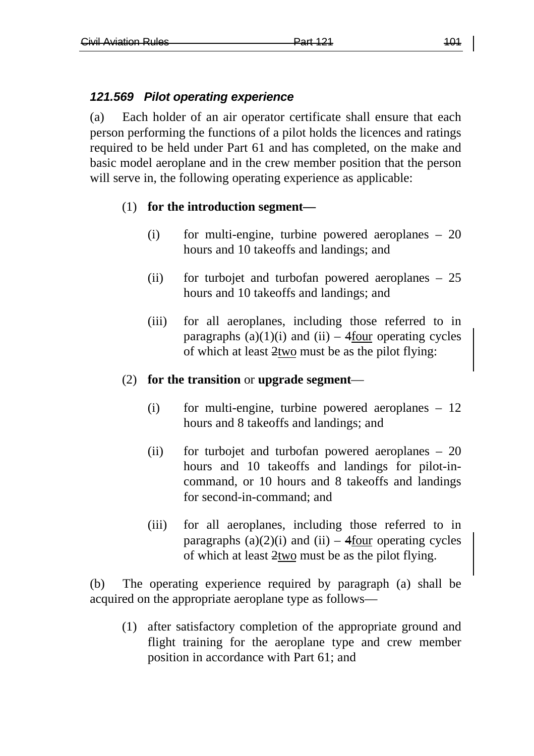### *121.569 Pilot operating experience*

(a) Each holder of an air operator certificate shall ensure that each person performing the functions of a pilot holds the licences and ratings required to be held under Part 61 and has completed, on the make and basic model aeroplane and in the crew member position that the person will serve in, the following operating experience as applicable:

(1) **for the introduction segment—**

(i) for multi-engine, turbine powered aeroplanes – 20 hours and 10 takeoffs and landings; and

(ii) for turbojet and turbofan powered aeroplanes – 25 hours and 10 takeoffs and landings; and

(iii) for all aeroplanes, including those referred to in paragraphs (a)(1)(i) and (ii) – ~~4~~<u>four</u> operating cycles of which at least ~~2~~<u>two</u> must be as the pilot flying:

(2) **for the transition** or **upgrade segment**—

(i) for multi-engine, turbine powered aeroplanes – 12 hours and 8 takeoffs and landings; and

(ii) for turbojet and turbofan powered aeroplanes – 20 hours and 10 takeoffs and landings for pilot-in-command, or 10 hours and 8 takeoffs and landings for second-in-command; and

(iii) for all aeroplanes, including those referred to in paragraphs (a)(2)(i) and (ii) – ~~4~~<u>four</u> operating cycles of which at least ~~2~~<u>two</u> must be as the pilot flying.

(b) The operating experience required by paragraph (a) shall be acquired on the appropriate aeroplane type as follows—

(1) after satisfactory completion of the appropriate ground and flight training for the aeroplane type and crew member position in accordance with Part 61; and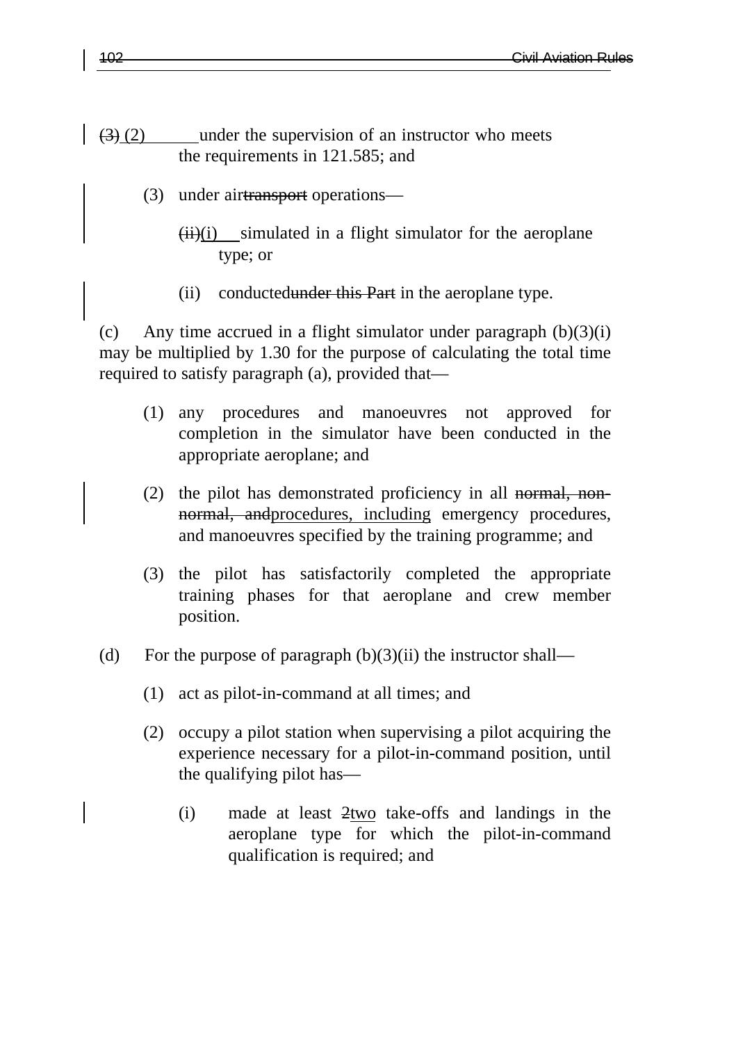(3) (2) under the supervision of an instructor who meets the requirements in 121.585; and

(3) under airtransport operations—

(ii)(i) simulated in a flight simulator for the aeroplane type; or

(ii) conductedunder this Part in the aeroplane type.

(c) Any time accrued in a flight simulator under paragraph (b)(3)(i) may be multiplied by 1.30 for the purpose of calculating the total time required to satisfy paragraph (a), provided that—

(1) any procedures and manoeuvres not approved for completion in the simulator have been conducted in the appropriate aeroplane; and

(2) the pilot has demonstrated proficiency in all normal, non-normal, andprocedures, including emergency procedures, and manoeuvres specified by the training programme; and

(3) the pilot has satisfactorily completed the appropriate training phases for that aeroplane and crew member position.

(d) For the purpose of paragraph (b)(3)(ii) the instructor shall—

(1) act as pilot-in-command at all times; and

(2) occupy a pilot station when supervising a pilot acquiring the experience necessary for a pilot-in-command position, until the qualifying pilot has—

(i) made at least 2two take-offs and landings in the aeroplane type for which the pilot-in-command qualification is required; and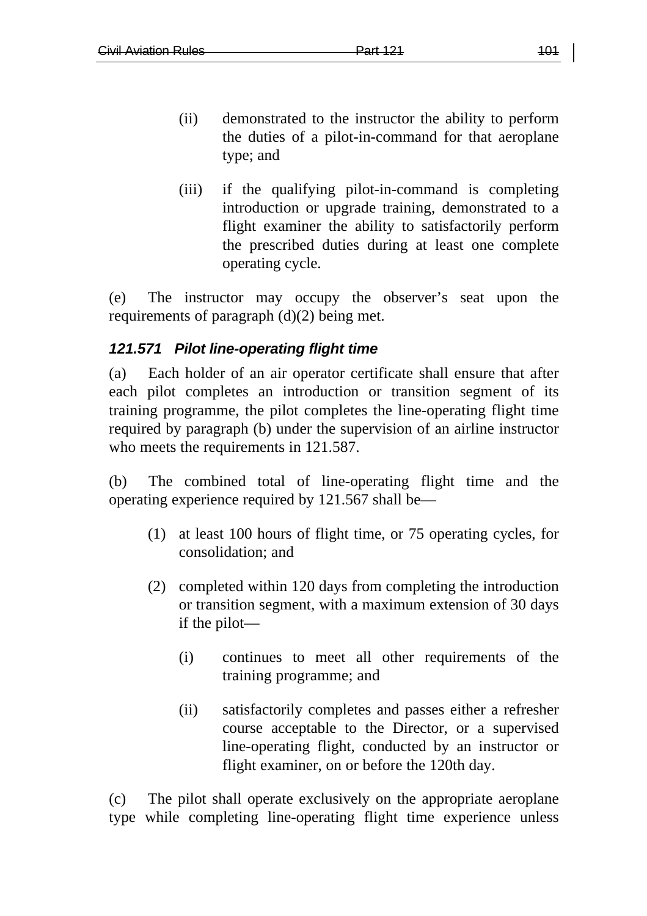(ii) demonstrated to the instructor the ability to perform the duties of a pilot-in-command for that aeroplane type; and

(iii) if the qualifying pilot-in-command is completing introduction or upgrade training, demonstrated to a flight examiner the ability to satisfactorily perform the prescribed duties during at least one complete operating cycle.

(e) The instructor may occupy the observer's seat upon the requirements of paragraph (d)(2) being met.

### *121.571 Pilot line-operating flight time*

(a) Each holder of an air operator certificate shall ensure that after each pilot completes an introduction or transition segment of its training programme, the pilot completes the line-operating flight time required by paragraph (b) under the supervision of an airline instructor who meets the requirements in 121.587.

(b) The combined total of line-operating flight time and the operating experience required by 121.567 shall be—

(1) at least 100 hours of flight time, or 75 operating cycles, for consolidation; and

(2) completed within 120 days from completing the introduction or transition segment, with a maximum extension of 30 days if the pilot—

(i) continues to meet all other requirements of the training programme; and

(ii) satisfactorily completes and passes either a refresher course acceptable to the Director, or a supervised line-operating flight, conducted by an instructor or flight examiner, on or before the 120th day.

(c) The pilot shall operate exclusively on the appropriate aeroplane type while completing line-operating flight time experience unless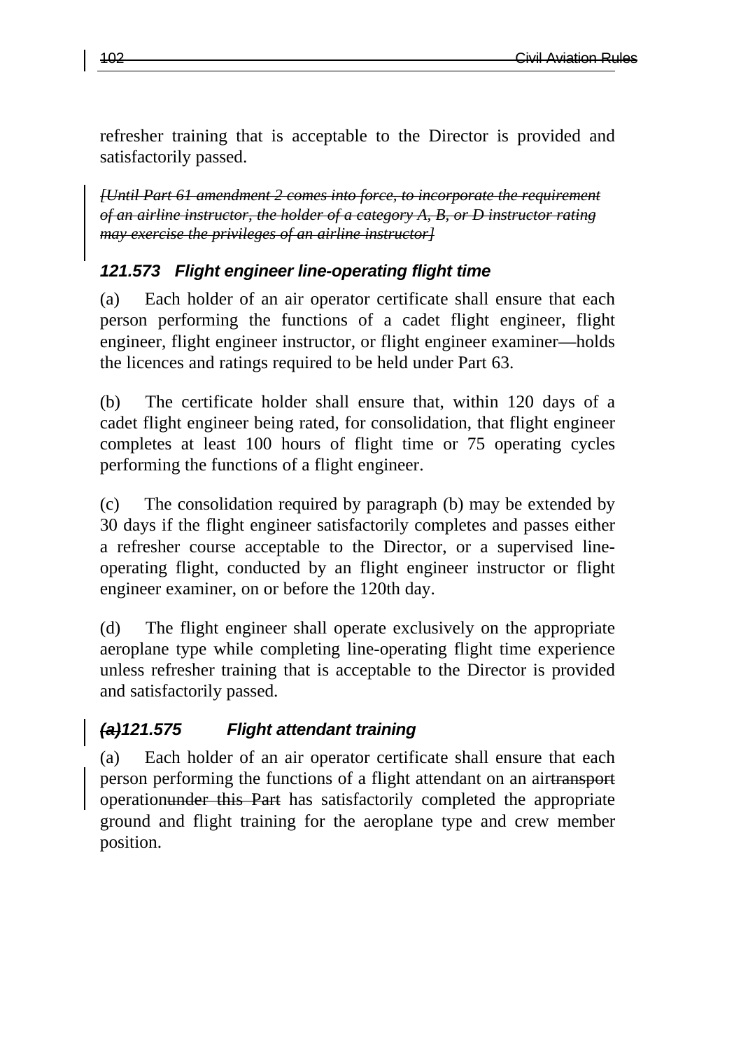refresher training that is acceptable to the Director is provided and satisfactorily passed.

~~*[Until Part 61 amendment 2 comes into force, to incorporate the requirement of an airline instructor, the holder of a category A, B, or D instructor rating may exercise the privileges of an airline instructor]*~~

### 121.573 Flight engineer line-operating flight time

(a) Each holder of an air operator certificate shall ensure that each person performing the functions of a cadet flight engineer, flight engineer, flight engineer instructor, or flight engineer examiner—holds the licences and ratings required to be held under Part 63.

(b) The certificate holder shall ensure that, within 120 days of a cadet flight engineer being rated, for consolidation, that flight engineer completes at least 100 hours of flight time or 75 operating cycles performing the functions of a flight engineer.

(c) The consolidation required by paragraph (b) may be extended by 30 days if the flight engineer satisfactorily completes and passes either a refresher course acceptable to the Director, or a supervised line-operating flight, conducted by an flight engineer instructor or flight engineer examiner, on or before the 120th day.

(d) The flight engineer shall operate exclusively on the appropriate aeroplane type while completing line-operating flight time experience unless refresher training that is acceptable to the Director is provided and satisfactorily passed.

### ~~(a)~~121.575 Flight attendant training

(a) Each holder of an air operator certificate shall ensure that each person performing the functions of a flight attendant on an air~~transport~~ operation~~under this Part~~ has satisfactorily completed the appropriate ground and flight training for the aeroplane type and crew member position.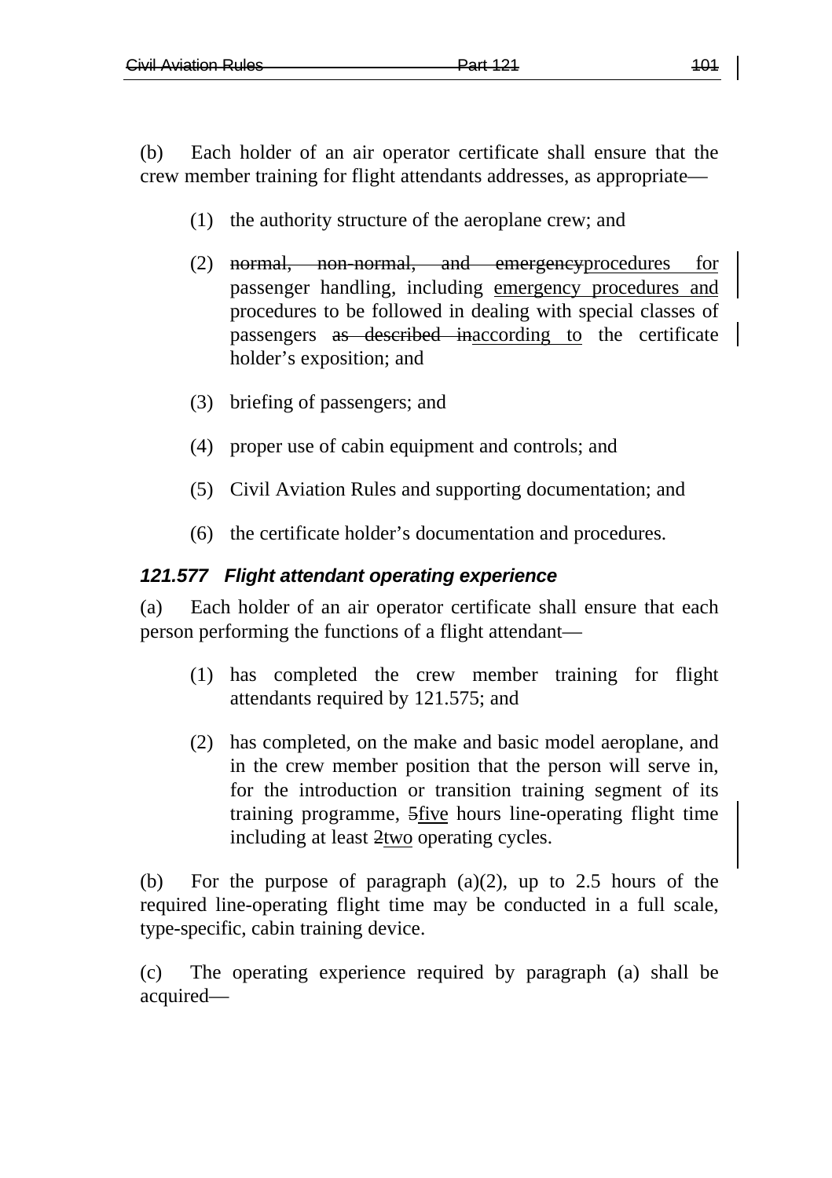(b) Each holder of an air operator certificate shall ensure that the crew member training for flight attendants addresses, as appropriate—

(1) the authority structure of the aeroplane crew; and

(2) ~~normal, non-normal, and emergency~~procedures for passenger handling, including emergency procedures and procedures to be followed in dealing with special classes of passengers ~~as described in~~according to the certificate holder's exposition; and

(3) briefing of passengers; and

(4) proper use of cabin equipment and controls; and

(5) Civil Aviation Rules and supporting documentation; and

(6) the certificate holder's documentation and procedures.

### *121.577 Flight attendant operating experience*

(a) Each holder of an air operator certificate shall ensure that each person performing the functions of a flight attendant—

(1) has completed the crew member training for flight attendants required by 121.575; and

(2) has completed, on the make and basic model aeroplane, and in the crew member position that the person will serve in, for the introduction or transition training segment of its training programme, ~~5~~five hours line-operating flight time including at least ~~2~~two operating cycles.

(b) For the purpose of paragraph (a)(2), up to 2.5 hours of the required line-operating flight time may be conducted in a full scale, type-specific, cabin training device.

(c) The operating experience required by paragraph (a) shall be acquired—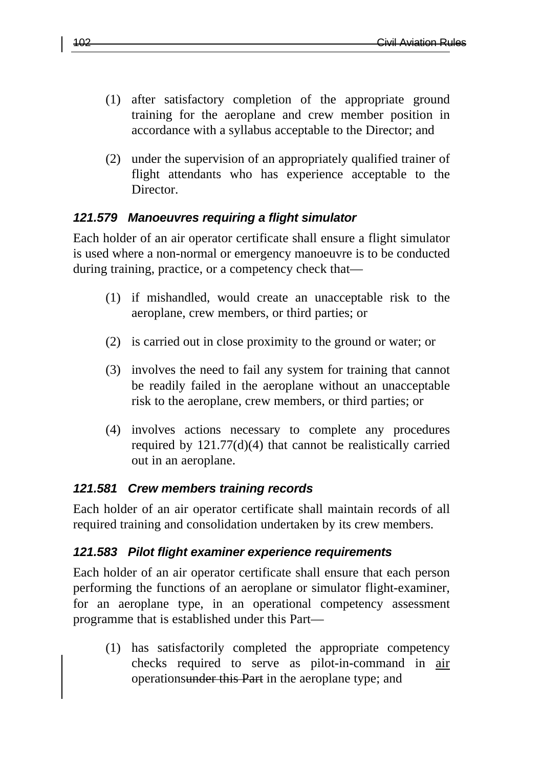(1) after satisfactory completion of the appropriate ground training for the aeroplane and crew member position in accordance with a syllabus acceptable to the Director; and

(2) under the supervision of an appropriately qualified trainer of flight attendants who has experience acceptable to the Director.

### *121.579 Manoeuvres requiring a flight simulator*

Each holder of an air operator certificate shall ensure a flight simulator is used where a non-normal or emergency manoeuvre is to be conducted during training, practice, or a competency check that—

(1) if mishandled, would create an unacceptable risk to the aeroplane, crew members, or third parties; or

(2) is carried out in close proximity to the ground or water; or

(3) involves the need to fail any system for training that cannot be readily failed in the aeroplane without an unacceptable risk to the aeroplane, crew members, or third parties; or

(4) involves actions necessary to complete any procedures required by 121.77(d)(4) that cannot be realistically carried out in an aeroplane.

### *121.581 Crew members training records*

Each holder of an air operator certificate shall maintain records of all required training and consolidation undertaken by its crew members.

### *121.583 Pilot flight examiner experience requirements*

Each holder of an air operator certificate shall ensure that each person performing the functions of an aeroplane or simulator flight-examiner, for an aeroplane type, in an operational competency assessment programme that is established under this Part—

(1) has satisfactorily completed the appropriate competency checks required to serve as pilot-in-command in <u>air</u> operations~~under this Part~~ in the aeroplane type; and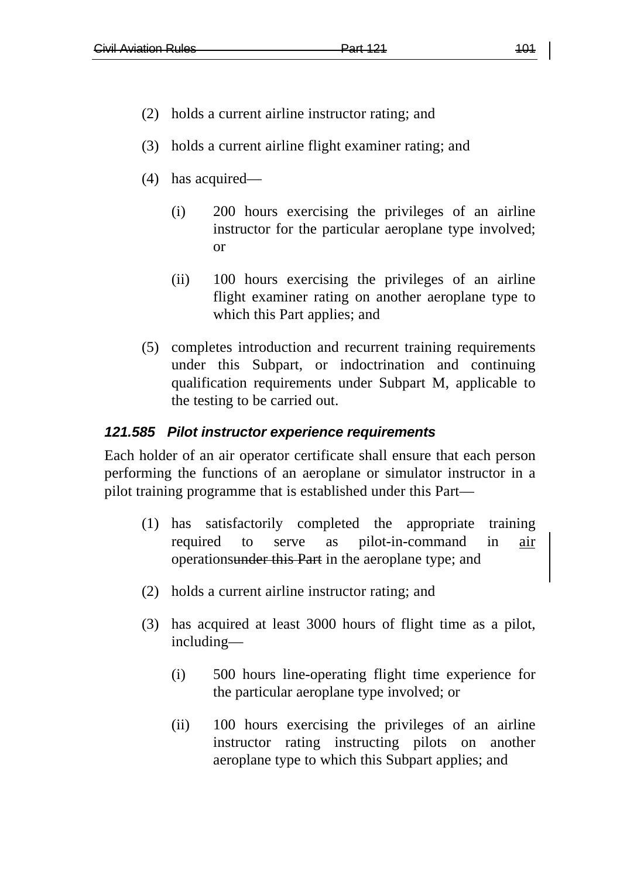(2) holds a current airline instructor rating; and

(3) holds a current airline flight examiner rating; and

(4) has acquired—

  (i) 200 hours exercising the privileges of an airline instructor for the particular aeroplane type involved; or

  (ii) 100 hours exercising the privileges of an airline flight examiner rating on another aeroplane type to which this Part applies; and

(5) completes introduction and recurrent training requirements under this Subpart, or indoctrination and continuing qualification requirements under Subpart M, applicable to the testing to be carried out.

#### *121.585 Pilot instructor experience requirements*

Each holder of an air operator certificate shall ensure that each person performing the functions of an aeroplane or simulator instructor in a pilot training programme that is established under this Part—

(1) has satisfactorily completed the appropriate training required to serve as pilot-in-command in air operations~~under this Part~~ in the aeroplane type; and

(2) holds a current airline instructor rating; and

(3) has acquired at least 3000 hours of flight time as a pilot, including—

  (i) 500 hours line-operating flight time experience for the particular aeroplane type involved; or

  (ii) 100 hours exercising the privileges of an airline instructor rating instructing pilots on another aeroplane type to which this Subpart applies; and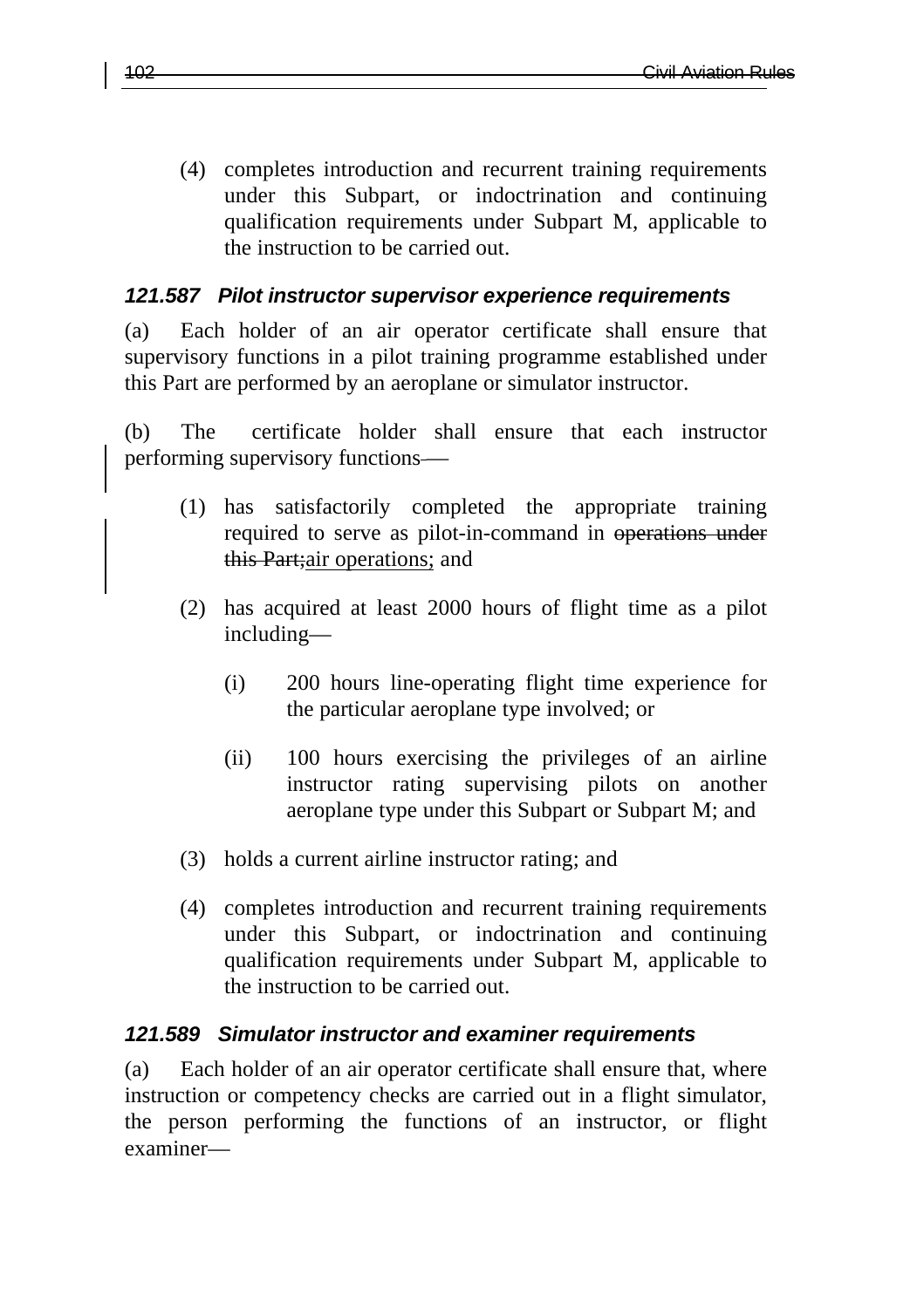(4) completes introduction and recurrent training requirements under this Subpart, or indoctrination and continuing qualification requirements under Subpart M, applicable to the instruction to be carried out.

### *121.587 Pilot instructor supervisor experience requirements*

(a) Each holder of an air operator certificate shall ensure that supervisory functions in a pilot training programme established under this Part are performed by an aeroplane or simulator instructor.

(b) The certificate holder shall ensure that each instructor performing supervisory functions—

(1) has satisfactorily completed the appropriate training required to serve as pilot-in-command in ~~operations under this Part;~~air operations; and

(2) has acquired at least 2000 hours of flight time as a pilot including—

(i) 200 hours line-operating flight time experience for the particular aeroplane type involved; or

(ii) 100 hours exercising the privileges of an airline instructor rating supervising pilots on another aeroplane type under this Subpart or Subpart M; and

(3) holds a current airline instructor rating; and

(4) completes introduction and recurrent training requirements under this Subpart, or indoctrination and continuing qualification requirements under Subpart M, applicable to the instruction to be carried out.

### *121.589 Simulator instructor and examiner requirements*

(a) Each holder of an air operator certificate shall ensure that, where instruction or competency checks are carried out in a flight simulator, the person performing the functions of an instructor, or flight examiner—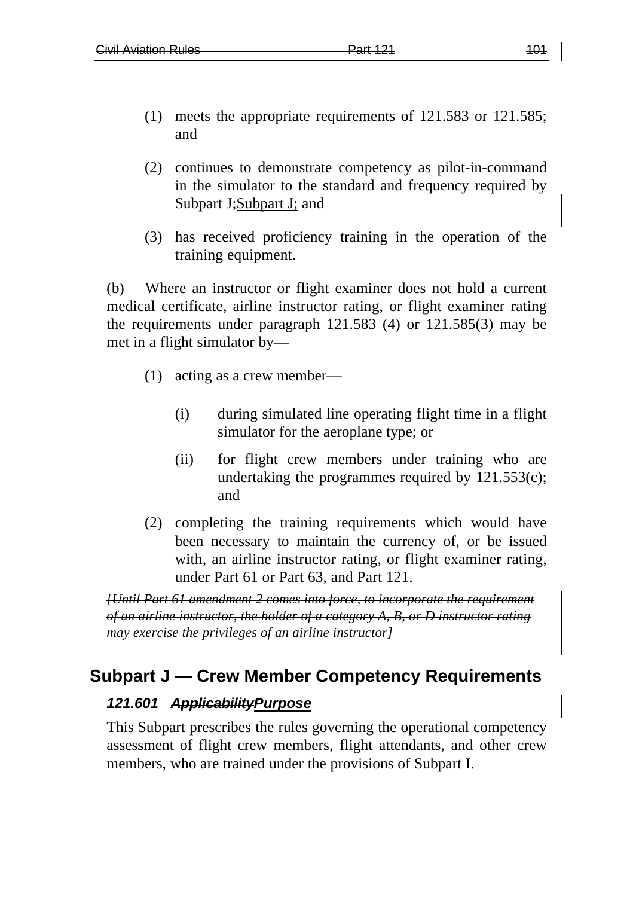(1) meets the appropriate requirements of 121.583 or 121.585; and

(2) continues to demonstrate competency as pilot-in-command in the simulator to the standard and frequency required by ~~Subpart J;~~Subpart J; and

(3) has received proficiency training in the operation of the training equipment.

(b) Where an instructor or flight examiner does not hold a current medical certificate, airline instructor rating, or flight examiner rating the requirements under paragraph 121.583 (4) or 121.585(3) may be met in a flight simulator by—

(1) acting as a crew member—

(i) during simulated line operating flight time in a flight simulator for the aeroplane type; or

(ii) for flight crew members under training who are undertaking the programmes required by 121.553(c); and

(2) completing the training requirements which would have been necessary to maintain the currency of, or be issued with, an airline instructor rating, or flight examiner rating, under Part 61 or Part 63, and Part 121.

~~*[Until Part 61 amendment 2 comes into force, to incorporate the requirement of an airline instructor, the holder of a category A, B, or D instructor rating may exercise the privileges of an airline instructor]*~~

## Subpart J — Crew Member Competency Requirements

### *121.601 ~~Applicability~~Purpose*

This Subpart prescribes the rules governing the operational competency assessment of flight crew members, flight attendants, and other crew members, who are trained under the provisions of Subpart I.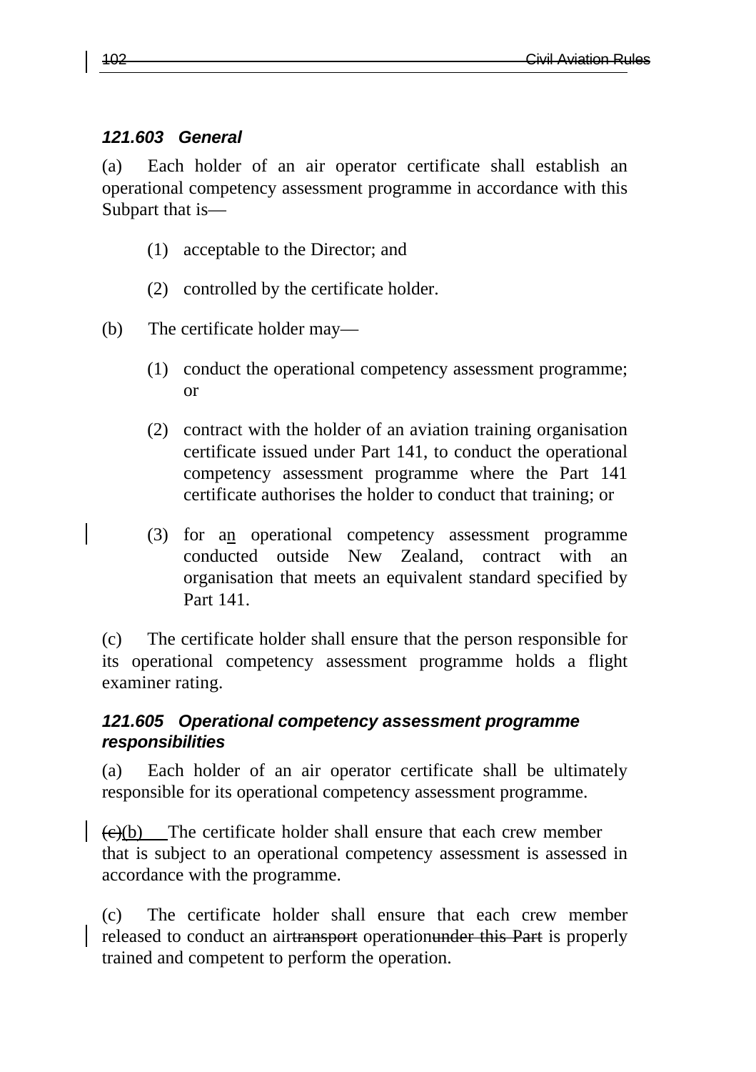### *121.603 General*

(a) Each holder of an air operator certificate shall establish an operational competency assessment programme in accordance with this Subpart that is—

(1) acceptable to the Director; and

(2) controlled by the certificate holder.

(b) The certificate holder may—

(1) conduct the operational competency assessment programme; or

(2) contract with the holder of an aviation training organisation certificate issued under Part 141, to conduct the operational competency assessment programme where the Part 141 certificate authorises the holder to conduct that training; or

(3) for an operational competency assessment programme conducted outside New Zealand, contract with an organisation that meets an equivalent standard specified by Part 141.

(c) The certificate holder shall ensure that the person responsible for its operational competency assessment programme holds a flight examiner rating.

### *121.605 Operational competency assessment programme responsibilities*

(a) Each holder of an air operator certificate shall be ultimately responsible for its operational competency assessment programme.

~~(c)~~(b) The certificate holder shall ensure that each crew member that is subject to an operational competency assessment is assessed in accordance with the programme.

(c) The certificate holder shall ensure that each crew member released to conduct an air~~transport~~ operation~~under this Part~~ is properly trained and competent to perform the operation.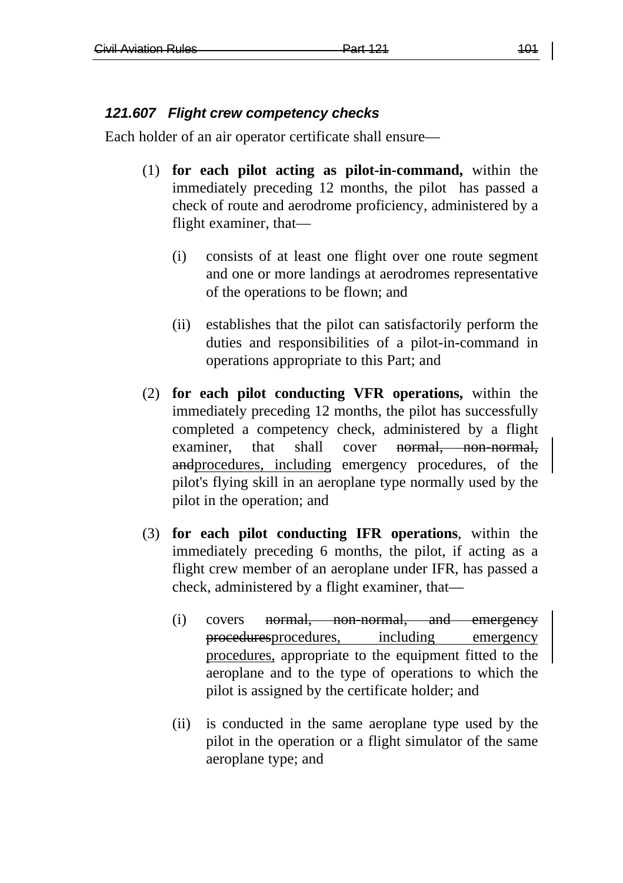### *121.607 Flight crew competency checks*

Each holder of an air operator certificate shall ensure—

(1) **for each pilot acting as pilot-in-command,** within the immediately preceding 12 months, the pilot has passed a check of route and aerodrome proficiency, administered by a flight examiner, that—

  (i) consists of at least one flight over one route segment and one or more landings at aerodromes representative of the operations to be flown; and

  (ii) establishes that the pilot can satisfactorily perform the duties and responsibilities of a pilot-in-command in operations appropriate to this Part; and

(2) **for each pilot conducting VFR operations,** within the immediately preceding 12 months, the pilot has successfully completed a competency check, administered by a flight examiner, that shall cover ~~normal, non-normal, and~~<u>procedures, including</u> emergency procedures, of the pilot's flying skill in an aeroplane type normally used by the pilot in the operation; and

(3) **for each pilot conducting IFR operations**, within the immediately preceding 6 months, the pilot, if acting as a flight crew member of an aeroplane under IFR, has passed a check, administered by a flight examiner, that—

  (i) covers ~~normal, non-normal, and emergency procedures~~<u>procedures, including emergency procedures,</u> appropriate to the equipment fitted to the aeroplane and to the type of operations to which the pilot is assigned by the certificate holder; and

  (ii) is conducted in the same aeroplane type used by the pilot in the operation or a flight simulator of the same aeroplane type; and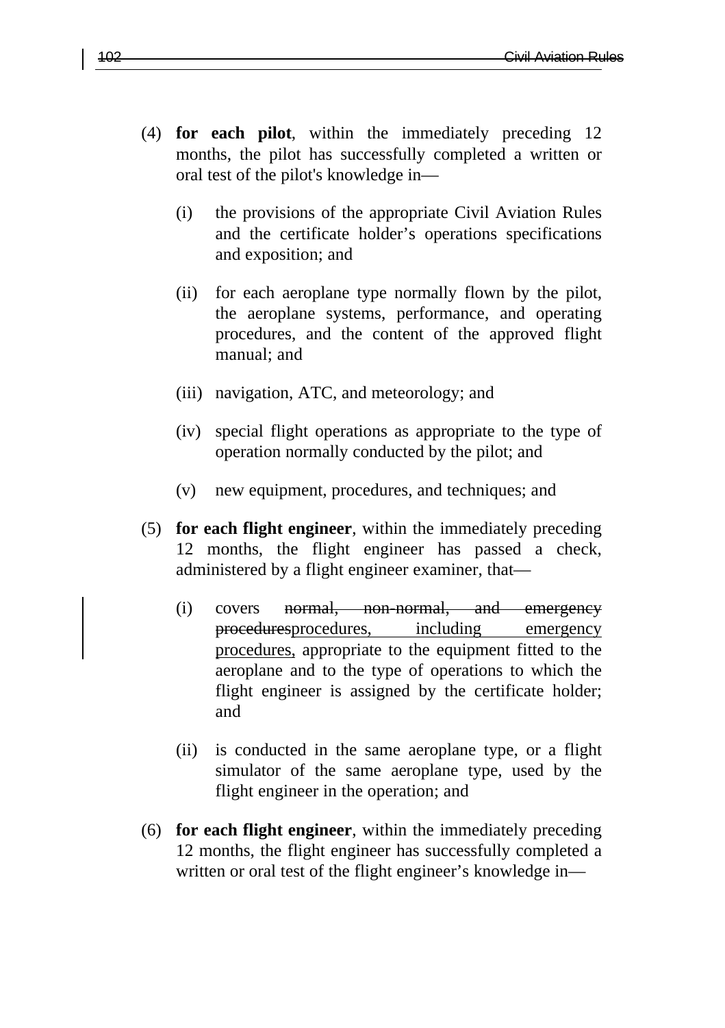(4) **for each pilot**, within the immediately preceding 12 months, the pilot has successfully completed a written or oral test of the pilot's knowledge in—

   (i) the provisions of the appropriate Civil Aviation Rules and the certificate holder's operations specifications and exposition; and

   (ii) for each aeroplane type normally flown by the pilot, the aeroplane systems, performance, and operating procedures, and the content of the approved flight manual; and

   (iii) navigation, ATC, and meteorology; and

   (iv) special flight operations as appropriate to the type of operation normally conducted by the pilot; and

   (v) new equipment, procedures, and techniques; and

(5) **for each flight engineer**, within the immediately preceding 12 months, the flight engineer has passed a check, administered by a flight engineer examiner, that—

   (i) covers ~~normal, non-normal, and emergency procedures~~procedures, including emergency procedures, appropriate to the equipment fitted to the aeroplane and to the type of operations to which the flight engineer is assigned by the certificate holder; and

   (ii) is conducted in the same aeroplane type, or a flight simulator of the same aeroplane type, used by the flight engineer in the operation; and

(6) **for each flight engineer**, within the immediately preceding 12 months, the flight engineer has successfully completed a written or oral test of the flight engineer's knowledge in—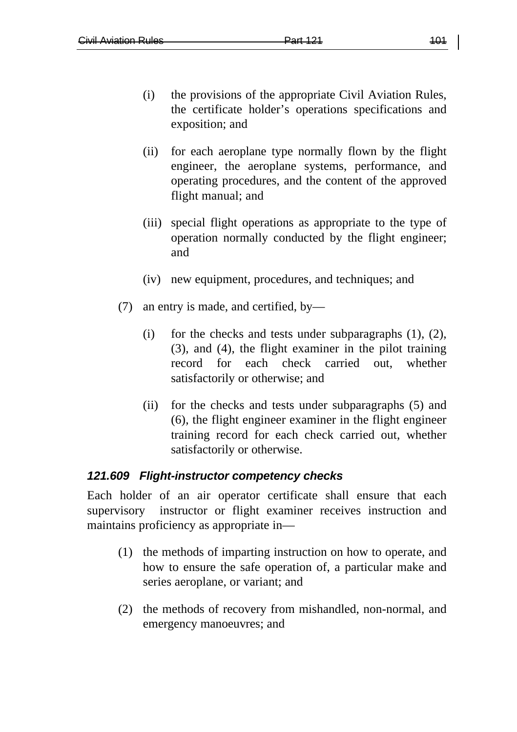(i) the provisions of the appropriate Civil Aviation Rules, the certificate holder's operations specifications and exposition; and

(ii) for each aeroplane type normally flown by the flight engineer, the aeroplane systems, performance, and operating procedures, and the content of the approved flight manual; and

(iii) special flight operations as appropriate to the type of operation normally conducted by the flight engineer; and

(iv) new equipment, procedures, and techniques; and

(7) an entry is made, and certified, by—

(i) for the checks and tests under subparagraphs (1), (2), (3), and (4), the flight examiner in the pilot training record for each check carried out, whether satisfactorily or otherwise; and

(ii) for the checks and tests under subparagraphs (5) and (6), the flight engineer examiner in the flight engineer training record for each check carried out, whether satisfactorily or otherwise.

### *121.609 Flight-instructor competency checks*

Each holder of an air operator certificate shall ensure that each supervisory instructor or flight examiner receives instruction and maintains proficiency as appropriate in—

(1) the methods of imparting instruction on how to operate, and how to ensure the safe operation of, a particular make and series aeroplane, or variant; and

(2) the methods of recovery from mishandled, non-normal, and emergency manoeuvres; and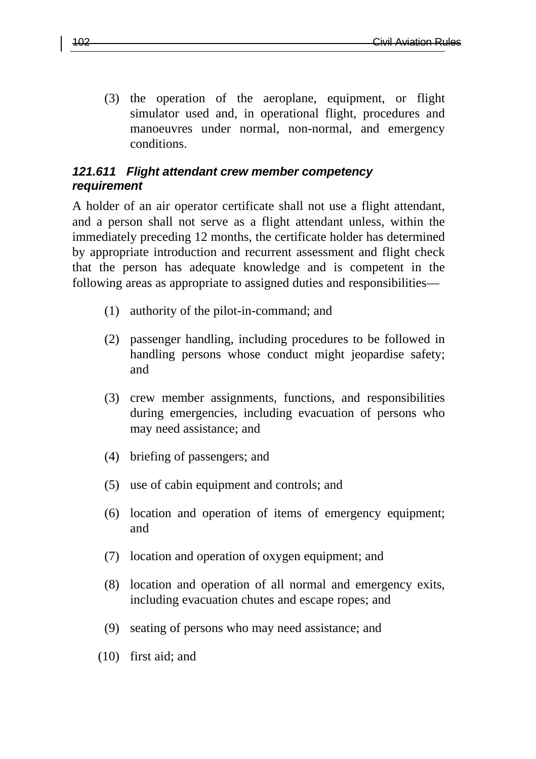(3) the operation of the aeroplane, equipment, or flight simulator used and, in operational flight, procedures and manoeuvres under normal, non-normal, and emergency conditions.

### *121.611 Flight attendant crew member competency requirement*

A holder of an air operator certificate shall not use a flight attendant, and a person shall not serve as a flight attendant unless, within the immediately preceding 12 months, the certificate holder has determined by appropriate introduction and recurrent assessment and flight check that the person has adequate knowledge and is competent in the following areas as appropriate to assigned duties and responsibilities—

(1) authority of the pilot-in-command; and

(2) passenger handling, including procedures to be followed in handling persons whose conduct might jeopardise safety; and

(3) crew member assignments, functions, and responsibilities during emergencies, including evacuation of persons who may need assistance; and

(4) briefing of passengers; and

(5) use of cabin equipment and controls; and

(6) location and operation of items of emergency equipment; and

(7) location and operation of oxygen equipment; and

(8) location and operation of all normal and emergency exits, including evacuation chutes and escape ropes; and

(9) seating of persons who may need assistance; and

(10) first aid; and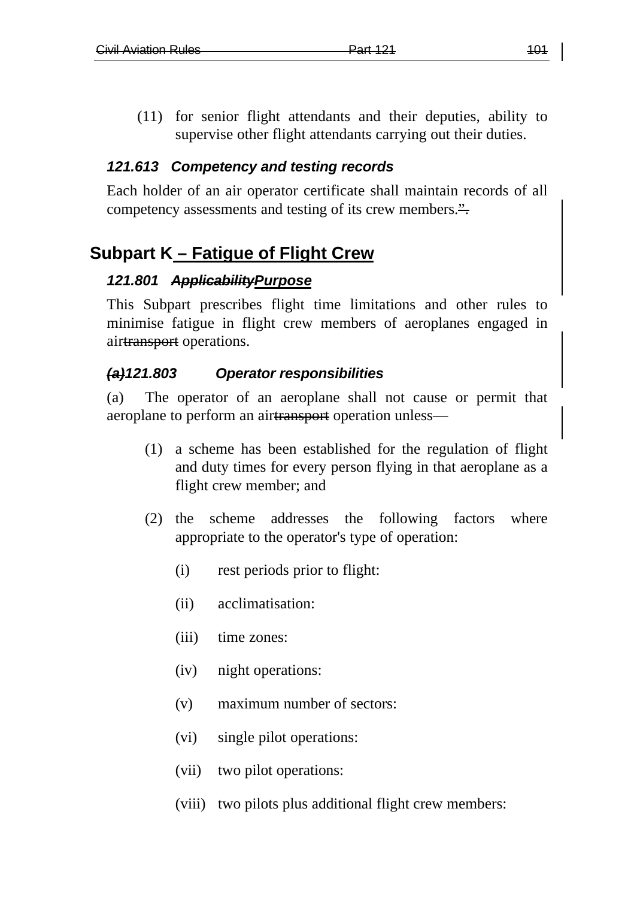(11) for senior flight attendants and their deputies, ability to supervise other flight attendants carrying out their duties.

### *121.613 Competency and testing records*

Each holder of an air operator certificate shall maintain records of all competency assessments and testing of its crew members.~~".~~

## Subpart K – Fatigue of Flight Crew

### *121.801 ~~Applicability~~Purpose*

This Subpart prescribes flight time limitations and other rules to minimise fatigue in flight crew members of aeroplanes engaged in air~~transport~~ operations.

### *~~(a)~~121.803 Operator responsibilities*

(a) The operator of an aeroplane shall not cause or permit that aeroplane to perform an air~~transport~~ operation unless—

(1) a scheme has been established for the regulation of flight and duty times for every person flying in that aeroplane as a flight crew member; and

(2) the scheme addresses the following factors where appropriate to the operator's type of operation:

(i) rest periods prior to flight:

(ii) acclimatisation:

(iii) time zones:

(iv) night operations:

(v) maximum number of sectors:

(vi) single pilot operations:

(vii) two pilot operations:

(viii) two pilots plus additional flight crew members: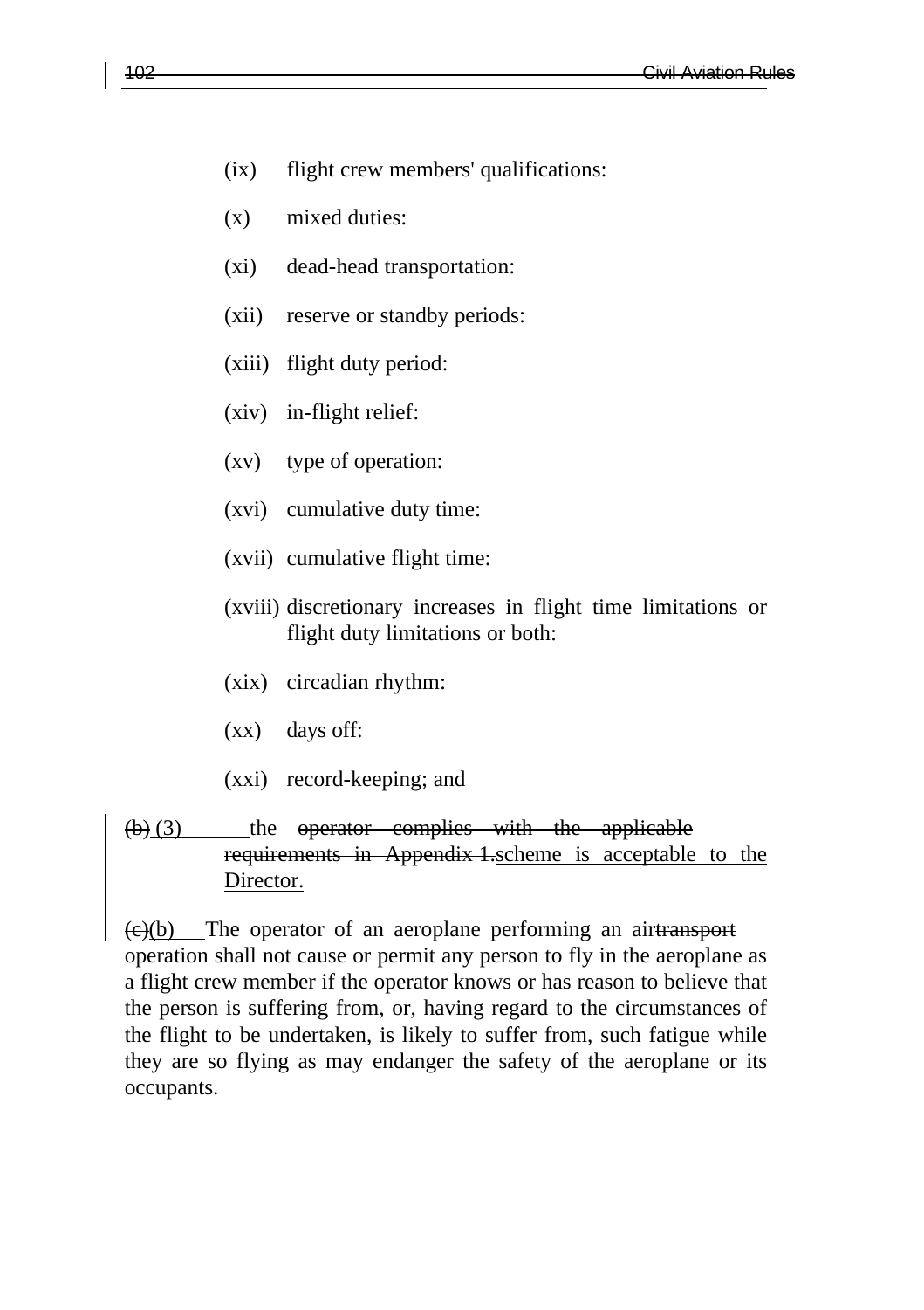(ix) flight crew members' qualifications:

(x) mixed duties:

(xi) dead-head transportation:

(xii) reserve or standby periods:

(xiii) flight duty period:

(xiv) in-flight relief:

(xv) type of operation:

(xvi) cumulative duty time:

(xvii) cumulative flight time:

(xviii) discretionary increases in flight time limitations or flight duty limitations or both:

(xix) circadian rhythm:

(xx) days off:

(xxi) record-keeping; and

~~(b)~~ (3) the ~~operator complies with the applicable requirements in Appendix 1.~~scheme is acceptable to the Director.

~~(c)~~(b) The operator of an aeroplane performing an air~~transport~~ operation shall not cause or permit any person to fly in the aeroplane as a flight crew member if the operator knows or has reason to believe that the person is suffering from, or, having regard to the circumstances of the flight to be undertaken, is likely to suffer from, such fatigue while they are so flying as may endanger the safety of the aeroplane or its occupants.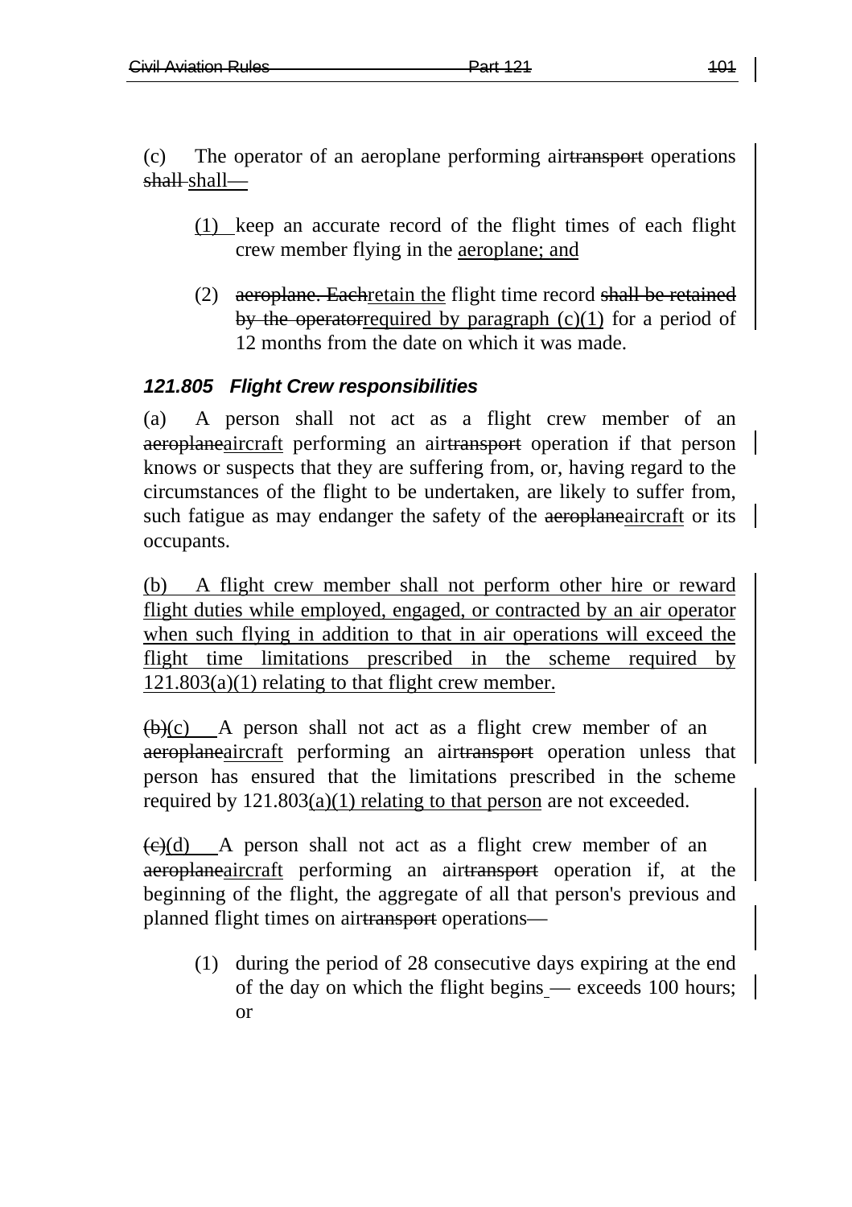(c) The operator of an aeroplane performing air~~transport~~ operations ~~shall~~ <u>shall—</u>

(1) <u>keep</u> an accurate record of the flight times of each flight crew member flying in the <u>aeroplane; and</u>

(2) ~~aeroplane. Each~~<u>retain the</u> flight time record ~~shall be retained by the operator~~<u>required by paragraph (c)(1)</u> for a period of 12 months from the date on which it was made.

### *121.805 Flight Crew responsibilities*

(a) A person shall not act as a flight crew member of an ~~aeroplane~~<u>aircraft</u> performing an air~~transport~~ operation if that person knows or suspects that they are suffering from, or, having regard to the circumstances of the flight to be undertaken, are likely to suffer from, such fatigue as may endanger the safety of the ~~aeroplane~~<u>aircraft</u> or its occupants.

<u>(b) A flight crew member shall not perform other hire or reward flight duties while employed, engaged, or contracted by an air operator when such flying in addition to that in air operations will exceed the flight time limitations prescribed in the scheme required by 121.803(a)(1) relating to that flight crew member.</u>

~~(b)~~<u>(c)</u> A person shall not act as a flight crew member of an ~~aeroplane~~<u>aircraft</u> performing an air~~transport~~ operation unless that person has ensured that the limitations prescribed in the scheme required by 121.803<u>(a)(1) relating to that person</u> are not exceeded.

~~(c)~~<u>(d)</u> A person shall not act as a flight crew member of an ~~aeroplane~~<u>aircraft</u> performing an air~~transport~~ operation if, at the beginning of the flight, the aggregate of all that person's previous and planned flight times on air~~transport~~ operations—

(1) during the period of 28 consecutive days expiring at the end of the day on which the flight begins — exceeds 100 hours; or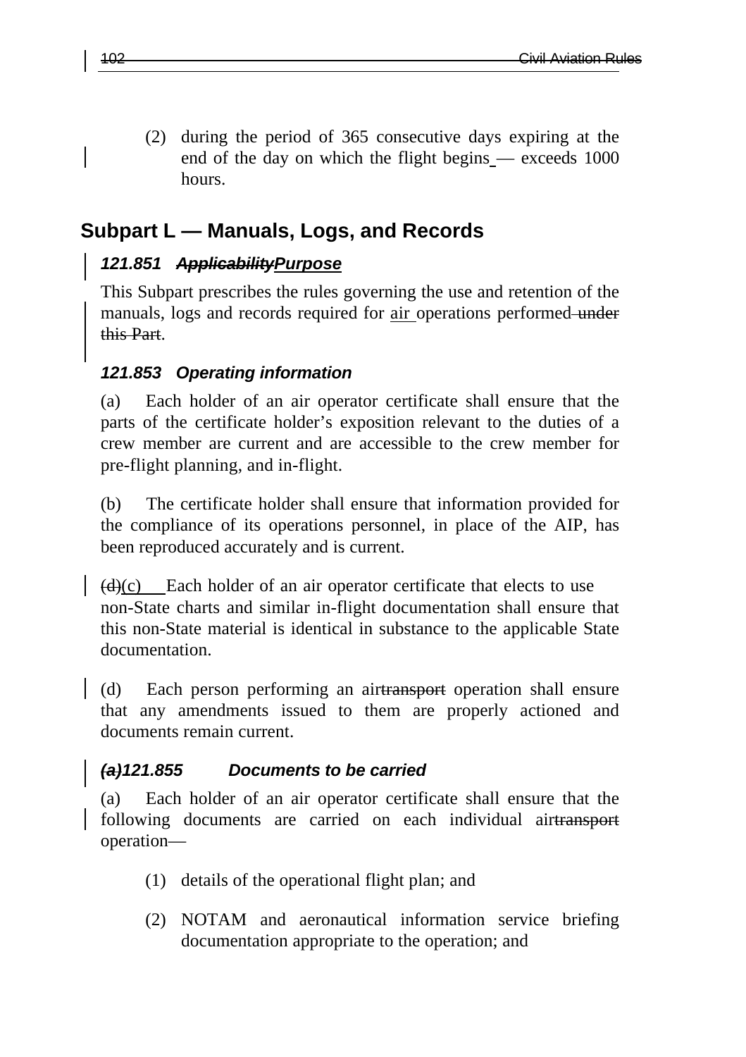(2) during the period of 365 consecutive days expiring at the end of the day on which the flight begins — exceeds 1000 hours.

## Subpart L — Manuals, Logs, and Records

### *121.851 ~~Applicability~~Purpose*

This Subpart prescribes the rules governing the use and retention of the manuals, logs and records required for air operations performed ~~under this Part~~.

### *121.853 Operating information*

(a) Each holder of an air operator certificate shall ensure that the parts of the certificate holder's exposition relevant to the duties of a crew member are current and are accessible to the crew member for pre-flight planning, and in-flight.

(b) The certificate holder shall ensure that information provided for the compliance of its operations personnel, in place of the AIP, has been reproduced accurately and is current.

~~(d)~~(c) Each holder of an air operator certificate that elects to use non-State charts and similar in-flight documentation shall ensure that this non-State material is identical in substance to the applicable State documentation.

(d) Each person performing an air~~transport~~ operation shall ensure that any amendments issued to them are properly actioned and documents remain current.

### *~~(a)~~121.855 Documents to be carried*

(a) Each holder of an air operator certificate shall ensure that the following documents are carried on each individual air~~transport~~ operation—

(1) details of the operational flight plan; and

(2) NOTAM and aeronautical information service briefing documentation appropriate to the operation; and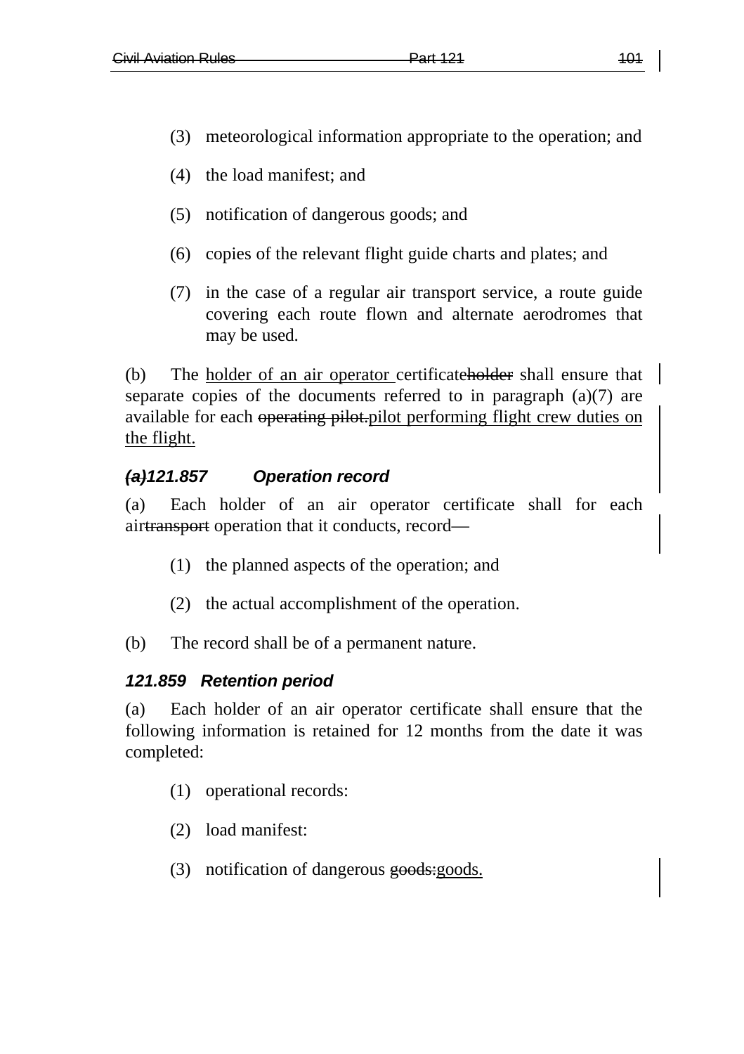(3) meteorological information appropriate to the operation; and

(4) the load manifest; and

(5) notification of dangerous goods; and

(6) copies of the relevant flight guide charts and plates; and

(7) in the case of a regular air transport service, a route guide covering each route flown and alternate aerodromes that may be used.

(b) The holder of an air operator certificateholder shall ensure that separate copies of the documents referred to in paragraph (a)(7) are available for each operating pilot.pilot performing flight crew duties on the flight.

### *(a)121.857 Operation record*

(a) Each holder of an air operator certificate shall for each airtransport operation that it conducts, record—

(1) the planned aspects of the operation; and

(2) the actual accomplishment of the operation.

(b) The record shall be of a permanent nature.

### *121.859 Retention period*

(a) Each holder of an air operator certificate shall ensure that the following information is retained for 12 months from the date it was completed:

(1) operational records:

(2) load manifest:

(3) notification of dangerous goods:goods.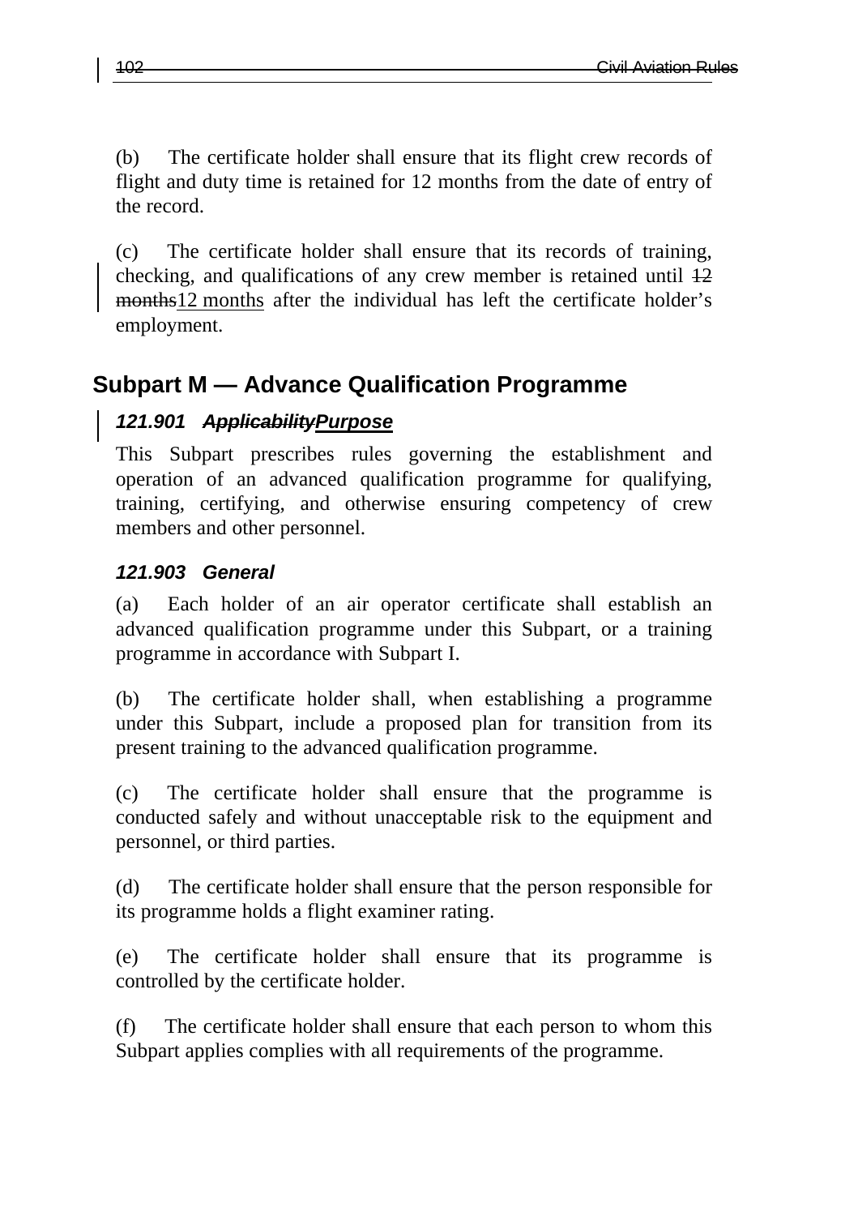(b) The certificate holder shall ensure that its flight crew records of flight and duty time is retained for 12 months from the date of entry of the record.

(c) The certificate holder shall ensure that its records of training, checking, and qualifications of any crew member is retained until ~~12 months~~12 months after the individual has left the certificate holder's employment.

## Subpart M — Advance Qualification Programme

### *121.901 ~~Applicability~~Purpose*

This Subpart prescribes rules governing the establishment and operation of an advanced qualification programme for qualifying, training, certifying, and otherwise ensuring competency of crew members and other personnel.

### *121.903 General*

(a) Each holder of an air operator certificate shall establish an advanced qualification programme under this Subpart, or a training programme in accordance with Subpart I.

(b) The certificate holder shall, when establishing a programme under this Subpart, include a proposed plan for transition from its present training to the advanced qualification programme.

(c) The certificate holder shall ensure that the programme is conducted safely and without unacceptable risk to the equipment and personnel, or third parties.

(d) The certificate holder shall ensure that the person responsible for its programme holds a flight examiner rating.

(e) The certificate holder shall ensure that its programme is controlled by the certificate holder.

(f) The certificate holder shall ensure that each person to whom this Subpart applies complies with all requirements of the programme.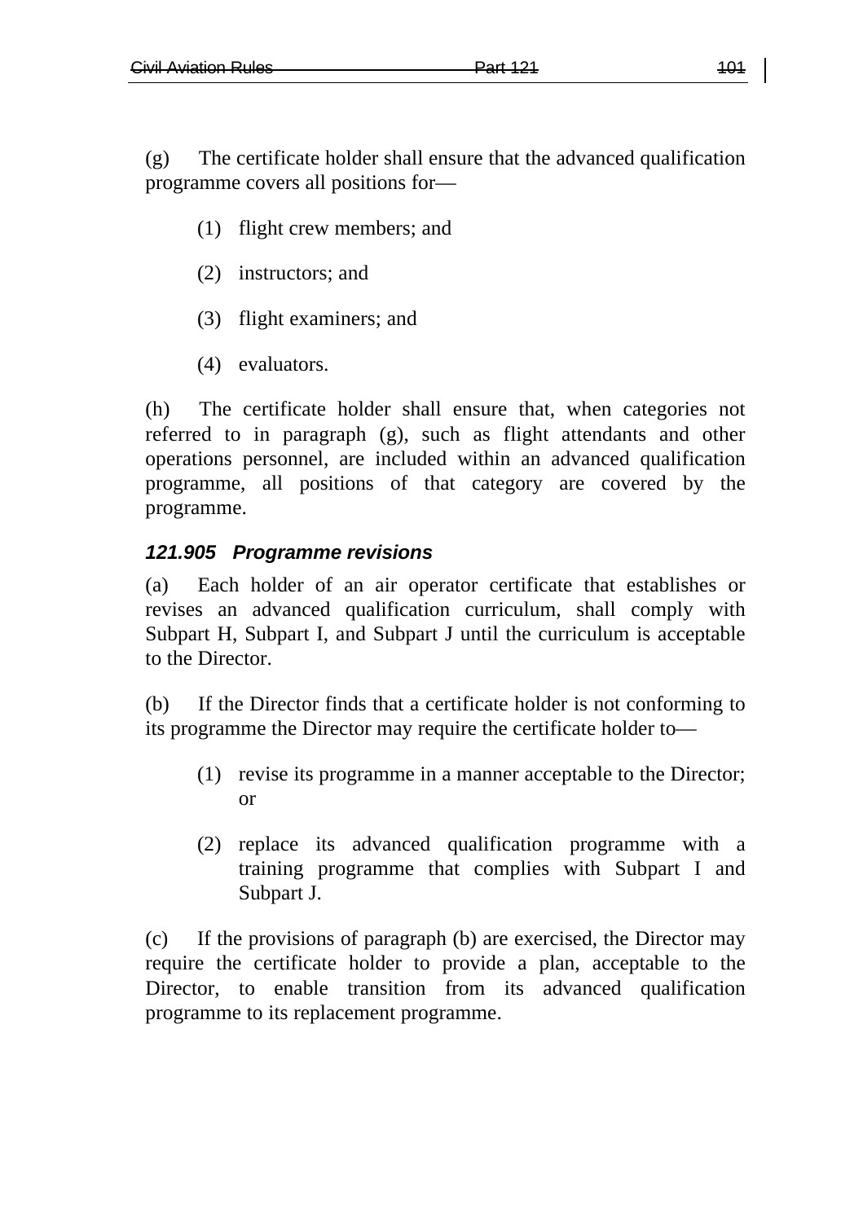(g) The certificate holder shall ensure that the advanced qualification programme covers all positions for—

(1) flight crew members; and

(2) instructors; and

(3) flight examiners; and

(4) evaluators.

(h) The certificate holder shall ensure that, when categories not referred to in paragraph (g), such as flight attendants and other operations personnel, are included within an advanced qualification programme, all positions of that category are covered by the programme.

### *121.905 Programme revisions*

(a) Each holder of an air operator certificate that establishes or revises an advanced qualification curriculum, shall comply with Subpart H, Subpart I, and Subpart J until the curriculum is acceptable to the Director.

(b) If the Director finds that a certificate holder is not conforming to its programme the Director may require the certificate holder to—

(1) revise its programme in a manner acceptable to the Director; or

(2) replace its advanced qualification programme with a training programme that complies with Subpart I and Subpart J.

(c) If the provisions of paragraph (b) are exercised, the Director may require the certificate holder to provide a plan, acceptable to the Director, to enable transition from its advanced qualification programme to its replacement programme.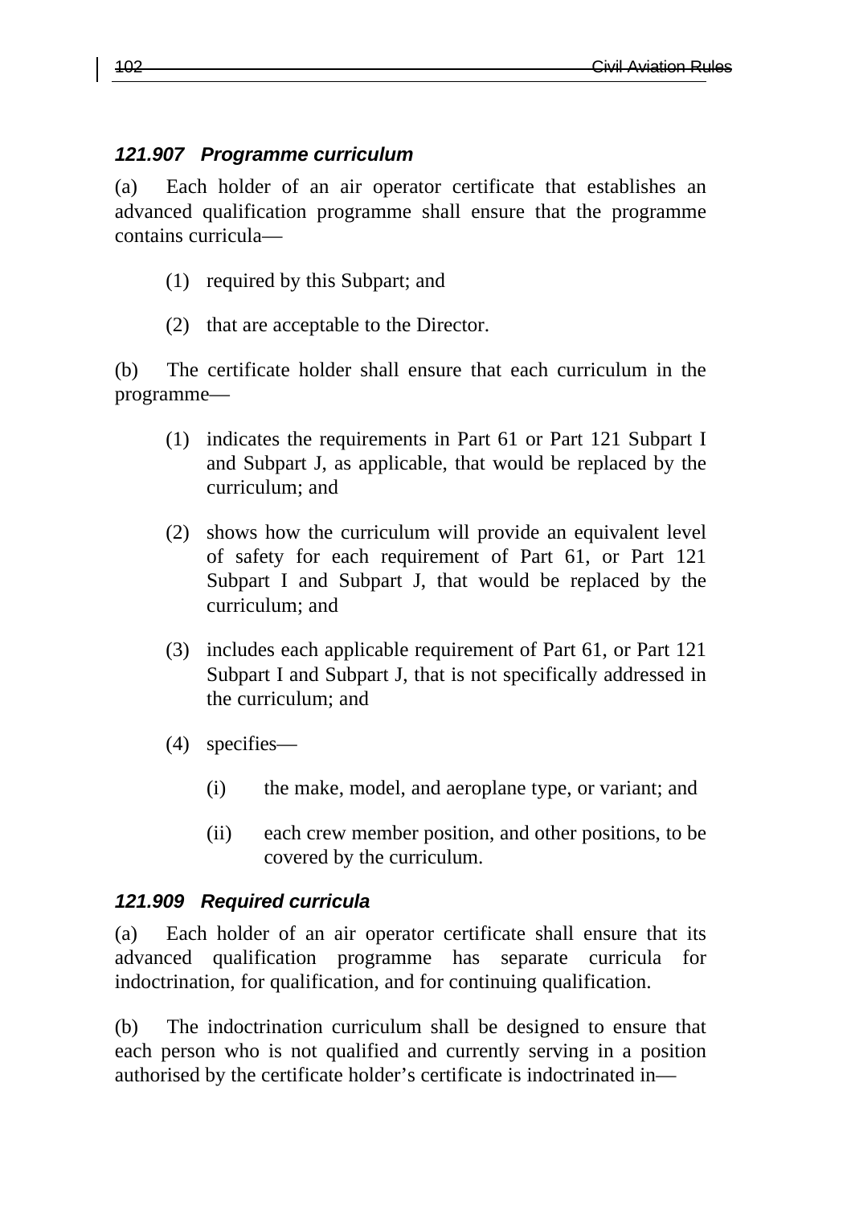### *121.907 Programme curriculum*

(a) Each holder of an air operator certificate that establishes an advanced qualification programme shall ensure that the programme contains curricula—

(1) required by this Subpart; and

(2) that are acceptable to the Director.

(b) The certificate holder shall ensure that each curriculum in the programme—

(1) indicates the requirements in Part 61 or Part 121 Subpart I and Subpart J, as applicable, that would be replaced by the curriculum; and

(2) shows how the curriculum will provide an equivalent level of safety for each requirement of Part 61, or Part 121 Subpart I and Subpart J, that would be replaced by the curriculum; and

(3) includes each applicable requirement of Part 61, or Part 121 Subpart I and Subpart J, that is not specifically addressed in the curriculum; and

(4) specifies—

(i) the make, model, and aeroplane type, or variant; and

(ii) each crew member position, and other positions, to be covered by the curriculum.

### *121.909 Required curricula*

(a) Each holder of an air operator certificate shall ensure that its advanced qualification programme has separate curricula for indoctrination, for qualification, and for continuing qualification.

(b) The indoctrination curriculum shall be designed to ensure that each person who is not qualified and currently serving in a position authorised by the certificate holder's certificate is indoctrinated in—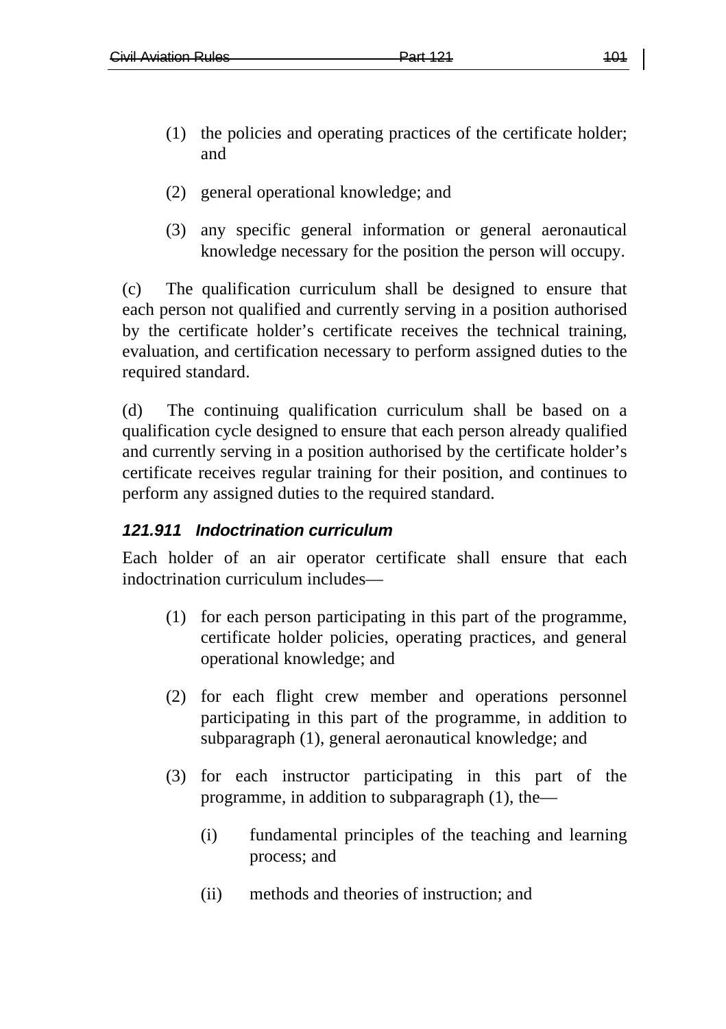(1) the policies and operating practices of the certificate holder; and

(2) general operational knowledge; and

(3) any specific general information or general aeronautical knowledge necessary for the position the person will occupy.

(c) The qualification curriculum shall be designed to ensure that each person not qualified and currently serving in a position authorised by the certificate holder's certificate receives the technical training, evaluation, and certification necessary to perform assigned duties to the required standard.

(d) The continuing qualification curriculum shall be based on a qualification cycle designed to ensure that each person already qualified and currently serving in a position authorised by the certificate holder's certificate receives regular training for their position, and continues to perform any assigned duties to the required standard.

### *121.911 Indoctrination curriculum*

Each holder of an air operator certificate shall ensure that each indoctrination curriculum includes—

(1) for each person participating in this part of the programme, certificate holder policies, operating practices, and general operational knowledge; and

(2) for each flight crew member and operations personnel participating in this part of the programme, in addition to subparagraph (1), general aeronautical knowledge; and

(3) for each instructor participating in this part of the programme, in addition to subparagraph (1), the—

   (i) fundamental principles of the teaching and learning process; and

   (ii) methods and theories of instruction; and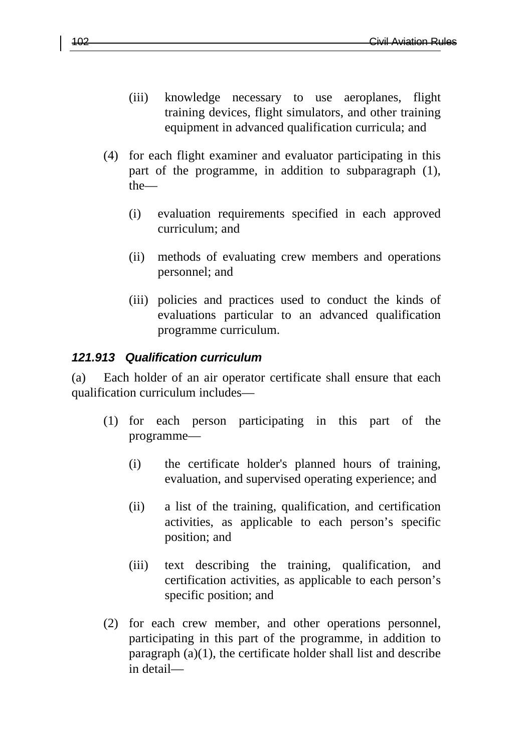(iii) knowledge necessary to use aeroplanes, flight training devices, flight simulators, and other training equipment in advanced qualification curricula; and

(4) for each flight examiner and evaluator participating in this part of the programme, in addition to subparagraph (1), the—

(i) evaluation requirements specified in each approved curriculum; and

(ii) methods of evaluating crew members and operations personnel; and

(iii) policies and practices used to conduct the kinds of evaluations particular to an advanced qualification programme curriculum.

### *121.913 Qualification curriculum*

(a) Each holder of an air operator certificate shall ensure that each qualification curriculum includes—

(1) for each person participating in this part of the programme—

(i) the certificate holder's planned hours of training, evaluation, and supervised operating experience; and

(ii) a list of the training, qualification, and certification activities, as applicable to each person’s specific position; and

(iii) text describing the training, qualification, and certification activities, as applicable to each person’s specific position; and

(2) for each crew member, and other operations personnel, participating in this part of the programme, in addition to paragraph (a)(1), the certificate holder shall list and describe in detail—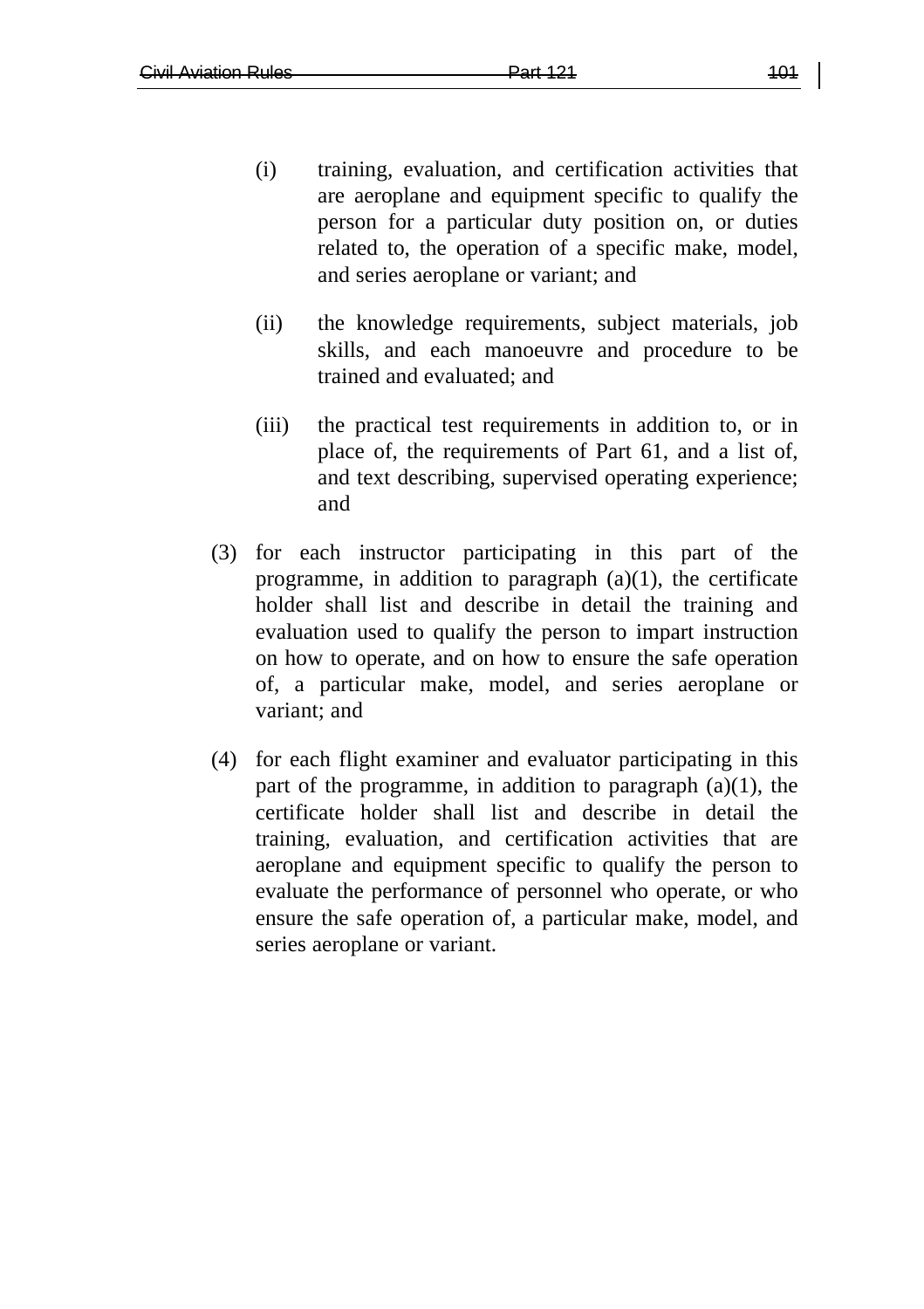(i) training, evaluation, and certification activities that are aeroplane and equipment specific to qualify the person for a particular duty position on, or duties related to, the operation of a specific make, model, and series aeroplane or variant; and

(ii) the knowledge requirements, subject materials, job skills, and each manoeuvre and procedure to be trained and evaluated; and

(iii) the practical test requirements in addition to, or in place of, the requirements of Part 61, and a list of, and text describing, supervised operating experience; and

(3) for each instructor participating in this part of the programme, in addition to paragraph (a)(1), the certificate holder shall list and describe in detail the training and evaluation used to qualify the person to impart instruction on how to operate, and on how to ensure the safe operation of, a particular make, model, and series aeroplane or variant; and

(4) for each flight examiner and evaluator participating in this part of the programme, in addition to paragraph (a)(1), the certificate holder shall list and describe in detail the training, evaluation, and certification activities that are aeroplane and equipment specific to qualify the person to evaluate the performance of personnel who operate, or who ensure the safe operation of, a particular make, model, and series aeroplane or variant.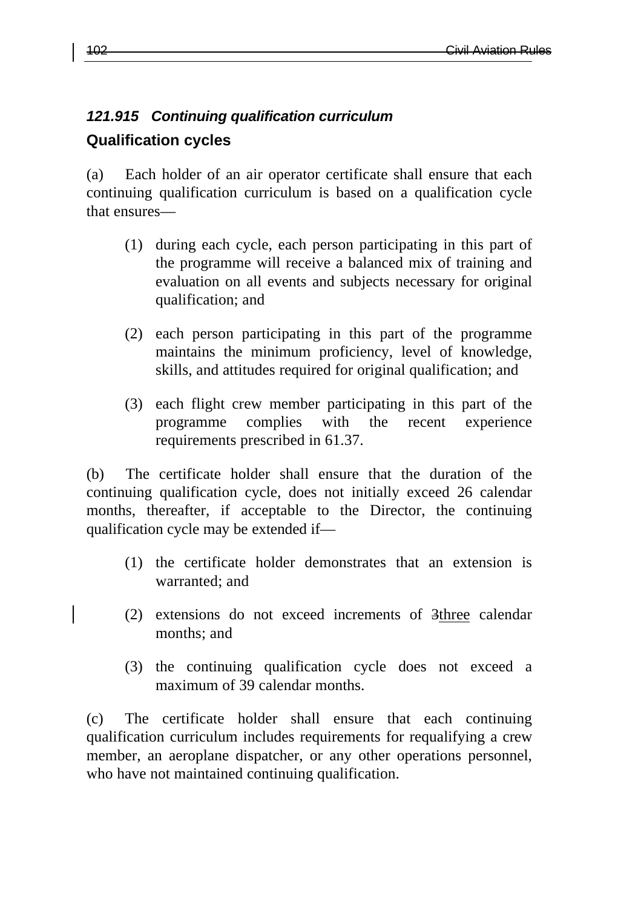### *121.915 Continuing qualification curriculum*

### Qualification cycles

(a) Each holder of an air operator certificate shall ensure that each continuing qualification curriculum is based on a qualification cycle that ensures—

(1) during each cycle, each person participating in this part of the programme will receive a balanced mix of training and evaluation on all events and subjects necessary for original qualification; and

(2) each person participating in this part of the programme maintains the minimum proficiency, level of knowledge, skills, and attitudes required for original qualification; and

(3) each flight crew member participating in this part of the programme complies with the recent experience requirements prescribed in 61.37.

(b) The certificate holder shall ensure that the duration of the continuing qualification cycle, does not initially exceed 26 calendar months, thereafter, if acceptable to the Director, the continuing qualification cycle may be extended if—

(1) the certificate holder demonstrates that an extension is warranted; and

(2) extensions do not exceed increments of ~~3~~three calendar months; and

(3) the continuing qualification cycle does not exceed a maximum of 39 calendar months.

(c) The certificate holder shall ensure that each continuing qualification curriculum includes requirements for requalifying a crew member, an aeroplane dispatcher, or any other operations personnel, who have not maintained continuing qualification.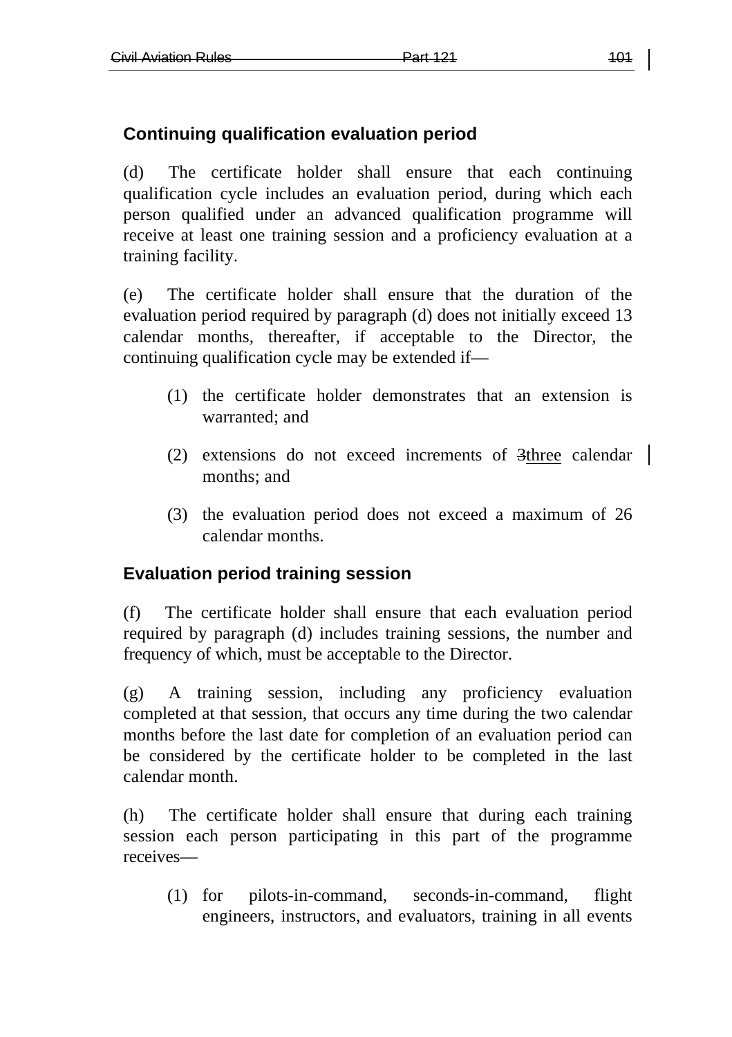## Continuing qualification evaluation period

(d) The certificate holder shall ensure that each continuing qualification cycle includes an evaluation period, during which each person qualified under an advanced qualification programme will receive at least one training session and a proficiency evaluation at a training facility.

(e) The certificate holder shall ensure that the duration of the evaluation period required by paragraph (d) does not initially exceed 13 calendar months, thereafter, if acceptable to the Director, the continuing qualification cycle may be extended if—

(1) the certificate holder demonstrates that an extension is warranted; and

(2) extensions do not exceed increments of ~~3~~three calendar months; and

(3) the evaluation period does not exceed a maximum of 26 calendar months.

## Evaluation period training session

(f) The certificate holder shall ensure that each evaluation period required by paragraph (d) includes training sessions, the number and frequency of which, must be acceptable to the Director.

(g) A training session, including any proficiency evaluation completed at that session, that occurs any time during the two calendar months before the last date for completion of an evaluation period can be considered by the certificate holder to be completed in the last calendar month.

(h) The certificate holder shall ensure that during each training session each person participating in this part of the programme receives—

(1) for pilots-in-command, seconds-in-command, flight engineers, instructors, and evaluators, training in all events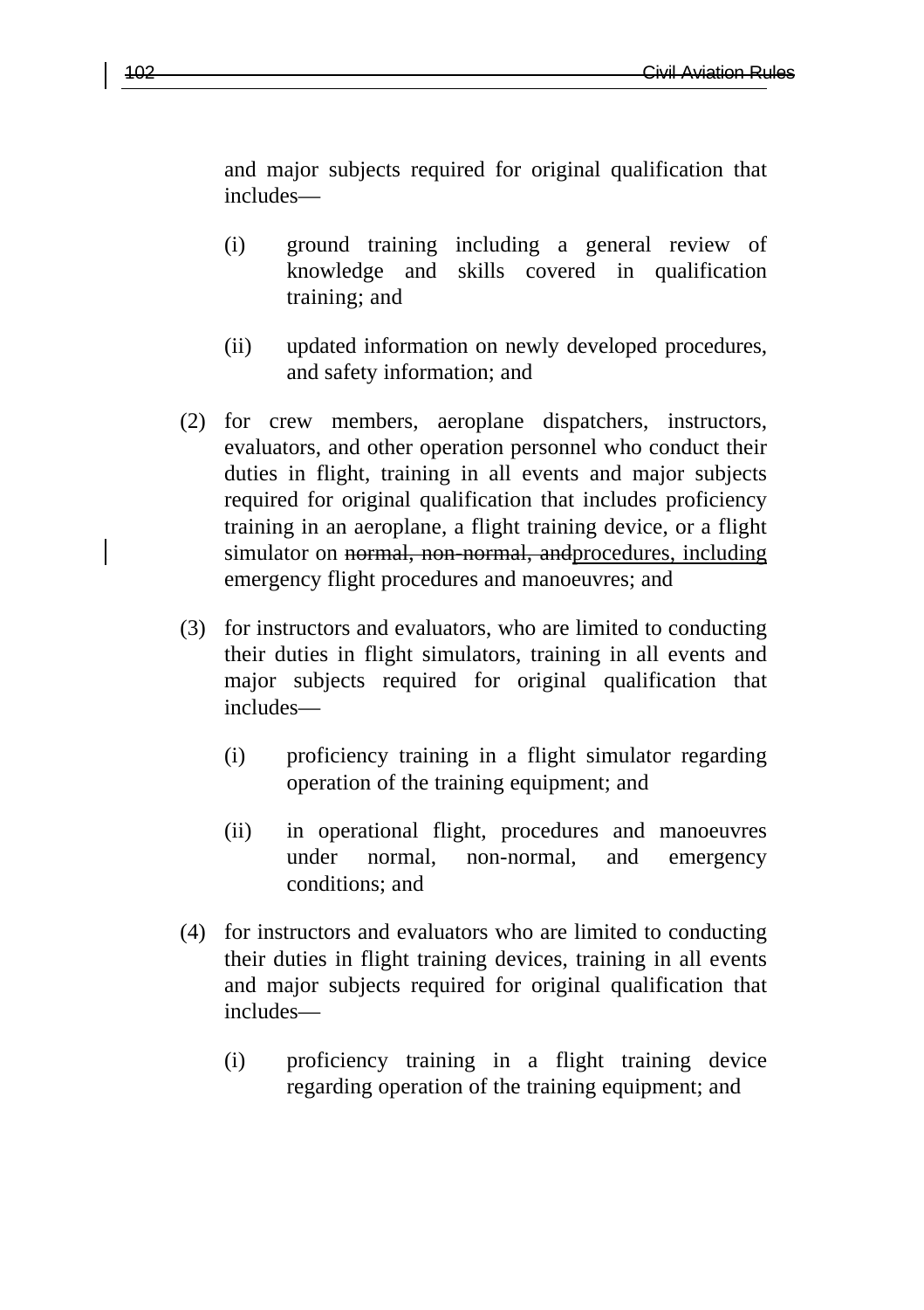and major subjects required for original qualification that includes—

(i) ground training including a general review of knowledge and skills covered in qualification training; and

(ii) updated information on newly developed procedures, and safety information; and

(2) for crew members, aeroplane dispatchers, instructors, evaluators, and other operation personnel who conduct their duties in flight, training in all events and major subjects required for original qualification that includes proficiency training in an aeroplane, a flight training device, or a flight simulator on ~~normal, non-normal, and~~procedures, including emergency flight procedures and manoeuvres; and

(3) for instructors and evaluators, who are limited to conducting their duties in flight simulators, training in all events and major subjects required for original qualification that includes—

(i) proficiency training in a flight simulator regarding operation of the training equipment; and

(ii) in operational flight, procedures and manoeuvres under normal, non-normal, and emergency conditions; and

(4) for instructors and evaluators who are limited to conducting their duties in flight training devices, training in all events and major subjects required for original qualification that includes—

(i) proficiency training in a flight training device regarding operation of the training equipment; and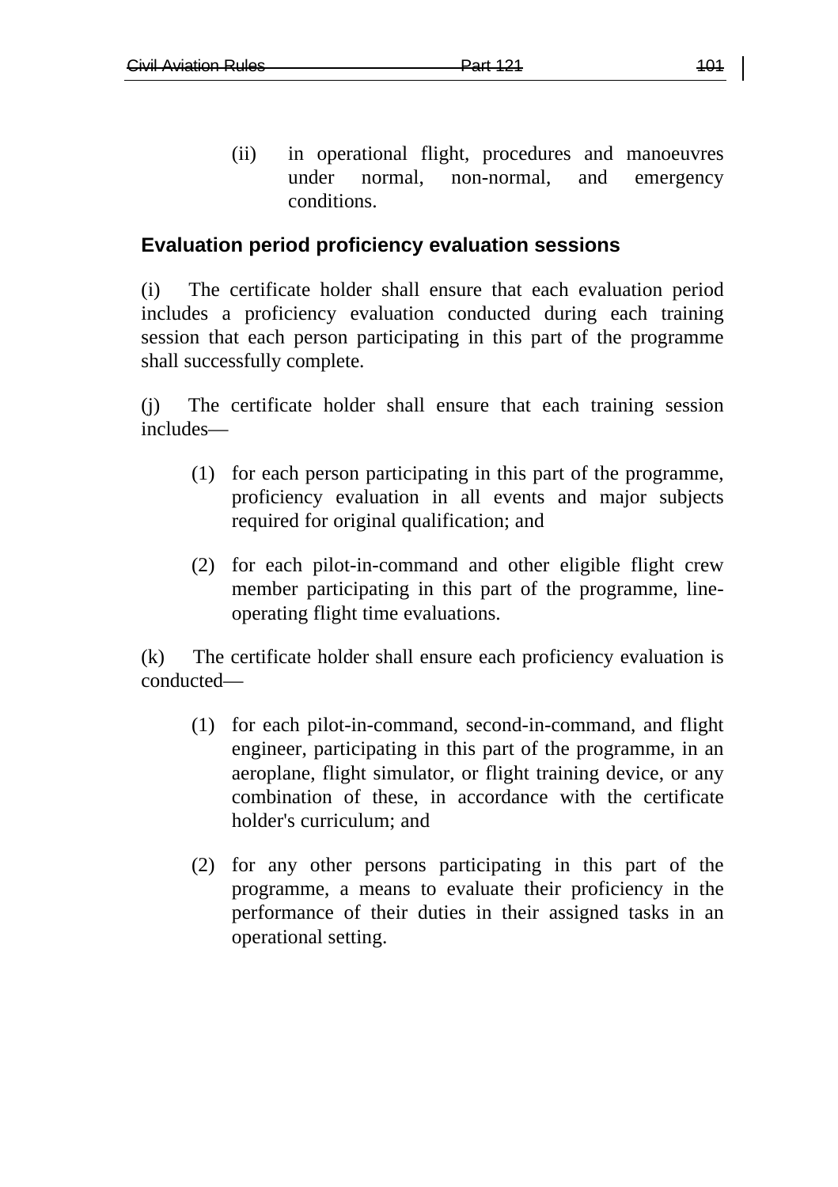(ii) in operational flight, procedures and manoeuvres under normal, non-normal, and emergency conditions.

### Evaluation period proficiency evaluation sessions

(i) The certificate holder shall ensure that each evaluation period includes a proficiency evaluation conducted during each training session that each person participating in this part of the programme shall successfully complete.

(j) The certificate holder shall ensure that each training session includes—

(1) for each person participating in this part of the programme, proficiency evaluation in all events and major subjects required for original qualification; and

(2) for each pilot-in-command and other eligible flight crew member participating in this part of the programme, line-operating flight time evaluations.

(k) The certificate holder shall ensure each proficiency evaluation is conducted—

(1) for each pilot-in-command, second-in-command, and flight engineer, participating in this part of the programme, in an aeroplane, flight simulator, or flight training device, or any combination of these, in accordance with the certificate holder's curriculum; and

(2) for any other persons participating in this part of the programme, a means to evaluate their proficiency in the performance of their duties in their assigned tasks in an operational setting.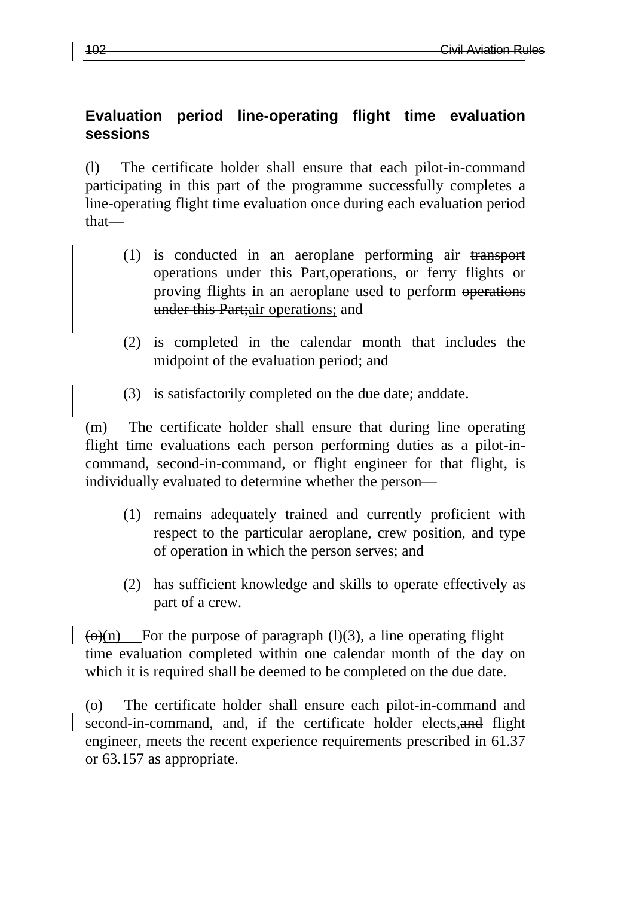### Evaluation period line-operating flight time evaluation sessions

(l) The certificate holder shall ensure that each pilot-in-command participating in this part of the programme successfully completes a line-operating flight time evaluation once during each evaluation period that—

(1) is conducted in an aeroplane performing air ~~transport operations under this Part,~~operations, or ferry flights or proving flights in an aeroplane used to perform ~~operations under this Part;~~air operations; and

(2) is completed in the calendar month that includes the midpoint of the evaluation period; and

(3) is satisfactorily completed on the due ~~date; and~~date.

(m) The certificate holder shall ensure that during line operating flight time evaluations each person performing duties as a pilot-in-command, second-in-command, or flight engineer for that flight, is individually evaluated to determine whether the person—

(1) remains adequately trained and currently proficient with respect to the particular aeroplane, crew position, and type of operation in which the person serves; and

(2) has sufficient knowledge and skills to operate effectively as part of a crew.

~~(o)~~(n) For the purpose of paragraph (l)(3), a line operating flight time evaluation completed within one calendar month of the day on which it is required shall be deemed to be completed on the due date.

(o) The certificate holder shall ensure each pilot-in-command and second-in-command, and, if the certificate holder elects,~~and~~ flight engineer, meets the recent experience requirements prescribed in 61.37 or 63.157 as appropriate.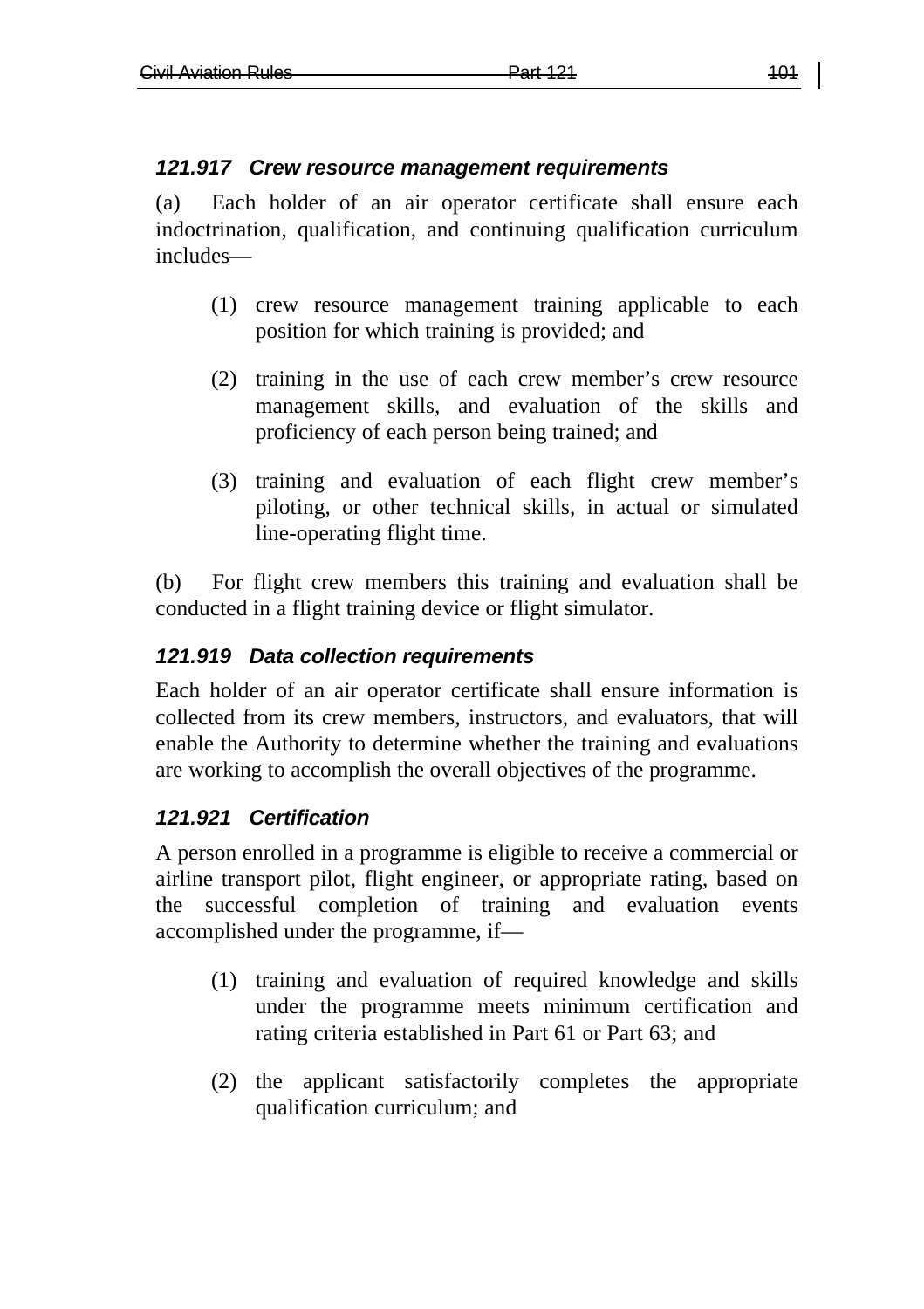### *121.917 Crew resource management requirements*

(a) Each holder of an air operator certificate shall ensure each indoctrination, qualification, and continuing qualification curriculum includes—

(1) crew resource management training applicable to each position for which training is provided; and

(2) training in the use of each crew member's crew resource management skills, and evaluation of the skills and proficiency of each person being trained; and

(3) training and evaluation of each flight crew member's piloting, or other technical skills, in actual or simulated line-operating flight time.

(b) For flight crew members this training and evaluation shall be conducted in a flight training device or flight simulator.

### *121.919 Data collection requirements*

Each holder of an air operator certificate shall ensure information is collected from its crew members, instructors, and evaluators, that will enable the Authority to determine whether the training and evaluations are working to accomplish the overall objectives of the programme.

### *121.921 Certification*

A person enrolled in a programme is eligible to receive a commercial or airline transport pilot, flight engineer, or appropriate rating, based on the successful completion of training and evaluation events accomplished under the programme, if—

(1) training and evaluation of required knowledge and skills under the programme meets minimum certification and rating criteria established in Part 61 or Part 63; and

(2) the applicant satisfactorily completes the appropriate qualification curriculum; and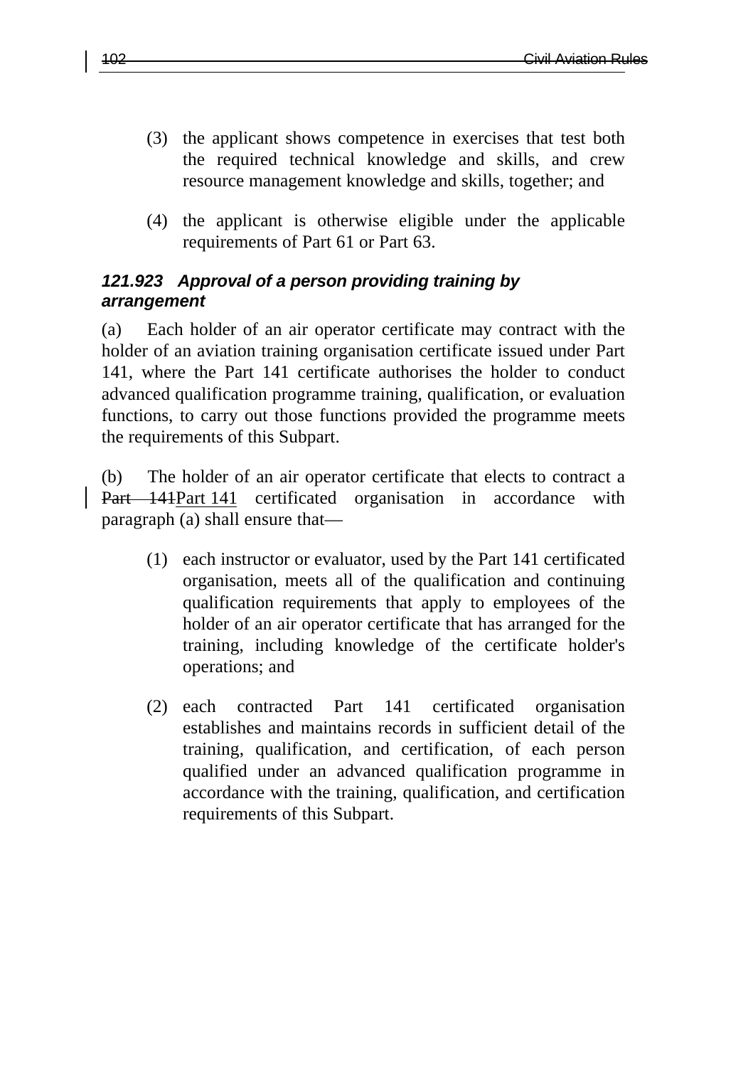(3) the applicant shows competence in exercises that test both the required technical knowledge and skills, and crew resource management knowledge and skills, together; and

(4) the applicant is otherwise eligible under the applicable requirements of Part 61 or Part 63.

### *121.923 Approval of a person providing training by arrangement*

(a) Each holder of an air operator certificate may contract with the holder of an aviation training organisation certificate issued under Part 141, where the Part 141 certificate authorises the holder to conduct advanced qualification programme training, qualification, or evaluation functions, to carry out those functions provided the programme meets the requirements of this Subpart.

(b) The holder of an air operator certificate that elects to contract a Part 141 certificated organisation in accordance with paragraph (a) shall ensure that—

(1) each instructor or evaluator, used by the Part 141 certificated organisation, meets all of the qualification and continuing qualification requirements that apply to employees of the holder of an air operator certificate that has arranged for the training, including knowledge of the certificate holder's operations; and

(2) each contracted Part 141 certificated organisation establishes and maintains records in sufficient detail of the training, qualification, and certification, of each person qualified under an advanced qualification programme in accordance with the training, qualification, and certification requirements of this Subpart.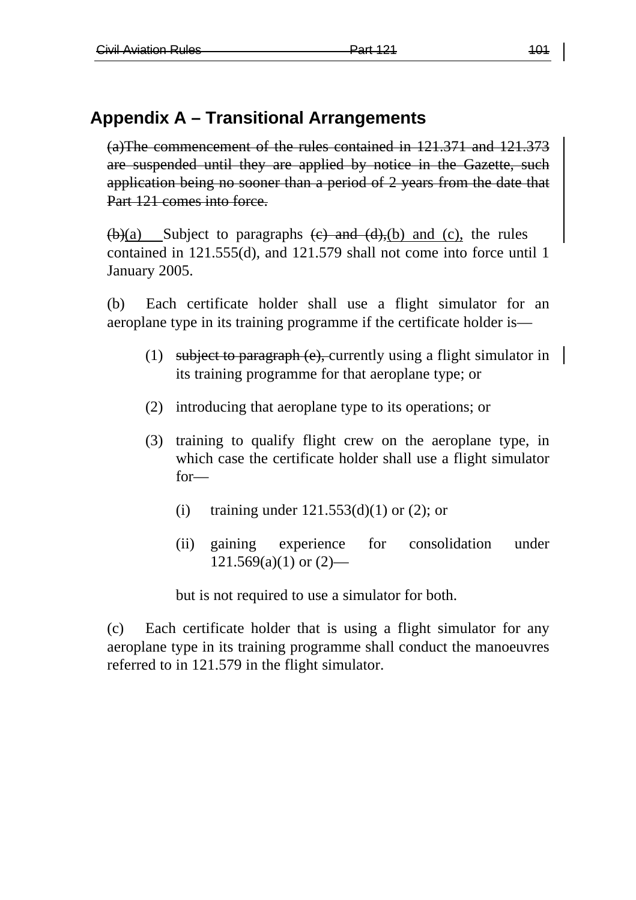## Appendix A – Transitional Arrangements

~~(a)The commencement of the rules contained in 121.371 and 121.373 are suspended until they are applied by notice in the Gazette, such application being no sooner than a period of 2 years from the date that Part 121 comes into force.~~

~~(b)~~(a) Subject to paragraphs ~~(c) and (d),~~(b) and (c), the rules contained in 121.555(d), and 121.579 shall not come into force until 1 January 2005.

(b) Each certificate holder shall use a flight simulator for an aeroplane type in its training programme if the certificate holder is—

(1) ~~subject to paragraph (e),~~ currently using a flight simulator in its training programme for that aeroplane type; or

(2) introducing that aeroplane type to its operations; or

(3) training to qualify flight crew on the aeroplane type, in which case the certificate holder shall use a flight simulator for—

(i) training under 121.553(d)(1) or (2); or

(ii) gaining experience for consolidation under 121.569(a)(1) or (2)—

but is not required to use a simulator for both.

(c) Each certificate holder that is using a flight simulator for any aeroplane type in its training programme shall conduct the manoeuvres referred to in 121.579 in the flight simulator.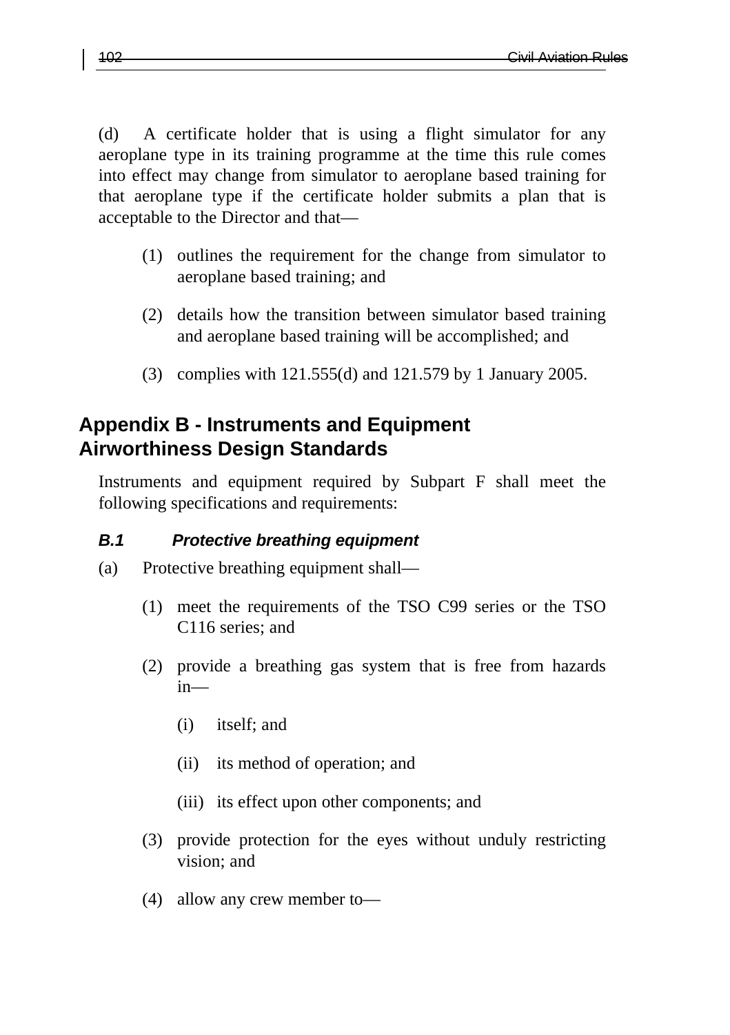(d) A certificate holder that is using a flight simulator for any aeroplane type in its training programme at the time this rule comes into effect may change from simulator to aeroplane based training for that aeroplane type if the certificate holder submits a plan that is acceptable to the Director and that—

(1) outlines the requirement for the change from simulator to aeroplane based training; and

(2) details how the transition between simulator based training and aeroplane based training will be accomplished; and

(3) complies with 121.555(d) and 121.579 by 1 January 2005.

## Appendix B - Instruments and Equipment Airworthiness Design Standards

Instruments and equipment required by Subpart F shall meet the following specifications and requirements:

### *B.1 Protective breathing equipment*

(a) Protective breathing equipment shall—

(1) meet the requirements of the TSO C99 series or the TSO C116 series; and

(2) provide a breathing gas system that is free from hazards in—

(i) itself; and

(ii) its method of operation; and

(iii) its effect upon other components; and

(3) provide protection for the eyes without unduly restricting vision; and

(4) allow any crew member to—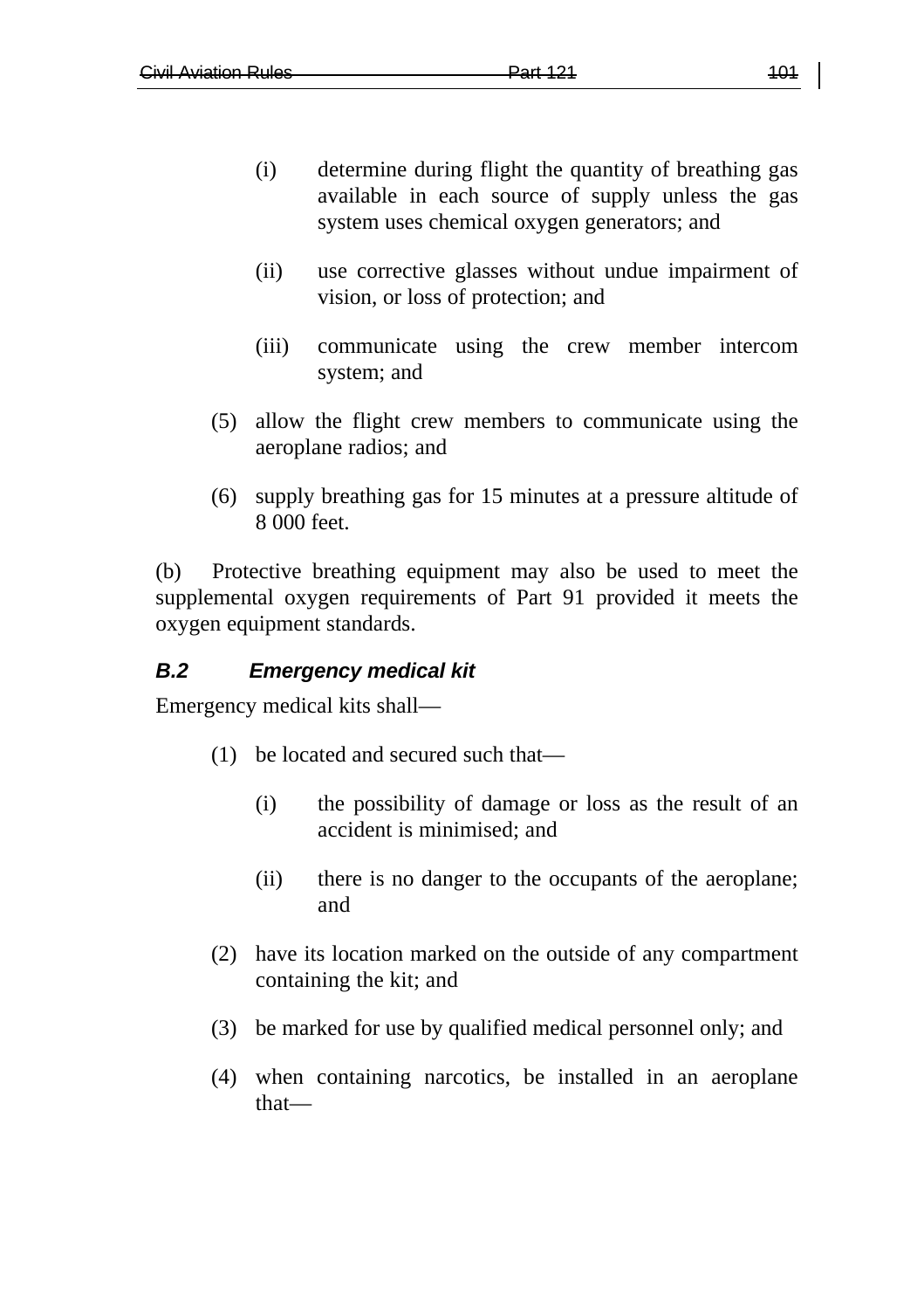(i) determine during flight the quantity of breathing gas available in each source of supply unless the gas system uses chemical oxygen generators; and

(ii) use corrective glasses without undue impairment of vision, or loss of protection; and

(iii) communicate using the crew member intercom system; and

(5) allow the flight crew members to communicate using the aeroplane radios; and

(6) supply breathing gas for 15 minutes at a pressure altitude of 8 000 feet.

(b) Protective breathing equipment may also be used to meet the supplemental oxygen requirements of Part 91 provided it meets the oxygen equipment standards.

### *B.2 Emergency medical kit*

Emergency medical kits shall—

(1) be located and secured such that—

(i) the possibility of damage or loss as the result of an accident is minimised; and

(ii) there is no danger to the occupants of the aeroplane; and

(2) have its location marked on the outside of any compartment containing the kit; and

(3) be marked for use by qualified medical personnel only; and

(4) when containing narcotics, be installed in an aeroplane that—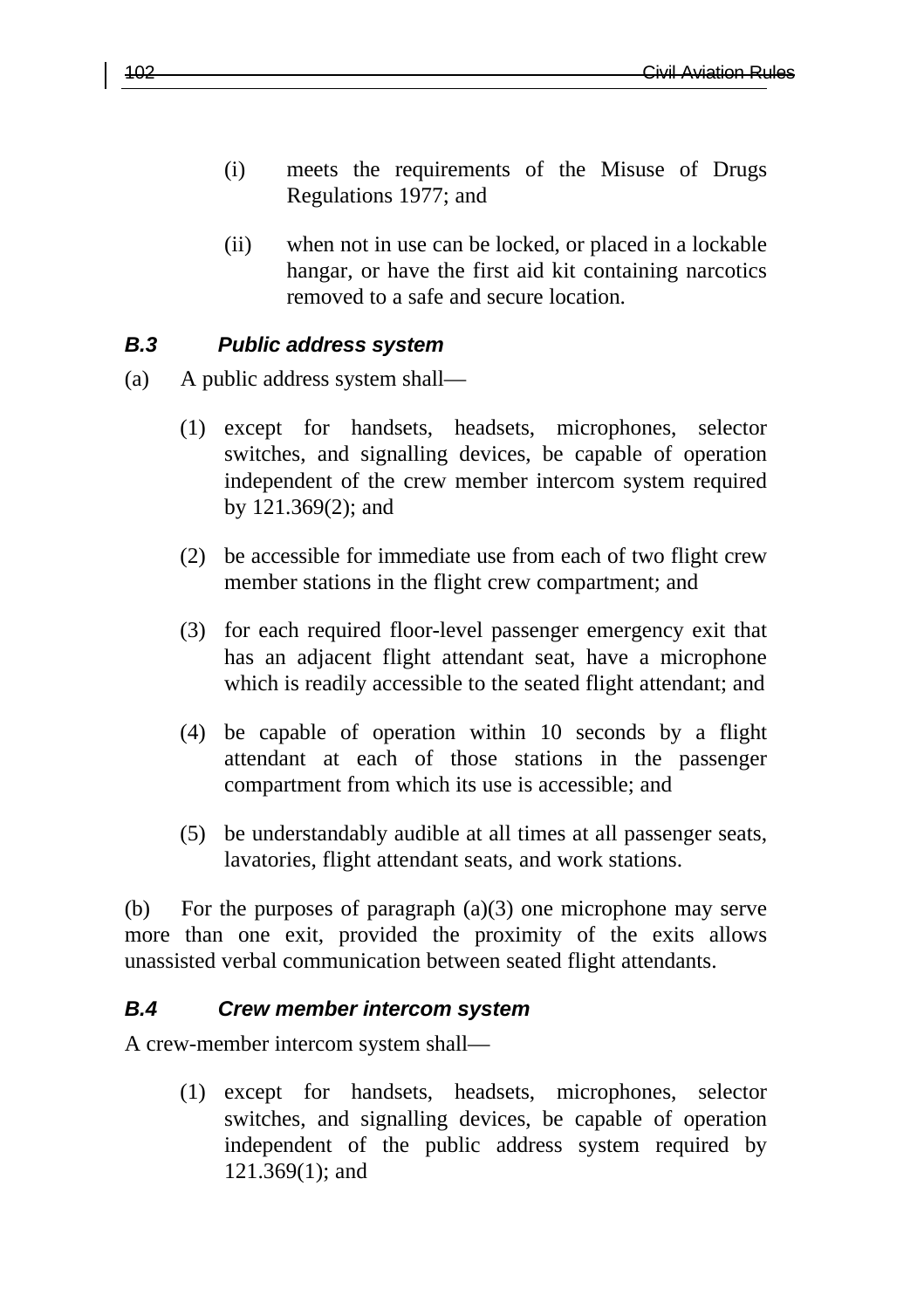(i) meets the requirements of the Misuse of Drugs Regulations 1977; and

(ii) when not in use can be locked, or placed in a lockable hangar, or have the first aid kit containing narcotics removed to a safe and secure location.

### *B.3 Public address system*

(a) A public address system shall—

(1) except for handsets, headsets, microphones, selector switches, and signalling devices, be capable of operation independent of the crew member intercom system required by 121.369(2); and

(2) be accessible for immediate use from each of two flight crew member stations in the flight crew compartment; and

(3) for each required floor-level passenger emergency exit that has an adjacent flight attendant seat, have a microphone which is readily accessible to the seated flight attendant; and

(4) be capable of operation within 10 seconds by a flight attendant at each of those stations in the passenger compartment from which its use is accessible; and

(5) be understandably audible at all times at all passenger seats, lavatories, flight attendant seats, and work stations.

(b) For the purposes of paragraph (a)(3) one microphone may serve more than one exit, provided the proximity of the exits allows unassisted verbal communication between seated flight attendants.

### *B.4 Crew member intercom system*

A crew-member intercom system shall—

(1) except for handsets, headsets, microphones, selector switches, and signalling devices, be capable of operation independent of the public address system required by 121.369(1); and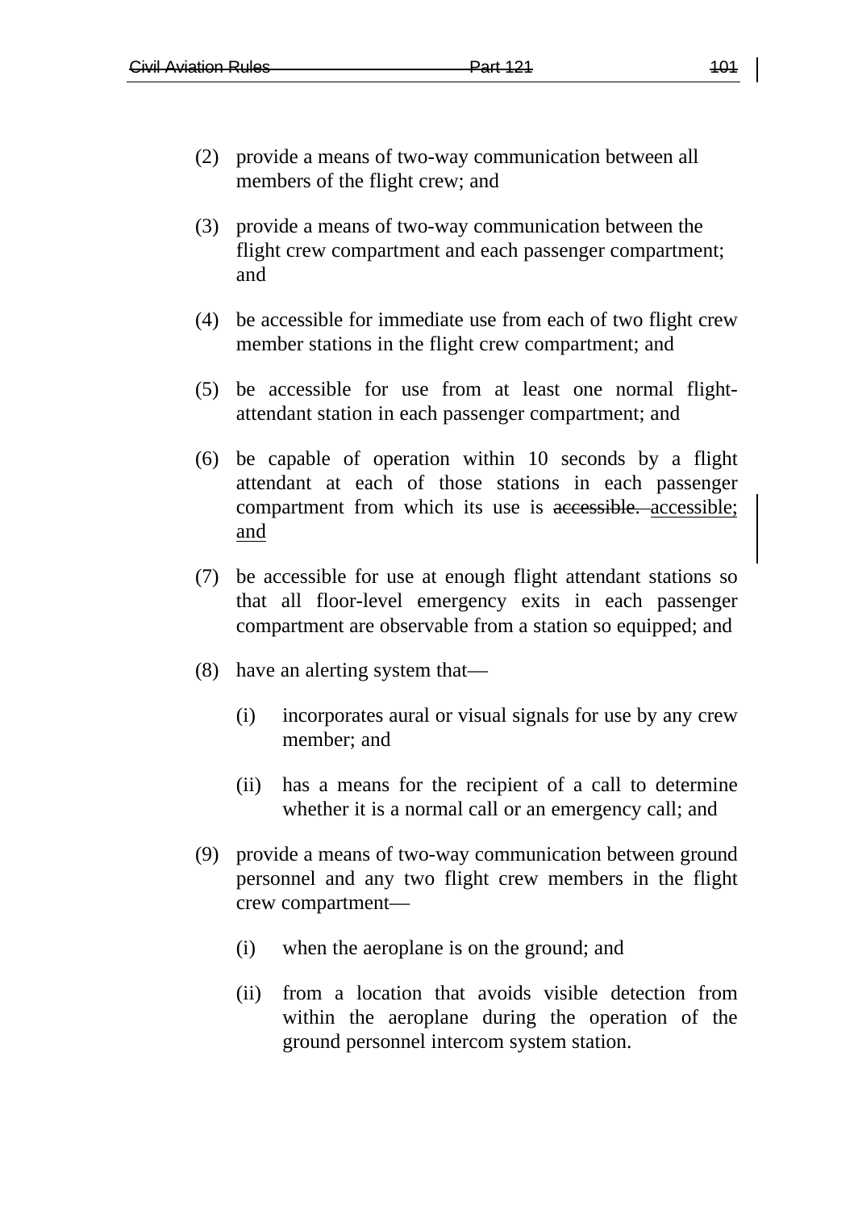(2) provide a means of two-way communication between all members of the flight crew; and

(3) provide a means of two-way communication between the flight crew compartment and each passenger compartment; and

(4) be accessible for immediate use from each of two flight crew member stations in the flight crew compartment; and

(5) be accessible for use from at least one normal flight-attendant station in each passenger compartment; and

(6) be capable of operation within 10 seconds by a flight attendant at each of those stations in each passenger compartment from which its use is ~~accessible.~~ <u>accessible; and</u>

(7) be accessible for use at enough flight attendant stations so that all floor-level emergency exits in each passenger compartment are observable from a station so equipped; and

(8) have an alerting system that—

  (i) incorporates aural or visual signals for use by any crew member; and

  (ii) has a means for the recipient of a call to determine whether it is a normal call or an emergency call; and

(9) provide a means of two-way communication between ground personnel and any two flight crew members in the flight crew compartment—

  (i) when the aeroplane is on the ground; and

  (ii) from a location that avoids visible detection from within the aeroplane during the operation of the ground personnel intercom system station.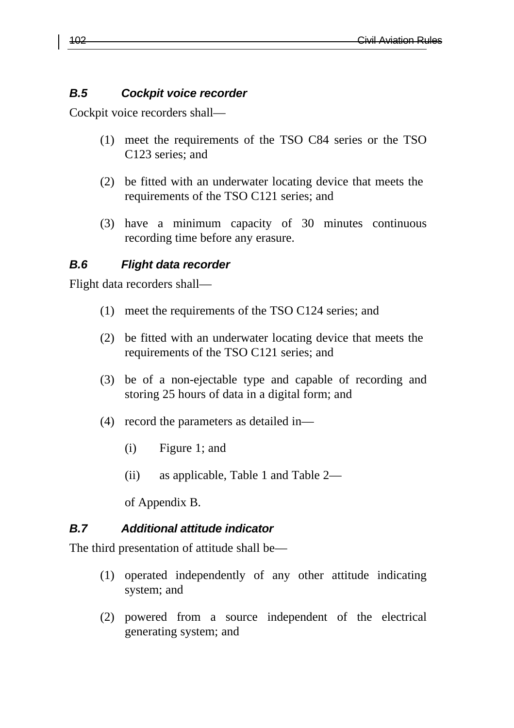### *B.5 Cockpit voice recorder*

Cockpit voice recorders shall—

(1) meet the requirements of the TSO C84 series or the TSO C123 series; and

(2) be fitted with an underwater locating device that meets the requirements of the TSO C121 series; and

(3) have a minimum capacity of 30 minutes continuous recording time before any erasure.

### *B.6 Flight data recorder*

Flight data recorders shall—

(1) meet the requirements of the TSO C124 series; and

(2) be fitted with an underwater locating device that meets the requirements of the TSO C121 series; and

(3) be of a non-ejectable type and capable of recording and storing 25 hours of data in a digital form; and

(4) record the parameters as detailed in—

(i) Figure 1; and

(ii) as applicable, Table 1 and Table 2—

of Appendix B.

### *B.7 Additional attitude indicator*

The third presentation of attitude shall be—

(1) operated independently of any other attitude indicating system; and

(2) powered from a source independent of the electrical generating system; and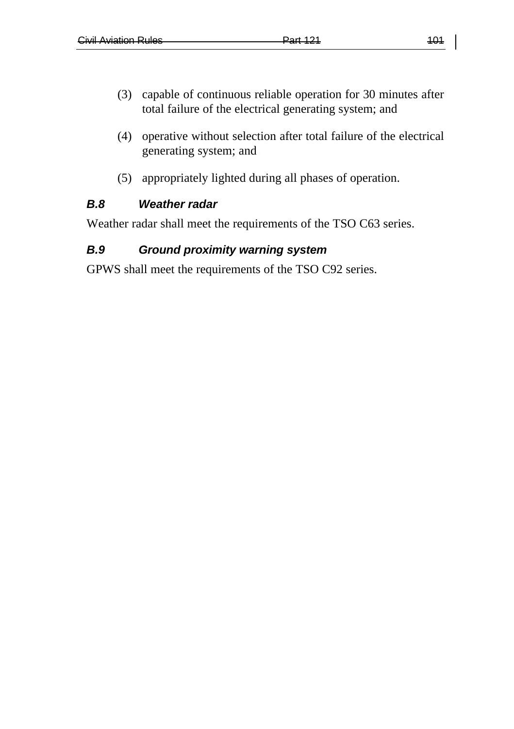(3) capable of continuous reliable operation for 30 minutes after total failure of the electrical generating system; and

(4) operative without selection after total failure of the electrical generating system; and

(5) appropriately lighted during all phases of operation.

### *B.8 Weather radar*

Weather radar shall meet the requirements of the TSO C63 series.

### *B.9 Ground proximity warning system*

GPWS shall meet the requirements of the TSO C92 series.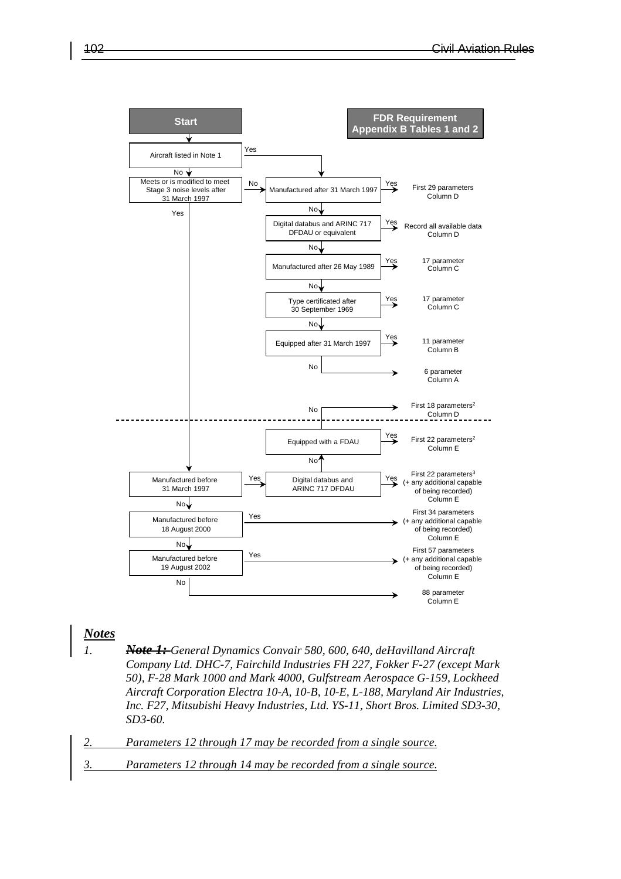**Start**

**FDR Requirement Appendix B Tables 1 and 2**

- Aircraft listed in Note 1
  - Yes → Manufactured after 31 March 1997
  - No → Meets or is modified to meet Stage 3 noise levels after 31 March 1997
    - No → Manufactured after 31 March 1997
    - Yes → Manufactured before 31 March 1997

- Manufactured after 31 March 1997
  - Yes → First 29 parameters Column D
  - No → Digital databus and ARINC 717 DFDAU or equivalent
    - Yes → Record all available data Column D
    - No → Manufactured after 26 May 1989
      - Yes → 17 parameter Column C
      - No → Type certificated after 30 September 1969
        - Yes → 17 parameter Column C
        - No → Equipped after 31 March 1997
          - Yes → 11 parameter Column B
          - No → 6 parameter Column A

---

- Manufactured before 31 March 1997
  - Yes → Digital databus and ARINC 717 DFDAU
    - Yes → First 22 parameters[3] (+ any additional capable of being recorded) Column E
    - No → Equipped with a FDAU
      - Yes → First 22 parameters[2] Column E
      - No → First 18 parameters[2] Column D
  - No → Manufactured before 18 August 2000
    - Yes → First 34 parameters (+ any additional capable of being recorded) Column E
    - No → Manufactured before 19 August 2002
      - Yes → First 57 parameters (+ any additional capable of being recorded) Column E
      - No → 88 parameter Column E

## *Notes*

1. ~~***Note 1:***~~ *General Dynamics Convair 580, 600, 640, deHavilland Aircraft Company Ltd. DHC-7, Fairchild Industries FH 227, Fokker F-27 (except Mark 50), F-28 Mark 1000 and Mark 4000, Gulfstream Aerospace G-159, Lockheed Aircraft Corporation Electra 10-A, 10-B, 10-E, L-188, Maryland Air Industries, Inc. F27, Mitsubishi Heavy Industries, Ltd. YS-11, Short Bros. Limited SD3-30, SD3-60.*

2. *Parameters 12 through 17 may be recorded from a single source.*

3. *Parameters 12 through 14 may be recorded from a single source.*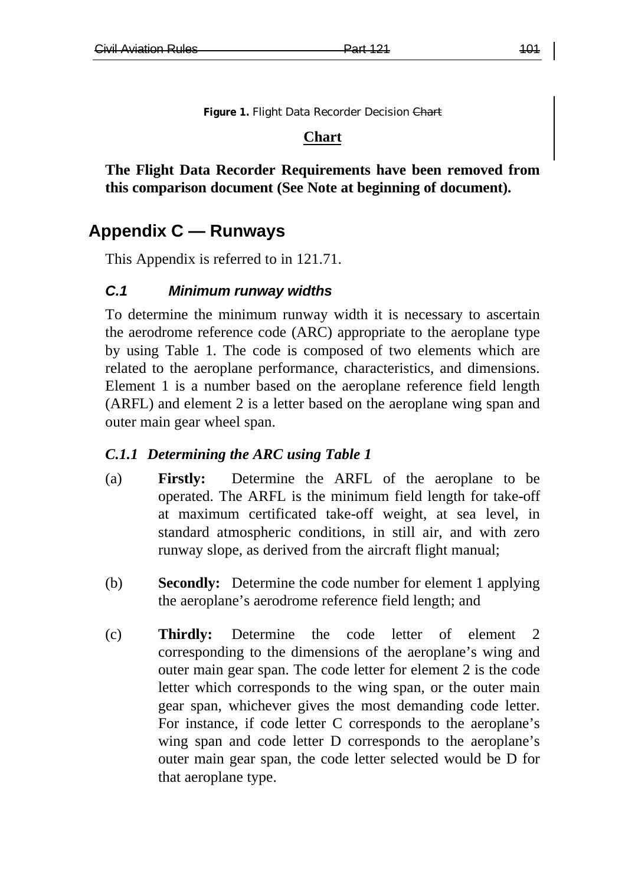**Figure 1.** Flight Data Recorder Decision ~~Chart~~

**Chart**

**The Flight Data Recorder Requirements have been removed from this comparison document (See Note at beginning of document).**

## Appendix C — Runways

This Appendix is referred to in 121.71.

### *C.1 Minimum runway widths*

To determine the minimum runway width it is necessary to ascertain the aerodrome reference code (ARC) appropriate to the aeroplane type by using Table 1. The code is composed of two elements which are related to the aeroplane performance, characteristics, and dimensions. Element 1 is a number based on the aeroplane reference field length (ARFL) and element 2 is a letter based on the aeroplane wing span and outer main gear wheel span.

#### *C.1.1 Determining the ARC using Table 1*

(a) **Firstly:** Determine the ARFL of the aeroplane to be operated. The ARFL is the minimum field length for take-off at maximum certificated take-off weight, at sea level, in standard atmospheric conditions, in still air, and with zero runway slope, as derived from the aircraft flight manual;

(b) **Secondly:** Determine the code number for element 1 applying the aeroplane's aerodrome reference field length; and

(c) **Thirdly:** Determine the code letter of element 2 corresponding to the dimensions of the aeroplane's wing and outer main gear span. The code letter for element 2 is the code letter which corresponds to the wing span, or the outer main gear span, whichever gives the most demanding code letter. For instance, if code letter C corresponds to the aeroplane's wing span and code letter D corresponds to the aeroplane's outer main gear span, the code letter selected would be D for that aeroplane type.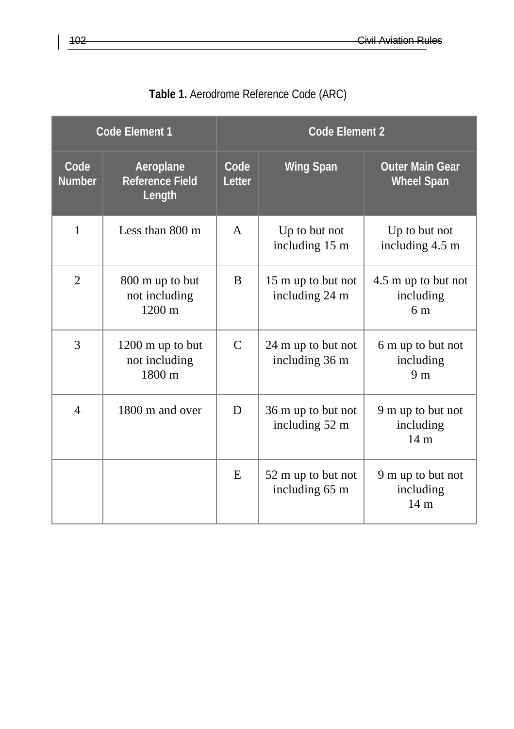**Table 1.** Aerodrome Reference Code (ARC)

| Code Element 1 | | Code Element 2 | | |
|---|---|---|---|---|
| **Code Number** | **Aeroplane Reference Field Length** | **Code Letter** | **Wing Span** | **Outer Main Gear Wheel Span** |
| 1 | Less than 800 m | A | Up to but not including 15 m | Up to but not including 4.5 m |
| 2 | 800 m up to but not including 1200 m | B | 15 m up to but not including 24 m | 4.5 m up to but not including 6 m |
| 3 | 1200 m up to but not including 1800 m | C | 24 m up to but not including 36 m | 6 m up to but not including 9 m |
| 4 | 1800 m and over | D | 36 m up to but not including 52 m | 9 m up to but not including 14 m |
| | | E | 52 m up to but not including 65 m | 9 m up to but not including 14 m |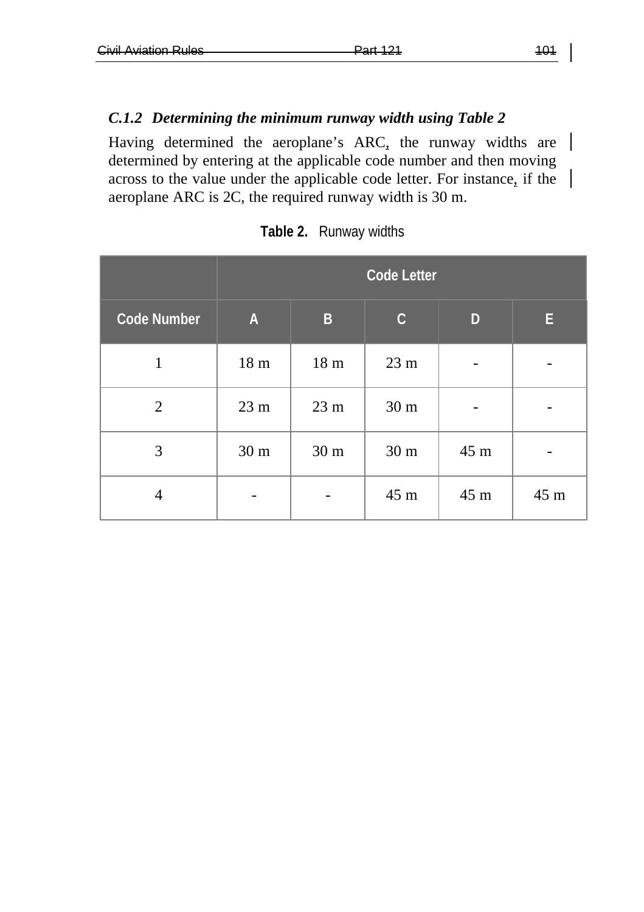### *C.1.2 Determining the minimum runway width using Table 2*

Having determined the aeroplane's ARC, the runway widths are determined by entering at the applicable code number and then moving across to the value under the applicable code letter. For instance, if the aeroplane ARC is 2C, the required runway width is 30 m.

**Table 2.** Runway widths

| | Code Letter | | | | |
|---|---|---|---|---|---|
| **Code Number** | **A** | **B** | **C** | **D** | **E** |
| 1 | 18 m | 18 m | 23 m | - | - |
| 2 | 23 m | 23 m | 30 m | - | - |
| 3 | 30 m | 30 m | 30 m | 45 m | - |
| 4 | - | - | 45 m | 45 m | 45 m |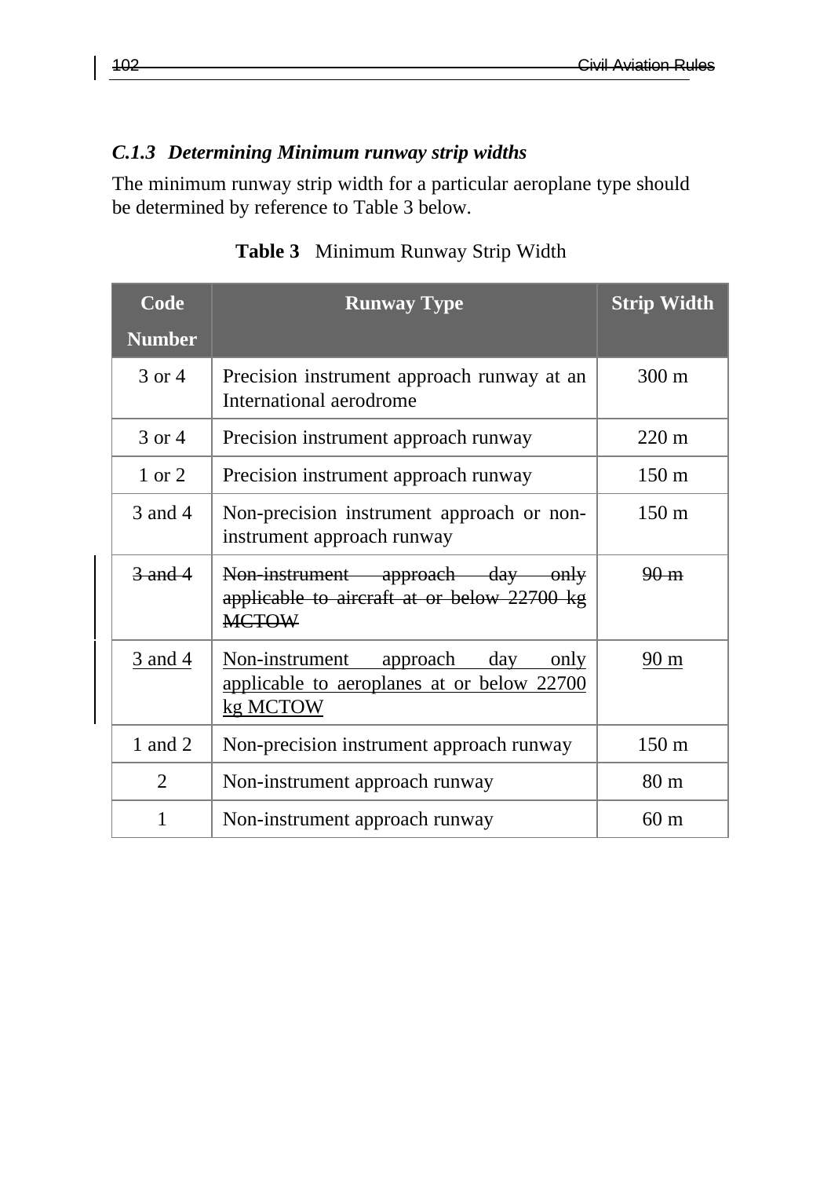### *C.1.3 Determining Minimum runway strip widths*

The minimum runway strip width for a particular aeroplane type should be determined by reference to Table 3 below.

**Table 3** Minimum Runway Strip Width

| Code Number | Runway Type | Strip Width |
|---|---|---|
| 3 or 4 | Precision instrument approach runway at an International aerodrome | 300 m |
| 3 or 4 | Precision instrument approach runway | 220 m |
| 1 or 2 | Precision instrument approach runway | 150 m |
| 3 and 4 | Non-precision instrument approach or non-instrument approach runway | 150 m |
| ~~3 and 4~~ | ~~Non-instrument approach day only applicable to aircraft at or below 22700 kg MCTOW~~ | ~~90 m~~ |
| 3 and 4 | Non-instrument approach day only applicable to aeroplanes at or below 22700 kg MCTOW | 90 m |
| 1 and 2 | Non-precision instrument approach runway | 150 m |
| 2 | Non-instrument approach runway | 80 m |
| 1 | Non-instrument approach runway | 60 m |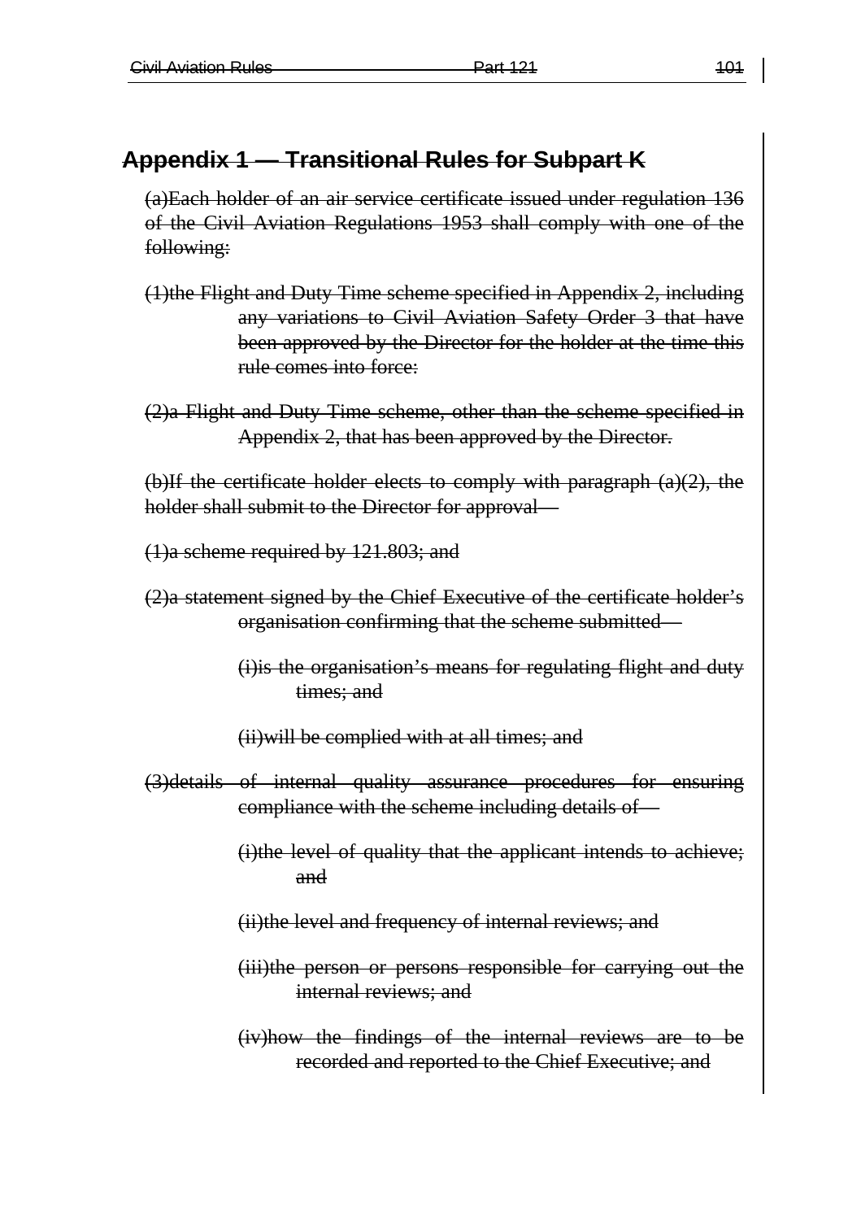## ~~Appendix 1 — Transitional Rules for Subpart K~~

~~(a)Each holder of an air service certificate issued under regulation 136 of the Civil Aviation Regulations 1953 shall comply with one of the following:~~

~~(1)the Flight and Duty Time scheme specified in Appendix 2, including any variations to Civil Aviation Safety Order 3 that have been approved by the Director for the holder at the time this rule comes into force:~~

~~(2)a Flight and Duty Time scheme, other than the scheme specified in Appendix 2, that has been approved by the Director.~~

~~(b)If the certificate holder elects to comply with paragraph (a)(2), the holder shall submit to the Director for approval—~~

~~(1)a scheme required by 121.803; and~~

~~(2)a statement signed by the Chief Executive of the certificate holder's organisation confirming that the scheme submitted—~~

~~(i)is the organisation's means for regulating flight and duty times; and~~

~~(ii)will be complied with at all times; and~~

~~(3)details of internal quality assurance procedures for ensuring compliance with the scheme including details of—~~

~~(i)the level of quality that the applicant intends to achieve; and~~

~~(ii)the level and frequency of internal reviews; and~~

~~(iii)the person or persons responsible for carrying out the internal reviews; and~~

~~(iv)how the findings of the internal reviews are to be recorded and reported to the Chief Executive; and~~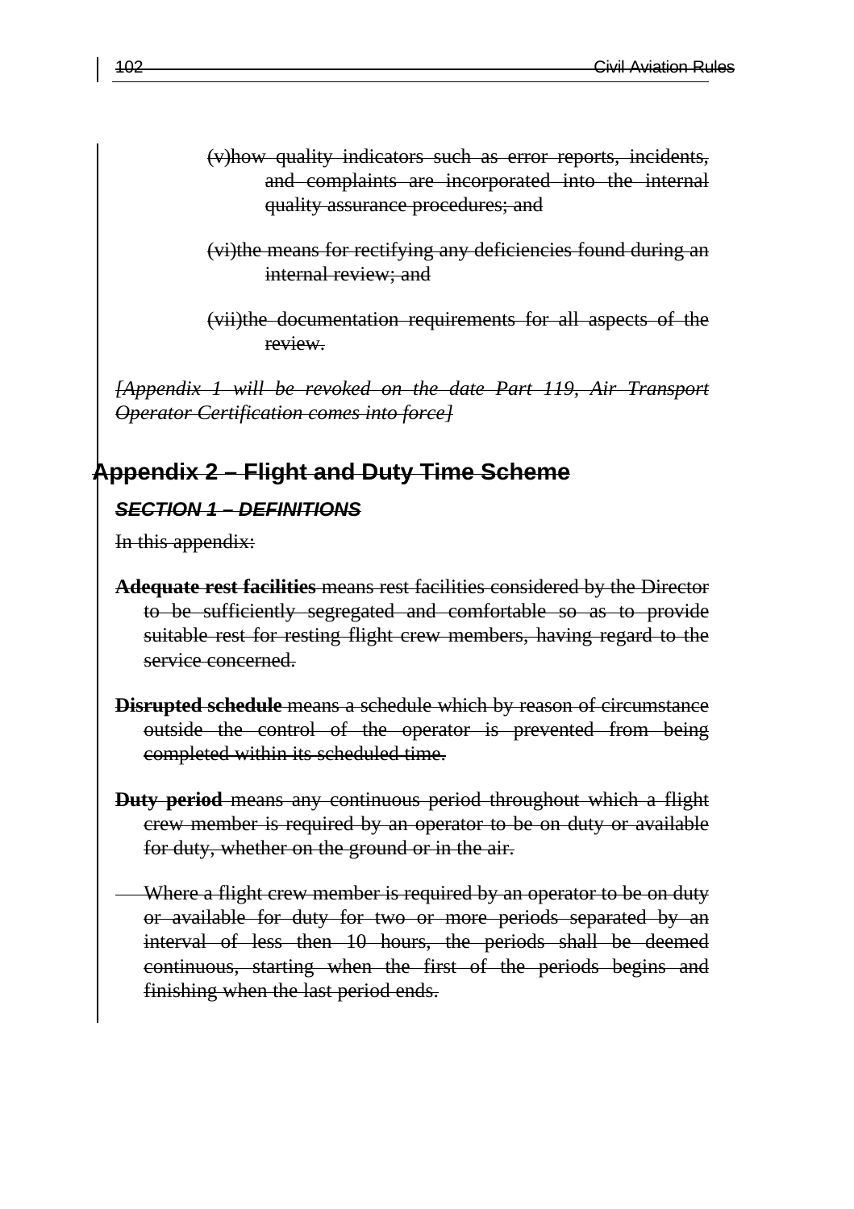(v) how quality indicators such as error reports, incidents, and complaints are incorporated into the internal quality assurance procedures; and

(vi) the means for rectifying any deficiencies found during an internal review; and

(vii) the documentation requirements for all aspects of the review.

*[Appendix 1 will be revoked on the date Part 119, Air Transport Operator Certification comes into force]*

## Appendix 2 – Flight and Duty Time Scheme

### *SECTION 1 – DEFINITIONS*

In this appendix:

**Adequate rest facilities** means rest facilities considered by the Director to be sufficiently segregated and comfortable so as to provide suitable rest for resting flight crew members, having regard to the service concerned.

**Disrupted schedule** means a schedule which by reason of circumstance outside the control of the operator is prevented from being completed within its scheduled time.

**Duty period** means any continuous period throughout which a flight crew member is required by an operator to be on duty or available for duty, whether on the ground or in the air.

Where a flight crew member is required by an operator to be on duty or available for duty for two or more periods separated by an interval of less then 10 hours, the periods shall be deemed continuous, starting when the first of the periods begins and finishing when the last period ends.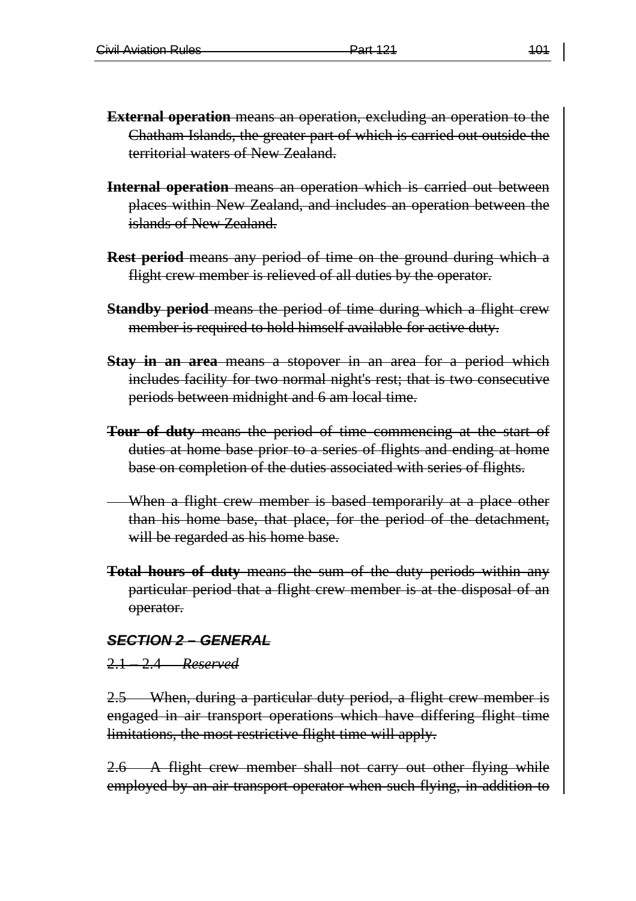**External operation** means an operation, excluding an operation to the Chatham Islands, the greater part of which is carried out outside the territorial waters of New Zealand.

**Internal operation** means an operation which is carried out between places within New Zealand, and includes an operation between the islands of New Zealand.

**Rest period** means any period of time on the ground during which a flight crew member is relieved of all duties by the operator.

**Standby period** means the period of time during which a flight crew member is required to hold himself available for active duty.

**Stay in an area** means a stopover in an area for a period which includes facility for two normal night's rest; that is two consecutive periods between midnight and 6 am local time.

**Tour of duty** means the period of time commencing at the start of duties at home base prior to a series of flights and ending at home base on completion of the duties associated with series of flights.

When a flight crew member is based temporarily at a place other than his home base, that place, for the period of the detachment, will be regarded as his home base.

**Total hours of duty** means the sum of the duty periods within any particular period that a flight crew member is at the disposal of an operator.

## SECTION 2 – GENERAL

2.1 – 2.4 *Reserved*

2.5 When, during a particular duty period, a flight crew member is engaged in air transport operations which have differing flight time limitations, the most restrictive flight time will apply.

2.6 A flight crew member shall not carry out other flying while employed by an air transport operator when such flying, in addition to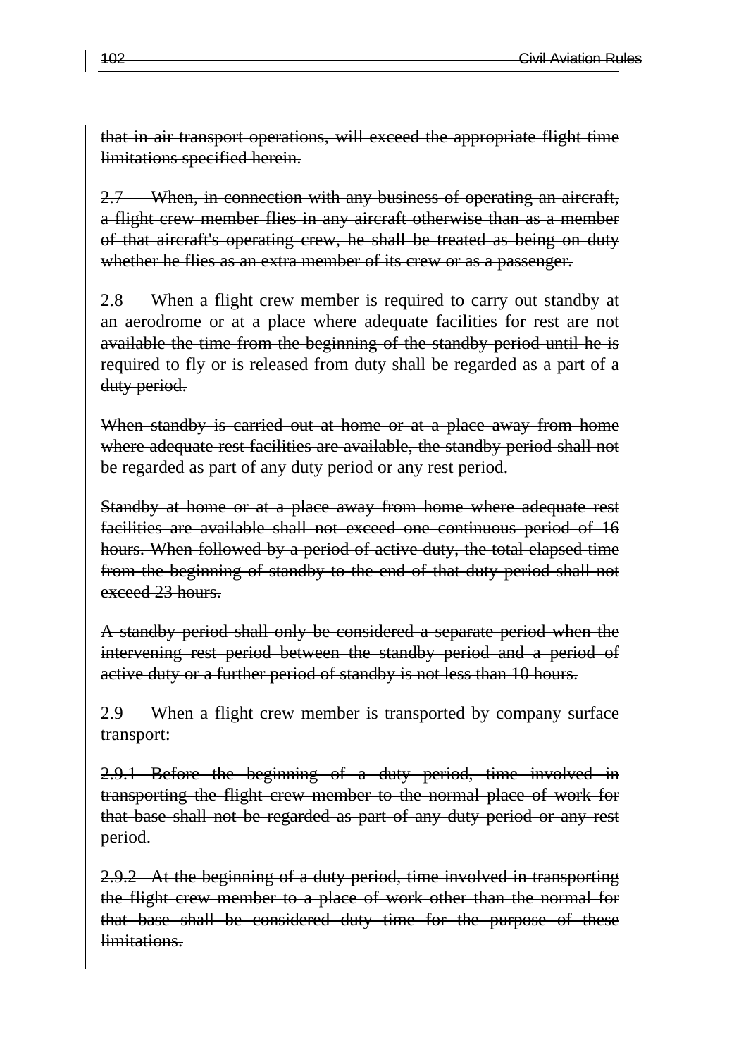~~that in air transport operations, will exceed the appropriate flight time limitations specified herein.~~

~~2.7 When, in connection with any business of operating an aircraft, a flight crew member flies in any aircraft otherwise than as a member of that aircraft's operating crew, he shall be treated as being on duty whether he flies as an extra member of its crew or as a passenger.~~

~~2.8 When a flight crew member is required to carry out standby at an aerodrome or at a place where adequate facilities for rest are not available the time from the beginning of the standby period until he is required to fly or is released from duty shall be regarded as a part of a duty period.~~

~~When standby is carried out at home or at a place away from home where adequate rest facilities are available, the standby period shall not be regarded as part of any duty period or any rest period.~~

~~Standby at home or at a place away from home where adequate rest facilities are available shall not exceed one continuous period of 16 hours. When followed by a period of active duty, the total elapsed time from the beginning of standby to the end of that duty period shall not exceed 23 hours.~~

~~A standby period shall only be considered a separate period when the intervening rest period between the standby period and a period of active duty or a further period of standby is not less than 10 hours.~~

~~2.9 When a flight crew member is transported by company surface transport:~~

~~2.9.1 Before the beginning of a duty period, time involved in transporting the flight crew member to the normal place of work for that base shall not be regarded as part of any duty period or any rest period.~~

~~2.9.2 At the beginning of a duty period, time involved in transporting the flight crew member to a place of work other than the normal for that base shall be considered duty time for the purpose of these limitations.~~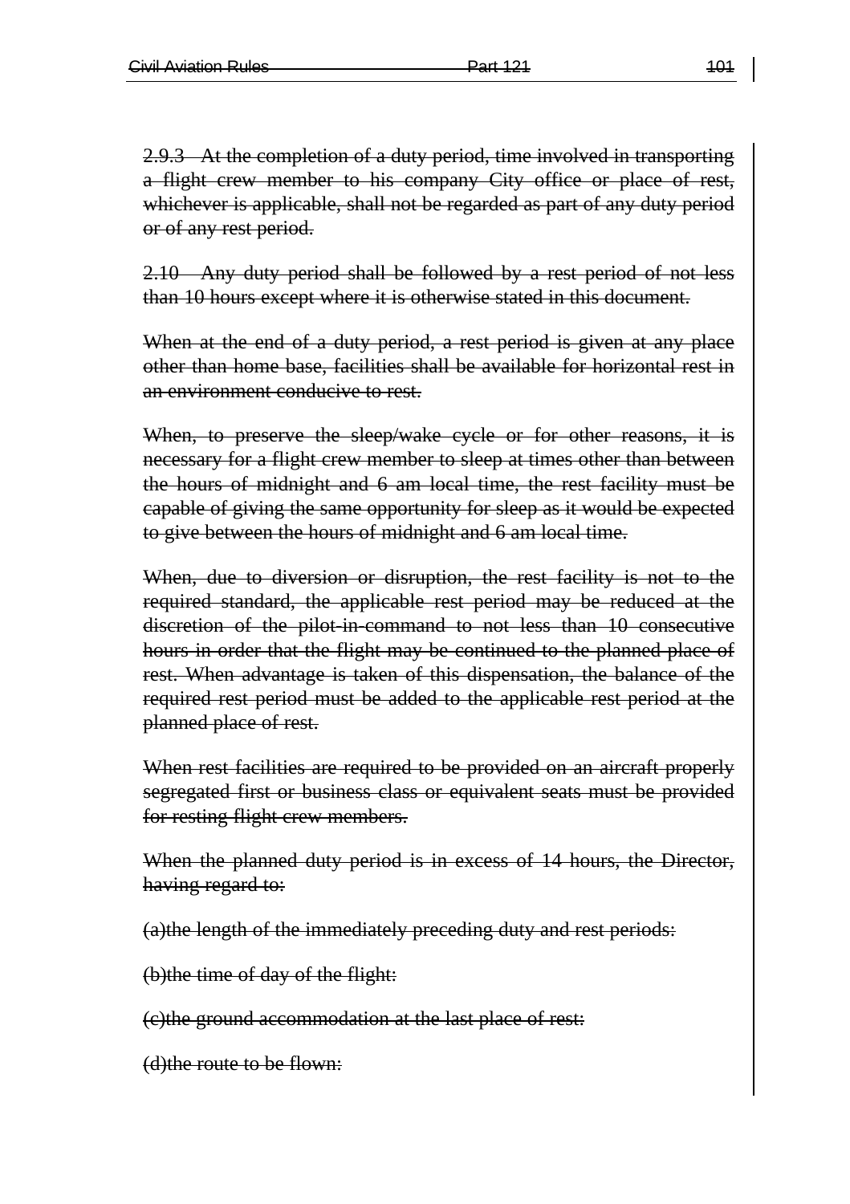~~2.9.3 At the completion of a duty period, time involved in transporting a flight crew member to his company City office or place of rest, whichever is applicable, shall not be regarded as part of any duty period or of any rest period.~~

~~2.10 Any duty period shall be followed by a rest period of not less than 10 hours except where it is otherwise stated in this document.~~

~~When at the end of a duty period, a rest period is given at any place other than home base, facilities shall be available for horizontal rest in an environment conducive to rest.~~

~~When, to preserve the sleep/wake cycle or for other reasons, it is necessary for a flight crew member to sleep at times other than between the hours of midnight and 6 am local time, the rest facility must be capable of giving the same opportunity for sleep as it would be expected to give between the hours of midnight and 6 am local time.~~

~~When, due to diversion or disruption, the rest facility is not to the required standard, the applicable rest period may be reduced at the discretion of the pilot-in-command to not less than 10 consecutive hours in order that the flight may be continued to the planned place of rest. When advantage is taken of this dispensation, the balance of the required rest period must be added to the applicable rest period at the planned place of rest.~~

~~When rest facilities are required to be provided on an aircraft properly segregated first or business class or equivalent seats must be provided for resting flight crew members.~~

~~When the planned duty period is in excess of 14 hours, the Director, having regard to:~~

~~(a)the length of the immediately preceding duty and rest periods:~~

~~(b)the time of day of the flight:~~

~~(c)the ground accommodation at the last place of rest:~~

~~(d)the route to be flown:~~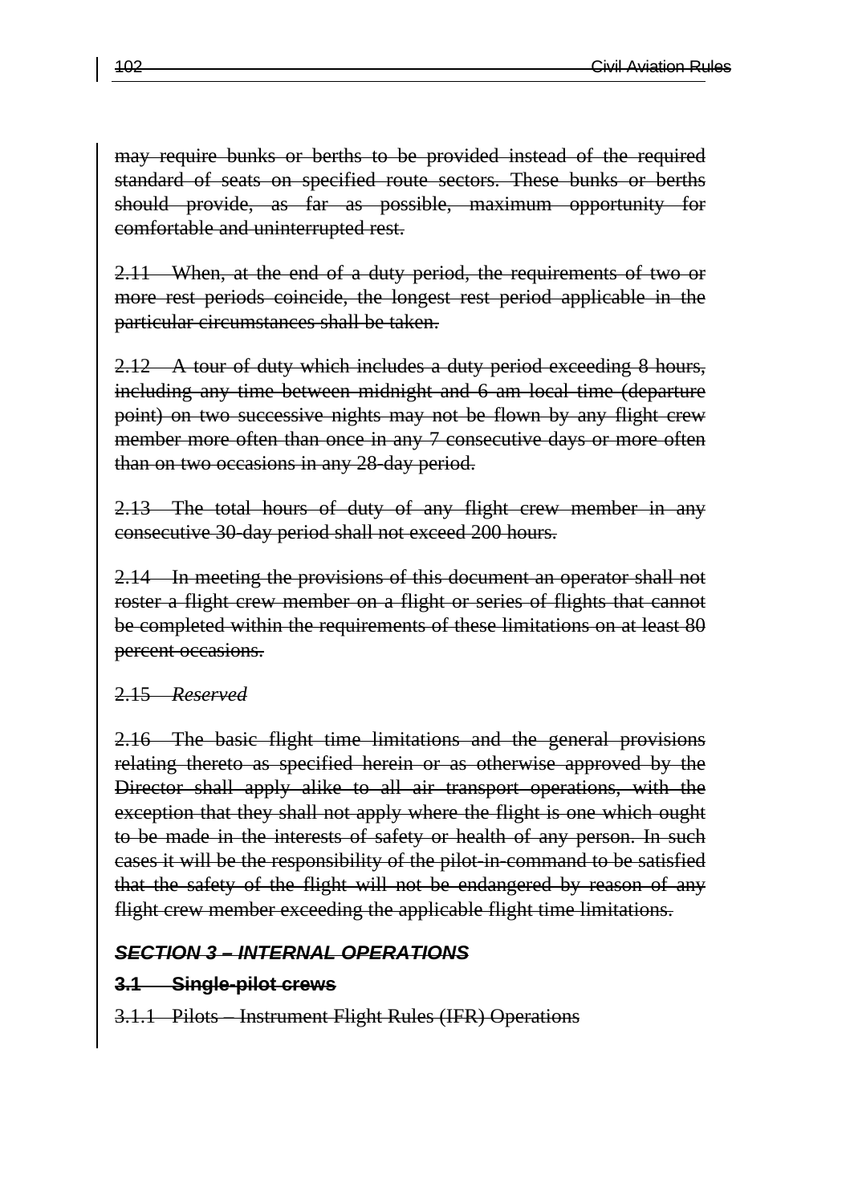~~may require bunks or berths to be provided instead of the required standard of seats on specified route sectors. These bunks or berths should provide, as far as possible, maximum opportunity for comfortable and uninterrupted rest.~~

~~2.11 When, at the end of a duty period, the requirements of two or more rest periods coincide, the longest rest period applicable in the particular circumstances shall be taken.~~

~~2.12 A tour of duty which includes a duty period exceeding 8 hours, including any time between midnight and 6 am local time (departure point) on two successive nights may not be flown by any flight crew member more often than once in any 7 consecutive days or more often than on two occasions in any 28-day period.~~

~~2.13 The total hours of duty of any flight crew member in any consecutive 30-day period shall not exceed 200 hours.~~

~~2.14 In meeting the provisions of this document an operator shall not roster a flight crew member on a flight or series of flights that cannot be completed within the requirements of these limitations on at least 80 percent occasions.~~

~~2.15 *Reserved*~~

~~2.16 The basic flight time limitations and the general provisions relating thereto as specified herein or as otherwise approved by the Director shall apply alike to all air transport operations, with the exception that they shall not apply where the flight is one which ought to be made in the interests of safety or health of any person. In such cases it will be the responsibility of the pilot-in-command to be satisfied that the safety of the flight will not be endangered by reason of any flight crew member exceeding the applicable flight time limitations.~~

### ~~*SECTION 3 – INTERNAL OPERATIONS*~~

#### ~~3.1 Single-pilot crews~~

~~3.1.1 Pilots – Instrument Flight Rules (IFR) Operations~~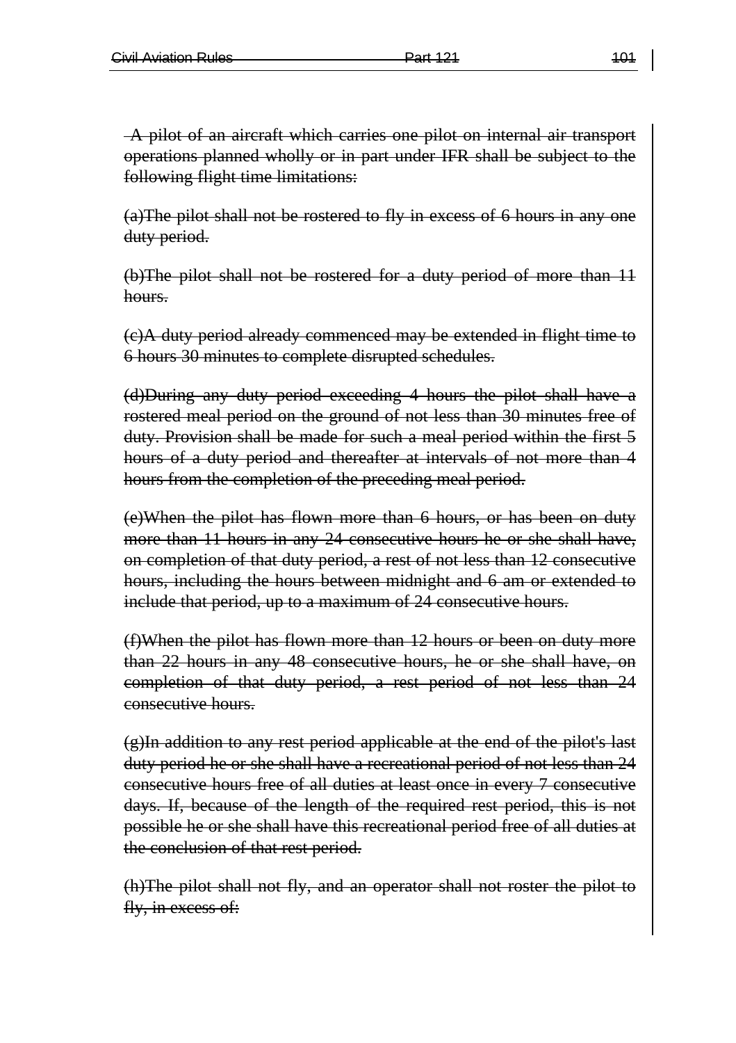~~A pilot of an aircraft which carries one pilot on internal air transport operations planned wholly or in part under IFR shall be subject to the following flight time limitations:~~

~~(a)The pilot shall not be rostered to fly in excess of 6 hours in any one duty period.~~

~~(b)The pilot shall not be rostered for a duty period of more than 11 hours.~~

~~(c)A duty period already commenced may be extended in flight time to 6 hours 30 minutes to complete disrupted schedules.~~

~~(d)During any duty period exceeding 4 hours the pilot shall have a rostered meal period on the ground of not less than 30 minutes free of duty. Provision shall be made for such a meal period within the first 5 hours of a duty period and thereafter at intervals of not more than 4 hours from the completion of the preceding meal period.~~

~~(e)When the pilot has flown more than 6 hours, or has been on duty more than 11 hours in any 24 consecutive hours he or she shall have, on completion of that duty period, a rest of not less than 12 consecutive hours, including the hours between midnight and 6 am or extended to include that period, up to a maximum of 24 consecutive hours.~~

~~(f)When the pilot has flown more than 12 hours or been on duty more than 22 hours in any 48 consecutive hours, he or she shall have, on completion of that duty period, a rest period of not less than 24 consecutive hours.~~

~~(g)In addition to any rest period applicable at the end of the pilot's last duty period he or she shall have a recreational period of not less than 24 consecutive hours free of all duties at least once in every 7 consecutive days. If, because of the length of the required rest period, this is not possible he or she shall have this recreational period free of all duties at the conclusion of that rest period.~~

~~(h)The pilot shall not fly, and an operator shall not roster the pilot to fly, in excess of:~~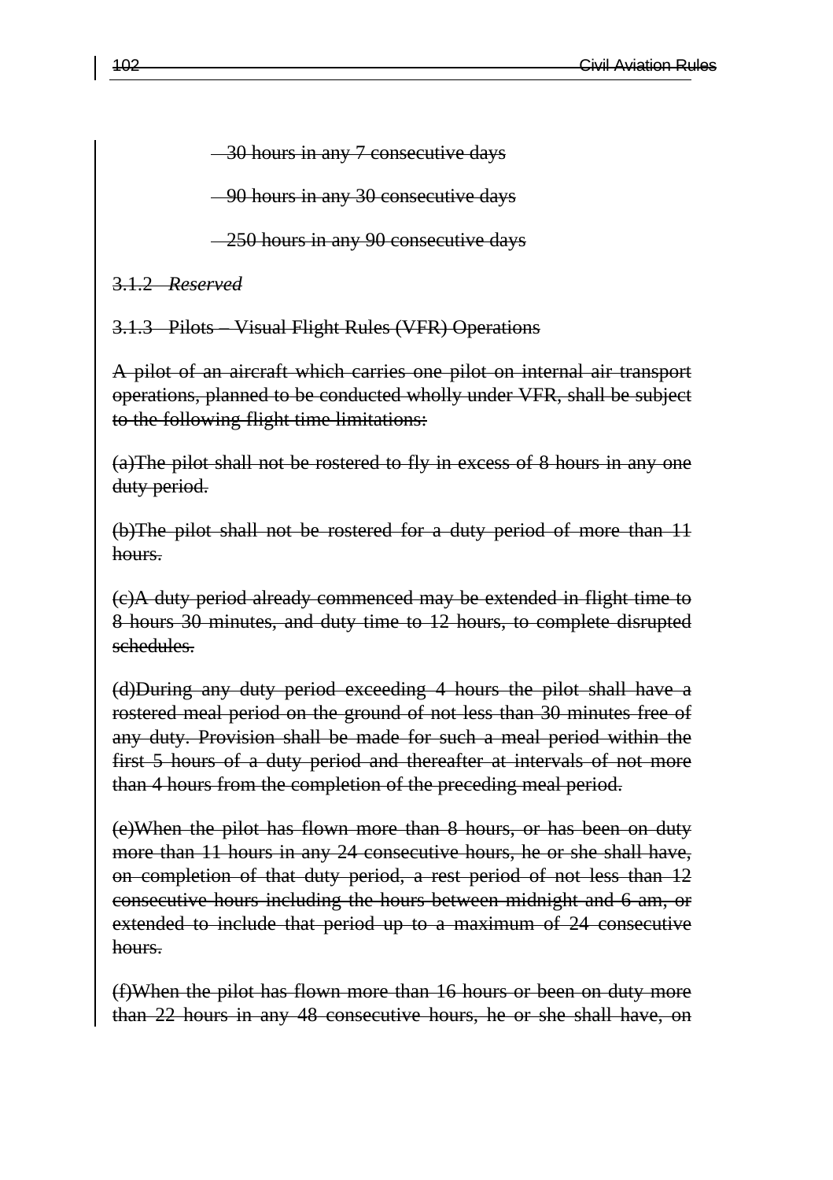~~– 30 hours in any 7 consecutive days~~

~~– 90 hours in any 30 consecutive days~~

~~– 250 hours in any 90 consecutive days~~

~~3.1.2 *Reserved*~~

~~3.1.3 Pilots – Visual Flight Rules (VFR) Operations~~

~~A pilot of an aircraft which carries one pilot on internal air transport operations, planned to be conducted wholly under VFR, shall be subject to the following flight time limitations:~~

~~(a)The pilot shall not be rostered to fly in excess of 8 hours in any one duty period.~~

~~(b)The pilot shall not be rostered for a duty period of more than 11 hours.~~

~~(c)A duty period already commenced may be extended in flight time to 8 hours 30 minutes, and duty time to 12 hours, to complete disrupted schedules.~~

~~(d)During any duty period exceeding 4 hours the pilot shall have a rostered meal period on the ground of not less than 30 minutes free of any duty. Provision shall be made for such a meal period within the first 5 hours of a duty period and thereafter at intervals of not more than 4 hours from the completion of the preceding meal period.~~

~~(e)When the pilot has flown more than 8 hours, or has been on duty more than 11 hours in any 24 consecutive hours, he or she shall have, on completion of that duty period, a rest period of not less than 12 consecutive hours including the hours between midnight and 6 am, or extended to include that period up to a maximum of 24 consecutive hours.~~

~~(f)When the pilot has flown more than 16 hours or been on duty more than 22 hours in any 48 consecutive hours, he or she shall have, on~~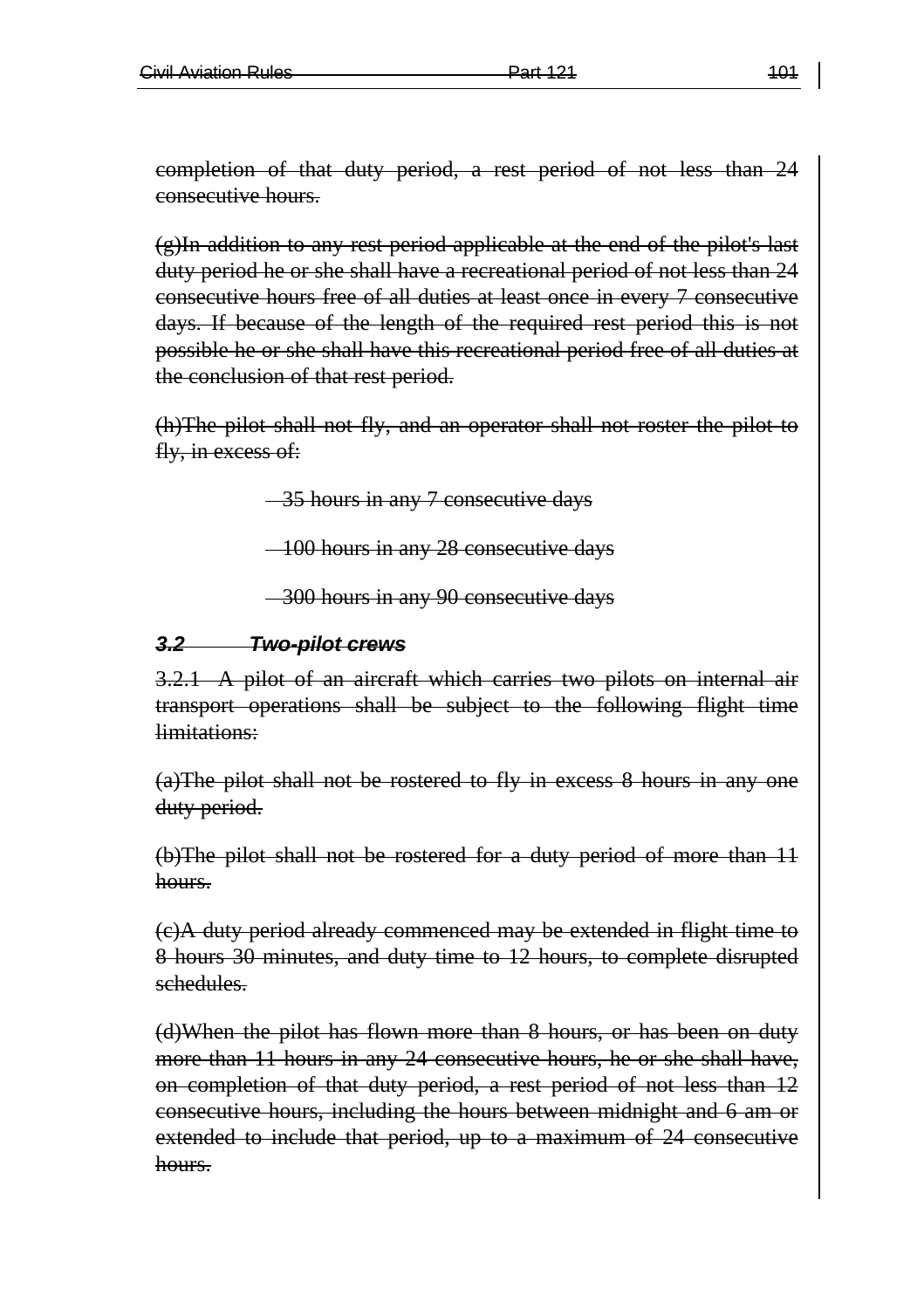completion of that duty period, a rest period of not less than 24 consecutive hours.

(g)In addition to any rest period applicable at the end of the pilot's last duty period he or she shall have a recreational period of not less than 24 consecutive hours free of all duties at least once in every 7 consecutive days. If because of the length of the required rest period this is not possible he or she shall have this recreational period free of all duties at the conclusion of that rest period.

(h)The pilot shall not fly, and an operator shall not roster the pilot to fly, in excess of:

- 35 hours in any 7 consecutive days
- 100 hours in any 28 consecutive days
- 300 hours in any 90 consecutive days

### *3.2 Two-pilot crews*

3.2.1 A pilot of an aircraft which carries two pilots on internal air transport operations shall be subject to the following flight time limitations:

(a)The pilot shall not be rostered to fly in excess 8 hours in any one duty period.

(b)The pilot shall not be rostered for a duty period of more than 11 hours.

(c)A duty period already commenced may be extended in flight time to 8 hours 30 minutes, and duty time to 12 hours, to complete disrupted schedules.

(d)When the pilot has flown more than 8 hours, or has been on duty more than 11 hours in any 24 consecutive hours, he or she shall have, on completion of that duty period, a rest period of not less than 12 consecutive hours, including the hours between midnight and 6 am or extended to include that period, up to a maximum of 24 consecutive hours.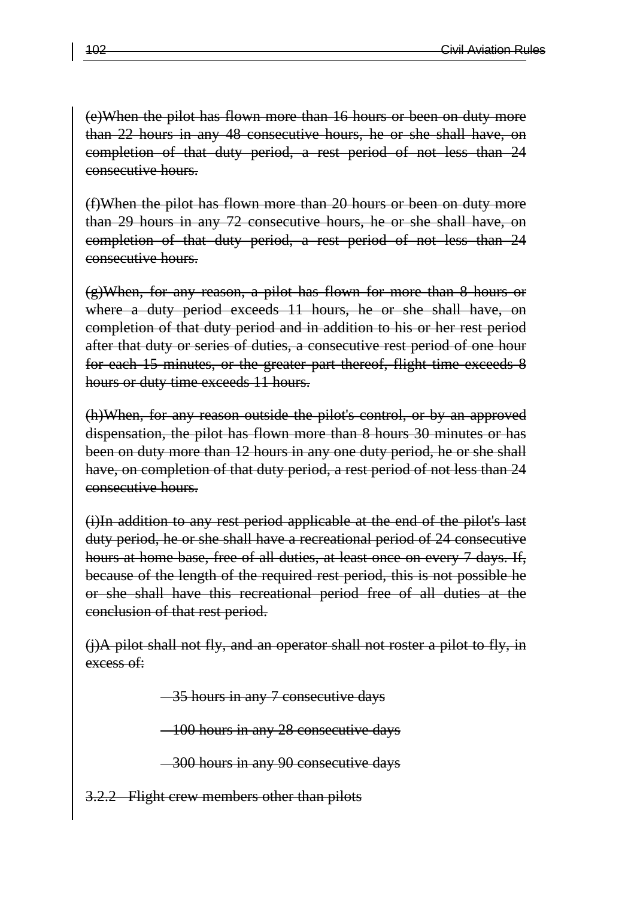~~(e)When the pilot has flown more than 16 hours or been on duty more than 22 hours in any 48 consecutive hours, he or she shall have, on completion of that duty period, a rest period of not less than 24 consecutive hours.~~

~~(f)When the pilot has flown more than 20 hours or been on duty more than 29 hours in any 72 consecutive hours, he or she shall have, on completion of that duty period, a rest period of not less than 24 consecutive hours.~~

~~(g)When, for any reason, a pilot has flown for more than 8 hours or where a duty period exceeds 11 hours, he or she shall have, on completion of that duty period and in addition to his or her rest period after that duty or series of duties, a consecutive rest period of one hour for each 15 minutes, or the greater part thereof, flight time exceeds 8 hours or duty time exceeds 11 hours.~~

~~(h)When, for any reason outside the pilot's control, or by an approved dispensation, the pilot has flown more than 8 hours 30 minutes or has been on duty more than 12 hours in any one duty period, he or she shall have, on completion of that duty period, a rest period of not less than 24 consecutive hours.~~

~~(i)In addition to any rest period applicable at the end of the pilot's last duty period, he or she shall have a recreational period of 24 consecutive hours at home base, free of all duties, at least once on every 7 days. If, because of the length of the required rest period, this is not possible he or she shall have this recreational period free of all duties at the conclusion of that rest period.~~

~~(j)A pilot shall not fly, and an operator shall not roster a pilot to fly, in excess of:~~

~~35 hours in any 7 consecutive days~~

~~100 hours in any 28 consecutive days~~

~~300 hours in any 90 consecutive days~~

~~3.2.2 Flight crew members other than pilots~~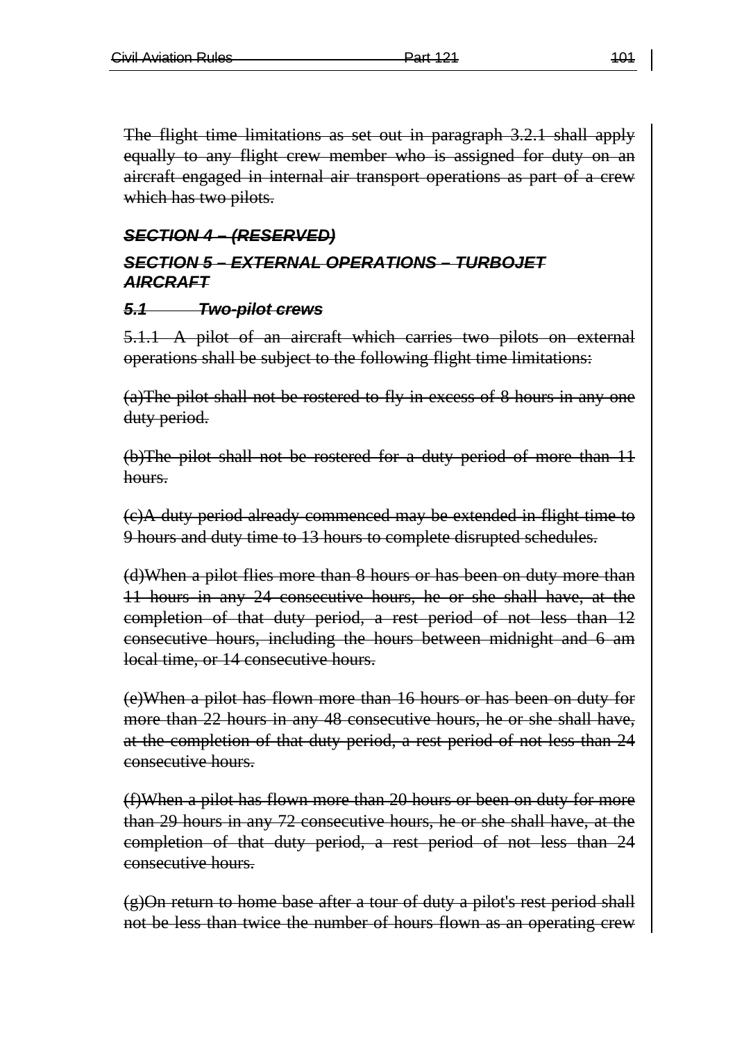The flight time limitations as set out in paragraph 3.2.1 shall apply equally to any flight crew member who is assigned for duty on an aircraft engaged in internal air transport operations as part of a crew which has two pilots.

### ***SECTION 4 – (RESERVED)***

### ***SECTION 5 – EXTERNAL OPERATIONS – TURBOJET AIRCRAFT***

#### ***5.1 Two-pilot crews***

5.1.1 A pilot of an aircraft which carries two pilots on external operations shall be subject to the following flight time limitations:

(a)The pilot shall not be rostered to fly in excess of 8 hours in any one duty period.

(b)The pilot shall not be rostered for a duty period of more than 11 hours.

(c)A duty period already commenced may be extended in flight time to 9 hours and duty time to 13 hours to complete disrupted schedules.

(d)When a pilot flies more than 8 hours or has been on duty more than 11 hours in any 24 consecutive hours, he or she shall have, at the completion of that duty period, a rest period of not less than 12 consecutive hours, including the hours between midnight and 6 am local time, or 14 consecutive hours.

(e)When a pilot has flown more than 16 hours or has been on duty for more than 22 hours in any 48 consecutive hours, he or she shall have, at the completion of that duty period, a rest period of not less than 24 consecutive hours.

(f)When a pilot has flown more than 20 hours or been on duty for more than 29 hours in any 72 consecutive hours, he or she shall have, at the completion of that duty period, a rest period of not less than 24 consecutive hours.

(g)On return to home base after a tour of duty a pilot's rest period shall not be less than twice the number of hours flown as an operating crew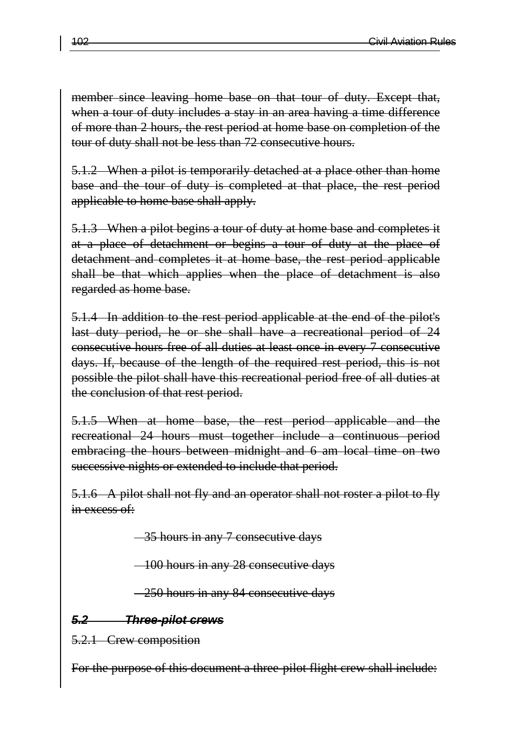member since leaving home base on that tour of duty. Except that, when a tour of duty includes a stay in an area having a time difference of more than 2 hours, the rest period at home base on completion of the tour of duty shall not be less than 72 consecutive hours.

5.1.2 When a pilot is temporarily detached at a place other than home base and the tour of duty is completed at that place, the rest period applicable to home base shall apply.

5.1.3 When a pilot begins a tour of duty at home base and completes it at a place of detachment or begins a tour of duty at the place of detachment and completes it at home base, the rest period applicable shall be that which applies when the place of detachment is also regarded as home base.

5.1.4 In addition to the rest period applicable at the end of the pilot's last duty period, he or she shall have a recreational period of 24 consecutive hours free of all duties at least once in every 7 consecutive days. If, because of the length of the required rest period, this is not possible the pilot shall have this recreational period free of all duties at the conclusion of that rest period.

5.1.5 When at home base, the rest period applicable and the recreational 24 hours must together include a continuous period embracing the hours between midnight and 6 am local time on two successive nights or extended to include that period.

5.1.6 A pilot shall not fly and an operator shall not roster a pilot to fly in excess of:

- 35 hours in any 7 consecutive days
- 100 hours in any 28 consecutive days
- 250 hours in any 84 consecutive days

### *5.2 Three-pilot crews*

5.2.1 Crew composition

For the purpose of this document a three-pilot flight crew shall include: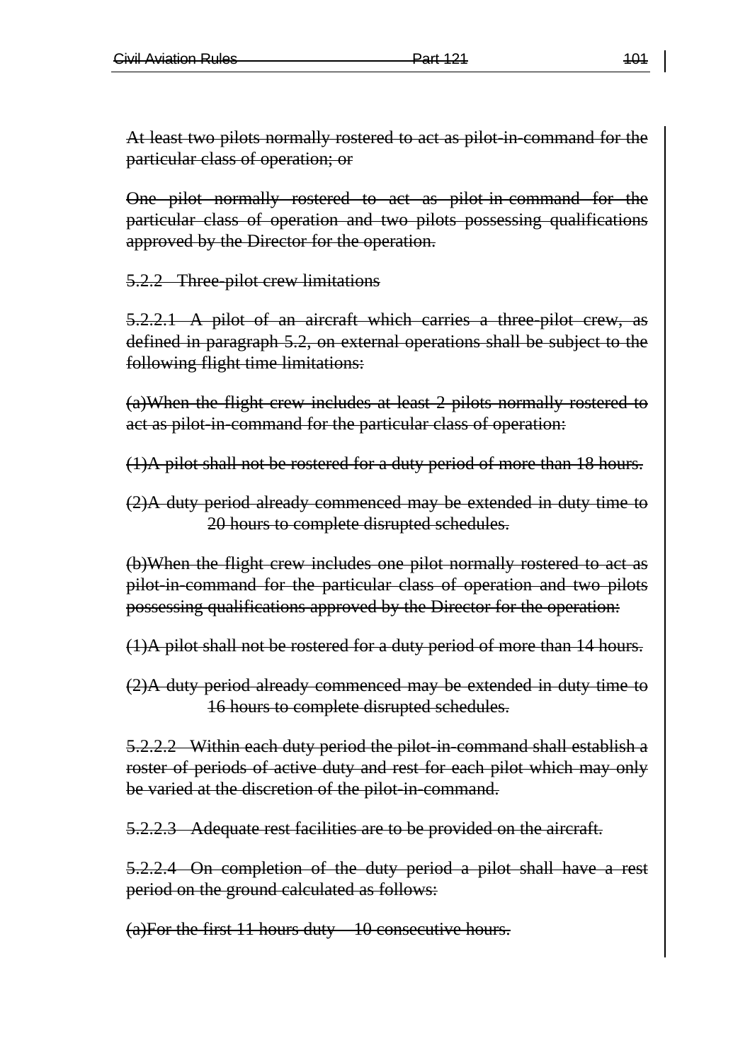At least two pilots normally rostered to act as pilot-in-command for the particular class of operation; or

One pilot normally rostered to act as pilot-in-command for the particular class of operation and two pilots possessing qualifications approved by the Director for the operation.

5.2.2 Three-pilot crew limitations

5.2.2.1 A pilot of an aircraft which carries a three-pilot crew, as defined in paragraph 5.2, on external operations shall be subject to the following flight time limitations:

(a)When the flight crew includes at least 2 pilots normally rostered to act as pilot-in-command for the particular class of operation:

(1)A pilot shall not be rostered for a duty period of more than 18 hours.

(2)A duty period already commenced may be extended in duty time to 20 hours to complete disrupted schedules.

(b)When the flight crew includes one pilot normally rostered to act as pilot-in-command for the particular class of operation and two pilots possessing qualifications approved by the Director for the operation:

(1)A pilot shall not be rostered for a duty period of more than 14 hours.

(2)A duty period already commenced may be extended in duty time to 16 hours to complete disrupted schedules.

5.2.2.2 Within each duty period the pilot-in-command shall establish a roster of periods of active duty and rest for each pilot which may only be varied at the discretion of the pilot-in-command.

5.2.2.3 Adequate rest facilities are to be provided on the aircraft.

5.2.2.4 On completion of the duty period a pilot shall have a rest period on the ground calculated as follows:

(a)For the first 11 hours duty – 10 consecutive hours.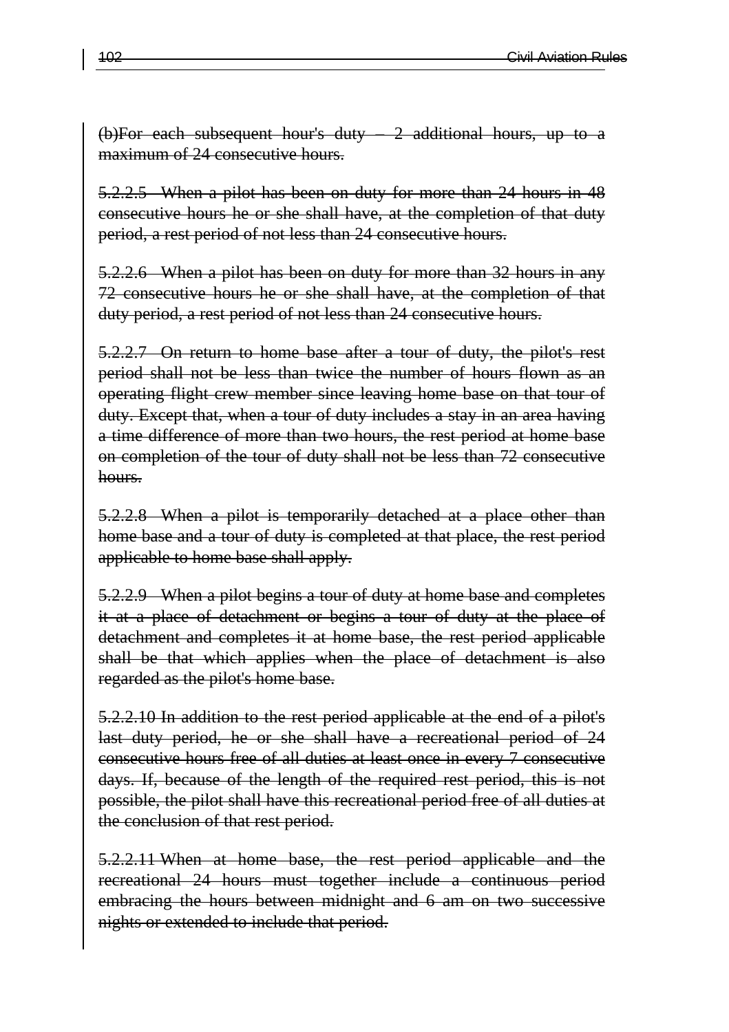~~(b)For each subsequent hour's duty – 2 additional hours, up to a maximum of 24 consecutive hours.~~

~~5.2.2.5 When a pilot has been on duty for more than 24 hours in 48 consecutive hours he or she shall have, at the completion of that duty period, a rest period of not less than 24 consecutive hours.~~

~~5.2.2.6 When a pilot has been on duty for more than 32 hours in any 72 consecutive hours he or she shall have, at the completion of that duty period, a rest period of not less than 24 consecutive hours.~~

~~5.2.2.7 On return to home base after a tour of duty, the pilot's rest period shall not be less than twice the number of hours flown as an operating flight crew member since leaving home base on that tour of duty. Except that, when a tour of duty includes a stay in an area having a time difference of more than two hours, the rest period at home base on completion of the tour of duty shall not be less than 72 consecutive hours.~~

~~5.2.2.8 When a pilot is temporarily detached at a place other than home base and a tour of duty is completed at that place, the rest period applicable to home base shall apply.~~

~~5.2.2.9 When a pilot begins a tour of duty at home base and completes it at a place of detachment or begins a tour of duty at the place of detachment and completes it at home base, the rest period applicable shall be that which applies when the place of detachment is also regarded as the pilot's home base.~~

~~5.2.2.10 In addition to the rest period applicable at the end of a pilot's last duty period, he or she shall have a recreational period of 24 consecutive hours free of all duties at least once in every 7 consecutive days. If, because of the length of the required rest period, this is not possible, the pilot shall have this recreational period free of all duties at the conclusion of that rest period.~~

~~5.2.2.11 When at home base, the rest period applicable and the recreational 24 hours must together include a continuous period embracing the hours between midnight and 6 am on two successive nights or extended to include that period.~~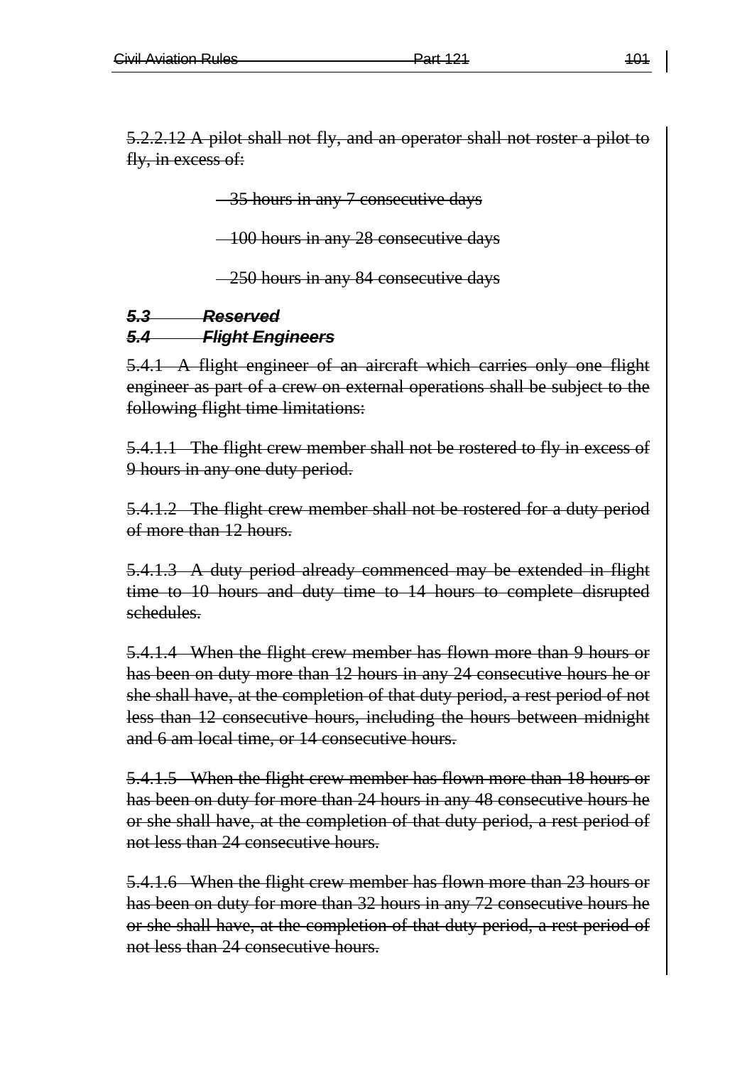~~5.2.2.12 A pilot shall not fly, and an operator shall not roster a pilot to fly, in excess of:~~

~~35 hours in any 7 consecutive days~~

~~100 hours in any 28 consecutive days~~

~~250 hours in any 84 consecutive days~~

### ~~*5.3 Reserved*~~

### ~~*5.4 Flight Engineers*~~

~~5.4.1 A flight engineer of an aircraft which carries only one flight engineer as part of a crew on external operations shall be subject to the following flight time limitations:~~

~~5.4.1.1 The flight crew member shall not be rostered to fly in excess of 9 hours in any one duty period.~~

~~5.4.1.2 The flight crew member shall not be rostered for a duty period of more than 12 hours.~~

~~5.4.1.3 A duty period already commenced may be extended in flight time to 10 hours and duty time to 14 hours to complete disrupted schedules.~~

~~5.4.1.4 When the flight crew member has flown more than 9 hours or has been on duty more than 12 hours in any 24 consecutive hours he or she shall have, at the completion of that duty period, a rest period of not less than 12 consecutive hours, including the hours between midnight and 6 am local time, or 14 consecutive hours.~~

~~5.4.1.5 When the flight crew member has flown more than 18 hours or has been on duty for more than 24 hours in any 48 consecutive hours he or she shall have, at the completion of that duty period, a rest period of not less than 24 consecutive hours.~~

~~5.4.1.6 When the flight crew member has flown more than 23 hours or has been on duty for more than 32 hours in any 72 consecutive hours he or she shall have, at the completion of that duty period, a rest period of not less than 24 consecutive hours.~~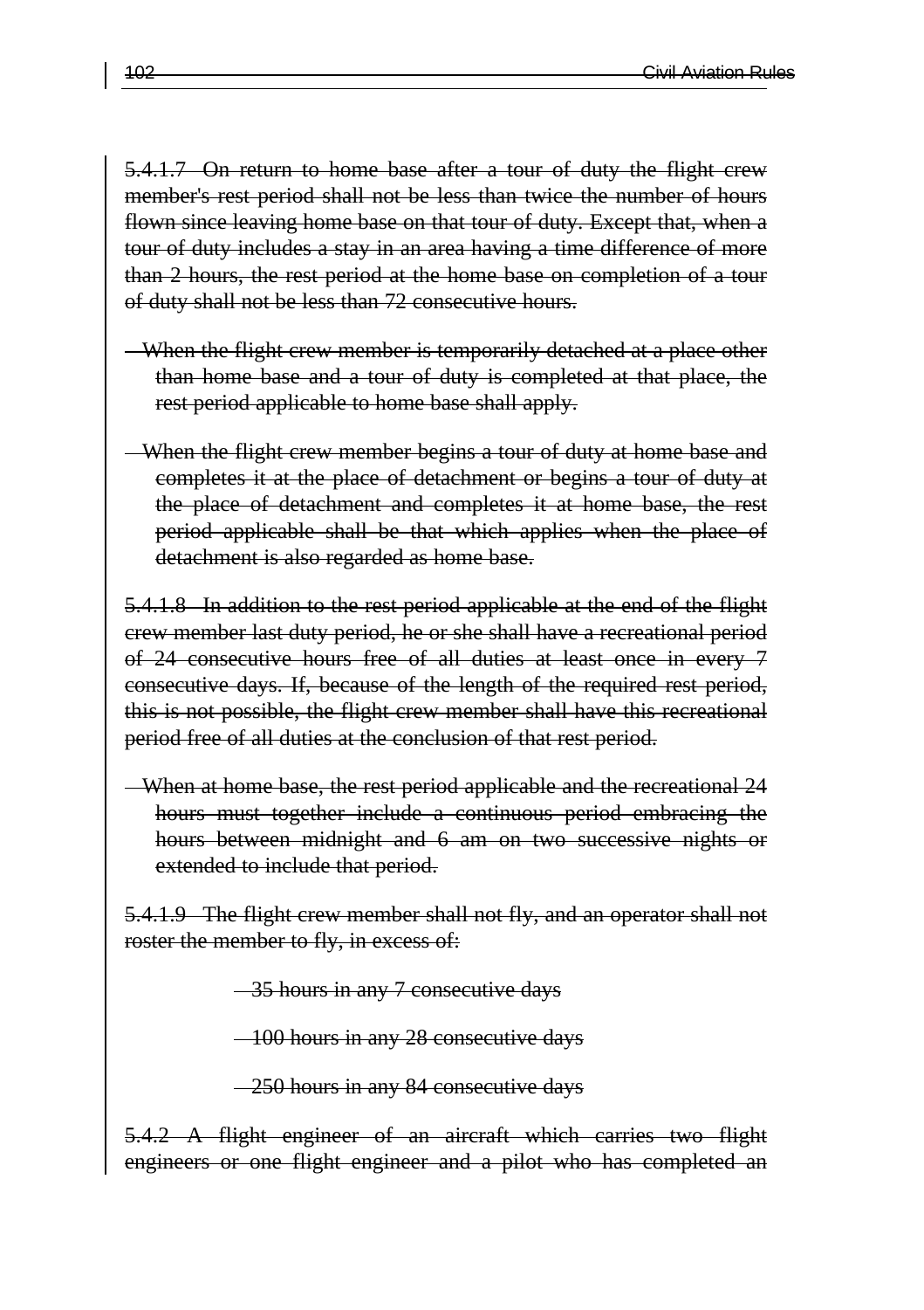~~5.4.1.7 On return to home base after a tour of duty the flight crew member's rest period shall not be less than twice the number of hours flown since leaving home base on that tour of duty. Except that, when a tour of duty includes a stay in an area having a time difference of more than 2 hours, the rest period at the home base on completion of a tour of duty shall not be less than 72 consecutive hours.~~

- ~~When the flight crew member is temporarily detached at a place other than home base and a tour of duty is completed at that place, the rest period applicable to home base shall apply.~~

- ~~When the flight crew member begins a tour of duty at home base and completes it at the place of detachment or begins a tour of duty at the place of detachment and completes it at home base, the rest period applicable shall be that which applies when the place of detachment is also regarded as home base.~~

~~5.4.1.8 In addition to the rest period applicable at the end of the flight crew member last duty period, he or she shall have a recreational period of 24 consecutive hours free of all duties at least once in every 7 consecutive days. If, because of the length of the required rest period, this is not possible, the flight crew member shall have this recreational period free of all duties at the conclusion of that rest period.~~

- ~~When at home base, the rest period applicable and the recreational 24 hours must together include a continuous period embracing the hours between midnight and 6 am on two successive nights or extended to include that period.~~

~~5.4.1.9 The flight crew member shall not fly, and an operator shall not roster the member to fly, in excess of:~~

- ~~35 hours in any 7 consecutive days~~
- ~~100 hours in any 28 consecutive days~~
- ~~250 hours in any 84 consecutive days~~

~~5.4.2 A flight engineer of an aircraft which carries two flight engineers or one flight engineer and a pilot who has completed an~~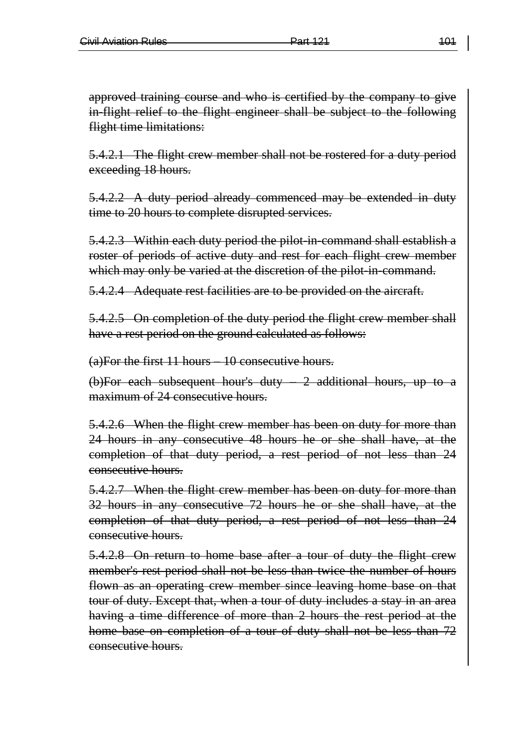approved training course and who is certified by the company to give in-flight relief to the flight engineer shall be subject to the following flight time limitations:

5.4.2.1 The flight crew member shall not be rostered for a duty period exceeding 18 hours.

5.4.2.2 A duty period already commenced may be extended in duty time to 20 hours to complete disrupted services.

5.4.2.3 Within each duty period the pilot-in-command shall establish a roster of periods of active duty and rest for each flight crew member which may only be varied at the discretion of the pilot-in-command.

5.4.2.4 Adequate rest facilities are to be provided on the aircraft.

5.4.2.5 On completion of the duty period the flight crew member shall have a rest period on the ground calculated as follows:

(a)For the first 11 hours – 10 consecutive hours.

(b)For each subsequent hour's duty – 2 additional hours, up to a maximum of 24 consecutive hours.

5.4.2.6 When the flight crew member has been on duty for more than 24 hours in any consecutive 48 hours he or she shall have, at the completion of that duty period, a rest period of not less than 24 consecutive hours.

5.4.2.7 When the flight crew member has been on duty for more than 32 hours in any consecutive 72 hours he or she shall have, at the completion of that duty period, a rest period of not less than 24 consecutive hours.

5.4.2.8 On return to home base after a tour of duty the flight crew member's rest period shall not be less than twice the number of hours flown as an operating crew member since leaving home base on that tour of duty. Except that, when a tour of duty includes a stay in an area having a time difference of more than 2 hours the rest period at the home base on completion of a tour of duty shall not be less than 72 consecutive hours.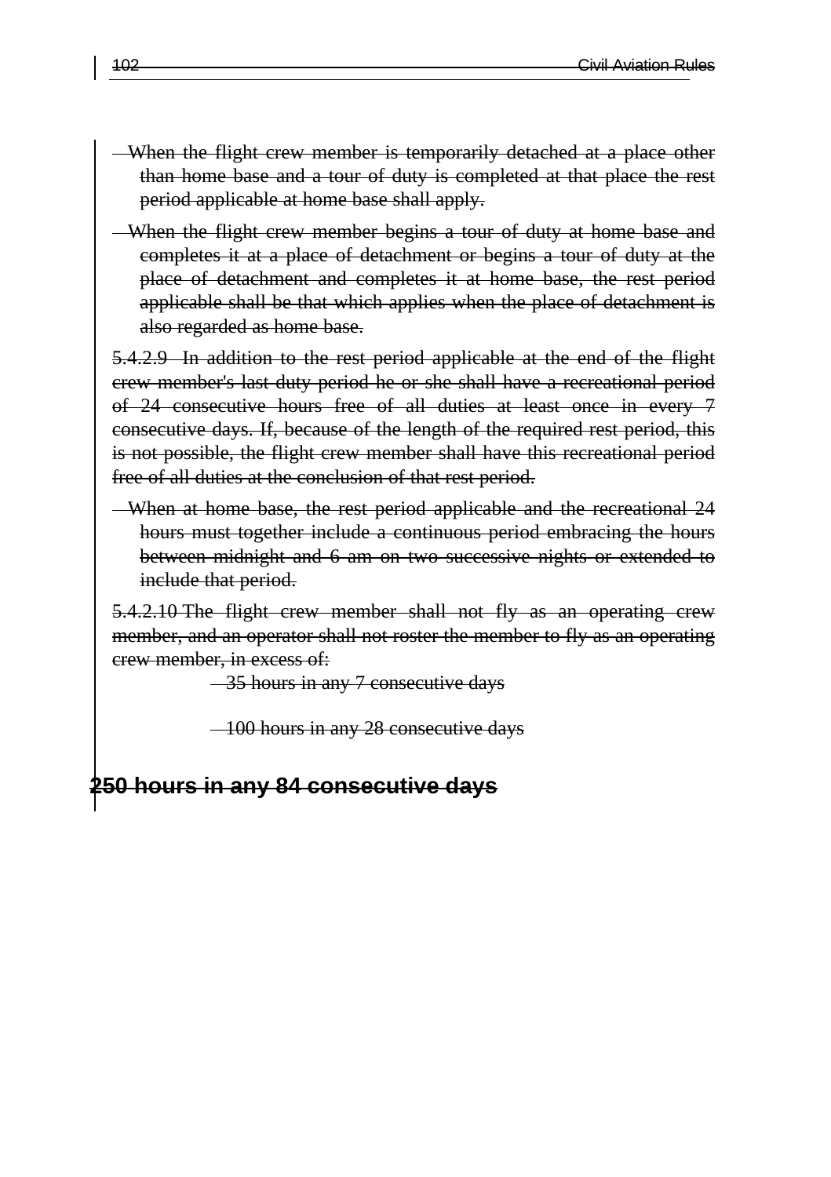- When the flight crew member is temporarily detached at a place other than home base and a tour of duty is completed at that place the rest period applicable at home base shall apply.

- When the flight crew member begins a tour of duty at home base and completes it at a place of detachment or begins a tour of duty at the place of detachment and completes it at home base, the rest period applicable shall be that which applies when the place of detachment is also regarded as home base.

5.4.2.9 In addition to the rest period applicable at the end of the flight crew member's last duty period he or she shall have a recreational period of 24 consecutive hours free of all duties at least once in every 7 consecutive days. If, because of the length of the required rest period, this is not possible, the flight crew member shall have this recreational period free of all duties at the conclusion of that rest period.

- When at home base, the rest period applicable and the recreational 24 hours must together include a continuous period embracing the hours between midnight and 6 am on two successive nights or extended to include that period.

5.4.2.10 The flight crew member shall not fly as an operating crew member, and an operator shall not roster the member to fly as an operating crew member, in excess of:

- 35 hours in any 7 consecutive days

- 100 hours in any 28 consecutive days

**250 hours in any 84 consecutive days**